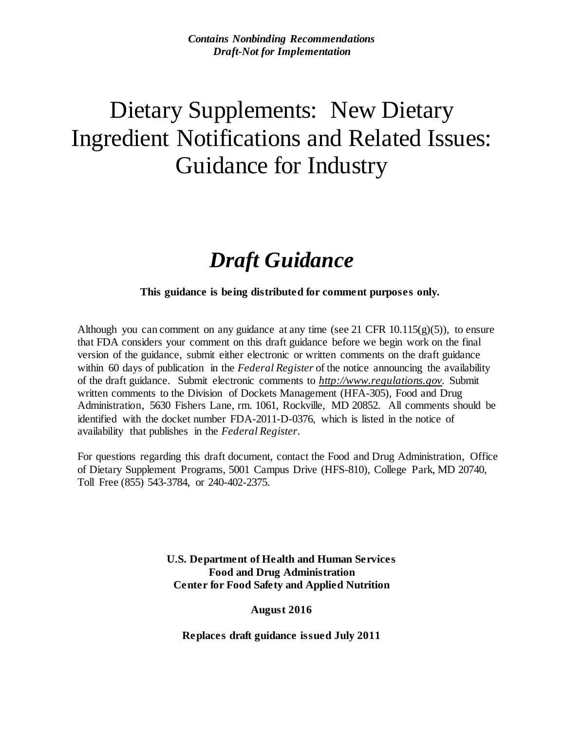*Contains Nonbinding Recommendations*
*Draft-Not for Implementation*

# Dietary Supplements: New Dietary Ingredient Notifications and Related Issues: Guidance for Industry

## *Draft Guidance*

**This guidance is being distributed for comment purposes only.**

Although you can comment on any guidance at any time (see 21 CFR 10.115(g)(5)), to ensure that FDA considers your comment on this draft guidance before we begin work on the final version of the guidance, submit either electronic or written comments on the draft guidance within 60 days of publication in the *Federal Register* of the notice announcing the availability of the draft guidance. Submit electronic comments to ***http://www.regulations.gov***. Submit written comments to the Division of Dockets Management (HFA-305), Food and Drug Administration, 5630 Fishers Lane, rm. 1061, Rockville, MD 20852. All comments should be identified with the docket number FDA-2011-D-0376, which is listed in the notice of availability that publishes in the *Federal Register*.

For questions regarding this draft document, contact the Food and Drug Administration, Office of Dietary Supplement Programs, 5001 Campus Drive (HFS-810), College Park, MD 20740, Toll Free (855) 543-3784, or 240-402-2375.

**U.S. Department of Health and Human Services**
**Food and Drug Administration**
**Center for Food Safety and Applied Nutrition**

**August 2016**

**Replaces draft guidance issued July 2011**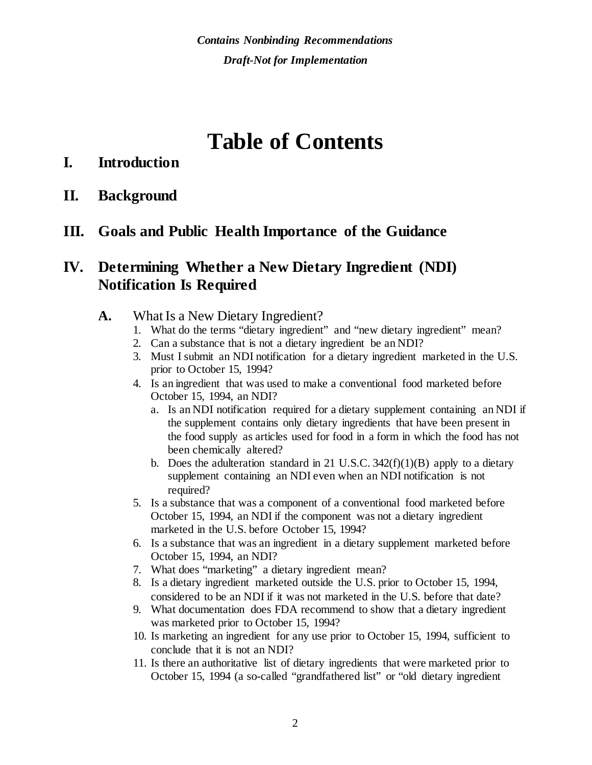*Contains Nonbinding Recommendations*

*Draft-Not for Implementation*

# Table of Contents

## I. Introduction

## II. Background

## III. Goals and Public Health Importance of the Guidance

## IV. Determining Whether a New Dietary Ingredient (NDI) Notification Is Required

### A. What Is a New Dietary Ingredient?

1. What do the terms "dietary ingredient" and "new dietary ingredient" mean?
2. Can a substance that is not a dietary ingredient be an NDI?
3. Must I submit an NDI notification for a dietary ingredient marketed in the U.S. prior to October 15, 1994?
4. Is an ingredient that was used to make a conventional food marketed before October 15, 1994, an NDI?
    a. Is an NDI notification required for a dietary supplement containing an NDI if the supplement contains only dietary ingredients that have been present in the food supply as articles used for food in a form in which the food has not been chemically altered?
    b. Does the adulteration standard in 21 U.S.C. 342(f)(1)(B) apply to a dietary supplement containing an NDI even when an NDI notification is not required?
5. Is a substance that was a component of a conventional food marketed before October 15, 1994, an NDI if the component was not a dietary ingredient marketed in the U.S. before October 15, 1994?
6. Is a substance that was an ingredient in a dietary supplement marketed before October 15, 1994, an NDI?
7. What does "marketing" a dietary ingredient mean?
8. Is a dietary ingredient marketed outside the U.S. prior to October 15, 1994, considered to be an NDI if it was not marketed in the U.S. before that date?
9. What documentation does FDA recommend to show that a dietary ingredient was marketed prior to October 15, 1994?
10. Is marketing an ingredient for any use prior to October 15, 1994, sufficient to conclude that it is not an NDI?
11. Is there an authoritative list of dietary ingredients that were marketed prior to October 15, 1994 (a so-called "grandfathered list" or "old dietary ingredient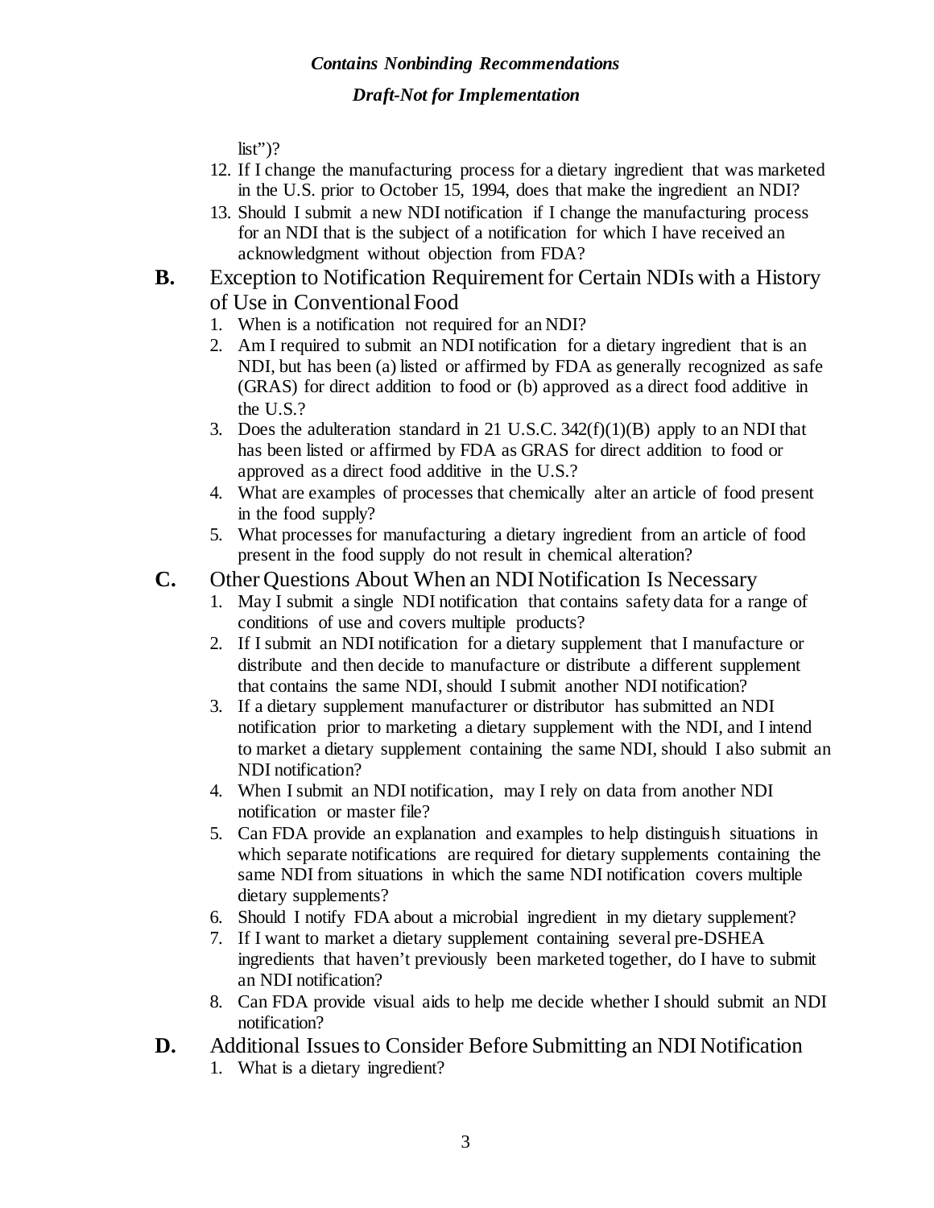list")?

12. If I change the manufacturing process for a dietary ingredient that was marketed in the U.S. prior to October 15, 1994, does that make the ingredient an NDI?
13. Should I submit a new NDI notification if I change the manufacturing process for an NDI that is the subject of a notification for which I have received an acknowledgment without objection from FDA?

**B.** Exception to Notification Requirement for Certain NDIs with a History of Use in Conventional Food

1. When is a notification not required for an NDI?
2. Am I required to submit an NDI notification for a dietary ingredient that is an NDI, but has been (a) listed or affirmed by FDA as generally recognized as safe (GRAS) for direct addition to food or (b) approved as a direct food additive in the U.S.?
3. Does the adulteration standard in 21 U.S.C. 342(f)(1)(B) apply to an NDI that has been listed or affirmed by FDA as GRAS for direct addition to food or approved as a direct food additive in the U.S.?
4. What are examples of processes that chemically alter an article of food present in the food supply?
5. What processes for manufacturing a dietary ingredient from an article of food present in the food supply do not result in chemical alteration?

**C.** Other Questions About When an NDI Notification Is Necessary

1. May I submit a single NDI notification that contains safety data for a range of conditions of use and covers multiple products?
2. If I submit an NDI notification for a dietary supplement that I manufacture or distribute and then decide to manufacture or distribute a different supplement that contains the same NDI, should I submit another NDI notification?
3. If a dietary supplement manufacturer or distributor has submitted an NDI notification prior to marketing a dietary supplement with the NDI, and I intend to market a dietary supplement containing the same NDI, should I also submit an NDI notification?
4. When I submit an NDI notification, may I rely on data from another NDI notification or master file?
5. Can FDA provide an explanation and examples to help distinguish situations in which separate notifications are required for dietary supplements containing the same NDI from situations in which the same NDI notification covers multiple dietary supplements?
6. Should I notify FDA about a microbial ingredient in my dietary supplement?
7. If I want to market a dietary supplement containing several pre-DSHEA ingredients that haven't previously been marketed together, do I have to submit an NDI notification?
8. Can FDA provide visual aids to help me decide whether I should submit an NDI notification?

**D.** Additional Issues to Consider Before Submitting an NDI Notification

1. What is a dietary ingredient?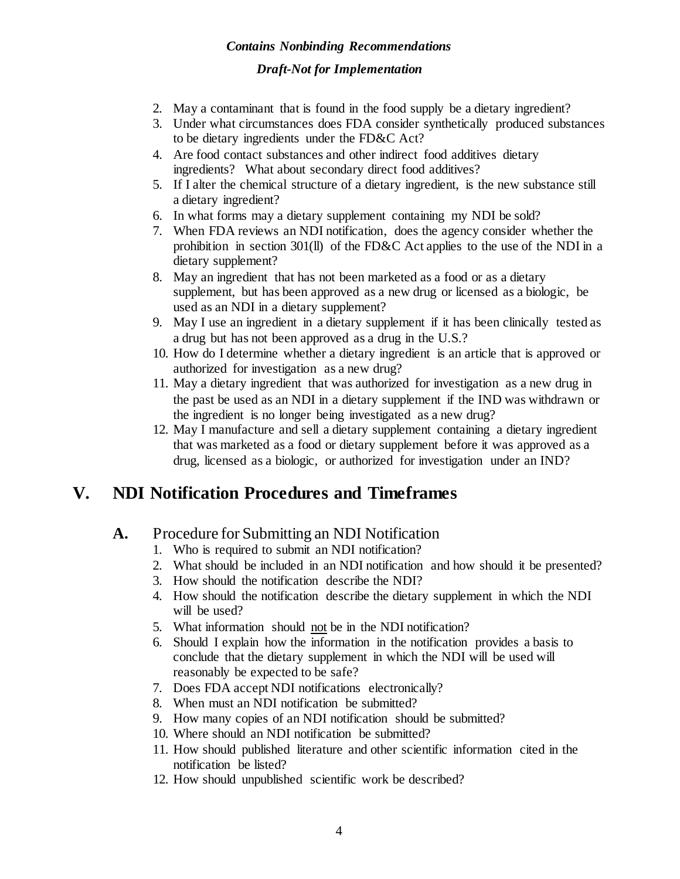2. May a contaminant that is found in the food supply be a dietary ingredient?
3. Under what circumstances does FDA consider synthetically produced substances to be dietary ingredients under the FD&C Act?
4. Are food contact substances and other indirect food additives dietary ingredients? What about secondary direct food additives?
5. If I alter the chemical structure of a dietary ingredient, is the new substance still a dietary ingredient?
6. In what forms may a dietary supplement containing my NDI be sold?
7. When FDA reviews an NDI notification, does the agency consider whether the prohibition in section 301(ll) of the FD&C Act applies to the use of the NDI in a dietary supplement?
8. May an ingredient that has not been marketed as a food or as a dietary supplement, but has been approved as a new drug or licensed as a biologic, be used as an NDI in a dietary supplement?
9. May I use an ingredient in a dietary supplement if it has been clinically tested as a drug but has not been approved as a drug in the U.S.?
10. How do I determine whether a dietary ingredient is an article that is approved or authorized for investigation as a new drug?
11. May a dietary ingredient that was authorized for investigation as a new drug in the past be used as an NDI in a dietary supplement if the IND was withdrawn or the ingredient is no longer being investigated as a new drug?
12. May I manufacture and sell a dietary supplement containing a dietary ingredient that was marketed as a food or dietary supplement before it was approved as a drug, licensed as a biologic, or authorized for investigation under an IND?

# V. NDI Notification Procedures and Timeframes

## A. Procedure for Submitting an NDI Notification

1. Who is required to submit an NDI notification?
2. What should be included in an NDI notification and how should it be presented?
3. How should the notification describe the NDI?
4. How should the notification describe the dietary supplement in which the NDI will be used?
5. What information should <u>not</u> be in the NDI notification?
6. Should I explain how the information in the notification provides a basis to conclude that the dietary supplement in which the NDI will be used will reasonably be expected to be safe?
7. Does FDA accept NDI notifications electronically?
8. When must an NDI notification be submitted?
9. How many copies of an NDI notification should be submitted?
10. Where should an NDI notification be submitted?
11. How should published literature and other scientific information cited in the notification be listed?
12. How should unpublished scientific work be described?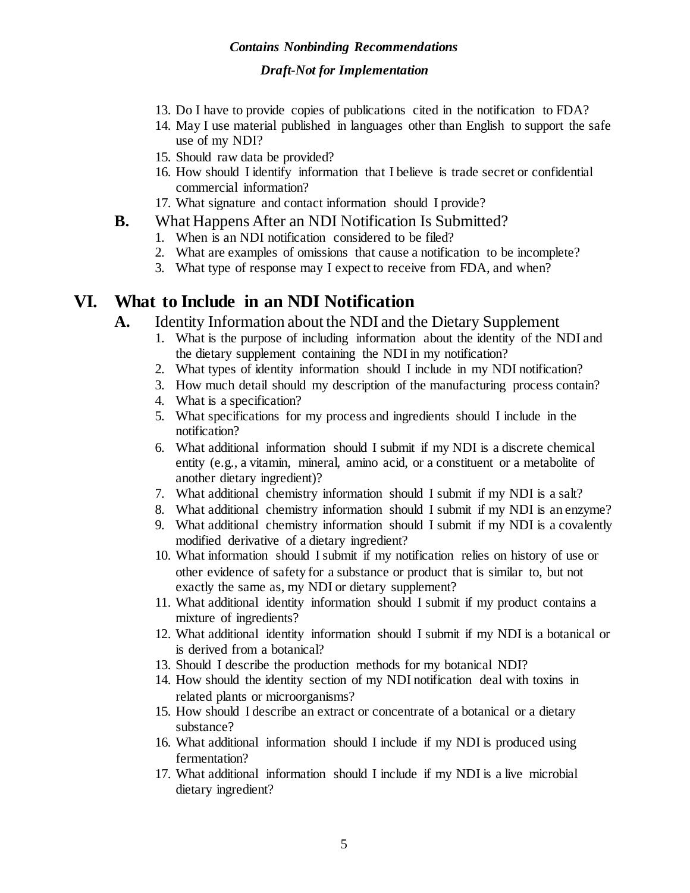13. Do I have to provide copies of publications cited in the notification to FDA?
14. May I use material published in languages other than English to support the safe use of my NDI?
15. Should raw data be provided?
16. How should I identify information that I believe is trade secret or confidential commercial information?
17. What signature and contact information should I provide?

### B. What Happens After an NDI Notification Is Submitted?

1. When is an NDI notification considered to be filed?
2. What are examples of omissions that cause a notification to be incomplete?
3. What type of response may I expect to receive from FDA, and when?

## VI. What to Include in an NDI Notification

### A. Identity Information about the NDI and the Dietary Supplement

1. What is the purpose of including information about the identity of the NDI and the dietary supplement containing the NDI in my notification?
2. What types of identity information should I include in my NDI notification?
3. How much detail should my description of the manufacturing process contain?
4. What is a specification?
5. What specifications for my process and ingredients should I include in the notification?
6. What additional information should I submit if my NDI is a discrete chemical entity (e.g., a vitamin, mineral, amino acid, or a constituent or a metabolite of another dietary ingredient)?
7. What additional chemistry information should I submit if my NDI is a salt?
8. What additional chemistry information should I submit if my NDI is an enzyme?
9. What additional chemistry information should I submit if my NDI is a covalently modified derivative of a dietary ingredient?
10. What information should I submit if my notification relies on history of use or other evidence of safety for a substance or product that is similar to, but not exactly the same as, my NDI or dietary supplement?
11. What additional identity information should I submit if my product contains a mixture of ingredients?
12. What additional identity information should I submit if my NDI is a botanical or is derived from a botanical?
13. Should I describe the production methods for my botanical NDI?
14. How should the identity section of my NDI notification deal with toxins in related plants or microorganisms?
15. How should I describe an extract or concentrate of a botanical or a dietary substance?
16. What additional information should I include if my NDI is produced using fermentation?
17. What additional information should I include if my NDI is a live microbial dietary ingredient?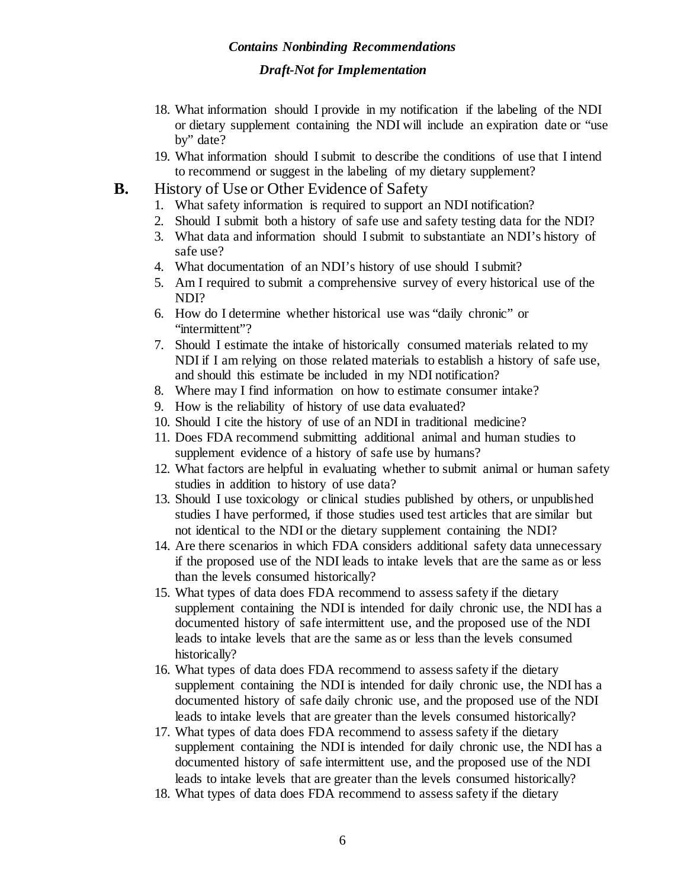18. What information should I provide in my notification if the labeling of the NDI or dietary supplement containing the NDI will include an expiration date or "use by" date?
19. What information should I submit to describe the conditions of use that I intend to recommend or suggest in the labeling of my dietary supplement?

**B.** History of Use or Other Evidence of Safety

1. What safety information is required to support an NDI notification?
2. Should I submit both a history of safe use and safety testing data for the NDI?
3. What data and information should I submit to substantiate an NDI's history of safe use?
4. What documentation of an NDI's history of use should I submit?
5. Am I required to submit a comprehensive survey of every historical use of the NDI?
6. How do I determine whether historical use was "daily chronic" or "intermittent"?
7. Should I estimate the intake of historically consumed materials related to my NDI if I am relying on those related materials to establish a history of safe use, and should this estimate be included in my NDI notification?
8. Where may I find information on how to estimate consumer intake?
9. How is the reliability of history of use data evaluated?
10. Should I cite the history of use of an NDI in traditional medicine?
11. Does FDA recommend submitting additional animal and human studies to supplement evidence of a history of safe use by humans?
12. What factors are helpful in evaluating whether to submit animal or human safety studies in addition to history of use data?
13. Should I use toxicology or clinical studies published by others, or unpublished studies I have performed, if those studies used test articles that are similar but not identical to the NDI or the dietary supplement containing the NDI?
14. Are there scenarios in which FDA considers additional safety data unnecessary if the proposed use of the NDI leads to intake levels that are the same as or less than the levels consumed historically?
15. What types of data does FDA recommend to assess safety if the dietary supplement containing the NDI is intended for daily chronic use, the NDI has a documented history of safe intermittent use, and the proposed use of the NDI leads to intake levels that are the same as or less than the levels consumed historically?
16. What types of data does FDA recommend to assess safety if the dietary supplement containing the NDI is intended for daily chronic use, the NDI has a documented history of safe daily chronic use, and the proposed use of the NDI leads to intake levels that are greater than the levels consumed historically?
17. What types of data does FDA recommend to assess safety if the dietary supplement containing the NDI is intended for daily chronic use, the NDI has a documented history of safe intermittent use, and the proposed use of the NDI leads to intake levels that are greater than the levels consumed historically?
18. What types of data does FDA recommend to assess safety if the dietary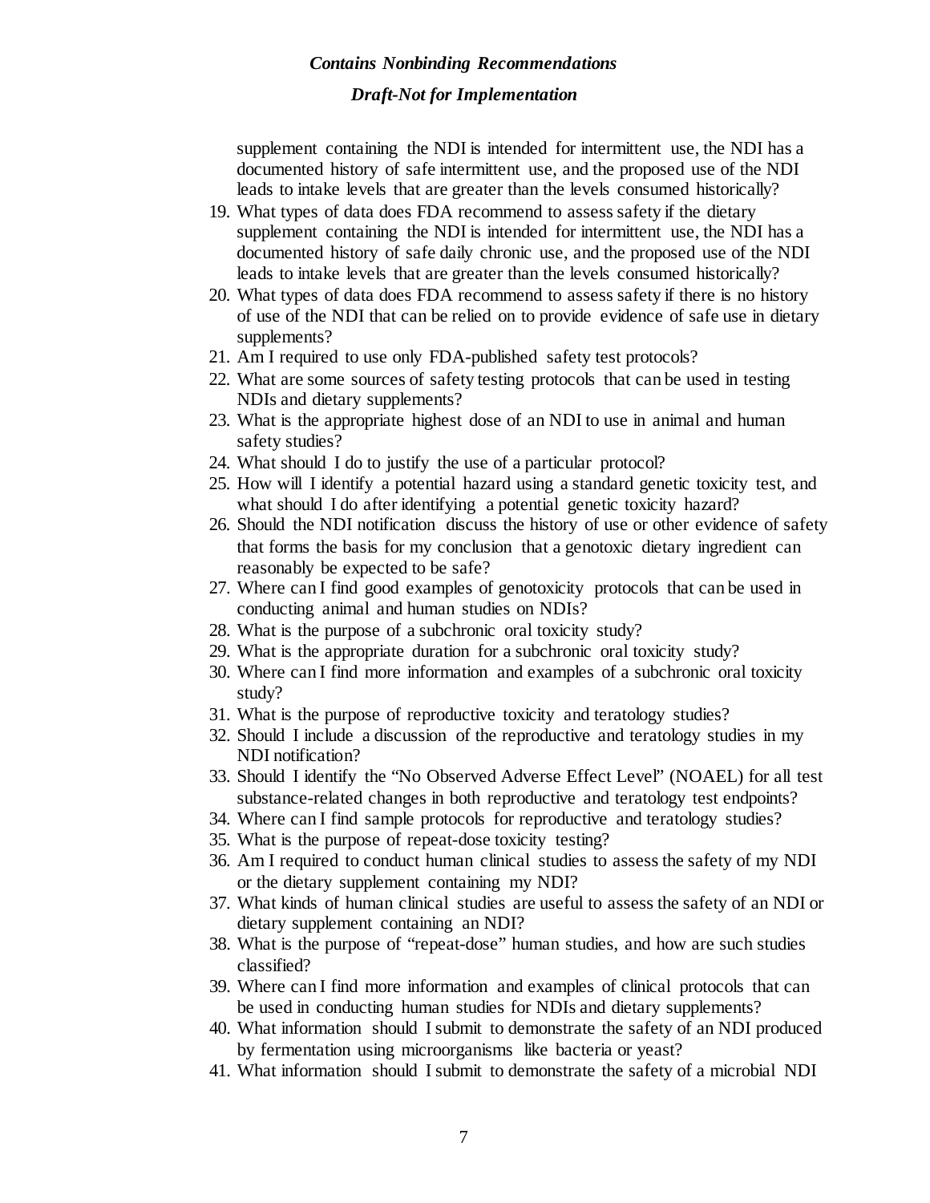supplement containing the NDI is intended for intermittent use, the NDI has a documented history of safe intermittent use, and the proposed use of the NDI leads to intake levels that are greater than the levels consumed historically?

19. What types of data does FDA recommend to assess safety if the dietary supplement containing the NDI is intended for intermittent use, the NDI has a documented history of safe daily chronic use, and the proposed use of the NDI leads to intake levels that are greater than the levels consumed historically?
20. What types of data does FDA recommend to assess safety if there is no history of use of the NDI that can be relied on to provide evidence of safe use in dietary supplements?
21. Am I required to use only FDA-published safety test protocols?
22. What are some sources of safety testing protocols that can be used in testing NDIs and dietary supplements?
23. What is the appropriate highest dose of an NDI to use in animal and human safety studies?
24. What should I do to justify the use of a particular protocol?
25. How will I identify a potential hazard using a standard genetic toxicity test, and what should I do after identifying a potential genetic toxicity hazard?
26. Should the NDI notification discuss the history of use or other evidence of safety that forms the basis for my conclusion that a genotoxic dietary ingredient can reasonably be expected to be safe?
27. Where can I find good examples of genotoxicity protocols that can be used in conducting animal and human studies on NDIs?
28. What is the purpose of a subchronic oral toxicity study?
29. What is the appropriate duration for a subchronic oral toxicity study?
30. Where can I find more information and examples of a subchronic oral toxicity study?
31. What is the purpose of reproductive toxicity and teratology studies?
32. Should I include a discussion of the reproductive and teratology studies in my NDI notification?
33. Should I identify the "No Observed Adverse Effect Level" (NOAEL) for all test substance-related changes in both reproductive and teratology test endpoints?
34. Where can I find sample protocols for reproductive and teratology studies?
35. What is the purpose of repeat-dose toxicity testing?
36. Am I required to conduct human clinical studies to assess the safety of my NDI or the dietary supplement containing my NDI?
37. What kinds of human clinical studies are useful to assess the safety of an NDI or dietary supplement containing an NDI?
38. What is the purpose of "repeat-dose" human studies, and how are such studies classified?
39. Where can I find more information and examples of clinical protocols that can be used in conducting human studies for NDIs and dietary supplements?
40. What information should I submit to demonstrate the safety of an NDI produced by fermentation using microorganisms like bacteria or yeast?
41. What information should I submit to demonstrate the safety of a microbial NDI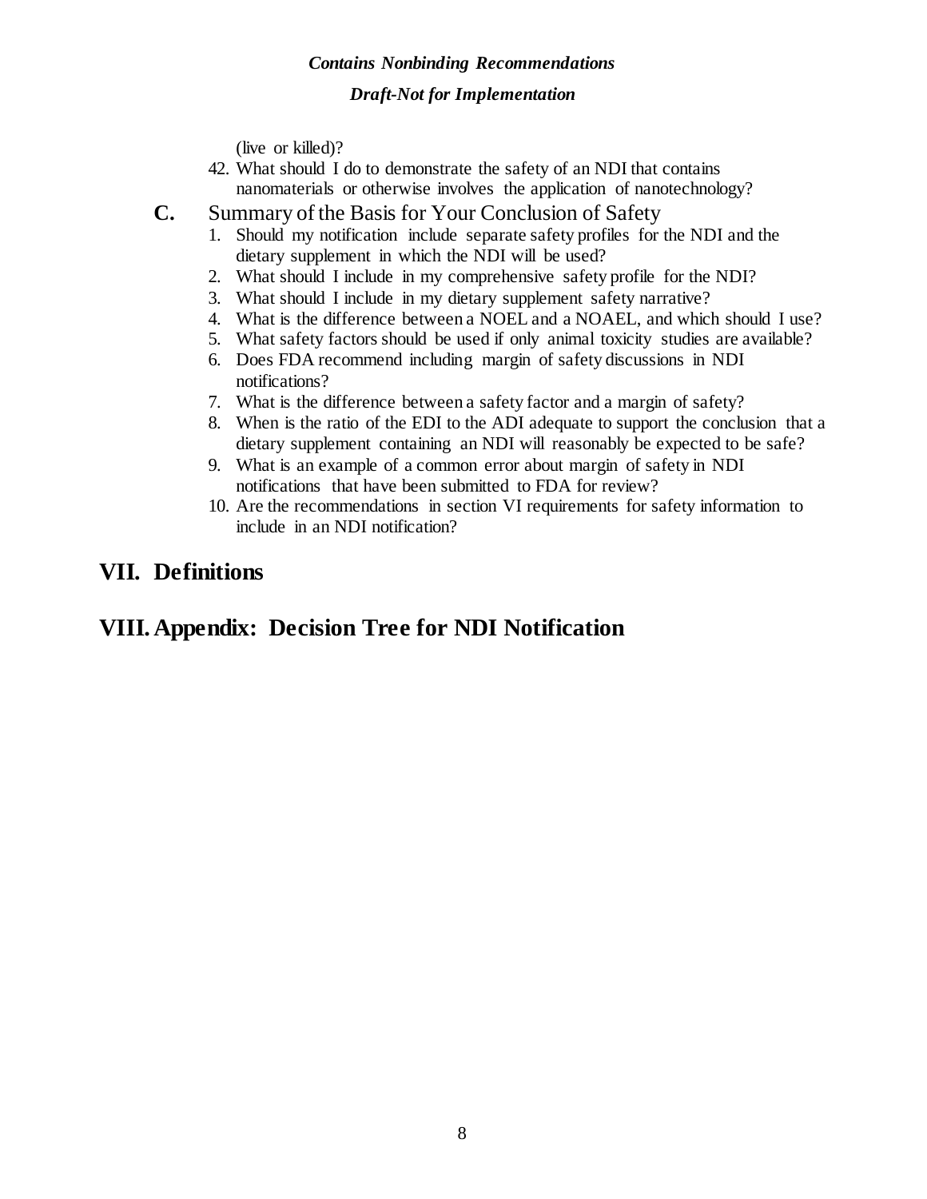(live or killed)?

42. What should I do to demonstrate the safety of an NDI that contains nanomaterials or otherwise involves the application of nanotechnology?

**C.** Summary of the Basis for Your Conclusion of Safety

1. Should my notification include separate safety profiles for the NDI and the dietary supplement in which the NDI will be used?
2. What should I include in my comprehensive safety profile for the NDI?
3. What should I include in my dietary supplement safety narrative?
4. What is the difference between a NOEL and a NOAEL, and which should I use?
5. What safety factors should be used if only animal toxicity studies are available?
6. Does FDA recommend including margin of safety discussions in NDI notifications?
7. What is the difference between a safety factor and a margin of safety?
8. When is the ratio of the EDI to the ADI adequate to support the conclusion that a dietary supplement containing an NDI will reasonably be expected to be safe?
9. What is an example of a common error about margin of safety in NDI notifications that have been submitted to FDA for review?
10. Are the recommendations in section VI requirements for safety information to include in an NDI notification?

# VII. Definitions

# VIII. Appendix: Decision Tree for NDI Notification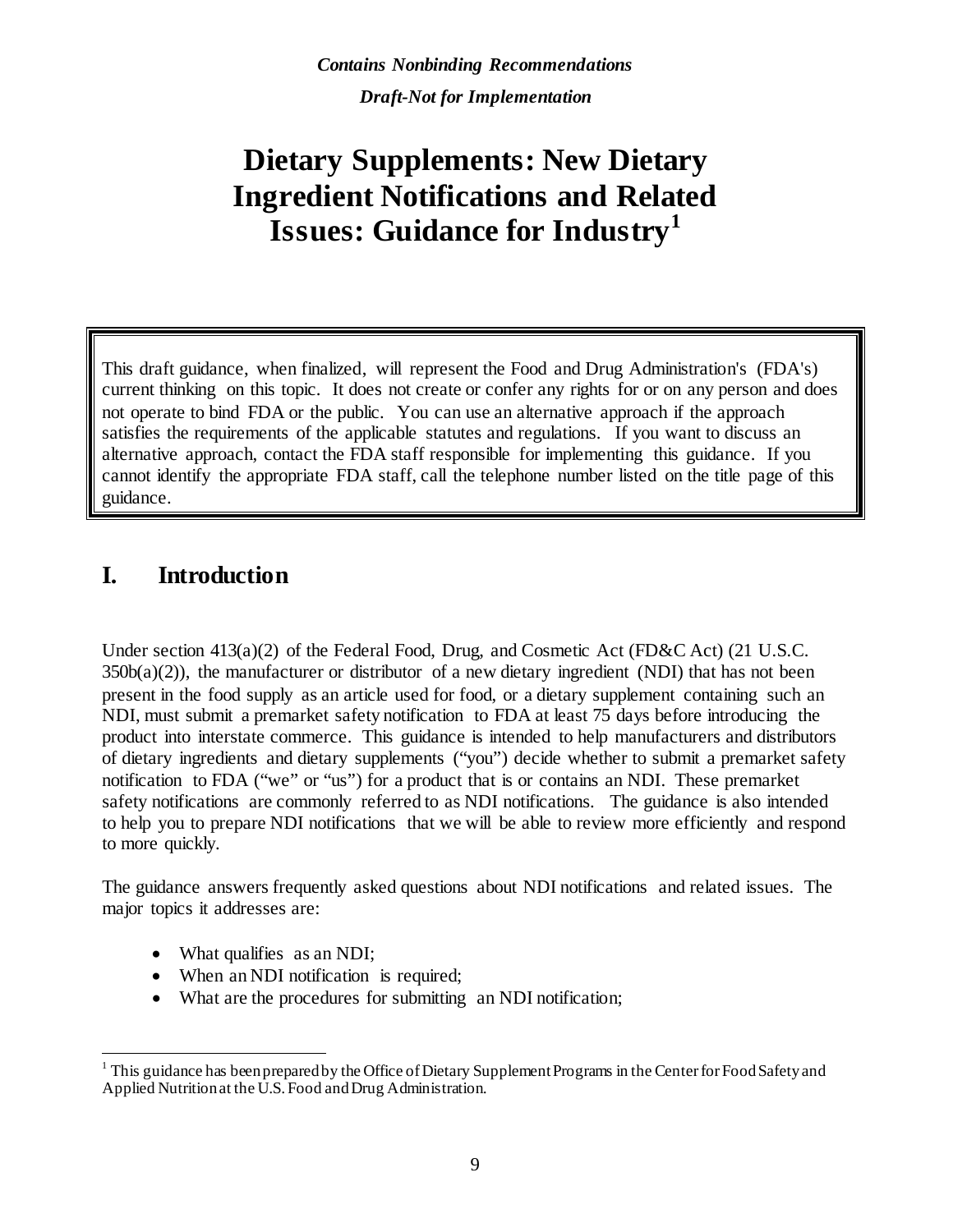*Contains Nonbinding Recommendations*

*Draft-Not for Implementation*

# Dietary Supplements: New Dietary Ingredient Notifications and Related Issues: Guidance for Industry[1]

This draft guidance, when finalized, will represent the Food and Drug Administration's (FDA's) current thinking on this topic. It does not create or confer any rights for or on any person and does not operate to bind FDA or the public. You can use an alternative approach if the approach satisfies the requirements of the applicable statutes and regulations. If you want to discuss an alternative approach, contact the FDA staff responsible for implementing this guidance. If you cannot identify the appropriate FDA staff, call the telephone number listed on the title page of this guidance.

## I. Introduction

Under section 413(a)(2) of the Federal Food, Drug, and Cosmetic Act (FD&C Act) (21 U.S.C. 350b(a)(2)), the manufacturer or distributor of a new dietary ingredient (NDI) that has not been present in the food supply as an article used for food, or a dietary supplement containing such an NDI, must submit a premarket safety notification to FDA at least 75 days before introducing the product into interstate commerce. This guidance is intended to help manufacturers and distributors of dietary ingredients and dietary supplements ("you") decide whether to submit a premarket safety notification to FDA ("we" or "us") for a product that is or contains an NDI. These premarket safety notifications are commonly referred to as NDI notifications. The guidance is also intended to help you to prepare NDI notifications that we will be able to review more efficiently and respond to more quickly.

The guidance answers frequently asked questions about NDI notifications and related issues. The major topics it addresses are:

- What qualifies as an NDI;
- When an NDI notification is required;
- What are the procedures for submitting an NDI notification;

[1] This guidance has been prepared by the Office of Dietary Supplement Programs in the Center for Food Safety and Applied Nutrition at the U.S. Food and Drug Administration.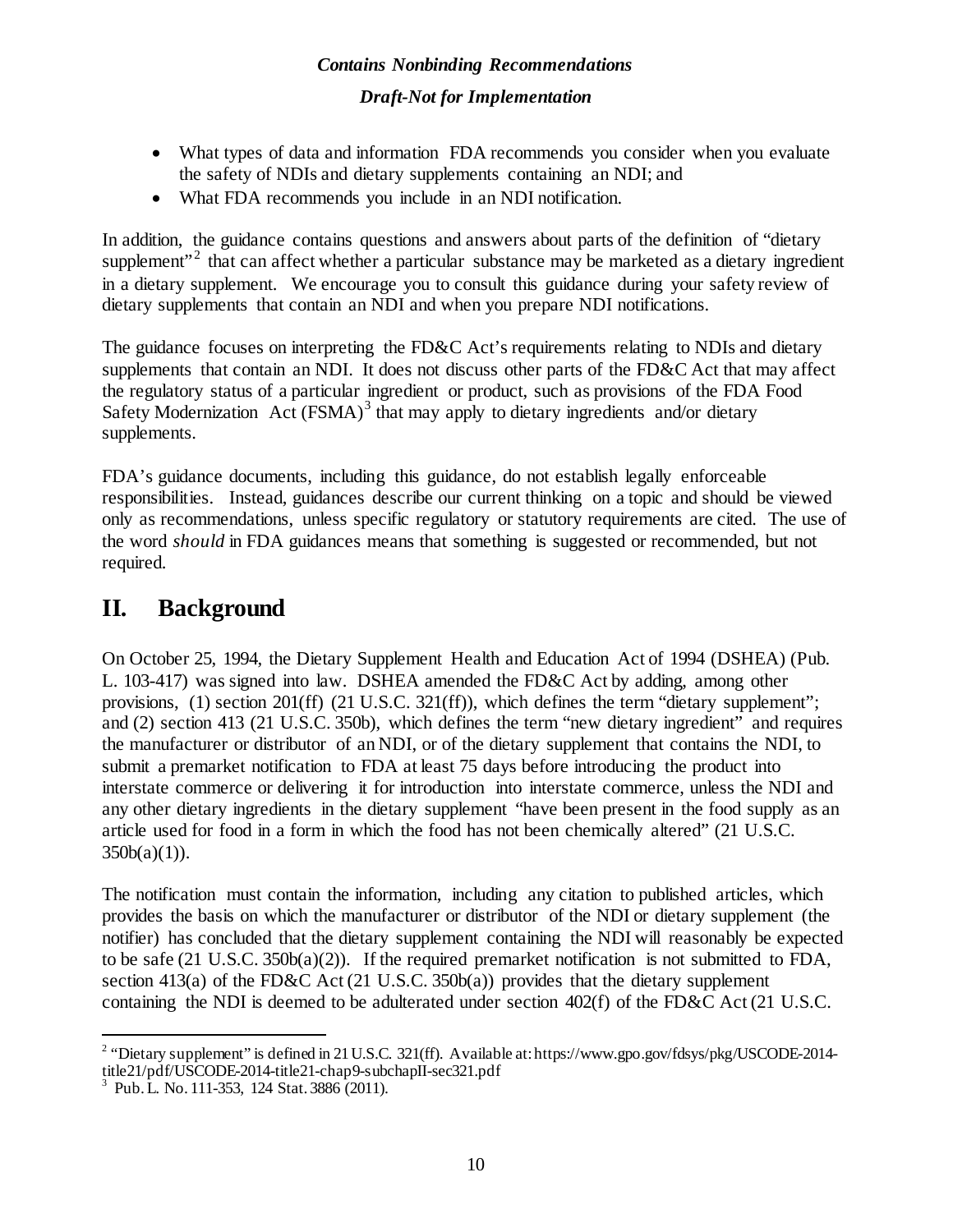- What types of data and information FDA recommends you consider when you evaluate the safety of NDIs and dietary supplements containing an NDI; and
- What FDA recommends you include in an NDI notification.

In addition, the guidance contains questions and answers about parts of the definition of "dietary supplement"[2] that can affect whether a particular substance may be marketed as a dietary ingredient in a dietary supplement. We encourage you to consult this guidance during your safety review of dietary supplements that contain an NDI and when you prepare NDI notifications.

The guidance focuses on interpreting the FD&C Act's requirements relating to NDIs and dietary supplements that contain an NDI. It does not discuss other parts of the FD&C Act that may affect the regulatory status of a particular ingredient or product, such as provisions of the FDA Food Safety Modernization Act (FSMA)[3] that may apply to dietary ingredients and/or dietary supplements.

FDA's guidance documents, including this guidance, do not establish legally enforceable responsibilities. Instead, guidances describe our current thinking on a topic and should be viewed only as recommendations, unless specific regulatory or statutory requirements are cited. The use of the word *should* in FDA guidances means that something is suggested or recommended, but not required.

# II. Background

On October 25, 1994, the Dietary Supplement Health and Education Act of 1994 (DSHEA) (Pub. L. 103-417) was signed into law. DSHEA amended the FD&C Act by adding, among other provisions, (1) section 201(ff) (21 U.S.C. 321(ff)), which defines the term "dietary supplement"; and (2) section 413 (21 U.S.C. 350b), which defines the term "new dietary ingredient" and requires the manufacturer or distributor of an NDI, or of the dietary supplement that contains the NDI, to submit a premarket notification to FDA at least 75 days before introducing the product into interstate commerce or delivering it for introduction into interstate commerce, unless the NDI and any other dietary ingredients in the dietary supplement "have been present in the food supply as an article used for food in a form in which the food has not been chemically altered" (21 U.S.C. 350b(a)(1)).

The notification must contain the information, including any citation to published articles, which provides the basis on which the manufacturer or distributor of the NDI or dietary supplement (the notifier) has concluded that the dietary supplement containing the NDI will reasonably be expected to be safe (21 U.S.C. 350b(a)(2)). If the required premarket notification is not submitted to FDA, section 413(a) of the FD&C Act (21 U.S.C. 350b(a)) provides that the dietary supplement containing the NDI is deemed to be adulterated under section 402(f) of the FD&C Act (21 U.S.C.

---

[2] "Dietary supplement" is defined in 21 U.S.C. 321(ff). Available at: https://www.gpo.gov/fdsys/pkg/USCODE-2014-title21/pdf/USCODE-2014-title21-chap9-subchapII-sec321.pdf

[3] Pub. L. No. 111-353, 124 Stat. 3886 (2011).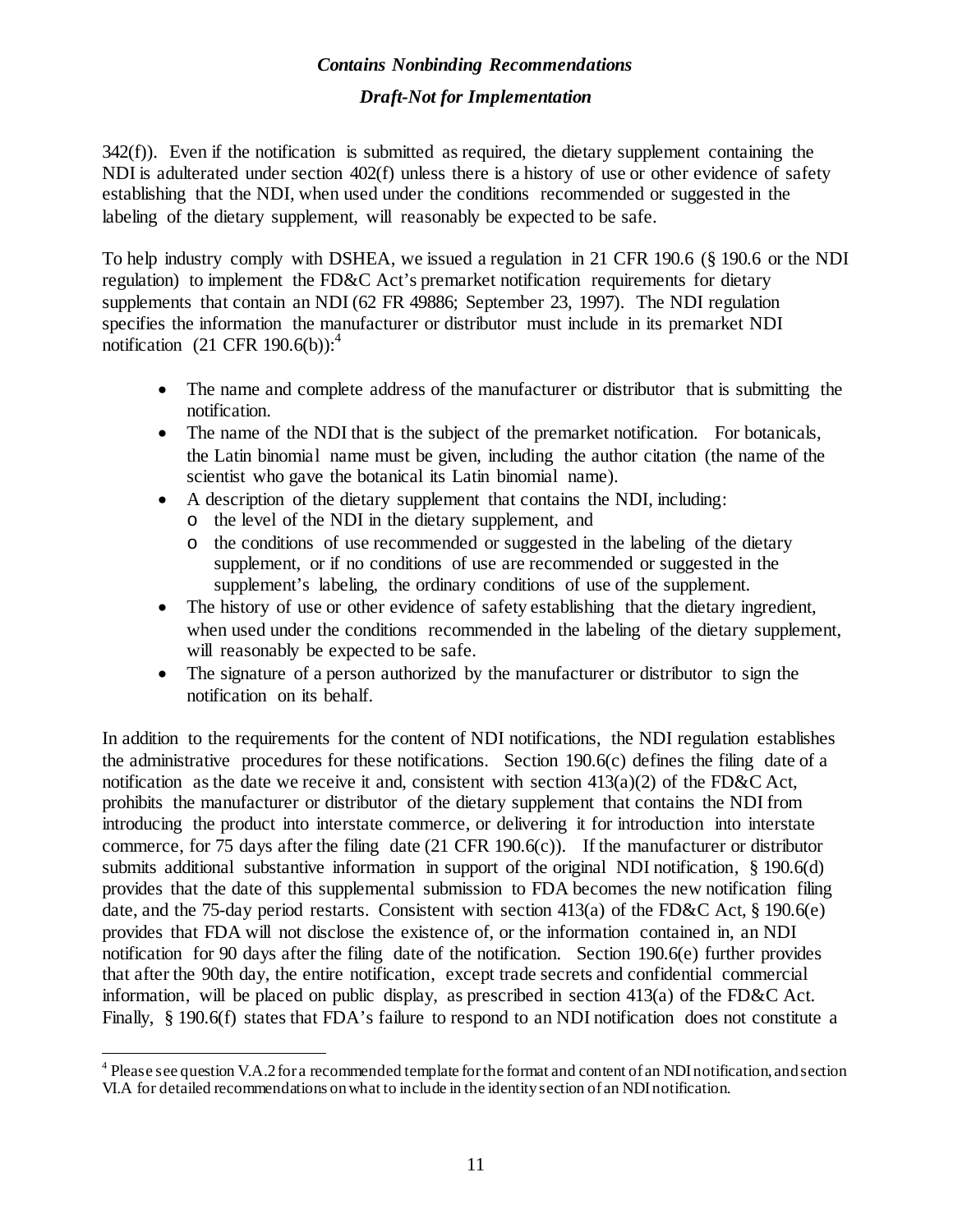342(f)). Even if the notification is submitted as required, the dietary supplement containing the NDI is adulterated under section 402(f) unless there is a history of use or other evidence of safety establishing that the NDI, when used under the conditions recommended or suggested in the labeling of the dietary supplement, will reasonably be expected to be safe.

To help industry comply with DSHEA, we issued a regulation in 21 CFR 190.6 (§ 190.6 or the NDI regulation) to implement the FD&C Act's premarket notification requirements for dietary supplements that contain an NDI (62 FR 49886; September 23, 1997). The NDI regulation specifies the information the manufacturer or distributor must include in its premarket NDI notification (21 CFR 190.6(b)):[4]

- The name and complete address of the manufacturer or distributor that is submitting the notification.
- The name of the NDI that is the subject of the premarket notification. For botanicals, the Latin binomial name must be given, including the author citation (the name of the scientist who gave the botanical its Latin binomial name).
- A description of the dietary supplement that contains the NDI, including:
  - the level of the NDI in the dietary supplement, and
  - the conditions of use recommended or suggested in the labeling of the dietary supplement, or if no conditions of use are recommended or suggested in the supplement's labeling, the ordinary conditions of use of the supplement.
- The history of use or other evidence of safety establishing that the dietary ingredient, when used under the conditions recommended in the labeling of the dietary supplement, will reasonably be expected to be safe.
- The signature of a person authorized by the manufacturer or distributor to sign the notification on its behalf.

In addition to the requirements for the content of NDI notifications, the NDI regulation establishes the administrative procedures for these notifications. Section 190.6(c) defines the filing date of a notification as the date we receive it and, consistent with section 413(a)(2) of the FD&C Act, prohibits the manufacturer or distributor of the dietary supplement that contains the NDI from introducing the product into interstate commerce, or delivering it for introduction into interstate commerce, for 75 days after the filing date (21 CFR 190.6(c)). If the manufacturer or distributor submits additional substantive information in support of the original NDI notification, § 190.6(d) provides that the date of this supplemental submission to FDA becomes the new notification filing date, and the 75-day period restarts. Consistent with section 413(a) of the FD&C Act, § 190.6(e) provides that FDA will not disclose the existence of, or the information contained in, an NDI notification for 90 days after the filing date of the notification. Section 190.6(e) further provides that after the 90th day, the entire notification, except trade secrets and confidential commercial information, will be placed on public display, as prescribed in section 413(a) of the FD&C Act. Finally, § 190.6(f) states that FDA's failure to respond to an NDI notification does not constitute a

[4] Please see question V.A.2 for a recommended template for the format and content of an NDI notification, and section VI.A for detailed recommendations on what to include in the identity section of an NDI notification.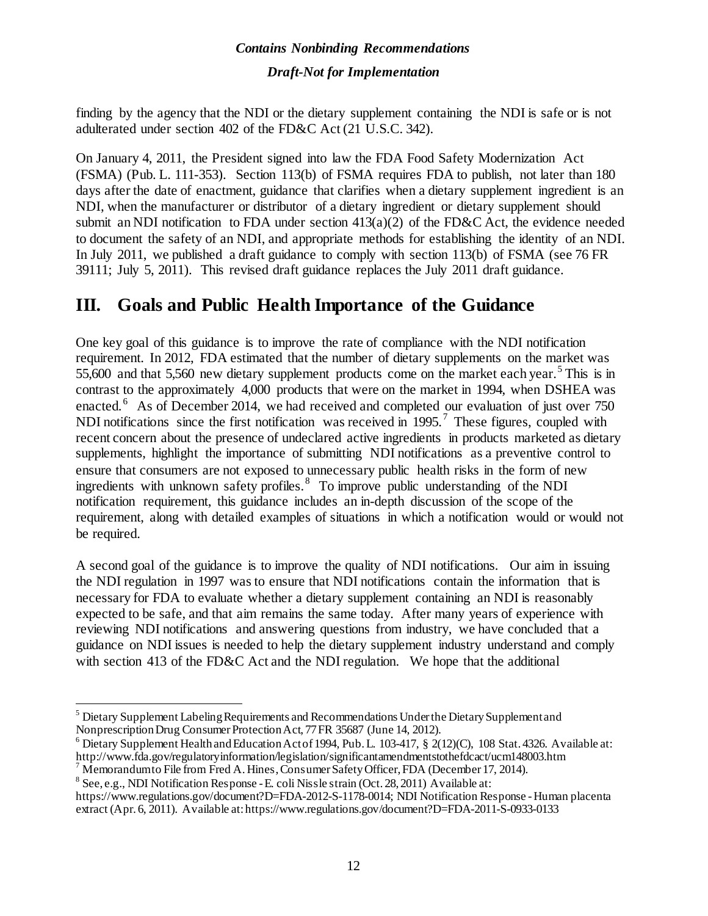finding by the agency that the NDI or the dietary supplement containing the NDI is safe or is not adulterated under section 402 of the FD&C Act (21 U.S.C. 342).

On January 4, 2011, the President signed into law the FDA Food Safety Modernization Act (FSMA) (Pub. L. 111-353). Section 113(b) of FSMA requires FDA to publish, not later than 180 days after the date of enactment, guidance that clarifies when a dietary supplement ingredient is an NDI, when the manufacturer or distributor of a dietary ingredient or dietary supplement should submit an NDI notification to FDA under section 413(a)(2) of the FD&C Act, the evidence needed to document the safety of an NDI, and appropriate methods for establishing the identity of an NDI. In July 2011, we published a draft guidance to comply with section 113(b) of FSMA (see 76 FR 39111; July 5, 2011). This revised draft guidance replaces the July 2011 draft guidance.

# III. Goals and Public Health Importance of the Guidance

One key goal of this guidance is to improve the rate of compliance with the NDI notification requirement. In 2012, FDA estimated that the number of dietary supplements on the market was 55,600 and that 5,560 new dietary supplement products come on the market each year.[5] This is in contrast to the approximately 4,000 products that were on the market in 1994, when DSHEA was enacted.[6] As of December 2014, we had received and completed our evaluation of just over 750 NDI notifications since the first notification was received in 1995.[7] These figures, coupled with recent concern about the presence of undeclared active ingredients in products marketed as dietary supplements, highlight the importance of submitting NDI notifications as a preventive control to ensure that consumers are not exposed to unnecessary public health risks in the form of new ingredients with unknown safety profiles.[8] To improve public understanding of the NDI notification requirement, this guidance includes an in-depth discussion of the scope of the requirement, along with detailed examples of situations in which a notification would or would not be required.

A second goal of the guidance is to improve the quality of NDI notifications. Our aim in issuing the NDI regulation in 1997 was to ensure that NDI notifications contain the information that is necessary for FDA to evaluate whether a dietary supplement containing an NDI is reasonably expected to be safe, and that aim remains the same today. After many years of experience with reviewing NDI notifications and answering questions from industry, we have concluded that a guidance on NDI issues is needed to help the dietary supplement industry understand and comply with section 413 of the FD&C Act and the NDI regulation. We hope that the additional

---

[5] Dietary Supplement Labeling Requirements and Recommendations Under the Dietary Supplement and Nonprescription Drug Consumer Protection Act, 77 FR 35687 (June 14, 2012).

[6] Dietary Supplement Health and Education Act of 1994, Pub. L. 103-417, § 2(12)(C), 108 Stat. 4326. Available at: http://www.fda.gov/regulatoryinformation/legislation/significantamendmentstothefdcact/ucm148003.htm

[7] Memorandum to File from Fred A. Hines, Consumer Safety Officer, FDA (December 17, 2014).

[8] See, e.g., NDI Notification Response - E. coli Nissle strain (Oct. 28, 2011) Available at: https://www.regulations.gov/document?D=FDA-2012-S-1178-0014; NDI Notification Response - Human placenta extract (Apr. 6, 2011). Available at: https://www.regulations.gov/document?D=FDA-2011-S-0933-0133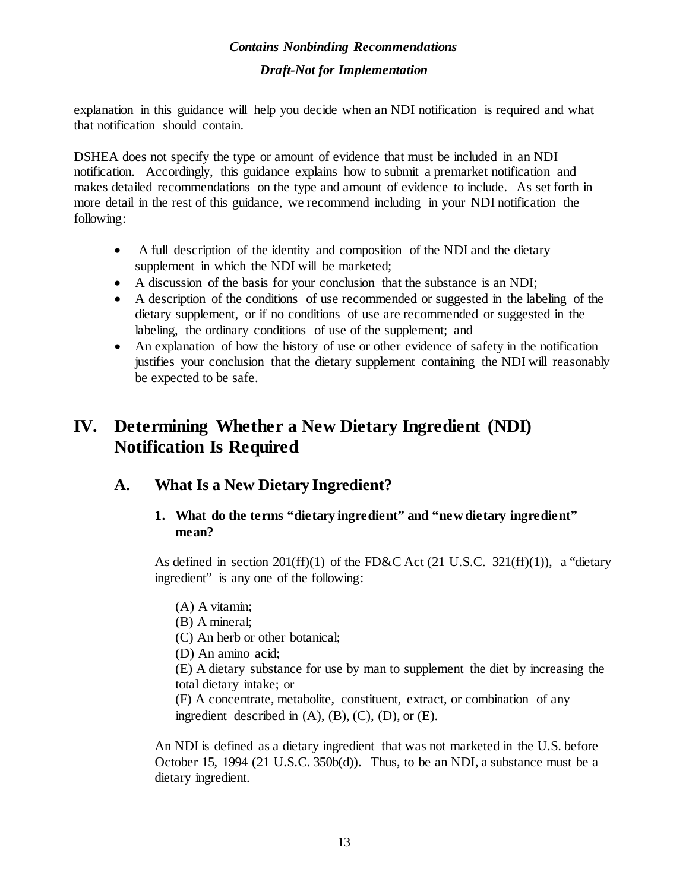explanation in this guidance will help you decide when an NDI notification is required and what that notification should contain.

DSHEA does not specify the type or amount of evidence that must be included in an NDI notification. Accordingly, this guidance explains how to submit a premarket notification and makes detailed recommendations on the type and amount of evidence to include. As set forth in more detail in the rest of this guidance, we recommend including in your NDI notification the following:

- A full description of the identity and composition of the NDI and the dietary supplement in which the NDI will be marketed;
- A discussion of the basis for your conclusion that the substance is an NDI;
- A description of the conditions of use recommended or suggested in the labeling of the dietary supplement, or if no conditions of use are recommended or suggested in the labeling, the ordinary conditions of use of the supplement; and
- An explanation of how the history of use or other evidence of safety in the notification justifies your conclusion that the dietary supplement containing the NDI will reasonably be expected to be safe.

# IV. Determining Whether a New Dietary Ingredient (NDI) Notification Is Required

## A. What Is a New Dietary Ingredient?

### 1. What do the terms "dietary ingredient" and "new dietary ingredient" mean?

As defined in section 201(ff)(1) of the FD&C Act (21 U.S.C. 321(ff)(1)), a "dietary ingredient" is any one of the following:

(A) A vitamin;
(B) A mineral;
(C) An herb or other botanical;
(D) An amino acid;
(E) A dietary substance for use by man to supplement the diet by increasing the total dietary intake; or
(F) A concentrate, metabolite, constituent, extract, or combination of any ingredient described in (A), (B), (C), (D), or (E).

An NDI is defined as a dietary ingredient that was not marketed in the U.S. before October 15, 1994 (21 U.S.C. 350b(d)). Thus, to be an NDI, a substance must be a dietary ingredient.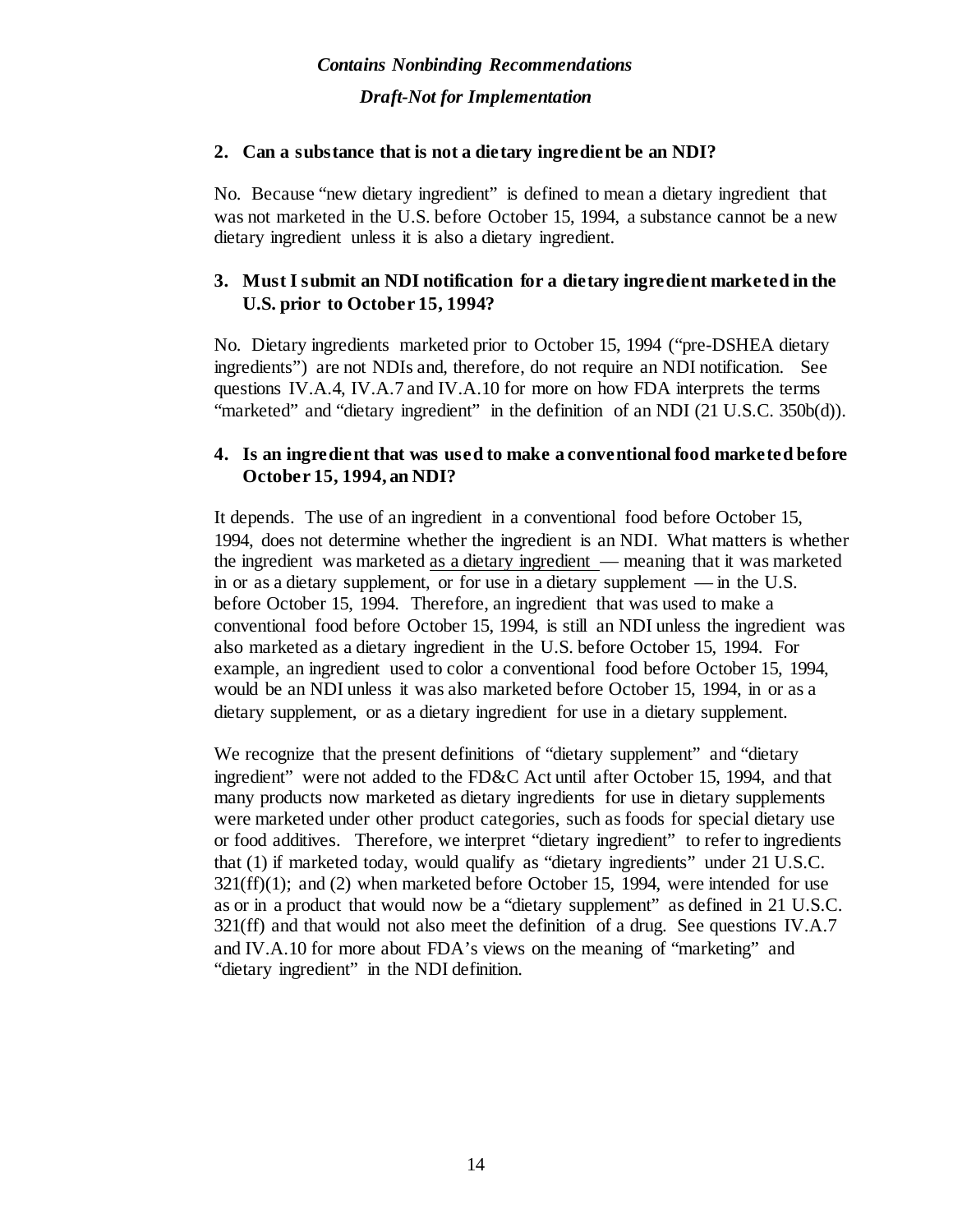*Contains Nonbinding Recommendations*

*Draft-Not for Implementation*

### 2. Can a substance that is not a dietary ingredient be an NDI?

No. Because "new dietary ingredient" is defined to mean a dietary ingredient that was not marketed in the U.S. before October 15, 1994, a substance cannot be a new dietary ingredient unless it is also a dietary ingredient.

### 3. Must I submit an NDI notification for a dietary ingredient marketed in the U.S. prior to October 15, 1994?

No. Dietary ingredients marketed prior to October 15, 1994 ("pre-DSHEA dietary ingredients") are not NDIs and, therefore, do not require an NDI notification. See questions IV.A.4, IV.A.7 and IV.A.10 for more on how FDA interprets the terms "marketed" and "dietary ingredient" in the definition of an NDI (21 U.S.C. 350b(d)).

### 4. Is an ingredient that was used to make a conventional food marketed before October 15, 1994, an NDI?

It depends. The use of an ingredient in a conventional food before October 15, 1994, does not determine whether the ingredient is an NDI. What matters is whether the ingredient was marketed as a dietary ingredient — meaning that it was marketed in or as a dietary supplement, or for use in a dietary supplement — in the U.S. before October 15, 1994. Therefore, an ingredient that was used to make a conventional food before October 15, 1994, is still an NDI unless the ingredient was also marketed as a dietary ingredient in the U.S. before October 15, 1994. For example, an ingredient used to color a conventional food before October 15, 1994, would be an NDI unless it was also marketed before October 15, 1994, in or as a dietary supplement, or as a dietary ingredient for use in a dietary supplement.

We recognize that the present definitions of "dietary supplement" and "dietary ingredient" were not added to the FD&C Act until after October 15, 1994, and that many products now marketed as dietary ingredients for use in dietary supplements were marketed under other product categories, such as foods for special dietary use or food additives. Therefore, we interpret "dietary ingredient" to refer to ingredients that (1) if marketed today, would qualify as "dietary ingredients" under 21 U.S.C. 321(ff)(1); and (2) when marketed before October 15, 1994, were intended for use as or in a product that would now be a "dietary supplement" as defined in 21 U.S.C. 321(ff) and that would not also meet the definition of a drug. See questions IV.A.7 and IV.A.10 for more about FDA's views on the meaning of "marketing" and "dietary ingredient" in the NDI definition.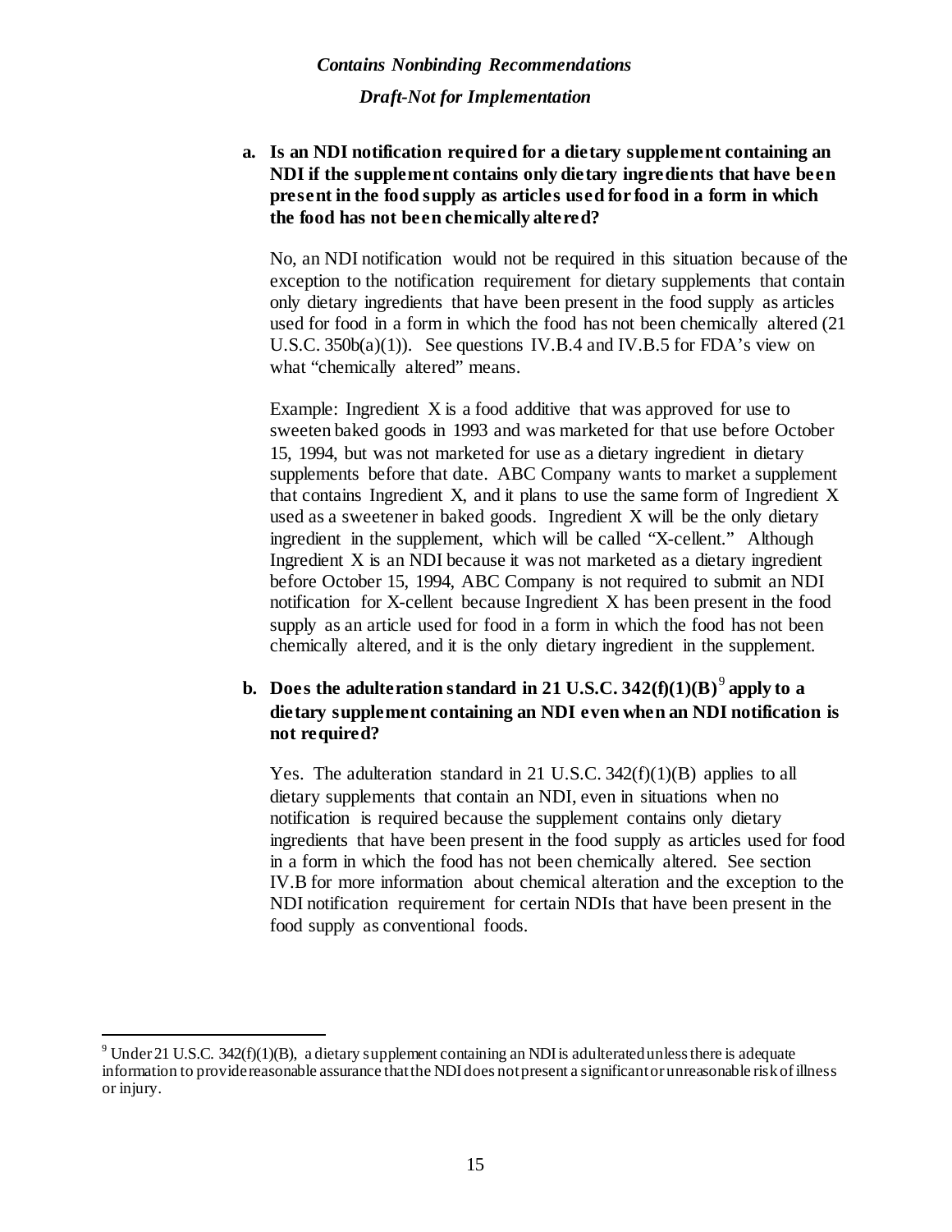**a. Is an NDI notification required for a dietary supplement containing an NDI if the supplement contains only dietary ingredients that have been present in the food supply as articles used for food in a form in which the food has not been chemically altered?**

No, an NDI notification would not be required in this situation because of the exception to the notification requirement for dietary supplements that contain only dietary ingredients that have been present in the food supply as articles used for food in a form in which the food has not been chemically altered (21 U.S.C. 350b(a)(1)). See questions IV.B.4 and IV.B.5 for FDA's view on what "chemically altered" means.

Example: Ingredient X is a food additive that was approved for use to sweeten baked goods in 1993 and was marketed for that use before October 15, 1994, but was not marketed for use as a dietary ingredient in dietary supplements before that date. ABC Company wants to market a supplement that contains Ingredient X, and it plans to use the same form of Ingredient X used as a sweetener in baked goods. Ingredient X will be the only dietary ingredient in the supplement, which will be called "X-cellent." Although Ingredient X is an NDI because it was not marketed as a dietary ingredient before October 15, 1994, ABC Company is not required to submit an NDI notification for X-cellent because Ingredient X has been present in the food supply as an article used for food in a form in which the food has not been chemically altered, and it is the only dietary ingredient in the supplement.

**b. Does the adulteration standard in 21 U.S.C. 342(f)(1)(B)[9] apply to a dietary supplement containing an NDI even when an NDI notification is not required?**

Yes. The adulteration standard in 21 U.S.C. 342(f)(1)(B) applies to all dietary supplements that contain an NDI, even in situations when no notification is required because the supplement contains only dietary ingredients that have been present in the food supply as articles used for food in a form in which the food has not been chemically altered. See section IV.B for more information about chemical alteration and the exception to the NDI notification requirement for certain NDIs that have been present in the food supply as conventional foods.

---

[9] Under 21 U.S.C. 342(f)(1)(B), a dietary supplement containing an NDI is adulterated unless there is adequate information to provide reasonable assurance that the NDI does not present a significant or unreasonable risk of illness or injury.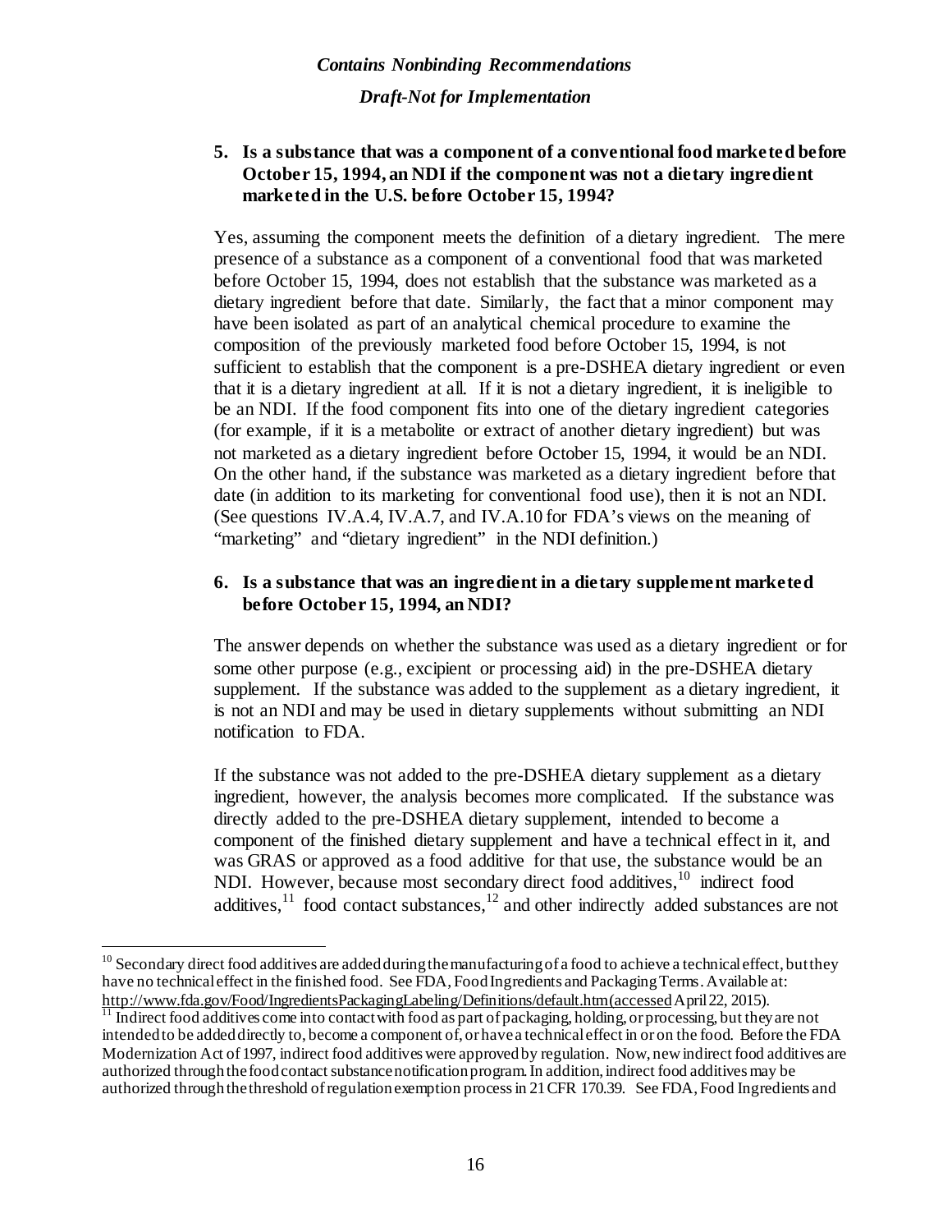**5. Is a substance that was a component of a conventional food marketed before October 15, 1994, an NDI if the component was not a dietary ingredient marketed in the U.S. before October 15, 1994?**

Yes, assuming the component meets the definition of a dietary ingredient. The mere presence of a substance as a component of a conventional food that was marketed before October 15, 1994, does not establish that the substance was marketed as a dietary ingredient before that date. Similarly, the fact that a minor component may have been isolated as part of an analytical chemical procedure to examine the composition of the previously marketed food before October 15, 1994, is not sufficient to establish that the component is a pre-DSHEA dietary ingredient or even that it is a dietary ingredient at all. If it is not a dietary ingredient, it is ineligible to be an NDI. If the food component fits into one of the dietary ingredient categories (for example, if it is a metabolite or extract of another dietary ingredient) but was not marketed as a dietary ingredient before October 15, 1994, it would be an NDI. On the other hand, if the substance was marketed as a dietary ingredient before that date (in addition to its marketing for conventional food use), then it is not an NDI. (See questions IV.A.4, IV.A.7, and IV.A.10 for FDA's views on the meaning of "marketing" and "dietary ingredient" in the NDI definition.)

**6. Is a substance that was an ingredient in a dietary supplement marketed before October 15, 1994, an NDI?**

The answer depends on whether the substance was used as a dietary ingredient or for some other purpose (e.g., excipient or processing aid) in the pre-DSHEA dietary supplement. If the substance was added to the supplement as a dietary ingredient, it is not an NDI and may be used in dietary supplements without submitting an NDI notification to FDA.

If the substance was not added to the pre-DSHEA dietary supplement as a dietary ingredient, however, the analysis becomes more complicated. If the substance was directly added to the pre-DSHEA dietary supplement, intended to become a component of the finished dietary supplement and have a technical effect in it, and was GRAS or approved as a food additive for that use, the substance would be an NDI. However, because most secondary direct food additives,[10] indirect food additives,[11] food contact substances,[12] and other indirectly added substances are not

---

[10] Secondary direct food additives are added during the manufacturing of a food to achieve a technical effect, but they have no technical effect in the finished food. See FDA, Food Ingredients and Packaging Terms. Available at: http://www.fda.gov/Food/IngredientsPackagingLabeling/Definitions/default.htm (accessed April 22, 2015).

[11] Indirect food additives come into contact with food as part of packaging, holding, or processing, but they are not intended to be added directly to, become a component of, or have a technical effect in or on the food. Before the FDA Modernization Act of 1997, indirect food additives were approved by regulation. Now, new indirect food additives are authorized through the food contact substance notification program. In addition, indirect food additives may be authorized through the threshold of regulation exemption process in 21 CFR 170.39. See FDA, Food Ingredients and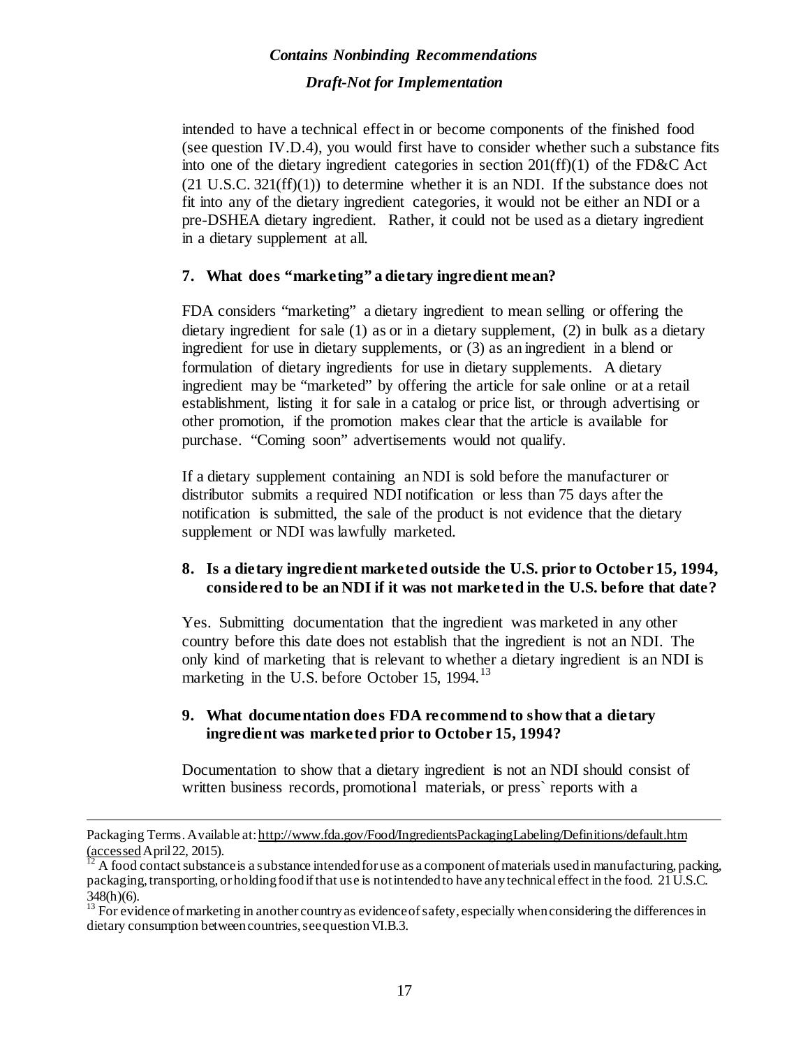intended to have a technical effect in or become components of the finished food (see question IV.D.4), you would first have to consider whether such a substance fits into one of the dietary ingredient categories in section 201(ff)(1) of the FD&C Act (21 U.S.C. 321(ff)(1)) to determine whether it is an NDI. If the substance does not fit into any of the dietary ingredient categories, it would not be either an NDI or a pre-DSHEA dietary ingredient. Rather, it could not be used as a dietary ingredient in a dietary supplement at all.

**7. What does "marketing" a dietary ingredient mean?**

FDA considers "marketing" a dietary ingredient to mean selling or offering the dietary ingredient for sale (1) as or in a dietary supplement, (2) in bulk as a dietary ingredient for use in dietary supplements, or (3) as an ingredient in a blend or formulation of dietary ingredients for use in dietary supplements. A dietary ingredient may be "marketed" by offering the article for sale online or at a retail establishment, listing it for sale in a catalog or price list, or through advertising or other promotion, if the promotion makes clear that the article is available for purchase. "Coming soon" advertisements would not qualify.

If a dietary supplement containing an NDI is sold before the manufacturer or distributor submits a required NDI notification or less than 75 days after the notification is submitted, the sale of the product is not evidence that the dietary supplement or NDI was lawfully marketed.

**8. Is a dietary ingredient marketed outside the U.S. prior to October 15, 1994, considered to be an NDI if it was not marketed in the U.S. before that date?**

Yes. Submitting documentation that the ingredient was marketed in any other country before this date does not establish that the ingredient is not an NDI. The only kind of marketing that is relevant to whether a dietary ingredient is an NDI is marketing in the U.S. before October 15, 1994.[13]

**9. What documentation does FDA recommend to show that a dietary ingredient was marketed prior to October 15, 1994?**

Documentation to show that a dietary ingredient is not an NDI should consist of written business records, promotional materials, or press` reports with a

---

Packaging Terms. Available at: http://www.fda.gov/Food/IngredientsPackagingLabeling/Definitions/default.htm (accessed April 22, 2015).

[12] A food contact substance is a substance intended for use as a component of materials used in manufacturing, packing, packaging, transporting, or holding food if that use is not intended to have any technical effect in the food. 21 U.S.C. 348(h)(6).

[13] For evidence of marketing in another country as evidence of safety, especially when considering the differences in dietary consumption between countries, see question VI.B.3.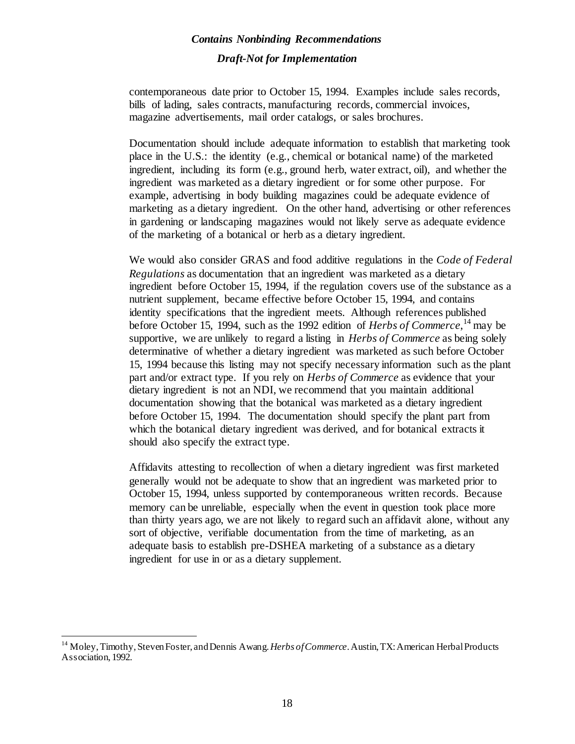contemporaneous date prior to October 15, 1994. Examples include sales records, bills of lading, sales contracts, manufacturing records, commercial invoices, magazine advertisements, mail order catalogs, or sales brochures.

Documentation should include adequate information to establish that marketing took place in the U.S.: the identity (e.g., chemical or botanical name) of the marketed ingredient, including its form (e.g., ground herb, water extract, oil), and whether the ingredient was marketed as a dietary ingredient or for some other purpose. For example, advertising in body building magazines could be adequate evidence of marketing as a dietary ingredient. On the other hand, advertising or other references in gardening or landscaping magazines would not likely serve as adequate evidence of the marketing of a botanical or herb as a dietary ingredient.

We would also consider GRAS and food additive regulations in the *Code of Federal Regulations* as documentation that an ingredient was marketed as a dietary ingredient before October 15, 1994, if the regulation covers use of the substance as a nutrient supplement, became effective before October 15, 1994, and contains identity specifications that the ingredient meets. Although references published before October 15, 1994, such as the 1992 edition of *Herbs of Commerce*,[14] may be supportive, we are unlikely to regard a listing in *Herbs of Commerce* as being solely determinative of whether a dietary ingredient was marketed as such before October 15, 1994 because this listing may not specify necessary information such as the plant part and/or extract type. If you rely on *Herbs of Commerce* as evidence that your dietary ingredient is not an NDI, we recommend that you maintain additional documentation showing that the botanical was marketed as a dietary ingredient before October 15, 1994. The documentation should specify the plant part from which the botanical dietary ingredient was derived, and for botanical extracts it should also specify the extract type.

Affidavits attesting to recollection of when a dietary ingredient was first marketed generally would not be adequate to show that an ingredient was marketed prior to October 15, 1994, unless supported by contemporaneous written records. Because memory can be unreliable, especially when the event in question took place more than thirty years ago, we are not likely to regard such an affidavit alone, without any sort of objective, verifiable documentation from the time of marketing, as an adequate basis to establish pre-DSHEA marketing of a substance as a dietary ingredient for use in or as a dietary supplement.

---

[14] Moley, Timothy, Steven Foster, and Dennis Awang. *Herbs of Commerce*. Austin, TX: American Herbal Products Association, 1992.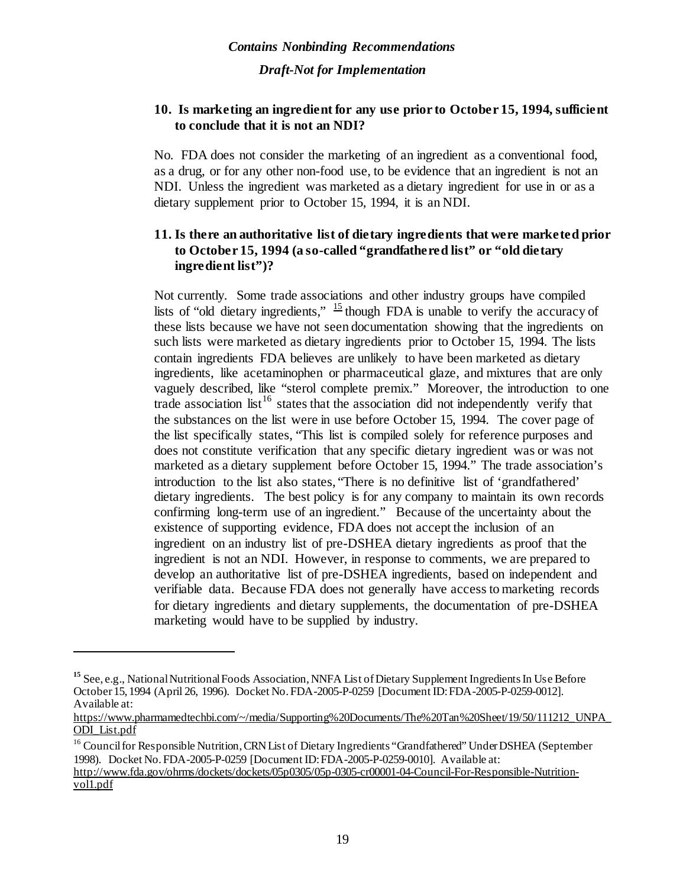### 10. Is marketing an ingredient for any use prior to October 15, 1994, sufficient to conclude that it is not an NDI?

No. FDA does not consider the marketing of an ingredient as a conventional food, as a drug, or for any other non-food use, to be evidence that an ingredient is not an NDI. Unless the ingredient was marketed as a dietary ingredient for use in or as a dietary supplement prior to October 15, 1994, it is an NDI.

### 11. Is there an authoritative list of dietary ingredients that were marketed prior to October 15, 1994 (a so-called "grandfathered list" or "old dietary ingredient list")?

Not currently. Some trade associations and other industry groups have compiled lists of "old dietary ingredients," [15] though FDA is unable to verify the accuracy of these lists because we have not seen documentation showing that the ingredients on such lists were marketed as dietary ingredients prior to October 15, 1994. The lists contain ingredients FDA believes are unlikely to have been marketed as dietary ingredients, like acetaminophen or pharmaceutical glaze, and mixtures that are only vaguely described, like "sterol complete premix." Moreover, the introduction to one trade association list[16] states that the association did not independently verify that the substances on the list were in use before October 15, 1994. The cover page of the list specifically states, "This list is compiled solely for reference purposes and does not constitute verification that any specific dietary ingredient was or was not marketed as a dietary supplement before October 15, 1994." The trade association's introduction to the list also states, "There is no definitive list of 'grandfathered' dietary ingredients. The best policy is for any company to maintain its own records confirming long-term use of an ingredient." Because of the uncertainty about the existence of supporting evidence, FDA does not accept the inclusion of an ingredient on an industry list of pre-DSHEA dietary ingredients as proof that the ingredient is not an NDI. However, in response to comments, we are prepared to develop an authoritative list of pre-DSHEA ingredients, based on independent and verifiable data. Because FDA does not generally have access to marketing records for dietary ingredients and dietary supplements, the documentation of pre-DSHEA marketing would have to be supplied by industry.

---

[15] See, e.g., National Nutritional Foods Association, NNFA List of Dietary Supplement Ingredients In Use Before October 15, 1994 (April 26, 1996). Docket No. FDA-2005-P-0259 [Document ID: FDA-2005-P-0259-0012]. Available at: https://www.pharmamedtechbi.com/~/media/Supporting%20Documents/The%20Tan%20Sheet/19/50/111212_UNPA_ODI_List.pdf

[16] Council for Responsible Nutrition, CRN List of Dietary Ingredients "Grandfathered" Under DSHEA (September 1998). Docket No. FDA-2005-P-0259 [Document ID: FDA-2005-P-0259-0010]. Available at: http://www.fda.gov/ohrms/dockets/dockets/05p0305/05p-0305-cr00001-04-Council-For-Responsible-Nutrition-vol1.pdf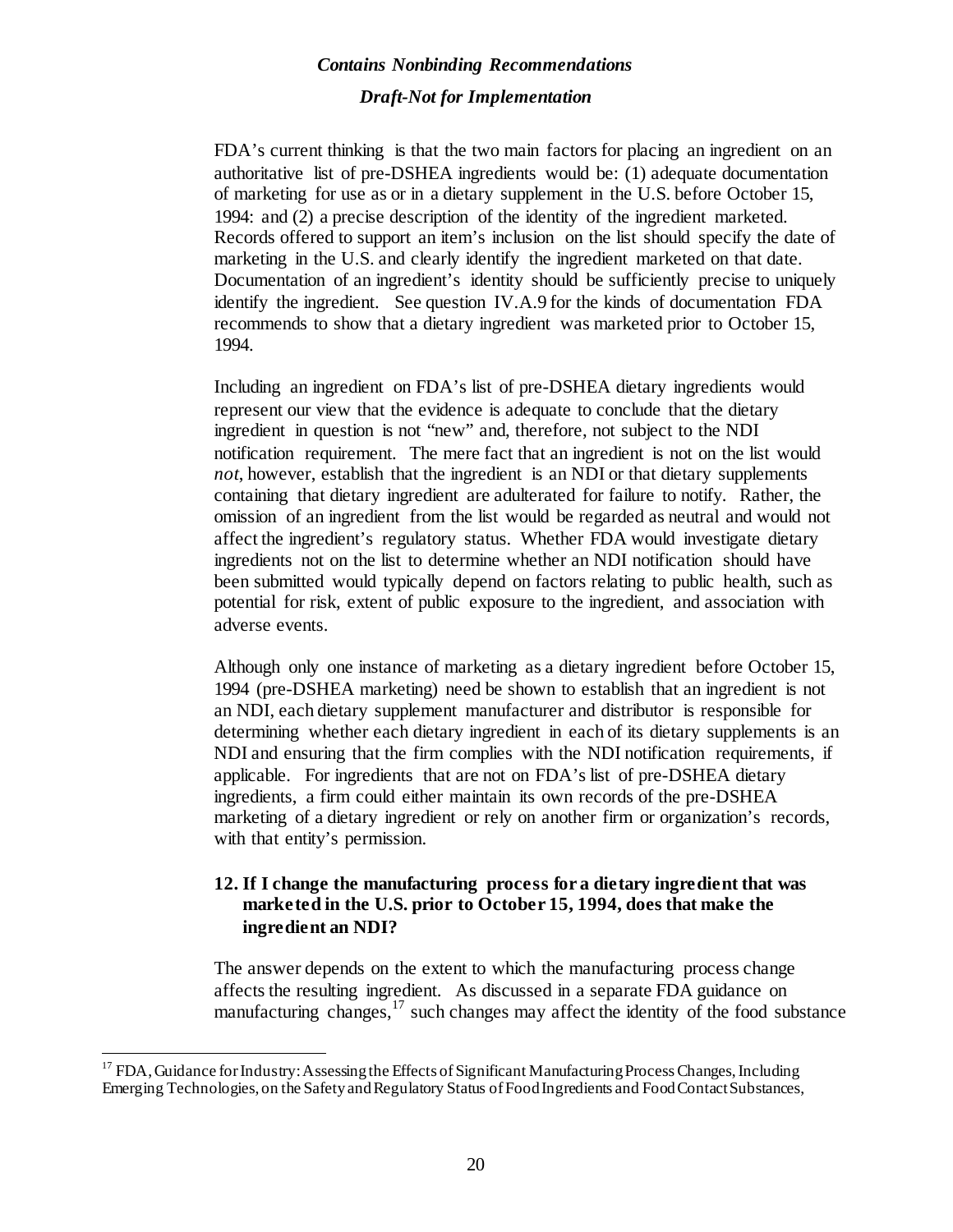FDA's current thinking is that the two main factors for placing an ingredient on an authoritative list of pre-DSHEA ingredients would be: (1) adequate documentation of marketing for use as or in a dietary supplement in the U.S. before October 15, 1994: and (2) a precise description of the identity of the ingredient marketed. Records offered to support an item's inclusion on the list should specify the date of marketing in the U.S. and clearly identify the ingredient marketed on that date. Documentation of an ingredient's identity should be sufficiently precise to uniquely identify the ingredient. See question IV.A.9 for the kinds of documentation FDA recommends to show that a dietary ingredient was marketed prior to October 15, 1994.

Including an ingredient on FDA's list of pre-DSHEA dietary ingredients would represent our view that the evidence is adequate to conclude that the dietary ingredient in question is not "new" and, therefore, not subject to the NDI notification requirement. The mere fact that an ingredient is not on the list would *not*, however, establish that the ingredient is an NDI or that dietary supplements containing that dietary ingredient are adulterated for failure to notify. Rather, the omission of an ingredient from the list would be regarded as neutral and would not affect the ingredient's regulatory status. Whether FDA would investigate dietary ingredients not on the list to determine whether an NDI notification should have been submitted would typically depend on factors relating to public health, such as potential for risk, extent of public exposure to the ingredient, and association with adverse events.

Although only one instance of marketing as a dietary ingredient before October 15, 1994 (pre-DSHEA marketing) need be shown to establish that an ingredient is not an NDI, each dietary supplement manufacturer and distributor is responsible for determining whether each dietary ingredient in each of its dietary supplements is an NDI and ensuring that the firm complies with the NDI notification requirements, if applicable. For ingredients that are not on FDA's list of pre-DSHEA dietary ingredients, a firm could either maintain its own records of the pre-DSHEA marketing of a dietary ingredient or rely on another firm or organization's records, with that entity's permission.

**12. If I change the manufacturing process for a dietary ingredient that was marketed in the U.S. prior to October 15, 1994, does that make the ingredient an NDI?**

The answer depends on the extent to which the manufacturing process change affects the resulting ingredient. As discussed in a separate FDA guidance on manufacturing changes,[17] such changes may affect the identity of the food substance

[17] FDA, Guidance for Industry: Assessing the Effects of Significant Manufacturing Process Changes, Including Emerging Technologies, on the Safety and Regulatory Status of Food Ingredients and Food Contact Substances,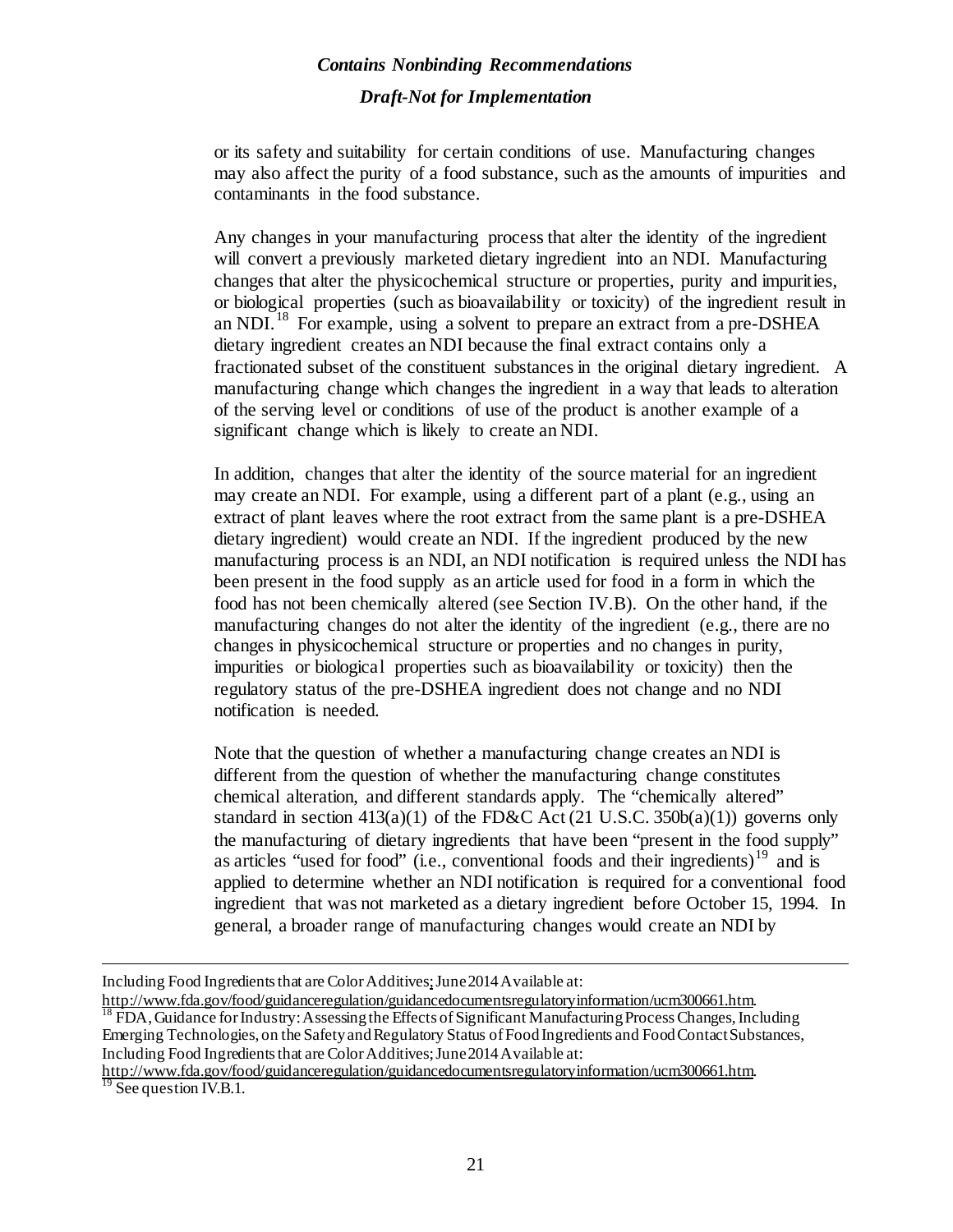or its safety and suitability for certain conditions of use. Manufacturing changes may also affect the purity of a food substance, such as the amounts of impurities and contaminants in the food substance.

Any changes in your manufacturing process that alter the identity of the ingredient will convert a previously marketed dietary ingredient into an NDI. Manufacturing changes that alter the physicochemical structure or properties, purity and impurities, or biological properties (such as bioavailability or toxicity) of the ingredient result in an NDI.[18] For example, using a solvent to prepare an extract from a pre-DSHEA dietary ingredient creates an NDI because the final extract contains only a fractionated subset of the constituent substances in the original dietary ingredient. A manufacturing change which changes the ingredient in a way that leads to alteration of the serving level or conditions of use of the product is another example of a significant change which is likely to create an NDI.

In addition, changes that alter the identity of the source material for an ingredient may create an NDI. For example, using a different part of a plant (e.g., using an extract of plant leaves where the root extract from the same plant is a pre-DSHEA dietary ingredient) would create an NDI. If the ingredient produced by the new manufacturing process is an NDI, an NDI notification is required unless the NDI has been present in the food supply as an article used for food in a form in which the food has not been chemically altered (see Section IV.B). On the other hand, if the manufacturing changes do not alter the identity of the ingredient (e.g., there are no changes in physicochemical structure or properties and no changes in purity, impurities or biological properties such as bioavailability or toxicity) then the regulatory status of the pre-DSHEA ingredient does not change and no NDI notification is needed.

Note that the question of whether a manufacturing change creates an NDI is different from the question of whether the manufacturing change constitutes chemical alteration, and different standards apply. The "chemically altered" standard in section 413(a)(1) of the FD&C Act (21 U.S.C. 350b(a)(1)) governs only the manufacturing of dietary ingredients that have been "present in the food supply" as articles "used for food" (i.e., conventional foods and their ingredients)[19] and is applied to determine whether an NDI notification is required for a conventional food ingredient that was not marketed as a dietary ingredient before October 15, 1994. In general, a broader range of manufacturing changes would create an NDI by

---

Including Food Ingredients that are Color Additives; June 2014 Available at: http://www.fda.gov/food/guidanceregulation/guidancedocumentsregulatoryinformation/ucm300661.htm.

[18] FDA, Guidance for Industry: Assessing the Effects of Significant Manufacturing Process Changes, Including Emerging Technologies, on the Safety and Regulatory Status of Food Ingredients and Food Contact Substances, Including Food Ingredients that are Color Additives; June 2014 Available at: http://www.fda.gov/food/guidanceregulation/guidancedocumentsregulatoryinformation/ucm300661.htm.

[19] See question IV.B.1.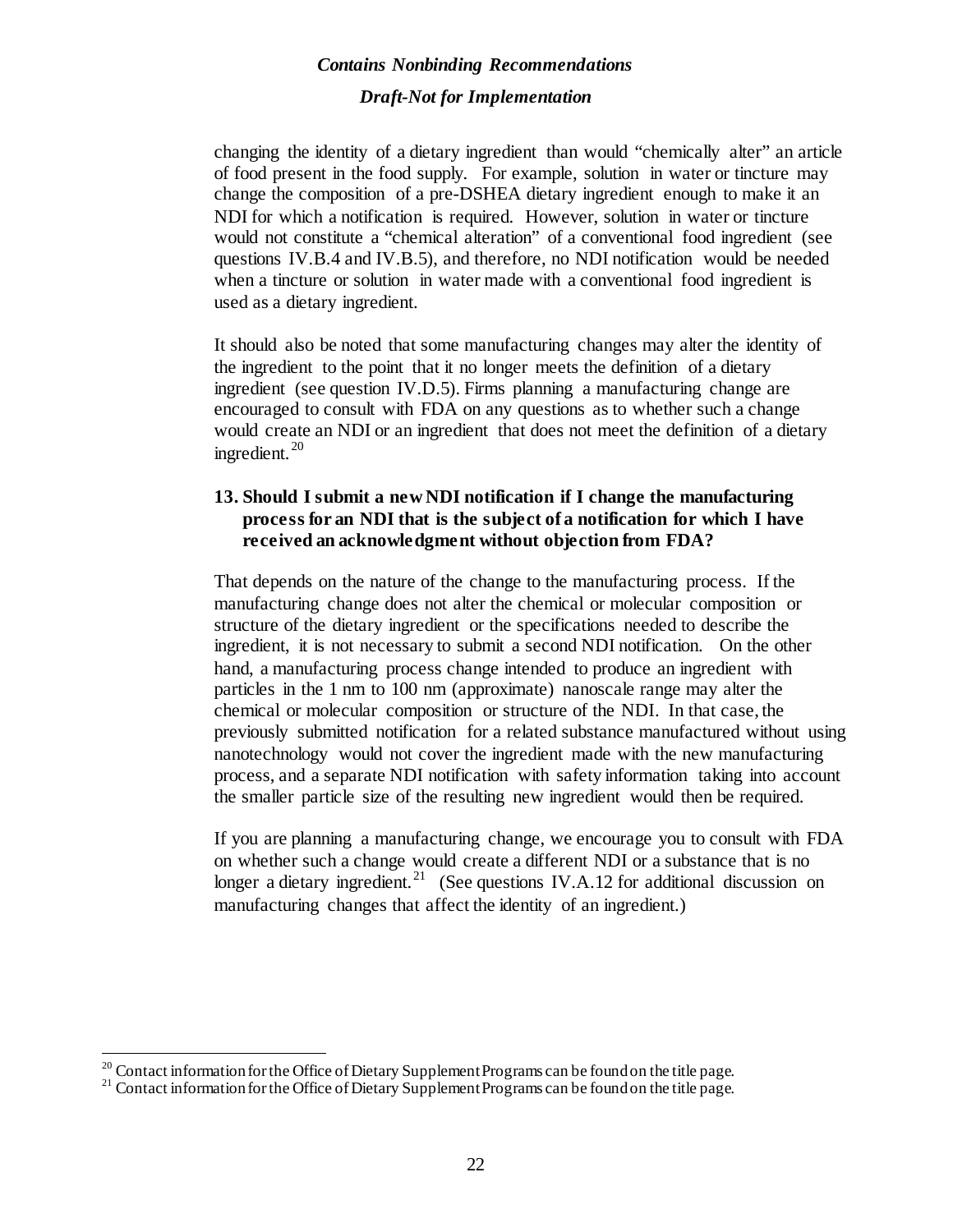changing the identity of a dietary ingredient than would "chemically alter" an article of food present in the food supply. For example, solution in water or tincture may change the composition of a pre-DSHEA dietary ingredient enough to make it an NDI for which a notification is required. However, solution in water or tincture would not constitute a "chemical alteration" of a conventional food ingredient (see questions IV.B.4 and IV.B.5), and therefore, no NDI notification would be needed when a tincture or solution in water made with a conventional food ingredient is used as a dietary ingredient.

It should also be noted that some manufacturing changes may alter the identity of the ingredient to the point that it no longer meets the definition of a dietary ingredient (see question IV.D.5). Firms planning a manufacturing change are encouraged to consult with FDA on any questions as to whether such a change would create an NDI or an ingredient that does not meet the definition of a dietary ingredient.[20]

### 13. Should I submit a new NDI notification if I change the manufacturing process for an NDI that is the subject of a notification for which I have received an acknowledgment without objection from FDA?

That depends on the nature of the change to the manufacturing process. If the manufacturing change does not alter the chemical or molecular composition or structure of the dietary ingredient or the specifications needed to describe the ingredient, it is not necessary to submit a second NDI notification. On the other hand, a manufacturing process change intended to produce an ingredient with particles in the 1 nm to 100 nm (approximate) nanoscale range may alter the chemical or molecular composition or structure of the NDI. In that case, the previously submitted notification for a related substance manufactured without using nanotechnology would not cover the ingredient made with the new manufacturing process, and a separate NDI notification with safety information taking into account the smaller particle size of the resulting new ingredient would then be required.

If you are planning a manufacturing change, we encourage you to consult with FDA on whether such a change would create a different NDI or a substance that is no longer a dietary ingredient.[21] (See questions IV.A.12 for additional discussion on manufacturing changes that affect the identity of an ingredient.)

---

[20] Contact information for the Office of Dietary Supplement Programs can be found on the title page.

[21] Contact information for the Office of Dietary Supplement Programs can be found on the title page.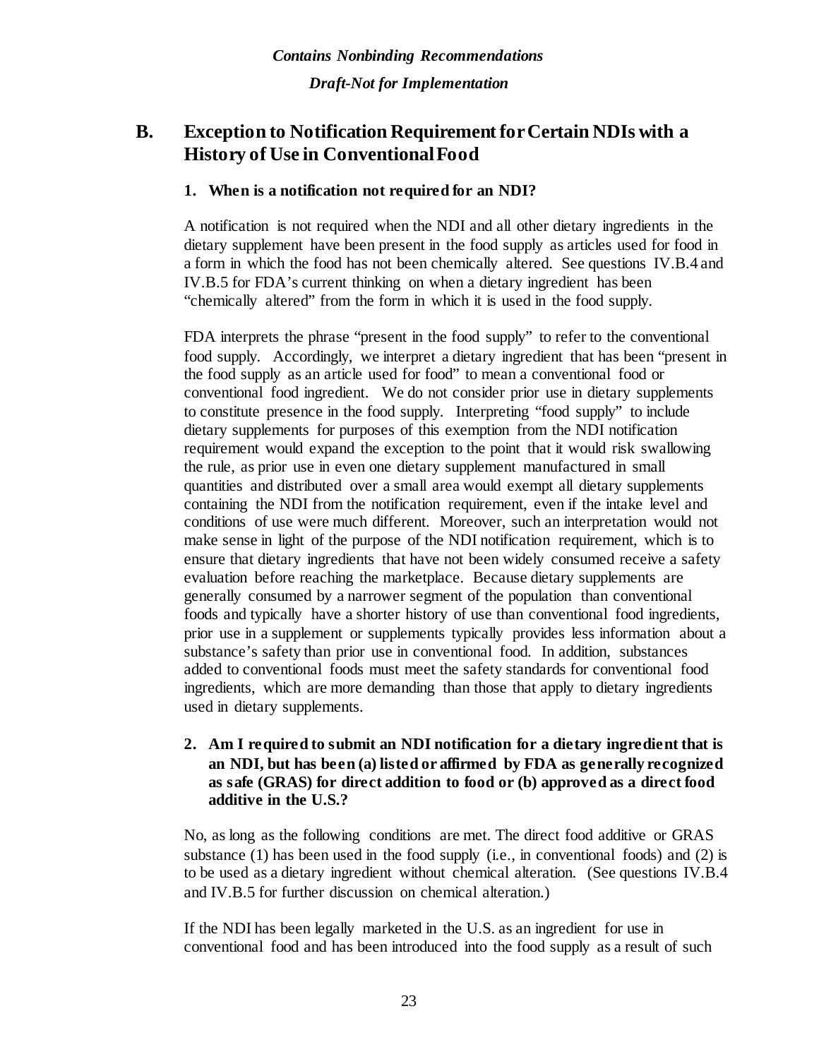## B. Exception to Notification Requirement for Certain NDIs with a History of Use in Conventional Food

### 1. When is a notification not required for an NDI?

A notification is not required when the NDI and all other dietary ingredients in the dietary supplement have been present in the food supply as articles used for food in a form in which the food has not been chemically altered. See questions IV.B.4 and IV.B.5 for FDA's current thinking on when a dietary ingredient has been "chemically altered" from the form in which it is used in the food supply.

FDA interprets the phrase "present in the food supply" to refer to the conventional food supply. Accordingly, we interpret a dietary ingredient that has been "present in the food supply as an article used for food" to mean a conventional food or conventional food ingredient. We do not consider prior use in dietary supplements to constitute presence in the food supply. Interpreting "food supply" to include dietary supplements for purposes of this exemption from the NDI notification requirement would expand the exception to the point that it would risk swallowing the rule, as prior use in even one dietary supplement manufactured in small quantities and distributed over a small area would exempt all dietary supplements containing the NDI from the notification requirement, even if the intake level and conditions of use were much different. Moreover, such an interpretation would not make sense in light of the purpose of the NDI notification requirement, which is to ensure that dietary ingredients that have not been widely consumed receive a safety evaluation before reaching the marketplace. Because dietary supplements are generally consumed by a narrower segment of the population than conventional foods and typically have a shorter history of use than conventional food ingredients, prior use in a supplement or supplements typically provides less information about a substance's safety than prior use in conventional food. In addition, substances added to conventional foods must meet the safety standards for conventional food ingredients, which are more demanding than those that apply to dietary ingredients used in dietary supplements.

### 2. Am I required to submit an NDI notification for a dietary ingredient that is an NDI, but has been (a) listed or affirmed by FDA as generally recognized as safe (GRAS) for direct addition to food or (b) approved as a direct food additive in the U.S.?

No, as long as the following conditions are met. The direct food additive or GRAS substance (1) has been used in the food supply (i.e., in conventional foods) and (2) is to be used as a dietary ingredient without chemical alteration. (See questions IV.B.4 and IV.B.5 for further discussion on chemical alteration.)

If the NDI has been legally marketed in the U.S. as an ingredient for use in conventional food and has been introduced into the food supply as a result of such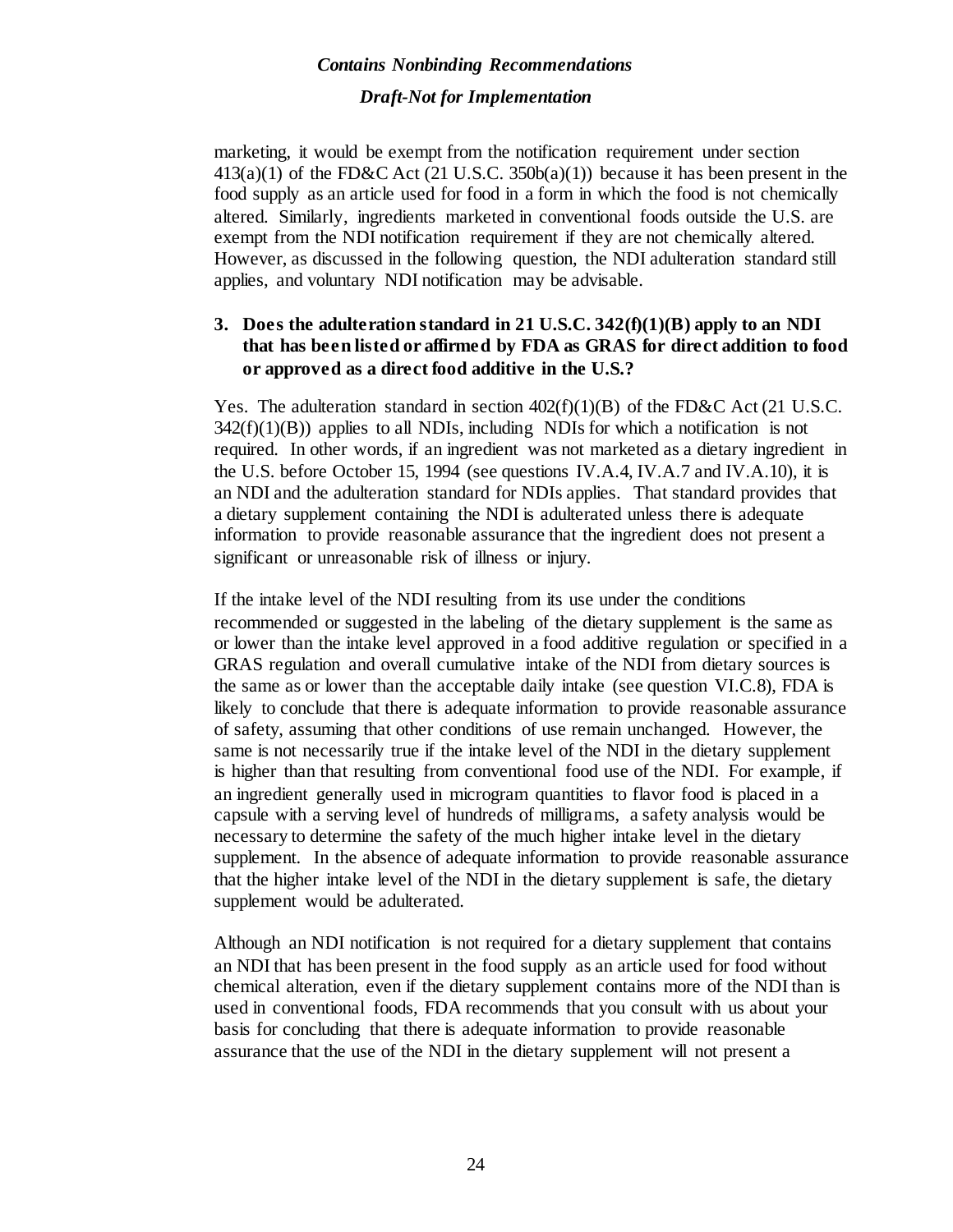marketing, it would be exempt from the notification requirement under section 413(a)(1) of the FD&C Act (21 U.S.C. 350b(a)(1)) because it has been present in the food supply as an article used for food in a form in which the food is not chemically altered. Similarly, ingredients marketed in conventional foods outside the U.S. are exempt from the NDI notification requirement if they are not chemically altered. However, as discussed in the following question, the NDI adulteration standard still applies, and voluntary NDI notification may be advisable.

### 3. Does the adulteration standard in 21 U.S.C. 342(f)(1)(B) apply to an NDI that has been listed or affirmed by FDA as GRAS for direct addition to food or approved as a direct food additive in the U.S.?

Yes. The adulteration standard in section 402(f)(1)(B) of the FD&C Act (21 U.S.C. 342(f)(1)(B)) applies to all NDIs, including NDIs for which a notification is not required. In other words, if an ingredient was not marketed as a dietary ingredient in the U.S. before October 15, 1994 (see questions IV.A.4, IV.A.7 and IV.A.10), it is an NDI and the adulteration standard for NDIs applies. That standard provides that a dietary supplement containing the NDI is adulterated unless there is adequate information to provide reasonable assurance that the ingredient does not present a significant or unreasonable risk of illness or injury.

If the intake level of the NDI resulting from its use under the conditions recommended or suggested in the labeling of the dietary supplement is the same as or lower than the intake level approved in a food additive regulation or specified in a GRAS regulation and overall cumulative intake of the NDI from dietary sources is the same as or lower than the acceptable daily intake (see question VI.C.8), FDA is likely to conclude that there is adequate information to provide reasonable assurance of safety, assuming that other conditions of use remain unchanged. However, the same is not necessarily true if the intake level of the NDI in the dietary supplement is higher than that resulting from conventional food use of the NDI. For example, if an ingredient generally used in microgram quantities to flavor food is placed in a capsule with a serving level of hundreds of milligrams, a safety analysis would be necessary to determine the safety of the much higher intake level in the dietary supplement. In the absence of adequate information to provide reasonable assurance that the higher intake level of the NDI in the dietary supplement is safe, the dietary supplement would be adulterated.

Although an NDI notification is not required for a dietary supplement that contains an NDI that has been present in the food supply as an article used for food without chemical alteration, even if the dietary supplement contains more of the NDI than is used in conventional foods, FDA recommends that you consult with us about your basis for concluding that there is adequate information to provide reasonable assurance that the use of the NDI in the dietary supplement will not present a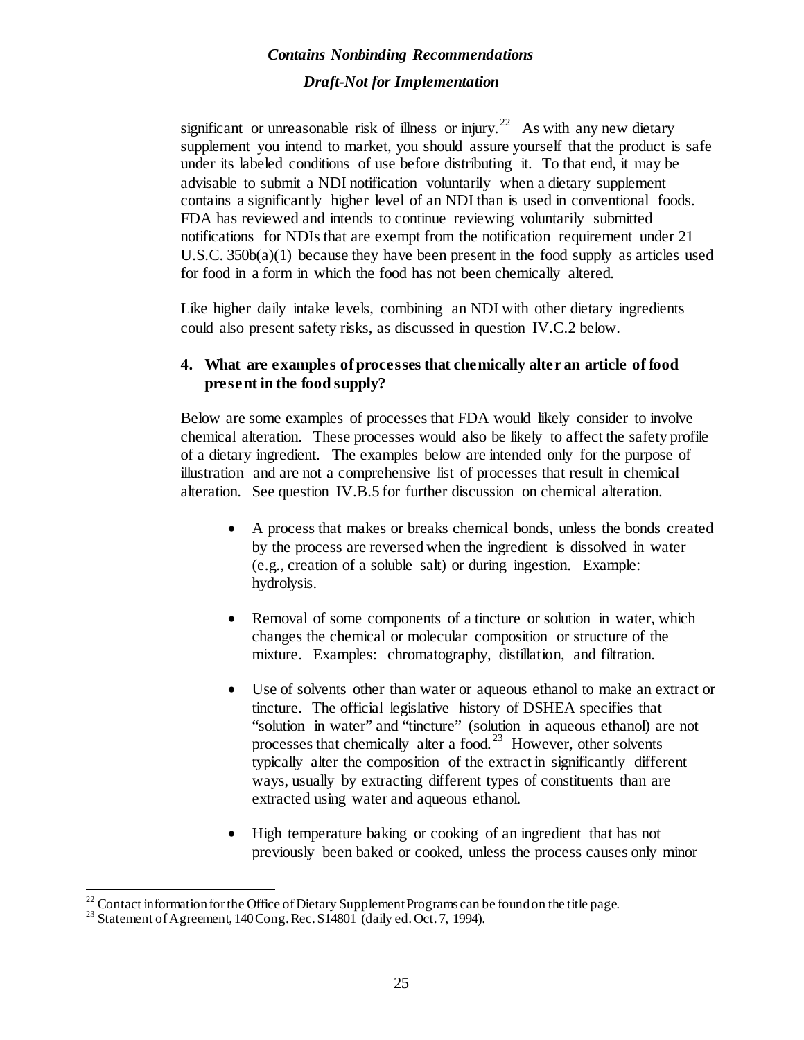significant or unreasonable risk of illness or injury.[22] As with any new dietary supplement you intend to market, you should assure yourself that the product is safe under its labeled conditions of use before distributing it. To that end, it may be advisable to submit a NDI notification voluntarily when a dietary supplement contains a significantly higher level of an NDI than is used in conventional foods. FDA has reviewed and intends to continue reviewing voluntarily submitted notifications for NDIs that are exempt from the notification requirement under 21 U.S.C. 350b(a)(1) because they have been present in the food supply as articles used for food in a form in which the food has not been chemically altered.

Like higher daily intake levels, combining an NDI with other dietary ingredients could also present safety risks, as discussed in question IV.C.2 below.

### 4. What are examples of processes that chemically alter an article of food present in the food supply?

Below are some examples of processes that FDA would likely consider to involve chemical alteration. These processes would also be likely to affect the safety profile of a dietary ingredient. The examples below are intended only for the purpose of illustration and are not a comprehensive list of processes that result in chemical alteration. See question IV.B.5 for further discussion on chemical alteration.

- A process that makes or breaks chemical bonds, unless the bonds created by the process are reversed when the ingredient is dissolved in water (e.g., creation of a soluble salt) or during ingestion. Example: hydrolysis.

- Removal of some components of a tincture or solution in water, which changes the chemical or molecular composition or structure of the mixture. Examples: chromatography, distillation, and filtration.

- Use of solvents other than water or aqueous ethanol to make an extract or tincture. The official legislative history of DSHEA specifies that "solution in water" and "tincture" (solution in aqueous ethanol) are not processes that chemically alter a food.[23] However, other solvents typically alter the composition of the extract in significantly different ways, usually by extracting different types of constituents than are extracted using water and aqueous ethanol.

- High temperature baking or cooking of an ingredient that has not previously been baked or cooked, unless the process causes only minor

[22] Contact information for the Office of Dietary Supplement Programs can be found on the title page.

[23] Statement of Agreement, 140 Cong. Rec. S14801 (daily ed. Oct. 7, 1994).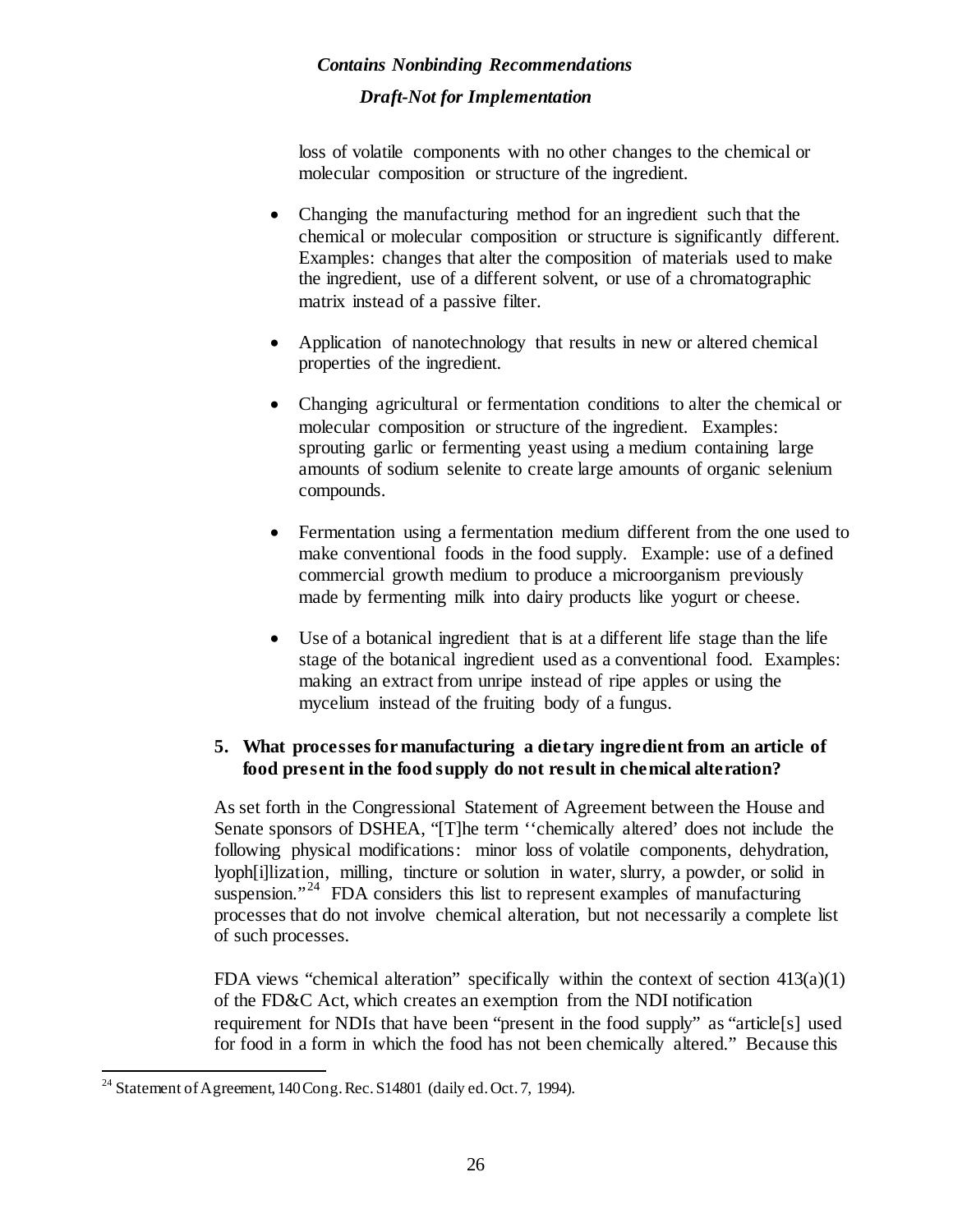loss of volatile components with no other changes to the chemical or molecular composition or structure of the ingredient.

- Changing the manufacturing method for an ingredient such that the chemical or molecular composition or structure is significantly different. Examples: changes that alter the composition of materials used to make the ingredient, use of a different solvent, or use of a chromatographic matrix instead of a passive filter.

- Application of nanotechnology that results in new or altered chemical properties of the ingredient.

- Changing agricultural or fermentation conditions to alter the chemical or molecular composition or structure of the ingredient. Examples: sprouting garlic or fermenting yeast using a medium containing large amounts of sodium selenite to create large amounts of organic selenium compounds.

- Fermentation using a fermentation medium different from the one used to make conventional foods in the food supply. Example: use of a defined commercial growth medium to produce a microorganism previously made by fermenting milk into dairy products like yogurt or cheese.

- Use of a botanical ingredient that is at a different life stage than the life stage of the botanical ingredient used as a conventional food. Examples: making an extract from unripe instead of ripe apples or using the mycelium instead of the fruiting body of a fungus.

### 5. What processes for manufacturing a dietary ingredient from an article of food present in the food supply do not result in chemical alteration?

As set forth in the Congressional Statement of Agreement between the House and Senate sponsors of DSHEA, "[T]he term ''chemically altered' does not include the following physical modifications: minor loss of volatile components, dehydration, lyoph[i]lization, milling, tincture or solution in water, slurry, a powder, or solid in suspension."[24] FDA considers this list to represent examples of manufacturing processes that do not involve chemical alteration, but not necessarily a complete list of such processes.

FDA views "chemical alteration" specifically within the context of section 413(a)(1) of the FD&C Act, which creates an exemption from the NDI notification requirement for NDIs that have been "present in the food supply" as "article[s] used for food in a form in which the food has not been chemically altered." Because this

[24] Statement of Agreement, 140 Cong. Rec. S14801 (daily ed. Oct. 7, 1994).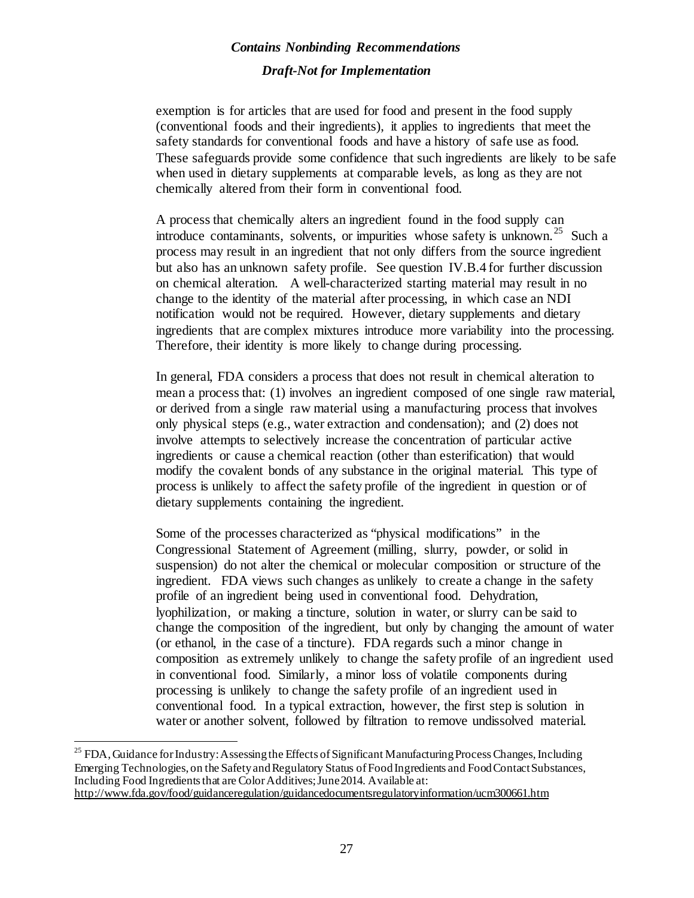exemption is for articles that are used for food and present in the food supply (conventional foods and their ingredients), it applies to ingredients that meet the safety standards for conventional foods and have a history of safe use as food. These safeguards provide some confidence that such ingredients are likely to be safe when used in dietary supplements at comparable levels, as long as they are not chemically altered from their form in conventional food.

A process that chemically alters an ingredient found in the food supply can introduce contaminants, solvents, or impurities whose safety is unknown.[25] Such a process may result in an ingredient that not only differs from the source ingredient but also has an unknown safety profile. See question IV.B.4 for further discussion on chemical alteration. A well-characterized starting material may result in no change to the identity of the material after processing, in which case an NDI notification would not be required. However, dietary supplements and dietary ingredients that are complex mixtures introduce more variability into the processing. Therefore, their identity is more likely to change during processing.

In general, FDA considers a process that does not result in chemical alteration to mean a process that: (1) involves an ingredient composed of one single raw material, or derived from a single raw material using a manufacturing process that involves only physical steps (e.g., water extraction and condensation); and (2) does not involve attempts to selectively increase the concentration of particular active ingredients or cause a chemical reaction (other than esterification) that would modify the covalent bonds of any substance in the original material. This type of process is unlikely to affect the safety profile of the ingredient in question or of dietary supplements containing the ingredient.

Some of the processes characterized as "physical modifications" in the Congressional Statement of Agreement (milling, slurry, powder, or solid in suspension) do not alter the chemical or molecular composition or structure of the ingredient. FDA views such changes as unlikely to create a change in the safety profile of an ingredient being used in conventional food. Dehydration, lyophilization, or making a tincture, solution in water, or slurry can be said to change the composition of the ingredient, but only by changing the amount of water (or ethanol, in the case of a tincture). FDA regards such a minor change in composition as extremely unlikely to change the safety profile of an ingredient used in conventional food. Similarly, a minor loss of volatile components during processing is unlikely to change the safety profile of an ingredient used in conventional food. In a typical extraction, however, the first step is solution in water or another solvent, followed by filtration to remove undissolved material.

---

[25] FDA, Guidance for Industry: Assessing the Effects of Significant Manufacturing Process Changes, Including Emerging Technologies, on the Safety and Regulatory Status of Food Ingredients and Food Contact Substances, Including Food Ingredients that are Color Additives; June 2014. Available at: http://www.fda.gov/food/guidanceregulation/guidancedocumentsregulatoryinformation/ucm300661.htm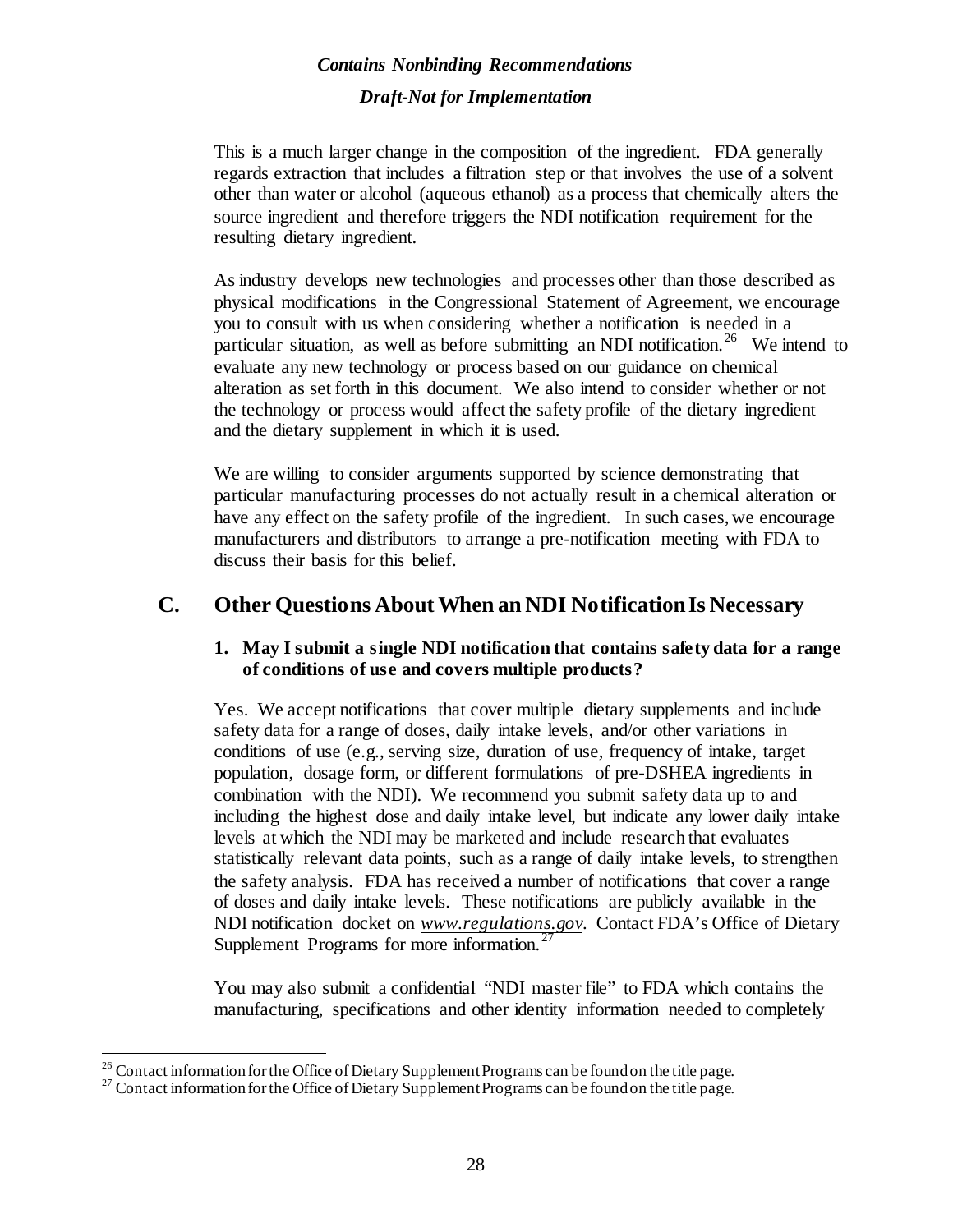This is a much larger change in the composition of the ingredient. FDA generally regards extraction that includes a filtration step or that involves the use of a solvent other than water or alcohol (aqueous ethanol) as a process that chemically alters the source ingredient and therefore triggers the NDI notification requirement for the resulting dietary ingredient.

As industry develops new technologies and processes other than those described as physical modifications in the Congressional Statement of Agreement, we encourage you to consult with us when considering whether a notification is needed in a particular situation, as well as before submitting an NDI notification.[26] We intend to evaluate any new technology or process based on our guidance on chemical alteration as set forth in this document. We also intend to consider whether or not the technology or process would affect the safety profile of the dietary ingredient and the dietary supplement in which it is used.

We are willing to consider arguments supported by science demonstrating that particular manufacturing processes do not actually result in a chemical alteration or have any effect on the safety profile of the ingredient. In such cases, we encourage manufacturers and distributors to arrange a pre-notification meeting with FDA to discuss their basis for this belief.

## C. Other Questions About When an NDI Notification Is Necessary

### 1. May I submit a single NDI notification that contains safety data for a range of conditions of use and covers multiple products?

Yes. We accept notifications that cover multiple dietary supplements and include safety data for a range of doses, daily intake levels, and/or other variations in conditions of use (e.g., serving size, duration of use, frequency of intake, target population, dosage form, or different formulations of pre-DSHEA ingredients in combination with the NDI). We recommend you submit safety data up to and including the highest dose and daily intake level, but indicate any lower daily intake levels at which the NDI may be marketed and include research that evaluates statistically relevant data points, such as a range of daily intake levels, to strengthen the safety analysis. FDA has received a number of notifications that cover a range of doses and daily intake levels. These notifications are publicly available in the NDI notification docket on *www.regulations.gov*. Contact FDA's Office of Dietary Supplement Programs for more information.[27]

You may also submit a confidential "NDI master file" to FDA which contains the manufacturing, specifications and other identity information needed to completely

---

[26] Contact information for the Office of Dietary Supplement Programs can be found on the title page.

[27] Contact information for the Office of Dietary Supplement Programs can be found on the title page.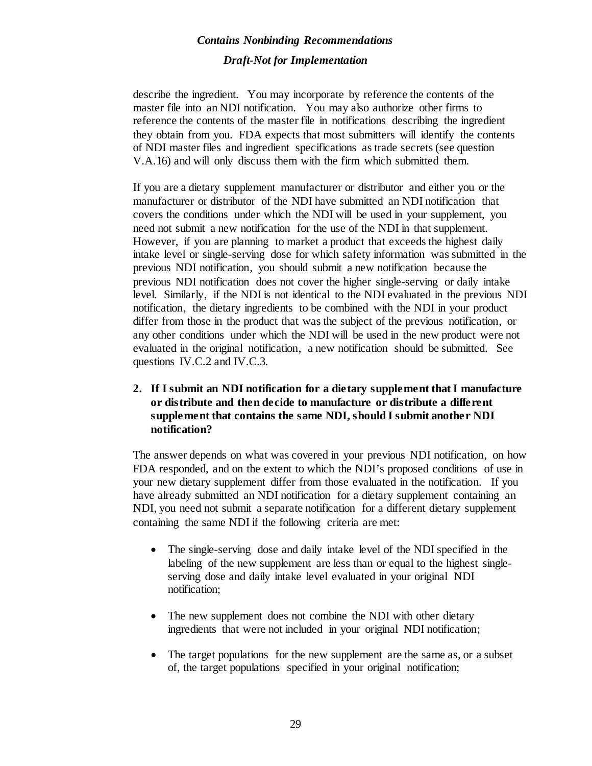describe the ingredient. You may incorporate by reference the contents of the master file into an NDI notification. You may also authorize other firms to reference the contents of the master file in notifications describing the ingredient they obtain from you. FDA expects that most submitters will identify the contents of NDI master files and ingredient specifications as trade secrets (see question V.A.16) and will only discuss them with the firm which submitted them.

If you are a dietary supplement manufacturer or distributor and either you or the manufacturer or distributor of the NDI have submitted an NDI notification that covers the conditions under which the NDI will be used in your supplement, you need not submit a new notification for the use of the NDI in that supplement. However, if you are planning to market a product that exceeds the highest daily intake level or single-serving dose for which safety information was submitted in the previous NDI notification, you should submit a new notification because the previous NDI notification does not cover the higher single-serving or daily intake level. Similarly, if the NDI is not identical to the NDI evaluated in the previous NDI notification, the dietary ingredients to be combined with the NDI in your product differ from those in the product that was the subject of the previous notification, or any other conditions under which the NDI will be used in the new product were not evaluated in the original notification, a new notification should be submitted. See questions IV.C.2 and IV.C.3.

**2. If I submit an NDI notification for a dietary supplement that I manufacture or distribute and then decide to manufacture or distribute a different supplement that contains the same NDI, should I submit another NDI notification?**

The answer depends on what was covered in your previous NDI notification, on how FDA responded, and on the extent to which the NDI's proposed conditions of use in your new dietary supplement differ from those evaluated in the notification. If you have already submitted an NDI notification for a dietary supplement containing an NDI, you need not submit a separate notification for a different dietary supplement containing the same NDI if the following criteria are met:

- The single-serving dose and daily intake level of the NDI specified in the labeling of the new supplement are less than or equal to the highest single-serving dose and daily intake level evaluated in your original NDI notification;
- The new supplement does not combine the NDI with other dietary ingredients that were not included in your original NDI notification;
- The target populations for the new supplement are the same as, or a subset of, the target populations specified in your original notification;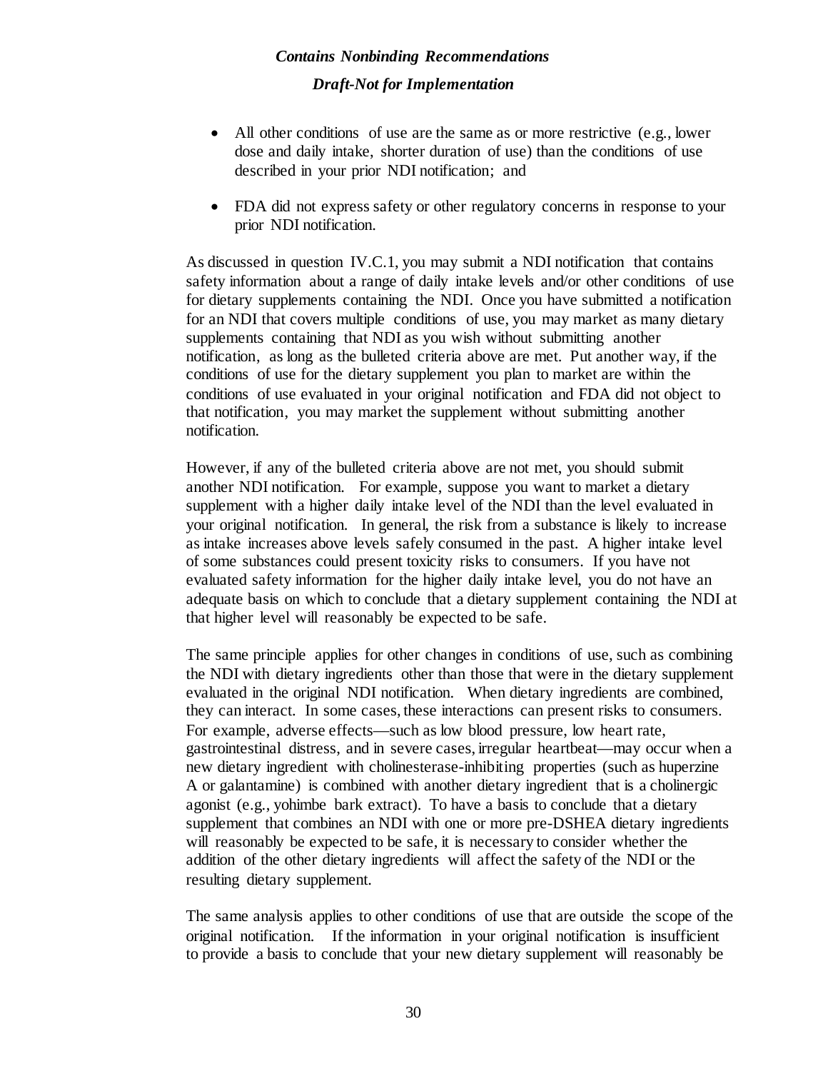- All other conditions of use are the same as or more restrictive (e.g., lower dose and daily intake, shorter duration of use) than the conditions of use described in your prior NDI notification; and
- FDA did not express safety or other regulatory concerns in response to your prior NDI notification.

As discussed in question IV.C.1, you may submit a NDI notification that contains safety information about a range of daily intake levels and/or other conditions of use for dietary supplements containing the NDI. Once you have submitted a notification for an NDI that covers multiple conditions of use, you may market as many dietary supplements containing that NDI as you wish without submitting another notification, as long as the bulleted criteria above are met. Put another way, if the conditions of use for the dietary supplement you plan to market are within the conditions of use evaluated in your original notification and FDA did not object to that notification, you may market the supplement without submitting another notification.

However, if any of the bulleted criteria above are not met, you should submit another NDI notification. For example, suppose you want to market a dietary supplement with a higher daily intake level of the NDI than the level evaluated in your original notification. In general, the risk from a substance is likely to increase as intake increases above levels safely consumed in the past. A higher intake level of some substances could present toxicity risks to consumers. If you have not evaluated safety information for the higher daily intake level, you do not have an adequate basis on which to conclude that a dietary supplement containing the NDI at that higher level will reasonably be expected to be safe.

The same principle applies for other changes in conditions of use, such as combining the NDI with dietary ingredients other than those that were in the dietary supplement evaluated in the original NDI notification. When dietary ingredients are combined, they can interact. In some cases, these interactions can present risks to consumers. For example, adverse effects—such as low blood pressure, low heart rate, gastrointestinal distress, and in severe cases, irregular heartbeat—may occur when a new dietary ingredient with cholinesterase-inhibiting properties (such as huperzine A or galantamine) is combined with another dietary ingredient that is a cholinergic agonist (e.g., yohimbe bark extract). To have a basis to conclude that a dietary supplement that combines an NDI with one or more pre-DSHEA dietary ingredients will reasonably be expected to be safe, it is necessary to consider whether the addition of the other dietary ingredients will affect the safety of the NDI or the resulting dietary supplement.

The same analysis applies to other conditions of use that are outside the scope of the original notification. If the information in your original notification is insufficient to provide a basis to conclude that your new dietary supplement will reasonably be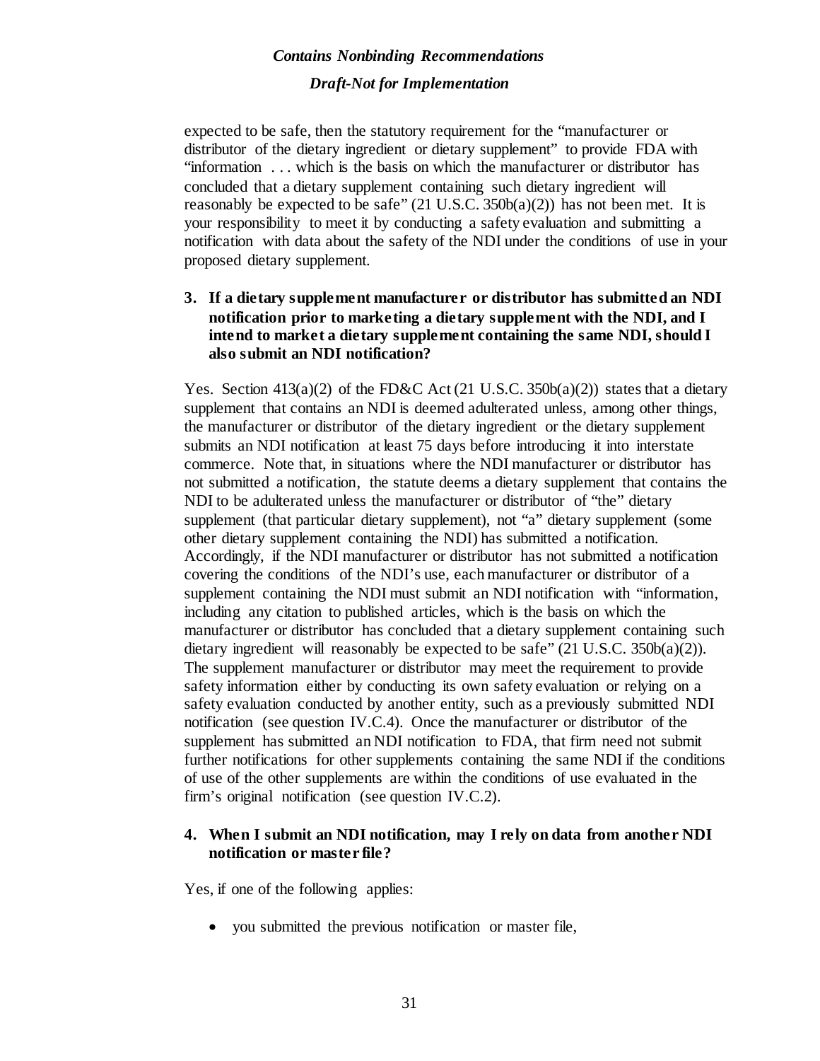expected to be safe, then the statutory requirement for the "manufacturer or distributor of the dietary ingredient or dietary supplement" to provide FDA with "information . . . which is the basis on which the manufacturer or distributor has concluded that a dietary supplement containing such dietary ingredient will reasonably be expected to be safe" (21 U.S.C. 350b(a)(2)) has not been met. It is your responsibility to meet it by conducting a safety evaluation and submitting a notification with data about the safety of the NDI under the conditions of use in your proposed dietary supplement.

**3. If a dietary supplement manufacturer or distributor has submitted an NDI notification prior to marketing a dietary supplement with the NDI, and I intend to market a dietary supplement containing the same NDI, should I also submit an NDI notification?**

Yes. Section 413(a)(2) of the FD&C Act (21 U.S.C. 350b(a)(2)) states that a dietary supplement that contains an NDI is deemed adulterated unless, among other things, the manufacturer or distributor of the dietary ingredient or the dietary supplement submits an NDI notification at least 75 days before introducing it into interstate commerce. Note that, in situations where the NDI manufacturer or distributor has not submitted a notification, the statute deems a dietary supplement that contains the NDI to be adulterated unless the manufacturer or distributor of "the" dietary supplement (that particular dietary supplement), not "a" dietary supplement (some other dietary supplement containing the NDI) has submitted a notification. Accordingly, if the NDI manufacturer or distributor has not submitted a notification covering the conditions of the NDI's use, each manufacturer or distributor of a supplement containing the NDI must submit an NDI notification with "information, including any citation to published articles, which is the basis on which the manufacturer or distributor has concluded that a dietary supplement containing such dietary ingredient will reasonably be expected to be safe" (21 U.S.C. 350b(a)(2)). The supplement manufacturer or distributor may meet the requirement to provide safety information either by conducting its own safety evaluation or relying on a safety evaluation conducted by another entity, such as a previously submitted NDI notification (see question IV.C.4). Once the manufacturer or distributor of the supplement has submitted an NDI notification to FDA, that firm need not submit further notifications for other supplements containing the same NDI if the conditions of use of the other supplements are within the conditions of use evaluated in the firm's original notification (see question IV.C.2).

**4. When I submit an NDI notification, may I rely on data from another NDI notification or master file?**

Yes, if one of the following applies:

- you submitted the previous notification or master file,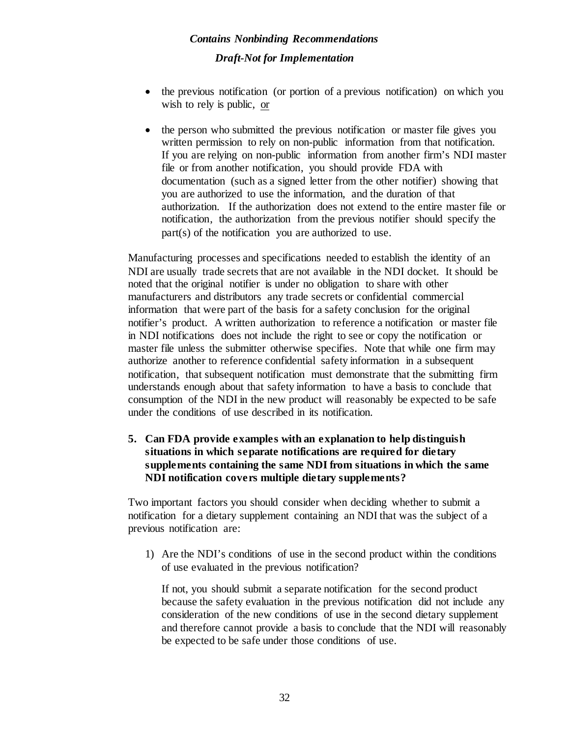- the previous notification (or portion of a previous notification) on which you wish to rely is public, or

- the person who submitted the previous notification or master file gives you written permission to rely on non-public information from that notification. If you are relying on non-public information from another firm's NDI master file or from another notification, you should provide FDA with documentation (such as a signed letter from the other notifier) showing that you are authorized to use the information, and the duration of that authorization. If the authorization does not extend to the entire master file or notification, the authorization from the previous notifier should specify the part(s) of the notification you are authorized to use.

Manufacturing processes and specifications needed to establish the identity of an NDI are usually trade secrets that are not available in the NDI docket. It should be noted that the original notifier is under no obligation to share with other manufacturers and distributors any trade secrets or confidential commercial information that were part of the basis for a safety conclusion for the original notifier's product. A written authorization to reference a notification or master file in NDI notifications does not include the right to see or copy the notification or master file unless the submitter otherwise specifies. Note that while one firm may authorize another to reference confidential safety information in a subsequent notification, that subsequent notification must demonstrate that the submitting firm understands enough about that safety information to have a basis to conclude that consumption of the NDI in the new product will reasonably be expected to be safe under the conditions of use described in its notification.

**5. Can FDA provide examples with an explanation to help distinguish situations in which separate notifications are required for dietary supplements containing the same NDI from situations in which the same NDI notification covers multiple dietary supplements?**

Two important factors you should consider when deciding whether to submit a notification for a dietary supplement containing an NDI that was the subject of a previous notification are:

1) Are the NDI's conditions of use in the second product within the conditions of use evaluated in the previous notification?

   If not, you should submit a separate notification for the second product because the safety evaluation in the previous notification did not include any consideration of the new conditions of use in the second dietary supplement and therefore cannot provide a basis to conclude that the NDI will reasonably be expected to be safe under those conditions of use.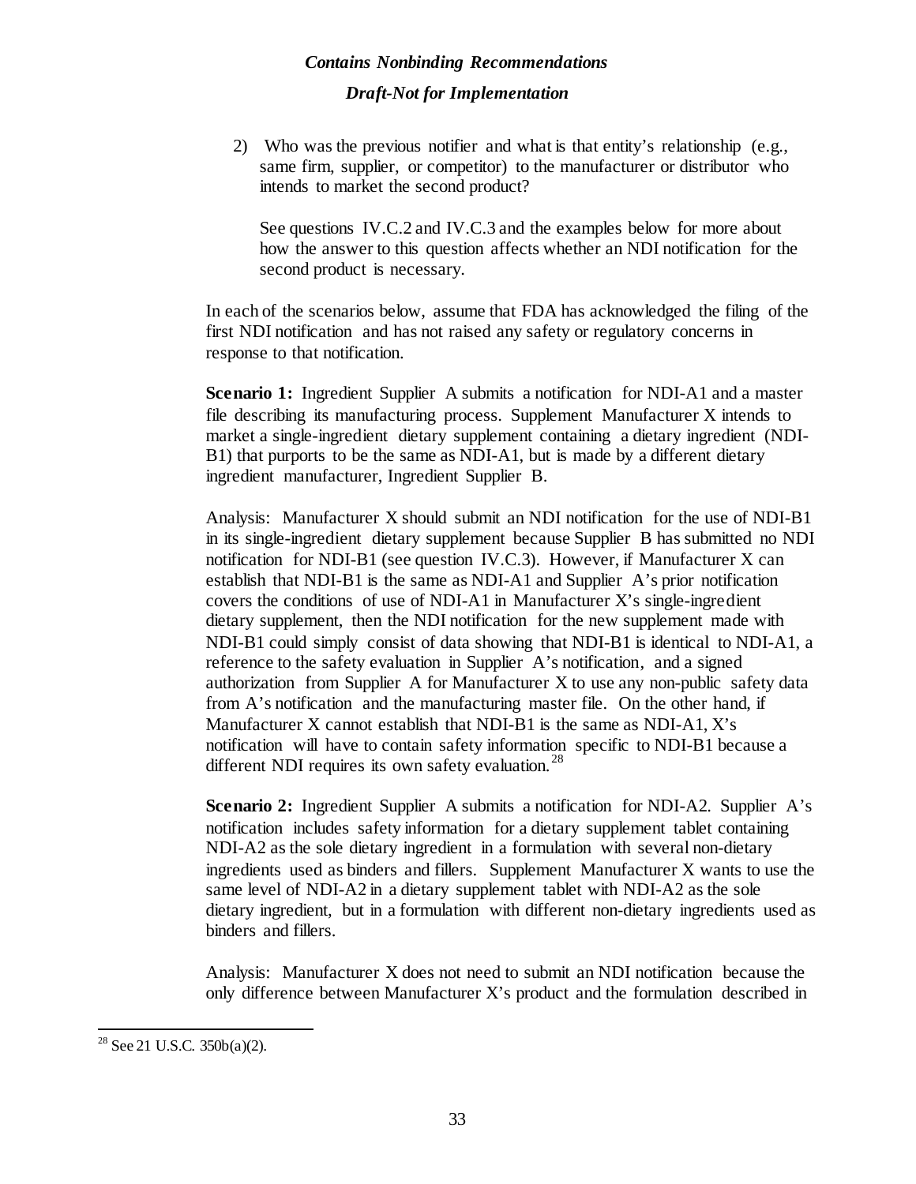2) Who was the previous notifier and what is that entity's relationship (e.g., same firm, supplier, or competitor) to the manufacturer or distributor who intends to market the second product?

   See questions IV.C.2 and IV.C.3 and the examples below for more about how the answer to this question affects whether an NDI notification for the second product is necessary.

In each of the scenarios below, assume that FDA has acknowledged the filing of the first NDI notification and has not raised any safety or regulatory concerns in response to that notification.

**Scenario 1:** Ingredient Supplier A submits a notification for NDI-A1 and a master file describing its manufacturing process. Supplement Manufacturer X intends to market a single-ingredient dietary supplement containing a dietary ingredient (NDI-B1) that purports to be the same as NDI-A1, but is made by a different dietary ingredient manufacturer, Ingredient Supplier B.

Analysis: Manufacturer X should submit an NDI notification for the use of NDI-B1 in its single-ingredient dietary supplement because Supplier B has submitted no NDI notification for NDI-B1 (see question IV.C.3). However, if Manufacturer X can establish that NDI-B1 is the same as NDI-A1 and Supplier A's prior notification covers the conditions of use of NDI-A1 in Manufacturer X's single-ingredient dietary supplement, then the NDI notification for the new supplement made with NDI-B1 could simply consist of data showing that NDI-B1 is identical to NDI-A1, a reference to the safety evaluation in Supplier A's notification, and a signed authorization from Supplier A for Manufacturer X to use any non-public safety data from A's notification and the manufacturing master file. On the other hand, if Manufacturer X cannot establish that NDI-B1 is the same as NDI-A1, X's notification will have to contain safety information specific to NDI-B1 because a different NDI requires its own safety evaluation.[28]

**Scenario 2:** Ingredient Supplier A submits a notification for NDI-A2. Supplier A's notification includes safety information for a dietary supplement tablet containing NDI-A2 as the sole dietary ingredient in a formulation with several non-dietary ingredients used as binders and fillers. Supplement Manufacturer X wants to use the same level of NDI-A2 in a dietary supplement tablet with NDI-A2 as the sole dietary ingredient, but in a formulation with different non-dietary ingredients used as binders and fillers.

Analysis: Manufacturer X does not need to submit an NDI notification because the only difference between Manufacturer X's product and the formulation described in

[28] See 21 U.S.C. 350b(a)(2).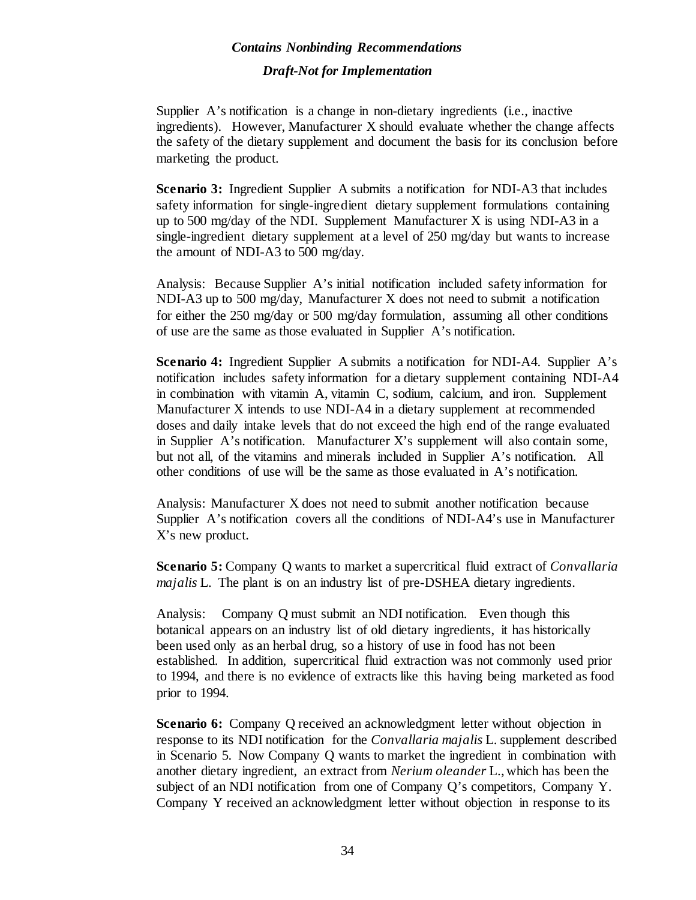Supplier A's notification is a change in non-dietary ingredients (i.e., inactive ingredients). However, Manufacturer X should evaluate whether the change affects the safety of the dietary supplement and document the basis for its conclusion before marketing the product.

**Scenario 3:** Ingredient Supplier A submits a notification for NDI-A3 that includes safety information for single-ingredient dietary supplement formulations containing up to 500 mg/day of the NDI. Supplement Manufacturer X is using NDI-A3 in a single-ingredient dietary supplement at a level of 250 mg/day but wants to increase the amount of NDI-A3 to 500 mg/day.

Analysis: Because Supplier A's initial notification included safety information for NDI-A3 up to 500 mg/day, Manufacturer X does not need to submit a notification for either the 250 mg/day or 500 mg/day formulation, assuming all other conditions of use are the same as those evaluated in Supplier A's notification.

**Scenario 4:** Ingredient Supplier A submits a notification for NDI-A4. Supplier A's notification includes safety information for a dietary supplement containing NDI-A4 in combination with vitamin A, vitamin C, sodium, calcium, and iron. Supplement Manufacturer X intends to use NDI-A4 in a dietary supplement at recommended doses and daily intake levels that do not exceed the high end of the range evaluated in Supplier A's notification. Manufacturer X's supplement will also contain some, but not all, of the vitamins and minerals included in Supplier A's notification. All other conditions of use will be the same as those evaluated in A's notification.

Analysis: Manufacturer X does not need to submit another notification because Supplier A's notification covers all the conditions of NDI-A4's use in Manufacturer X's new product.

**Scenario 5:** Company Q wants to market a supercritical fluid extract of *Convallaria majalis* L. The plant is on an industry list of pre-DSHEA dietary ingredients.

Analysis: Company Q must submit an NDI notification. Even though this botanical appears on an industry list of old dietary ingredients, it has historically been used only as an herbal drug, so a history of use in food has not been established. In addition, supercritical fluid extraction was not commonly used prior to 1994, and there is no evidence of extracts like this having being marketed as food prior to 1994.

**Scenario 6:** Company Q received an acknowledgment letter without objection in response to its NDI notification for the *Convallaria majalis* L. supplement described in Scenario 5. Now Company Q wants to market the ingredient in combination with another dietary ingredient, an extract from *Nerium oleander* L., which has been the subject of an NDI notification from one of Company Q's competitors, Company Y. Company Y received an acknowledgment letter without objection in response to its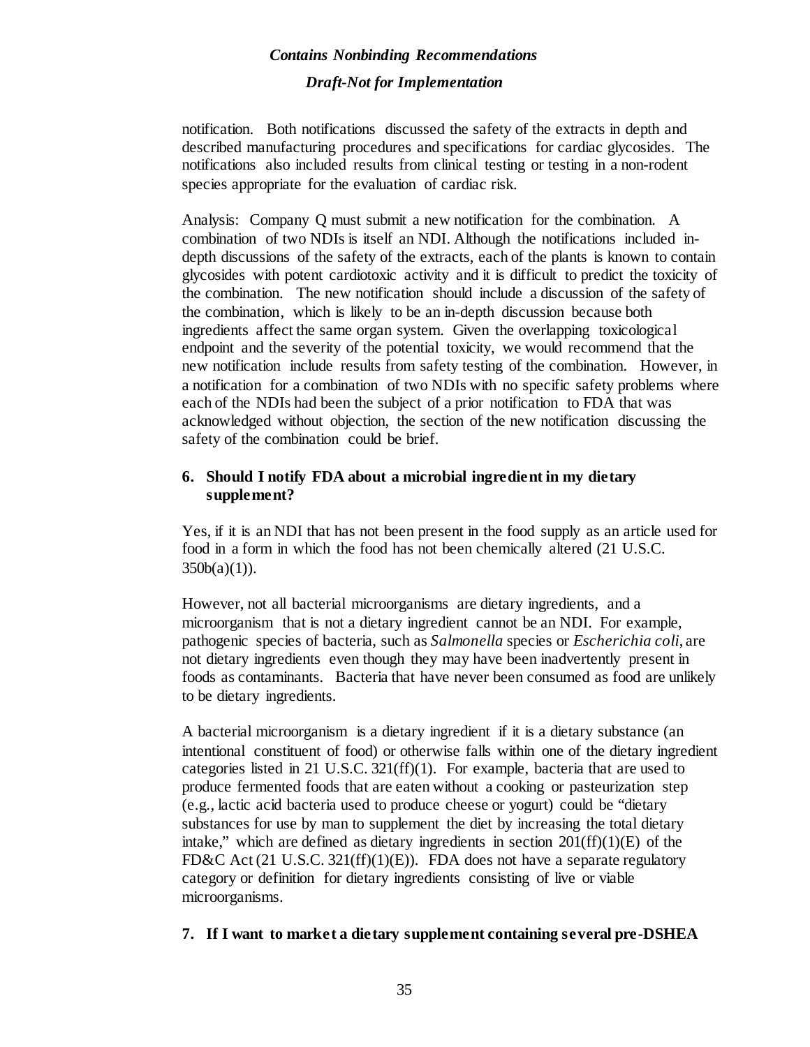notification. Both notifications discussed the safety of the extracts in depth and described manufacturing procedures and specifications for cardiac glycosides. The notifications also included results from clinical testing or testing in a non-rodent species appropriate for the evaluation of cardiac risk.

Analysis: Company Q must submit a new notification for the combination. A combination of two NDIs is itself an NDI. Although the notifications included in-depth discussions of the safety of the extracts, each of the plants is known to contain glycosides with potent cardiotoxic activity and it is difficult to predict the toxicity of the combination. The new notification should include a discussion of the safety of the combination, which is likely to be an in-depth discussion because both ingredients affect the same organ system. Given the overlapping toxicological endpoint and the severity of the potential toxicity, we would recommend that the new notification include results from safety testing of the combination. However, in a notification for a combination of two NDIs with no specific safety problems where each of the NDIs had been the subject of a prior notification to FDA that was acknowledged without objection, the section of the new notification discussing the safety of the combination could be brief.

### 6. Should I notify FDA about a microbial ingredient in my dietary supplement?

Yes, if it is an NDI that has not been present in the food supply as an article used for food in a form in which the food has not been chemically altered (21 U.S.C. 350b(a)(1)).

However, not all bacterial microorganisms are dietary ingredients, and a microorganism that is not a dietary ingredient cannot be an NDI. For example, pathogenic species of bacteria, such as *Salmonella* species or *Escherichia coli*, are not dietary ingredients even though they may have been inadvertently present in foods as contaminants. Bacteria that have never been consumed as food are unlikely to be dietary ingredients.

A bacterial microorganism is a dietary ingredient if it is a dietary substance (an intentional constituent of food) or otherwise falls within one of the dietary ingredient categories listed in 21 U.S.C. 321(ff)(1). For example, bacteria that are used to produce fermented foods that are eaten without a cooking or pasteurization step (e.g., lactic acid bacteria used to produce cheese or yogurt) could be "dietary substances for use by man to supplement the diet by increasing the total dietary intake," which are defined as dietary ingredients in section 201(ff)(1)(E) of the FD&C Act (21 U.S.C. 321(ff)(1)(E)). FDA does not have a separate regulatory category or definition for dietary ingredients consisting of live or viable microorganisms.

### 7. If I want to market a dietary supplement containing several pre-DSHEA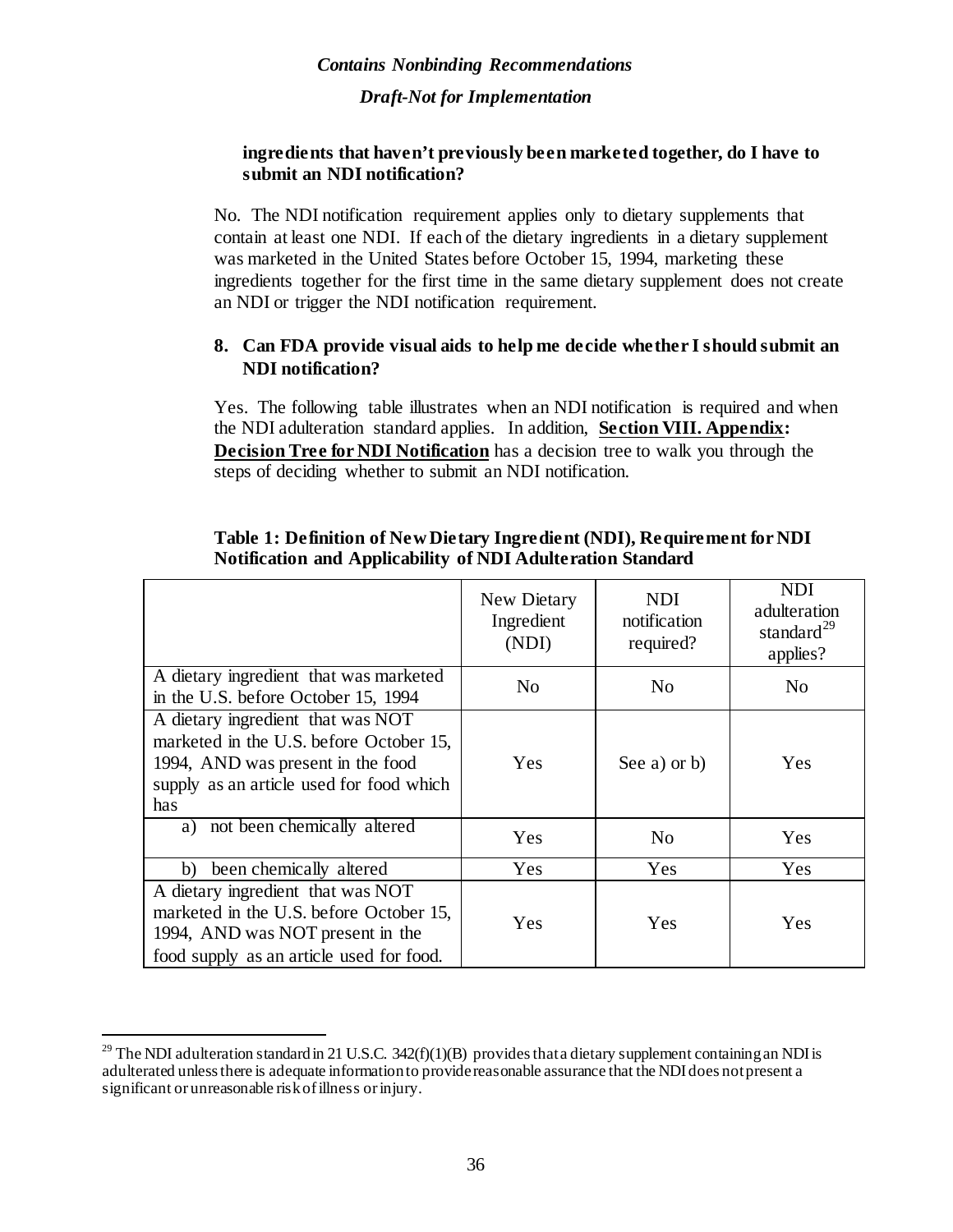**ingredients that haven't previously been marketed together, do I have to submit an NDI notification?**

No. The NDI notification requirement applies only to dietary supplements that contain at least one NDI. If each of the dietary ingredients in a dietary supplement was marketed in the United States before October 15, 1994, marketing these ingredients together for the first time in the same dietary supplement does not create an NDI or trigger the NDI notification requirement.

**8. Can FDA provide visual aids to help me decide whether I should submit an NDI notification?**

Yes. The following table illustrates when an NDI notification is required and when the NDI adulteration standard applies. In addition, **Section VIII. Appendix: Decision Tree for NDI Notification** has a decision tree to walk you through the steps of deciding whether to submit an NDI notification.

**Table 1: Definition of New Dietary Ingredient (NDI), Requirement for NDI Notification and Applicability of NDI Adulteration Standard**

| | New Dietary Ingredient (NDI) | NDI notification required? | NDI adulteration standard[29] applies? |
|---|---|---|---|
| A dietary ingredient that was marketed in the U.S. before October 15, 1994 | No | No | No |
| A dietary ingredient that was NOT marketed in the U.S. before October 15, 1994, AND was present in the food supply as an article used for food which has | Yes | See a) or b) | Yes |
| a) not been chemically altered | Yes | No | Yes |
| b) been chemically altered | Yes | Yes | Yes |
| A dietary ingredient that was NOT marketed in the U.S. before October 15, 1994, AND was NOT present in the food supply as an article used for food. | Yes | Yes | Yes |

---

[29] The NDI adulteration standard in 21 U.S.C. 342(f)(1)(B) provides that a dietary supplement containing an NDI is adulterated unless there is adequate information to provide reasonable assurance that the NDI does not present a significant or unreasonable risk of illness or injury.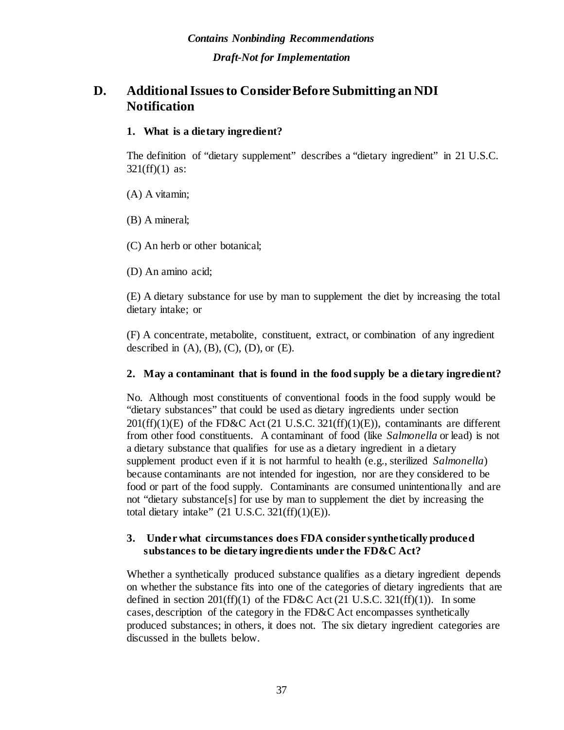## D. Additional Issues to Consider Before Submitting an NDI Notification

### 1. What is a dietary ingredient?

The definition of "dietary supplement" describes a "dietary ingredient" in 21 U.S.C. 321(ff)(1) as:

(A) A vitamin;

(B) A mineral;

(C) An herb or other botanical;

(D) An amino acid;

(E) A dietary substance for use by man to supplement the diet by increasing the total dietary intake; or

(F) A concentrate, metabolite, constituent, extract, or combination of any ingredient described in (A), (B), (C), (D), or (E).

### 2. May a contaminant that is found in the food supply be a dietary ingredient?

No. Although most constituents of conventional foods in the food supply would be "dietary substances" that could be used as dietary ingredients under section 201(ff)(1)(E) of the FD&C Act (21 U.S.C. 321(ff)(1)(E)), contaminants are different from other food constituents. A contaminant of food (like *Salmonella* or lead) is not a dietary substance that qualifies for use as a dietary ingredient in a dietary supplement product even if it is not harmful to health (e.g., sterilized *Salmonella*) because contaminants are not intended for ingestion, nor are they considered to be food or part of the food supply. Contaminants are consumed unintentionally and are not "dietary substance[s] for use by man to supplement the diet by increasing the total dietary intake" (21 U.S.C. 321(ff)(1)(E)).

### 3. Under what circumstances does FDA consider synthetically produced substances to be dietary ingredients under the FD&C Act?

Whether a synthetically produced substance qualifies as a dietary ingredient depends on whether the substance fits into one of the categories of dietary ingredients that are defined in section 201(ff)(1) of the FD&C Act (21 U.S.C. 321(ff)(1)). In some cases, description of the category in the FD&C Act encompasses synthetically produced substances; in others, it does not. The six dietary ingredient categories are discussed in the bullets below.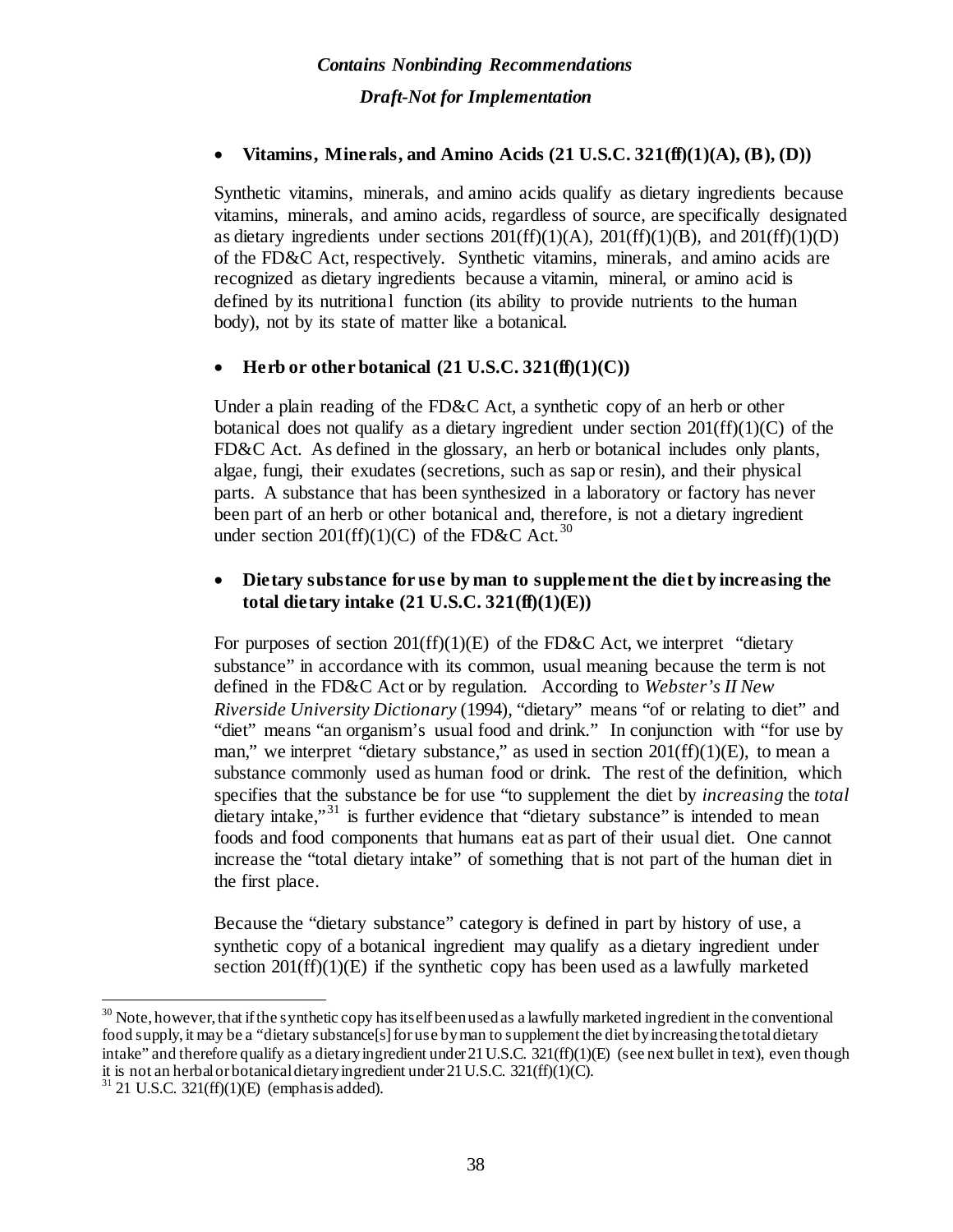- **Vitamins, Minerals, and Amino Acids (21 U.S.C. 321(ff)(1)(A), (B), (D))**

  Synthetic vitamins, minerals, and amino acids qualify as dietary ingredients because vitamins, minerals, and amino acids, regardless of source, are specifically designated as dietary ingredients under sections 201(ff)(1)(A), 201(ff)(1)(B), and 201(ff)(1)(D) of the FD&C Act, respectively. Synthetic vitamins, minerals, and amino acids are recognized as dietary ingredients because a vitamin, mineral, or amino acid is defined by its nutritional function (its ability to provide nutrients to the human body), not by its state of matter like a botanical.

- **Herb or other botanical (21 U.S.C. 321(ff)(1)(C))**

  Under a plain reading of the FD&C Act, a synthetic copy of an herb or other botanical does not qualify as a dietary ingredient under section 201(ff)(1)(C) of the FD&C Act. As defined in the glossary, an herb or botanical includes only plants, algae, fungi, their exudates (secretions, such as sap or resin), and their physical parts. A substance that has been synthesized in a laboratory or factory has never been part of an herb or other botanical and, therefore, is not a dietary ingredient under section 201(ff)(1)(C) of the FD&C Act.[30]

- **Dietary substance for use by man to supplement the diet by increasing the total dietary intake (21 U.S.C. 321(ff)(1)(E))**

  For purposes of section 201(ff)(1)(E) of the FD&C Act, we interpret "dietary substance" in accordance with its common, usual meaning because the term is not defined in the FD&C Act or by regulation. According to *Webster's II New Riverside University Dictionary* (1994), "dietary" means "of or relating to diet" and "diet" means "an organism's usual food and drink." In conjunction with "for use by man," we interpret "dietary substance," as used in section 201(ff)(1)(E), to mean a substance commonly used as human food or drink. The rest of the definition, which specifies that the substance be for use "to supplement the diet by *increasing* the *total* dietary intake,"[31] is further evidence that "dietary substance" is intended to mean foods and food components that humans eat as part of their usual diet. One cannot increase the "total dietary intake" of something that is not part of the human diet in the first place.

  Because the "dietary substance" category is defined in part by history of use, a synthetic copy of a botanical ingredient may qualify as a dietary ingredient under section 201(ff)(1)(E) if the synthetic copy has been used as a lawfully marketed

---

[30] Note, however, that if the synthetic copy has itself been used as a lawfully marketed ingredient in the conventional food supply, it may be a "dietary substance[s] for use by man to supplement the diet by increasing the total dietary intake" and therefore qualify as a dietary ingredient under 21 U.S.C. 321(ff)(1)(E) (see next bullet in text), even though it is not an herbal or botanical dietary ingredient under 21 U.S.C. 321(ff)(1)(C).

[31] 21 U.S.C. 321(ff)(1)(E) (emphasis added).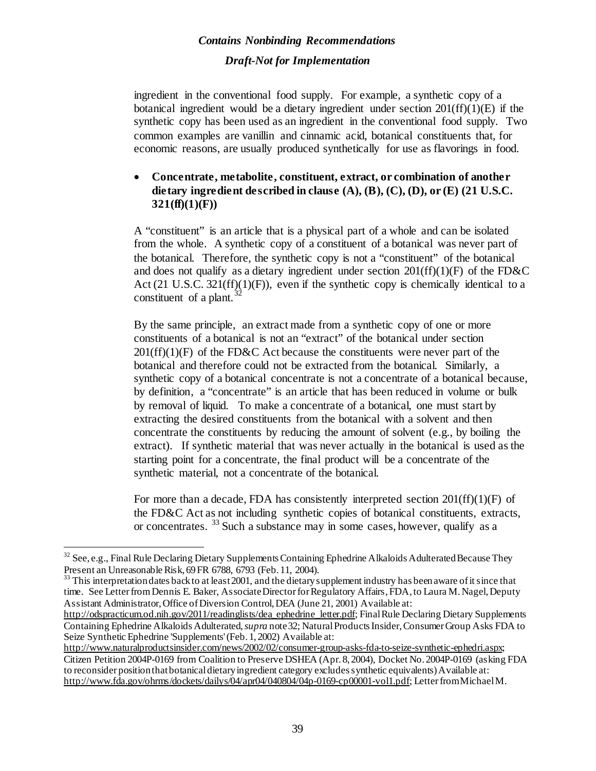ingredient in the conventional food supply. For example, a synthetic copy of a botanical ingredient would be a dietary ingredient under section 201(ff)(1)(E) if the synthetic copy has been used as an ingredient in the conventional food supply. Two common examples are vanillin and cinnamic acid, botanical constituents that, for economic reasons, are usually produced synthetically for use as flavorings in food.

- **Concentrate, metabolite, constituent, extract, or combination of another dietary ingredient described in clause (A), (B), (C), (D), or (E) (21 U.S.C. 321(ff)(1)(F))**

A "constituent" is an article that is a physical part of a whole and can be isolated from the whole. A synthetic copy of a constituent of a botanical was never part of the botanical. Therefore, the synthetic copy is not a "constituent" of the botanical and does not qualify as a dietary ingredient under section 201(ff)(1)(F) of the FD&C Act (21 U.S.C. 321(ff)(1)(F)), even if the synthetic copy is chemically identical to a constituent of a plant.[32]

By the same principle, an extract made from a synthetic copy of one or more constituents of a botanical is not an "extract" of the botanical under section 201(ff)(1)(F) of the FD&C Act because the constituents were never part of the botanical and therefore could not be extracted from the botanical. Similarly, a synthetic copy of a botanical concentrate is not a concentrate of a botanical because, by definition, a "concentrate" is an article that has been reduced in volume or bulk by removal of liquid. To make a concentrate of a botanical, one must start by extracting the desired constituents from the botanical with a solvent and then concentrate the constituents by reducing the amount of solvent (e.g., by boiling the extract). If synthetic material that was never actually in the botanical is used as the starting point for a concentrate, the final product will be a concentrate of the synthetic material, not a concentrate of the botanical.

For more than a decade, FDA has consistently interpreted section 201(ff)(1)(F) of the FD&C Act as not including synthetic copies of botanical constituents, extracts, or concentrates.[33] Such a substance may in some cases, however, qualify as a

---

[32] See, e.g., Final Rule Declaring Dietary Supplements Containing Ephedrine Alkaloids Adulterated Because They Present an Unreasonable Risk, 69 FR 6788, 6793 (Feb. 11, 2004).

[33] This interpretation dates back to at least 2001, and the dietary supplement industry has been aware of it since that time. See Letter from Dennis E. Baker, Associate Director for Regulatory Affairs, FDA, to Laura M. Nagel, Deputy Assistant Administrator, Office of Diversion Control, DEA (June 21, 2001) Available at: http://odspracticum.od.nih.gov/2011/readinglists/dea_ephedrine_letter.pdf; Final Rule Declaring Dietary Supplements Containing Ephedrine Alkaloids Adulterated, *supra* note 32; Natural Products Insider, Consumer Group Asks FDA to Seize Synthetic Ephedrine 'Supplements' (Feb. 1, 2002) Available at: http://www.naturalproductsinsider.com/news/2002/02/consumer-group-asks-fda-to-seize-synthetic-ephedri.aspx; Citizen Petition 2004P-0169 from Coalition to Preserve DSHEA (Apr. 8, 2004), Docket No. 2004P-0169 (asking FDA to reconsider position that botanical dietary ingredient category excludes synthetic equivalents) Available at: http://www.fda.gov/ohrms/dockets/dailys/04/apr04/040804/04p-0169-cp00001-vol1.pdf; Letter from Michael M.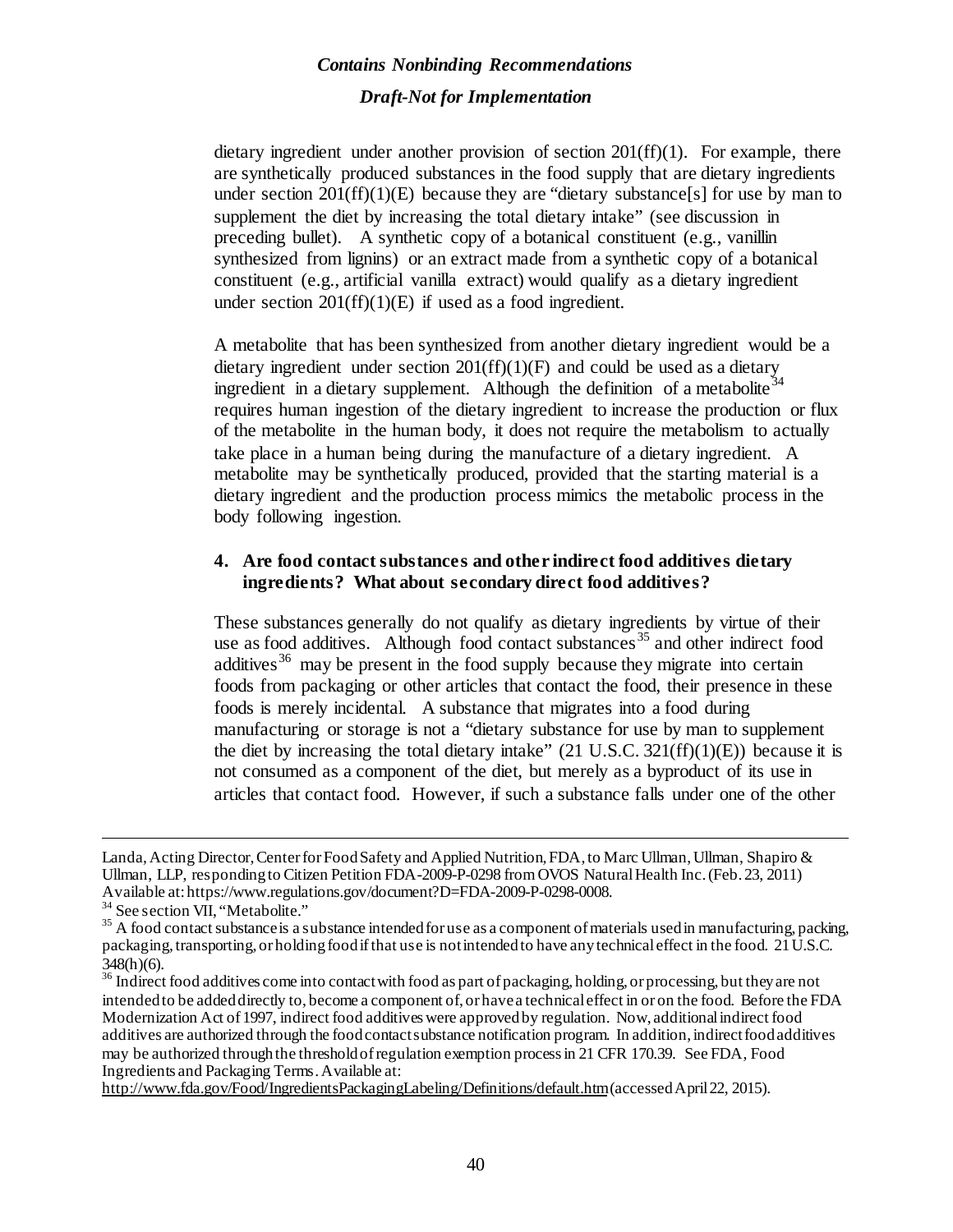dietary ingredient under another provision of section 201(ff)(1). For example, there are synthetically produced substances in the food supply that are dietary ingredients under section 201(ff)(1)(E) because they are "dietary substance[s] for use by man to supplement the diet by increasing the total dietary intake" (see discussion in preceding bullet). A synthetic copy of a botanical constituent (e.g., vanillin synthesized from lignins) or an extract made from a synthetic copy of a botanical constituent (e.g., artificial vanilla extract) would qualify as a dietary ingredient under section 201(ff)(1)(E) if used as a food ingredient.

A metabolite that has been synthesized from another dietary ingredient would be a dietary ingredient under section 201(ff)(1)(F) and could be used as a dietary ingredient in a dietary supplement. Although the definition of a metabolite[34] requires human ingestion of the dietary ingredient to increase the production or flux of the metabolite in the human body, it does not require the metabolism to actually take place in a human being during the manufacture of a dietary ingredient. A metabolite may be synthetically produced, provided that the starting material is a dietary ingredient and the production process mimics the metabolic process in the body following ingestion.

**4. Are food contact substances and other indirect food additives dietary ingredients? What about secondary direct food additives?**

These substances generally do not qualify as dietary ingredients by virtue of their use as food additives. Although food contact substances[35] and other indirect food additives[36] may be present in the food supply because they migrate into certain foods from packaging or other articles that contact the food, their presence in these foods is merely incidental. A substance that migrates into a food during manufacturing or storage is not a "dietary substance for use by man to supplement the diet by increasing the total dietary intake" (21 U.S.C. 321(ff)(1)(E)) because it is not consumed as a component of the diet, but merely as a byproduct of its use in articles that contact food. However, if such a substance falls under one of the other

---

Landa, Acting Director, Center for Food Safety and Applied Nutrition, FDA, to Marc Ullman, Ullman, Shapiro & Ullman, LLP, responding to Citizen Petition FDA-2009-P-0298 from OVOS Natural Health Inc. (Feb. 23, 2011) Available at: https://www.regulations.gov/document?D=FDA-2009-P-0298-0008.

[34] See section VII, "Metabolite."

[35] A food contact substance is a substance intended for use as a component of materials used in manufacturing, packing, packaging, transporting, or holding food if that use is not intended to have any technical effect in the food. 21 U.S.C. 348(h)(6).

[36] Indirect food additives come into contact with food as part of packaging, holding, or processing, but they are not intended to be added directly to, become a component of, or have a technical effect in or on the food. Before the FDA Modernization Act of 1997, indirect food additives were approved by regulation. Now, additional indirect food additives are authorized through the food contact substance notification program. In addition, indirect food additives may be authorized through the threshold of regulation exemption process in 21 CFR 170.39. See FDA, Food Ingredients and Packaging Terms. Available at: http://www.fda.gov/Food/IngredientsPackagingLabeling/Definitions/default.htm (accessed April 22, 2015).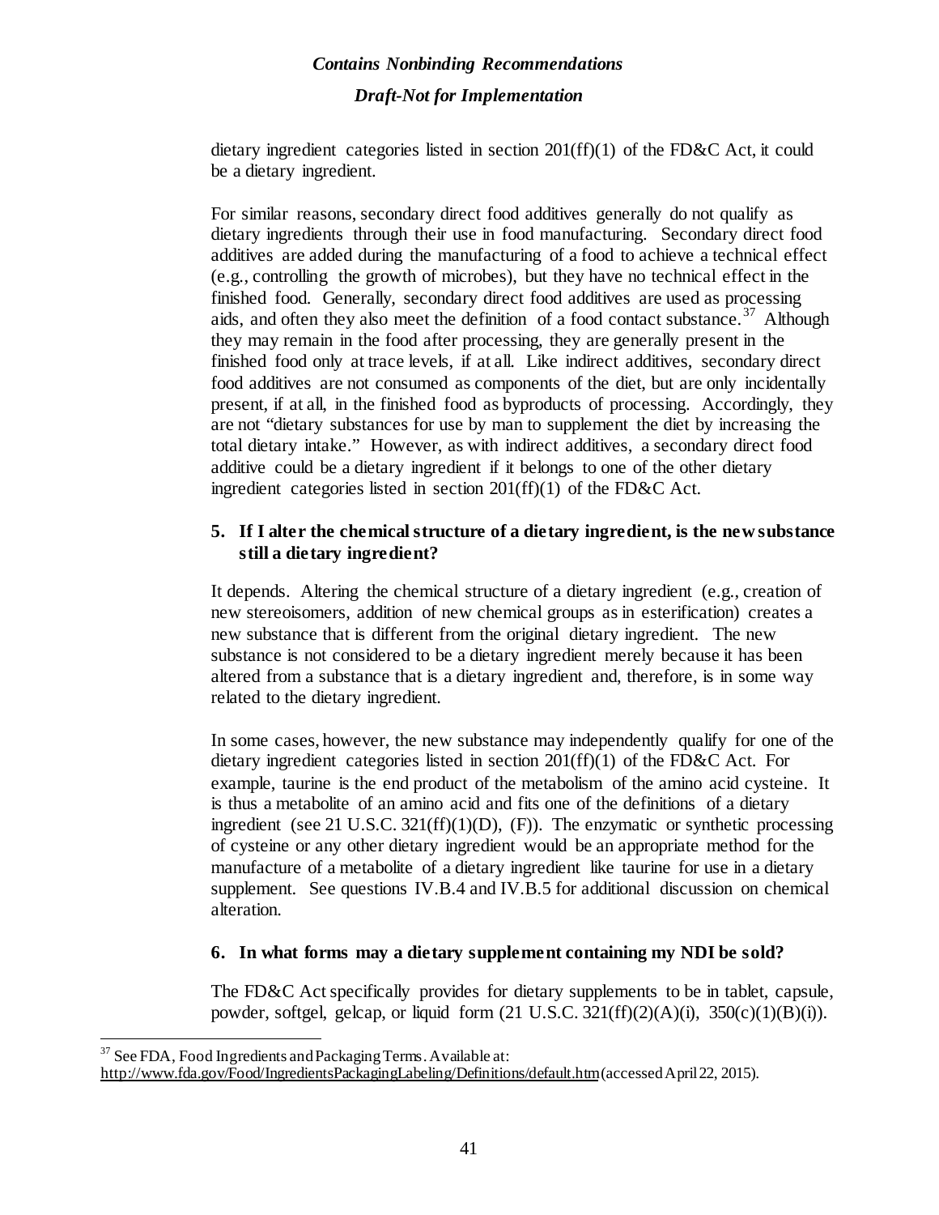dietary ingredient categories listed in section 201(ff)(1) of the FD&C Act, it could be a dietary ingredient.

For similar reasons, secondary direct food additives generally do not qualify as dietary ingredients through their use in food manufacturing. Secondary direct food additives are added during the manufacturing of a food to achieve a technical effect (e.g., controlling the growth of microbes), but they have no technical effect in the finished food. Generally, secondary direct food additives are used as processing aids, and often they also meet the definition of a food contact substance.[37] Although they may remain in the food after processing, they are generally present in the finished food only at trace levels, if at all. Like indirect additives, secondary direct food additives are not consumed as components of the diet, but are only incidentally present, if at all, in the finished food as byproducts of processing. Accordingly, they are not "dietary substances for use by man to supplement the diet by increasing the total dietary intake." However, as with indirect additives, a secondary direct food additive could be a dietary ingredient if it belongs to one of the other dietary ingredient categories listed in section 201(ff)(1) of the FD&C Act.

### 5. If I alter the chemical structure of a dietary ingredient, is the new substance still a dietary ingredient?

It depends. Altering the chemical structure of a dietary ingredient (e.g., creation of new stereoisomers, addition of new chemical groups as in esterification) creates a new substance that is different from the original dietary ingredient. The new substance is not considered to be a dietary ingredient merely because it has been altered from a substance that is a dietary ingredient and, therefore, is in some way related to the dietary ingredient.

In some cases, however, the new substance may independently qualify for one of the dietary ingredient categories listed in section 201(ff)(1) of the FD&C Act. For example, taurine is the end product of the metabolism of the amino acid cysteine. It is thus a metabolite of an amino acid and fits one of the definitions of a dietary ingredient (see 21 U.S.C. 321(ff)(1)(D), (F)). The enzymatic or synthetic processing of cysteine or any other dietary ingredient would be an appropriate method for the manufacture of a metabolite of a dietary ingredient like taurine for use in a dietary supplement. See questions IV.B.4 and IV.B.5 for additional discussion on chemical alteration.

### 6. In what forms may a dietary supplement containing my NDI be sold?

The FD&C Act specifically provides for dietary supplements to be in tablet, capsule, powder, softgel, gelcap, or liquid form (21 U.S.C. 321(ff)(2)(A)(i), 350(c)(1)(B)(i)).

---

[37] See FDA, Food Ingredients and Packaging Terms. Available at: http://www.fda.gov/Food/IngredientsPackagingLabeling/Definitions/default.htm (accessed April 22, 2015).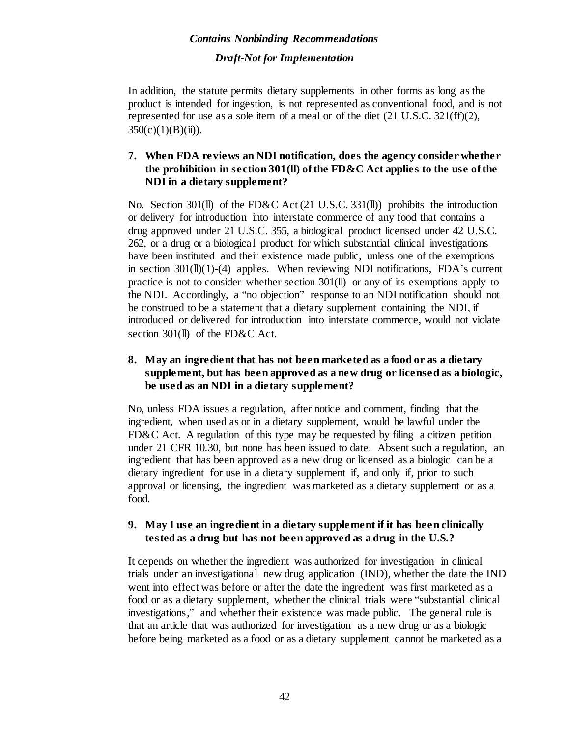In addition, the statute permits dietary supplements in other forms as long as the product is intended for ingestion, is not represented as conventional food, and is not represented for use as a sole item of a meal or of the diet (21 U.S.C. 321(ff)(2), 350(c)(1)(B)(ii)).

### 7. When FDA reviews an NDI notification, does the agency consider whether the prohibition in section 301(ll) of the FD&C Act applies to the use of the NDI in a dietary supplement?

No. Section 301(ll) of the FD&C Act (21 U.S.C. 331(ll)) prohibits the introduction or delivery for introduction into interstate commerce of any food that contains a drug approved under 21 U.S.C. 355, a biological product licensed under 42 U.S.C. 262, or a drug or a biological product for which substantial clinical investigations have been instituted and their existence made public, unless one of the exemptions in section 301(ll)(1)-(4) applies. When reviewing NDI notifications, FDA's current practice is not to consider whether section 301(ll) or any of its exemptions apply to the NDI. Accordingly, a "no objection" response to an NDI notification should not be construed to be a statement that a dietary supplement containing the NDI, if introduced or delivered for introduction into interstate commerce, would not violate section 301(ll) of the FD&C Act.

### 8. May an ingredient that has not been marketed as a food or as a dietary supplement, but has been approved as a new drug or licensed as a biologic, be used as an NDI in a dietary supplement?

No, unless FDA issues a regulation, after notice and comment, finding that the ingredient, when used as or in a dietary supplement, would be lawful under the FD&C Act. A regulation of this type may be requested by filing a citizen petition under 21 CFR 10.30, but none has been issued to date. Absent such a regulation, an ingredient that has been approved as a new drug or licensed as a biologic can be a dietary ingredient for use in a dietary supplement if, and only if, prior to such approval or licensing, the ingredient was marketed as a dietary supplement or as a food.

### 9. May I use an ingredient in a dietary supplement if it has been clinically tested as a drug but has not been approved as a drug in the U.S.?

It depends on whether the ingredient was authorized for investigation in clinical trials under an investigational new drug application (IND), whether the date the IND went into effect was before or after the date the ingredient was first marketed as a food or as a dietary supplement, whether the clinical trials were "substantial clinical investigations," and whether their existence was made public. The general rule is that an article that was authorized for investigation as a new drug or as a biologic before being marketed as a food or as a dietary supplement cannot be marketed as a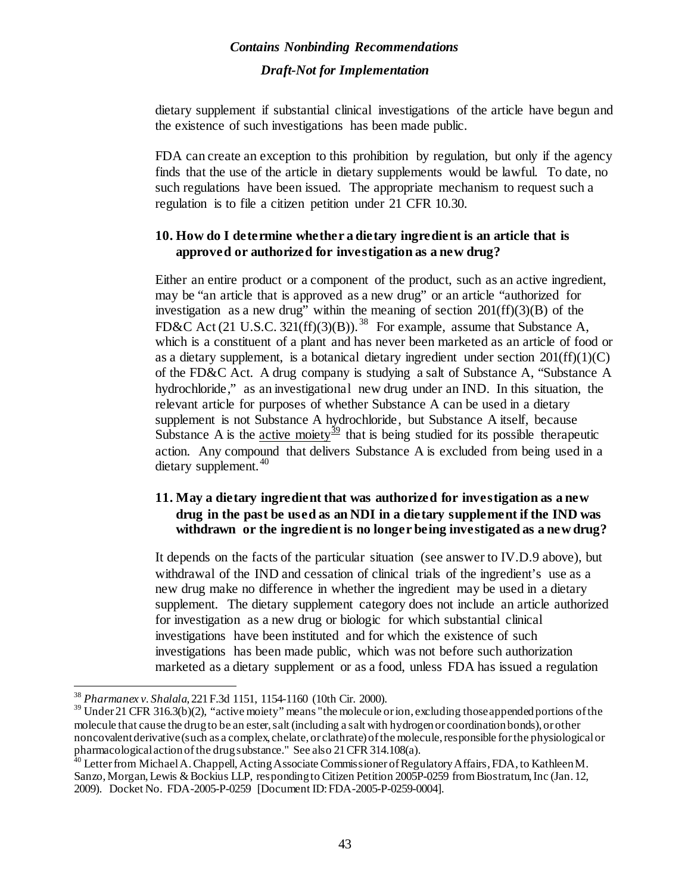dietary supplement if substantial clinical investigations of the article have begun and the existence of such investigations has been made public.

FDA can create an exception to this prohibition by regulation, but only if the agency finds that the use of the article in dietary supplements would be lawful. To date, no such regulations have been issued. The appropriate mechanism to request such a regulation is to file a citizen petition under 21 CFR 10.30.

### 10. How do I determine whether a dietary ingredient is an article that is approved or authorized for investigation as a new drug?

Either an entire product or a component of the product, such as an active ingredient, may be "an article that is approved as a new drug" or an article "authorized for investigation as a new drug" within the meaning of section 201(ff)(3)(B) of the FD&C Act (21 U.S.C. 321(ff)(3)(B)).[38] For example, assume that Substance A, which is a constituent of a plant and has never been marketed as an article of food or as a dietary supplement, is a botanical dietary ingredient under section 201(ff)(1)(C) of the FD&C Act. A drug company is studying a salt of Substance A, "Substance A hydrochloride," as an investigational new drug under an IND. In this situation, the relevant article for purposes of whether Substance A can be used in a dietary supplement is not Substance A hydrochloride, but Substance A itself, because Substance A is the active moiety[39] that is being studied for its possible therapeutic action. Any compound that delivers Substance A is excluded from being used in a dietary supplement.[40]

### 11. May a dietary ingredient that was authorized for investigation as a new drug in the past be used as an NDI in a dietary supplement if the IND was withdrawn or the ingredient is no longer being investigated as a new drug?

It depends on the facts of the particular situation (see answer to IV.D.9 above), but withdrawal of the IND and cessation of clinical trials of the ingredient's use as a new drug make no difference in whether the ingredient may be used in a dietary supplement. The dietary supplement category does not include an article authorized for investigation as a new drug or biologic for which substantial clinical investigations have been instituted and for which the existence of such investigations has been made public, which was not before such authorization marketed as a dietary supplement or as a food, unless FDA has issued a regulation

---

[38] *Pharmanex v. Shalala*, 221 F.3d 1151, 1154-1160 (10th Cir. 2000).

[39] Under 21 CFR 316.3(b)(2), "active moiety" means "the molecule or ion, excluding those appended portions of the molecule that cause the drug to be an ester, salt (including a salt with hydrogen or coordination bonds), or other noncovalent derivative (such as a complex, chelate, or clathrate) of the molecule, responsible for the physiological or pharmacological action of the drug substance." See also 21 CFR 314.108(a).

[40] Letter from Michael A. Chappell, Acting Associate Commissioner of Regulatory Affairs, FDA, to Kathleen M. Sanzo, Morgan, Lewis & Bockius LLP, responding to Citizen Petition 2005P-0259 from Biostratum, Inc (Jan. 12, 2009). Docket No. FDA-2005-P-0259 [Document ID: FDA-2005-P-0259-0004].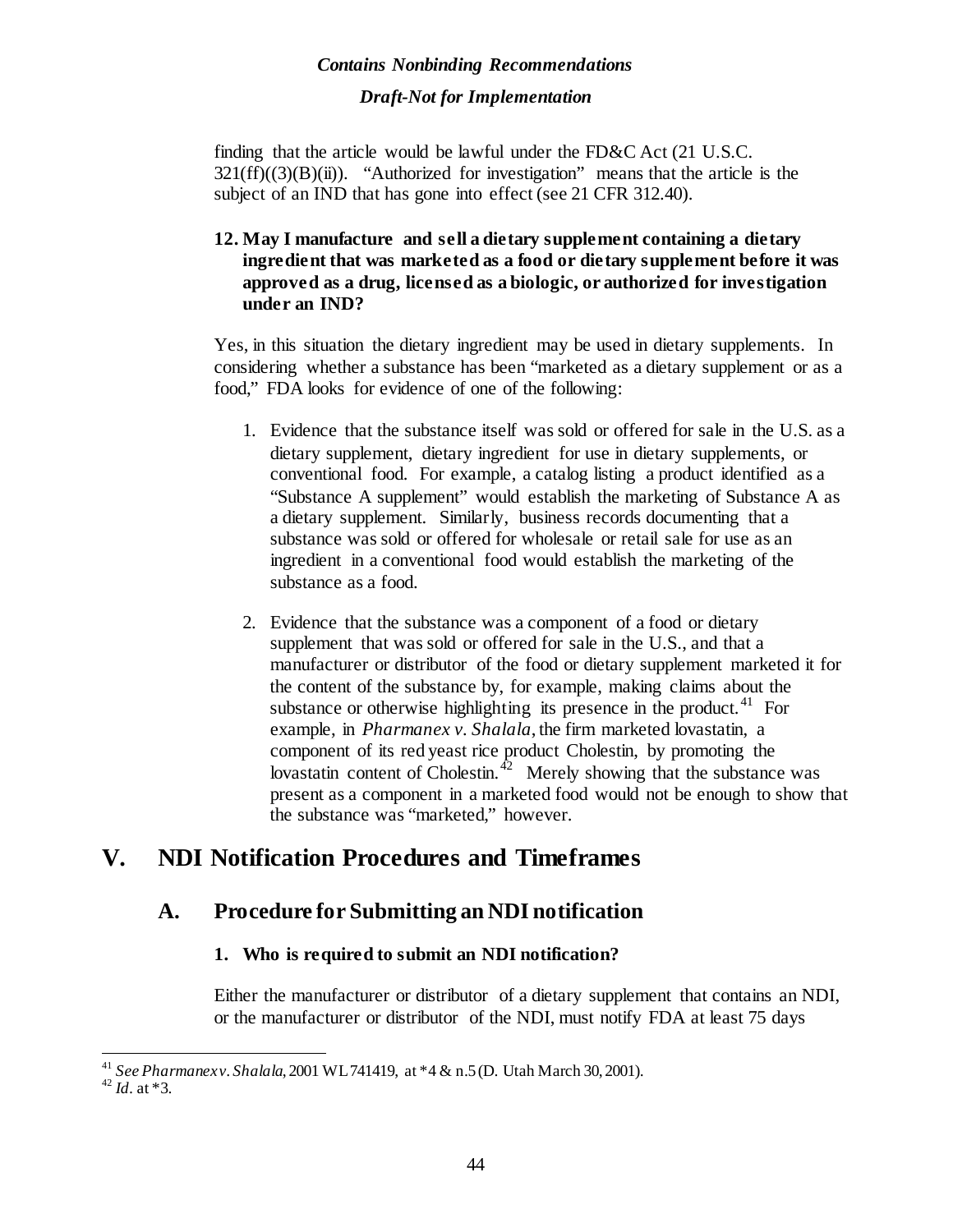finding that the article would be lawful under the FD&C Act (21 U.S.C. 321(ff)((3)(B)(ii)). "Authorized for investigation" means that the article is the subject of an IND that has gone into effect (see 21 CFR 312.40).

**12. May I manufacture and sell a dietary supplement containing a dietary ingredient that was marketed as a food or dietary supplement before it was approved as a drug, licensed as a biologic, or authorized for investigation under an IND?**

Yes, in this situation the dietary ingredient may be used in dietary supplements. In considering whether a substance has been "marketed as a dietary supplement or as a food," FDA looks for evidence of one of the following:

1. Evidence that the substance itself was sold or offered for sale in the U.S. as a dietary supplement, dietary ingredient for use in dietary supplements, or conventional food. For example, a catalog listing a product identified as a "Substance A supplement" would establish the marketing of Substance A as a dietary supplement. Similarly, business records documenting that a substance was sold or offered for wholesale or retail sale for use as an ingredient in a conventional food would establish the marketing of the substance as a food.

2. Evidence that the substance was a component of a food or dietary supplement that was sold or offered for sale in the U.S., and that a manufacturer or distributor of the food or dietary supplement marketed it for the content of the substance by, for example, making claims about the substance or otherwise highlighting its presence in the product.[41] For example, in *Pharmanex v. Shalala*, the firm marketed lovastatin, a component of its red yeast rice product Cholestin, by promoting the lovastatin content of Cholestin.[42] Merely showing that the substance was present as a component in a marketed food would not be enough to show that the substance was "marketed," however.

# V. NDI Notification Procedures and Timeframes

## A. Procedure for Submitting an NDI notification

### 1. Who is required to submit an NDI notification?

Either the manufacturer or distributor of a dietary supplement that contains an NDI, or the manufacturer or distributor of the NDI, must notify FDA at least 75 days

---

[41] *See Pharmanex v. Shalala*, 2001 WL 741419, at *4 & n.5 (D. Utah March 30, 2001).

[42] *Id*. at *3.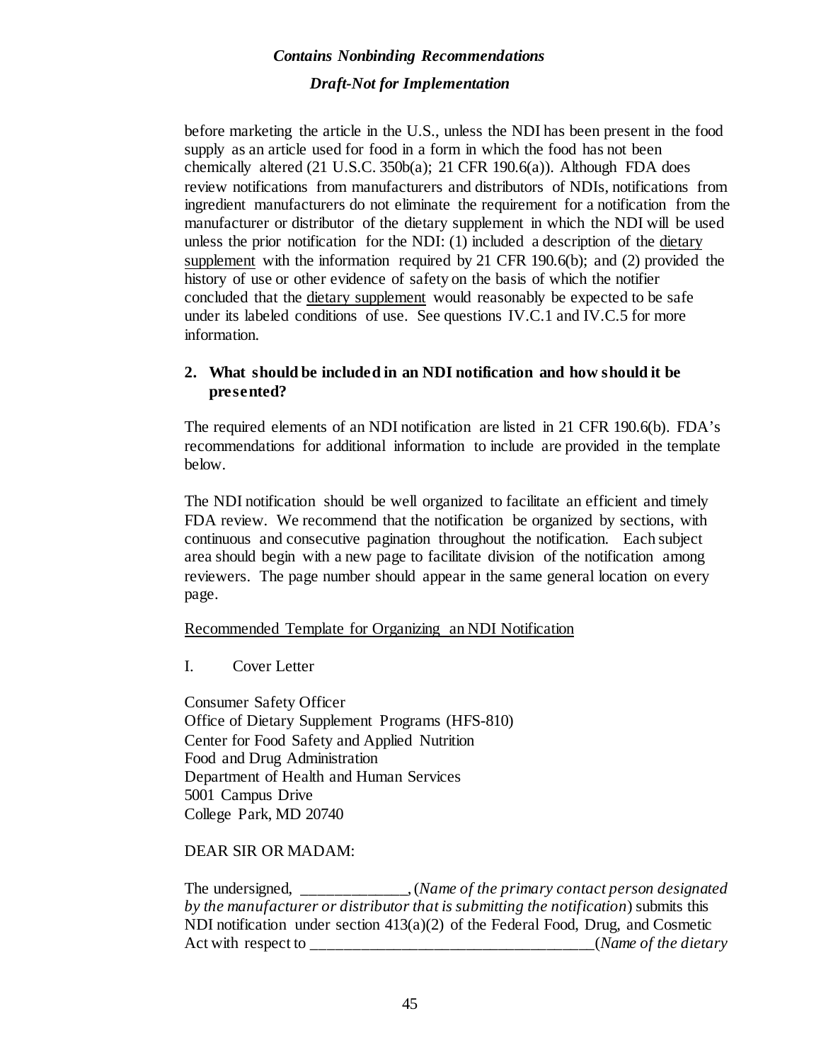before marketing the article in the U.S., unless the NDI has been present in the food supply as an article used for food in a form in which the food has not been chemically altered (21 U.S.C. 350b(a); 21 CFR 190.6(a)). Although FDA does review notifications from manufacturers and distributors of NDIs, notifications from ingredient manufacturers do not eliminate the requirement for a notification from the manufacturer or distributor of the dietary supplement in which the NDI will be used unless the prior notification for the NDI: (1) included a description of the <u>dietary supplement</u> with the information required by 21 CFR 190.6(b); and (2) provided the history of use or other evidence of safety on the basis of which the notifier concluded that the <u>dietary supplement</u> would reasonably be expected to be safe under its labeled conditions of use. See questions IV.C.1 and IV.C.5 for more information.

**2. What should be included in an NDI notification and how should it be presented?**

The required elements of an NDI notification are listed in 21 CFR 190.6(b). FDA's recommendations for additional information to include are provided in the template below.

The NDI notification should be well organized to facilitate an efficient and timely FDA review. We recommend that the notification be organized by sections, with continuous and consecutive pagination throughout the notification. Each subject area should begin with a new page to facilitate division of the notification among reviewers. The page number should appear in the same general location on every page.

<u>Recommended Template for Organizing an NDI Notification</u>

I. Cover Letter

Consumer Safety Officer
Office of Dietary Supplement Programs (HFS-810)
Center for Food Safety and Applied Nutrition
Food and Drug Administration
Department of Health and Human Services
5001 Campus Drive
College Park, MD 20740

DEAR SIR OR MADAM:

The undersigned, _____________, (*Name of the primary contact person designated by the manufacturer or distributor that is submitting the notification*) submits this NDI notification under section 413(a)(2) of the Federal Food, Drug, and Cosmetic Act with respect to __________________________________(*Name of the dietary*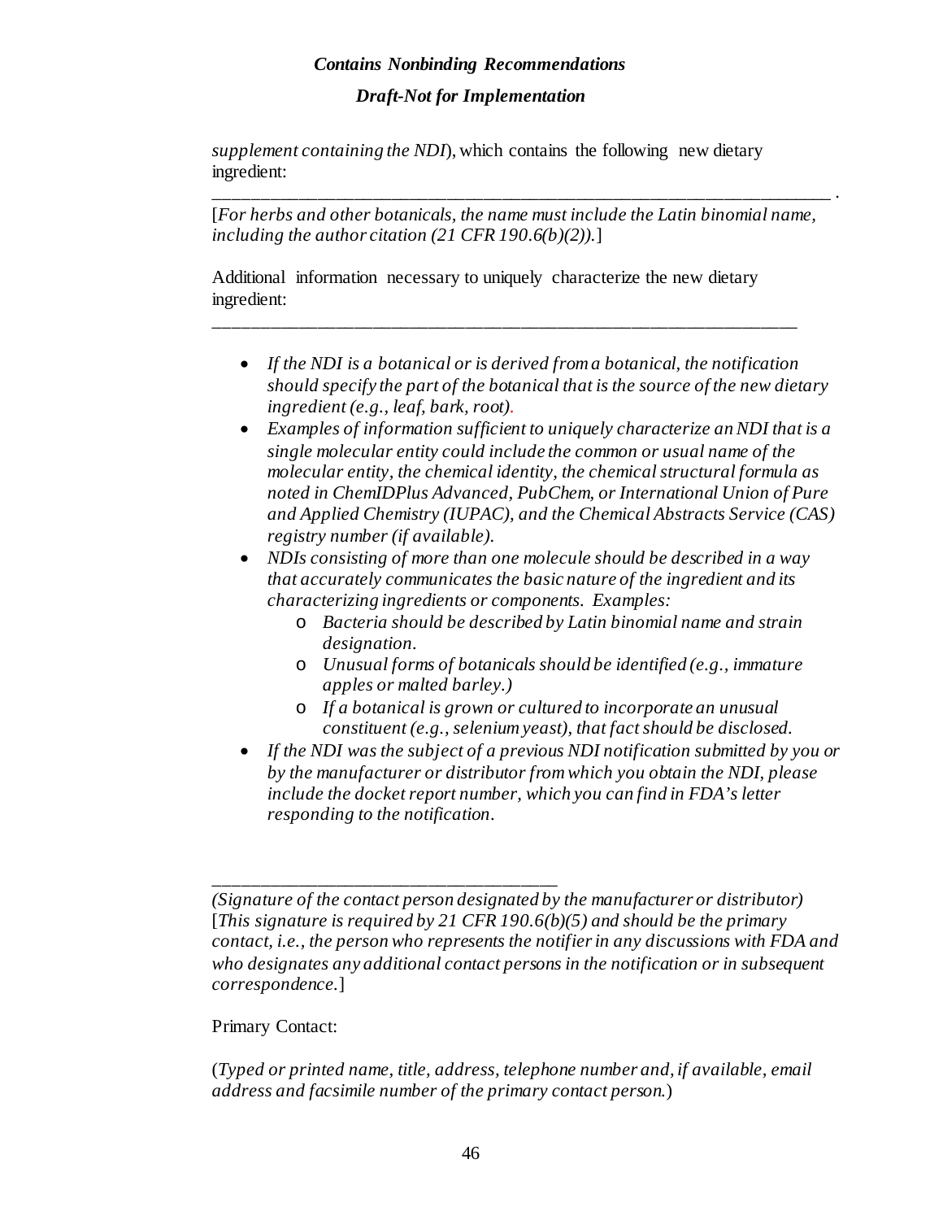*supplement containing the NDI*), which contains the following new dietary ingredient:

______________________________________________________________________ .

[*For herbs and other botanicals, the name must include the Latin binomial name, including the author citation (21 CFR 190.6(b)(2)).*]

Additional information necessary to uniquely characterize the new dietary ingredient:

_____________________________________________________________________

- *If the NDI is a botanical or is derived from a botanical, the notification should specify the part of the botanical that is the source of the new dietary ingredient (e.g., leaf, bark, root).*
- *Examples of information sufficient to uniquely characterize an NDI that is a single molecular entity could include the common or usual name of the molecular entity, the chemical identity, the chemical structural formula as noted in ChemIDPlus Advanced, PubChem, or International Union of Pure and Applied Chemistry (IUPAC), and the Chemical Abstracts Service (CAS) registry number (if available).*
- *NDIs consisting of more than one molecule should be described in a way that accurately communicates the basic nature of the ingredient and its characterizing ingredients or components. Examples:*
    - *Bacteria should be described by Latin binomial name and strain designation.*
    - *Unusual forms of botanicals should be identified (e.g., immature apples or malted barley.)*
    - *If a botanical is grown or cultured to incorporate an unusual constituent (e.g., selenium yeast), that fact should be disclosed.*
- *If the NDI was the subject of a previous NDI notification submitted by you or by the manufacturer or distributor from which you obtain the NDI, please include the docket report number, which you can find in FDA's letter responding to the notification.*

_____________________________________

*(Signature of the contact person designated by the manufacturer or distributor)*
[*This signature is required by 21 CFR 190.6(b)(5) and should be the primary contact, i.e., the person who represents the notifier in any discussions with FDA and who designates any additional contact persons in the notification or in subsequent correspondence.*]

Primary Contact:

(*Typed or printed name, title, address, telephone number and, if available, email address and facsimile number of the primary contact person.*)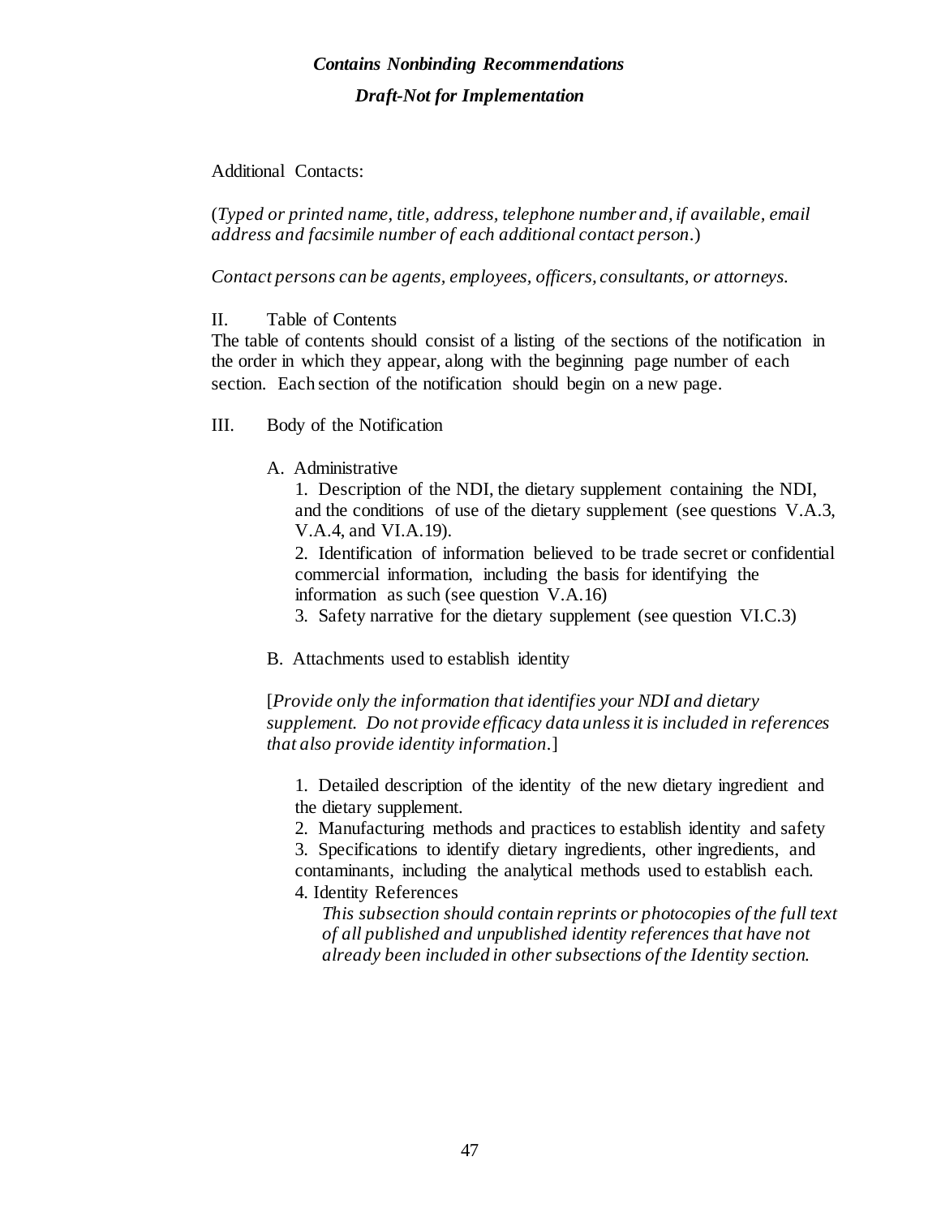Additional Contacts:

(*Typed or printed name, title, address, telephone number and, if available, email address and facsimile number of each additional contact person*.)

*Contact persons can be agents, employees, officers, consultants, or attorneys.*

II. Table of Contents

The table of contents should consist of a listing of the sections of the notification in the order in which they appear, along with the beginning page number of each section. Each section of the notification should begin on a new page.

III. Body of the Notification

A. Administrative

1. Description of the NDI, the dietary supplement containing the NDI, and the conditions of use of the dietary supplement (see questions V.A.3, V.A.4, and VI.A.19).
2. Identification of information believed to be trade secret or confidential commercial information, including the basis for identifying the information as such (see question V.A.16)
3. Safety narrative for the dietary supplement (see question VI.C.3)

B. Attachments used to establish identity

[*Provide only the information that identifies your NDI and dietary supplement. Do not provide efficacy data unless it is included in references that also provide identity information*.]

1. Detailed description of the identity of the new dietary ingredient and the dietary supplement.
2. Manufacturing methods and practices to establish identity and safety
3. Specifications to identify dietary ingredients, other ingredients, and contaminants, including the analytical methods used to establish each.
4. Identity References

   *This subsection should contain reprints or photocopies of the full text of all published and unpublished identity references that have not already been included in other subsections of the Identity section.*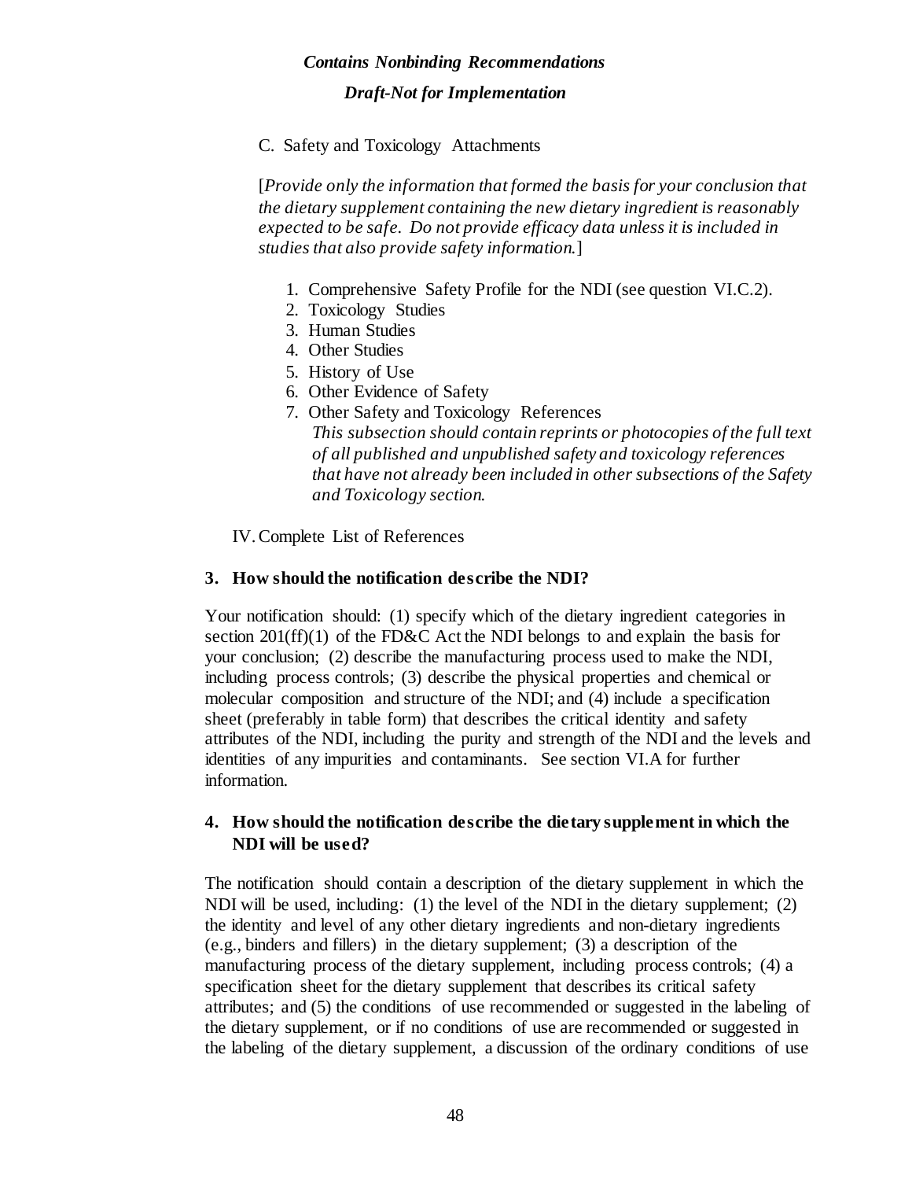C. Safety and Toxicology Attachments

[*Provide only the information that formed the basis for your conclusion that the dietary supplement containing the new dietary ingredient is reasonably expected to be safe. Do not provide efficacy data unless it is included in studies that also provide safety information.*]

1. Comprehensive Safety Profile for the NDI (see question VI.C.2).
2. Toxicology Studies
3. Human Studies
4. Other Studies
5. History of Use
6. Other Evidence of Safety
7. Other Safety and Toxicology References
   *This subsection should contain reprints or photocopies of the full text of all published and unpublished safety and toxicology references that have not already been included in other subsections of the Safety and Toxicology section.*

IV. Complete List of References

### 3. How should the notification describe the NDI?

Your notification should: (1) specify which of the dietary ingredient categories in section 201(ff)(1) of the FD&C Act the NDI belongs to and explain the basis for your conclusion; (2) describe the manufacturing process used to make the NDI, including process controls; (3) describe the physical properties and chemical or molecular composition and structure of the NDI; and (4) include a specification sheet (preferably in table form) that describes the critical identity and safety attributes of the NDI, including the purity and strength of the NDI and the levels and identities of any impurities and contaminants. See section VI.A for further information.

### 4. How should the notification describe the dietary supplement in which the NDI will be used?

The notification should contain a description of the dietary supplement in which the NDI will be used, including: (1) the level of the NDI in the dietary supplement; (2) the identity and level of any other dietary ingredients and non-dietary ingredients (e.g., binders and fillers) in the dietary supplement; (3) a description of the manufacturing process of the dietary supplement, including process controls; (4) a specification sheet for the dietary supplement that describes its critical safety attributes; and (5) the conditions of use recommended or suggested in the labeling of the dietary supplement, or if no conditions of use are recommended or suggested in the labeling of the dietary supplement, a discussion of the ordinary conditions of use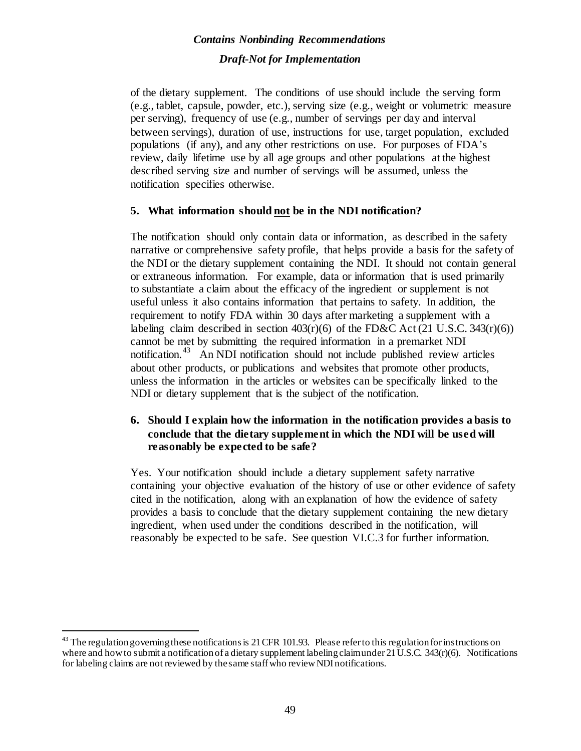of the dietary supplement. The conditions of use should include the serving form (e.g., tablet, capsule, powder, etc.), serving size (e.g., weight or volumetric measure per serving), frequency of use (e.g., number of servings per day and interval between servings), duration of use, instructions for use, target population, excluded populations (if any), and any other restrictions on use. For purposes of FDA's review, daily lifetime use by all age groups and other populations at the highest described serving size and number of servings will be assumed, unless the notification specifies otherwise.

### 5. What information should not be in the NDI notification?

The notification should only contain data or information, as described in the safety narrative or comprehensive safety profile, that helps provide a basis for the safety of the NDI or the dietary supplement containing the NDI. It should not contain general or extraneous information. For example, data or information that is used primarily to substantiate a claim about the efficacy of the ingredient or supplement is not useful unless it also contains information that pertains to safety. In addition, the requirement to notify FDA within 30 days after marketing a supplement with a labeling claim described in section 403(r)(6) of the FD&C Act (21 U.S.C. 343(r)(6)) cannot be met by submitting the required information in a premarket NDI notification.[43] An NDI notification should not include published review articles about other products, or publications and websites that promote other products, unless the information in the articles or websites can be specifically linked to the NDI or dietary supplement that is the subject of the notification.

### 6. Should I explain how the information in the notification provides a basis to conclude that the dietary supplement in which the NDI will be used will reasonably be expected to be safe?

Yes. Your notification should include a dietary supplement safety narrative containing your objective evaluation of the history of use or other evidence of safety cited in the notification, along with an explanation of how the evidence of safety provides a basis to conclude that the dietary supplement containing the new dietary ingredient, when used under the conditions described in the notification, will reasonably be expected to be safe. See question VI.C.3 for further information.

---

[43] The regulation governing these notifications is 21 CFR 101.93. Please refer to this regulation for instructions on where and how to submit a notification of a dietary supplement labeling claim under 21 U.S.C. 343(r)(6). Notifications for labeling claims are not reviewed by the same staff who review NDI notifications.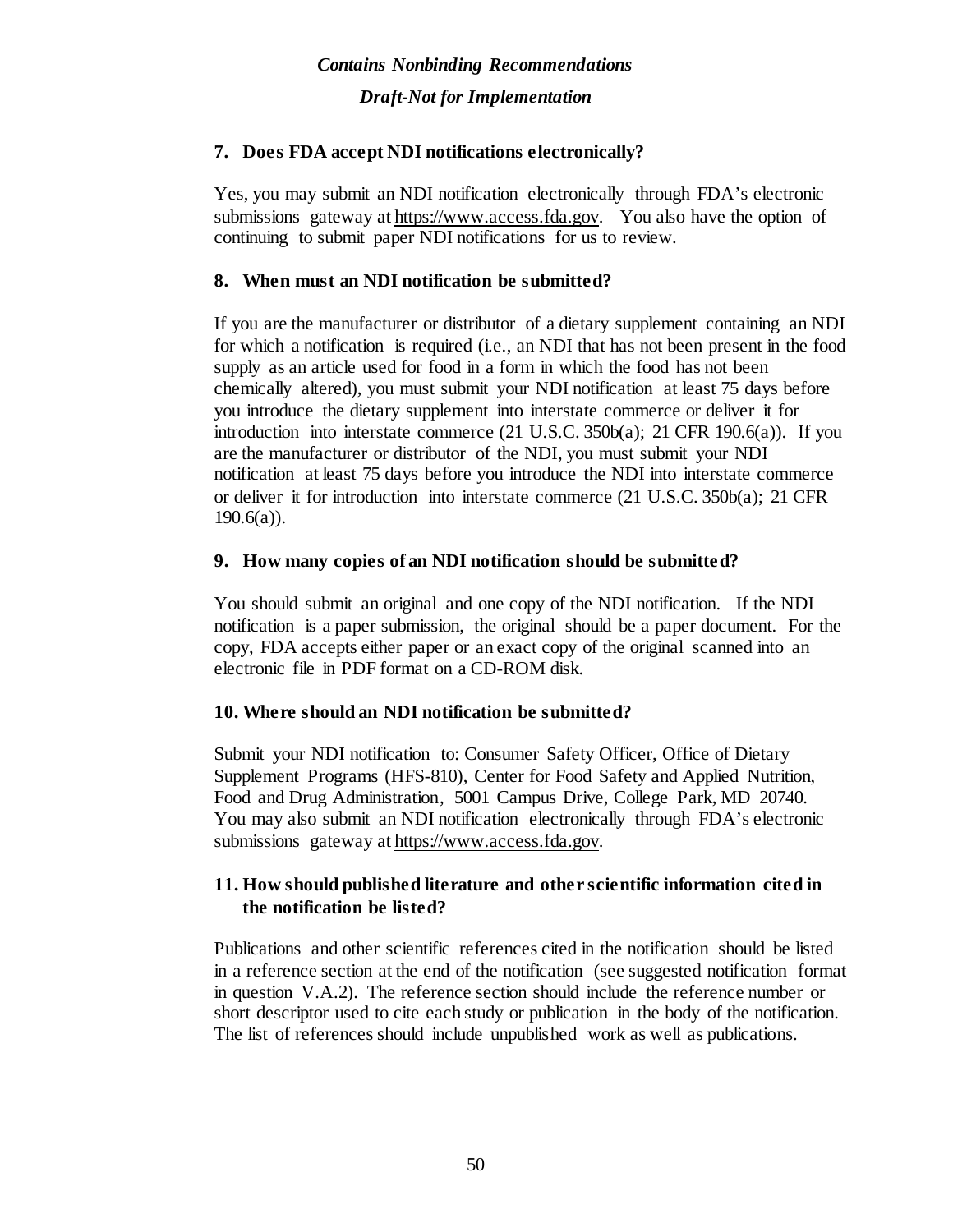### 7. Does FDA accept NDI notifications electronically?

Yes, you may submit an NDI notification electronically through FDA's electronic submissions gateway at https://www.access.fda.gov. You also have the option of continuing to submit paper NDI notifications for us to review.

### 8. When must an NDI notification be submitted?

If you are the manufacturer or distributor of a dietary supplement containing an NDI for which a notification is required (i.e., an NDI that has not been present in the food supply as an article used for food in a form in which the food has not been chemically altered), you must submit your NDI notification at least 75 days before you introduce the dietary supplement into interstate commerce or deliver it for introduction into interstate commerce (21 U.S.C. 350b(a); 21 CFR 190.6(a)). If you are the manufacturer or distributor of the NDI, you must submit your NDI notification at least 75 days before you introduce the NDI into interstate commerce or deliver it for introduction into interstate commerce (21 U.S.C. 350b(a); 21 CFR 190.6(a)).

### 9. How many copies of an NDI notification should be submitted?

You should submit an original and one copy of the NDI notification. If the NDI notification is a paper submission, the original should be a paper document. For the copy, FDA accepts either paper or an exact copy of the original scanned into an electronic file in PDF format on a CD-ROM disk.

### 10. Where should an NDI notification be submitted?

Submit your NDI notification to: Consumer Safety Officer, Office of Dietary Supplement Programs (HFS-810), Center for Food Safety and Applied Nutrition, Food and Drug Administration, 5001 Campus Drive, College Park, MD 20740. You may also submit an NDI notification electronically through FDA's electronic submissions gateway at https://www.access.fda.gov.

### 11. How should published literature and other scientific information cited in the notification be listed?

Publications and other scientific references cited in the notification should be listed in a reference section at the end of the notification (see suggested notification format in question V.A.2). The reference section should include the reference number or short descriptor used to cite each study or publication in the body of the notification. The list of references should include unpublished work as well as publications.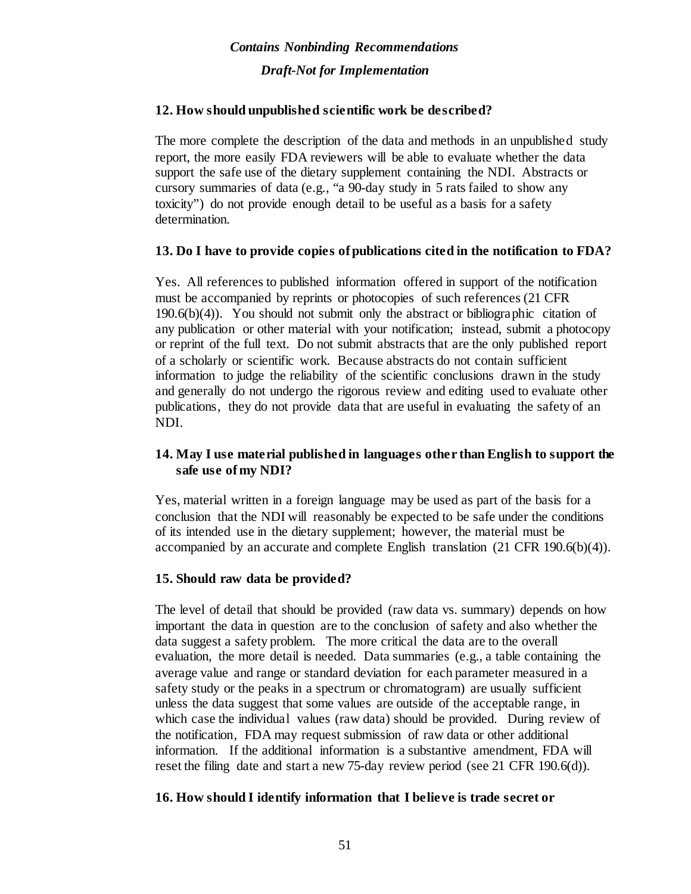### 12. How should unpublished scientific work be described?

The more complete the description of the data and methods in an unpublished study report, the more easily FDA reviewers will be able to evaluate whether the data support the safe use of the dietary supplement containing the NDI. Abstracts or cursory summaries of data (e.g., "a 90-day study in 5 rats failed to show any toxicity") do not provide enough detail to be useful as a basis for a safety determination.

### 13. Do I have to provide copies of publications cited in the notification to FDA?

Yes. All references to published information offered in support of the notification must be accompanied by reprints or photocopies of such references (21 CFR 190.6(b)(4)). You should not submit only the abstract or bibliographic citation of any publication or other material with your notification; instead, submit a photocopy or reprint of the full text. Do not submit abstracts that are the only published report of a scholarly or scientific work. Because abstracts do not contain sufficient information to judge the reliability of the scientific conclusions drawn in the study and generally do not undergo the rigorous review and editing used to evaluate other publications, they do not provide data that are useful in evaluating the safety of an NDI.

### 14. May I use material published in languages other than English to support the safe use of my NDI?

Yes, material written in a foreign language may be used as part of the basis for a conclusion that the NDI will reasonably be expected to be safe under the conditions of its intended use in the dietary supplement; however, the material must be accompanied by an accurate and complete English translation (21 CFR 190.6(b)(4)).

### 15. Should raw data be provided?

The level of detail that should be provided (raw data vs. summary) depends on how important the data in question are to the conclusion of safety and also whether the data suggest a safety problem. The more critical the data are to the overall evaluation, the more detail is needed. Data summaries (e.g., a table containing the average value and range or standard deviation for each parameter measured in a safety study or the peaks in a spectrum or chromatogram) are usually sufficient unless the data suggest that some values are outside of the acceptable range, in which case the individual values (raw data) should be provided. During review of the notification, FDA may request submission of raw data or other additional information. If the additional information is a substantive amendment, FDA will reset the filing date and start a new 75-day review period (see 21 CFR 190.6(d)).

### 16. How should I identify information that I believe is trade secret or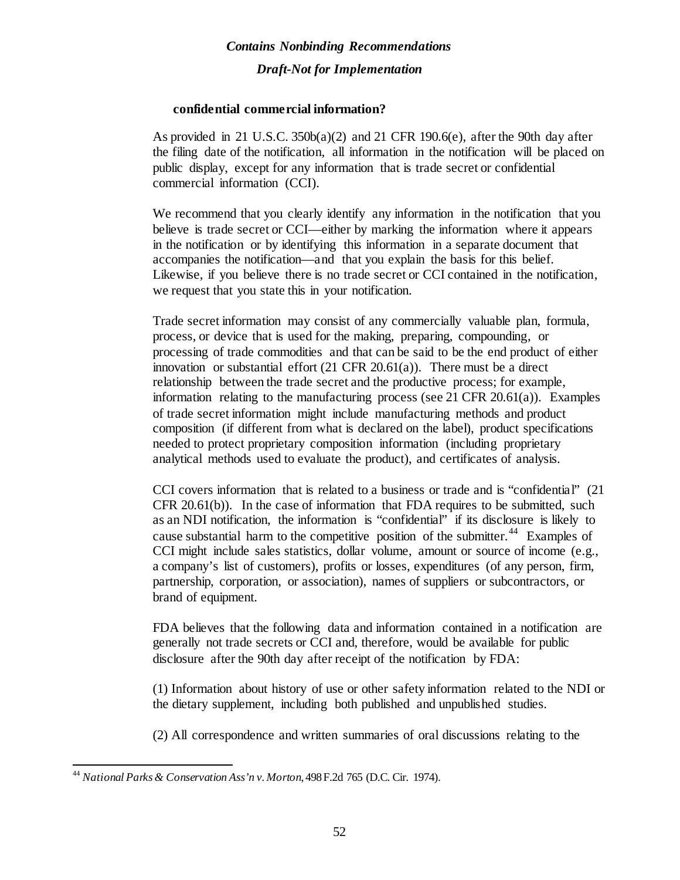**confidential commercial information?**

As provided in 21 U.S.C. 350b(a)(2) and 21 CFR 190.6(e), after the 90th day after the filing date of the notification, all information in the notification will be placed on public display, except for any information that is trade secret or confidential commercial information (CCI).

We recommend that you clearly identify any information in the notification that you believe is trade secret or CCI—either by marking the information where it appears in the notification or by identifying this information in a separate document that accompanies the notification—and that you explain the basis for this belief. Likewise, if you believe there is no trade secret or CCI contained in the notification, we request that you state this in your notification.

Trade secret information may consist of any commercially valuable plan, formula, process, or device that is used for the making, preparing, compounding, or processing of trade commodities and that can be said to be the end product of either innovation or substantial effort (21 CFR 20.61(a)). There must be a direct relationship between the trade secret and the productive process; for example, information relating to the manufacturing process (see 21 CFR 20.61(a)). Examples of trade secret information might include manufacturing methods and product composition (if different from what is declared on the label), product specifications needed to protect proprietary composition information (including proprietary analytical methods used to evaluate the product), and certificates of analysis.

CCI covers information that is related to a business or trade and is "confidential" (21 CFR 20.61(b)). In the case of information that FDA requires to be submitted, such as an NDI notification, the information is "confidential" if its disclosure is likely to cause substantial harm to the competitive position of the submitter.[44] Examples of CCI might include sales statistics, dollar volume, amount or source of income (e.g., a company's list of customers), profits or losses, expenditures (of any person, firm, partnership, corporation, or association), names of suppliers or subcontractors, or brand of equipment.

FDA believes that the following data and information contained in a notification are generally not trade secrets or CCI and, therefore, would be available for public disclosure after the 90th day after receipt of the notification by FDA:

(1) Information about history of use or other safety information related to the NDI or the dietary supplement, including both published and unpublished studies.

(2) All correspondence and written summaries of oral discussions relating to the

[44] *National Parks & Conservation Ass'n v. Morton*, 498 F.2d 765 (D.C. Cir. 1974).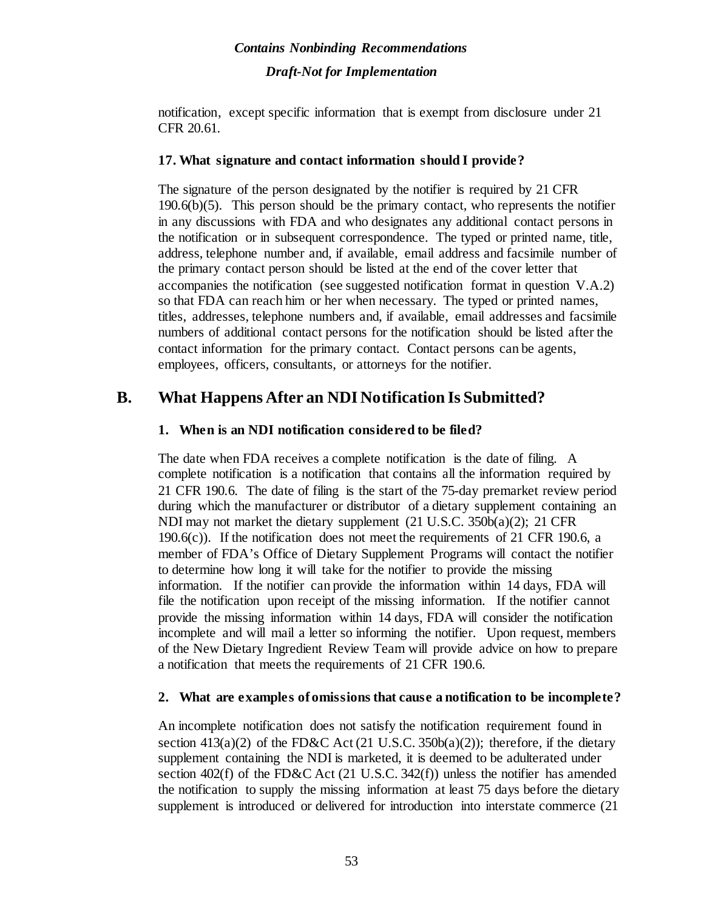notification, except specific information that is exempt from disclosure under 21 CFR 20.61.

### 17. What signature and contact information should I provide?

The signature of the person designated by the notifier is required by 21 CFR 190.6(b)(5). This person should be the primary contact, who represents the notifier in any discussions with FDA and who designates any additional contact persons in the notification or in subsequent correspondence. The typed or printed name, title, address, telephone number and, if available, email address and facsimile number of the primary contact person should be listed at the end of the cover letter that accompanies the notification (see suggested notification format in question V.A.2) so that FDA can reach him or her when necessary. The typed or printed names, titles, addresses, telephone numbers and, if available, email addresses and facsimile numbers of additional contact persons for the notification should be listed after the contact information for the primary contact. Contact persons can be agents, employees, officers, consultants, or attorneys for the notifier.

## B. What Happens After an NDI Notification Is Submitted?

### 1. When is an NDI notification considered to be filed?

The date when FDA receives a complete notification is the date of filing. A complete notification is a notification that contains all the information required by 21 CFR 190.6. The date of filing is the start of the 75-day premarket review period during which the manufacturer or distributor of a dietary supplement containing an NDI may not market the dietary supplement (21 U.S.C. 350b(a)(2); 21 CFR 190.6(c)). If the notification does not meet the requirements of 21 CFR 190.6, a member of FDA's Office of Dietary Supplement Programs will contact the notifier to determine how long it will take for the notifier to provide the missing information. If the notifier can provide the information within 14 days, FDA will file the notification upon receipt of the missing information. If the notifier cannot provide the missing information within 14 days, FDA will consider the notification incomplete and will mail a letter so informing the notifier. Upon request, members of the New Dietary Ingredient Review Team will provide advice on how to prepare a notification that meets the requirements of 21 CFR 190.6.

### 2. What are examples of omissions that cause a notification to be incomplete?

An incomplete notification does not satisfy the notification requirement found in section 413(a)(2) of the FD&C Act (21 U.S.C. 350b(a)(2)); therefore, if the dietary supplement containing the NDI is marketed, it is deemed to be adulterated under section 402(f) of the FD&C Act (21 U.S.C. 342(f)) unless the notifier has amended the notification to supply the missing information at least 75 days before the dietary supplement is introduced or delivered for introduction into interstate commerce (21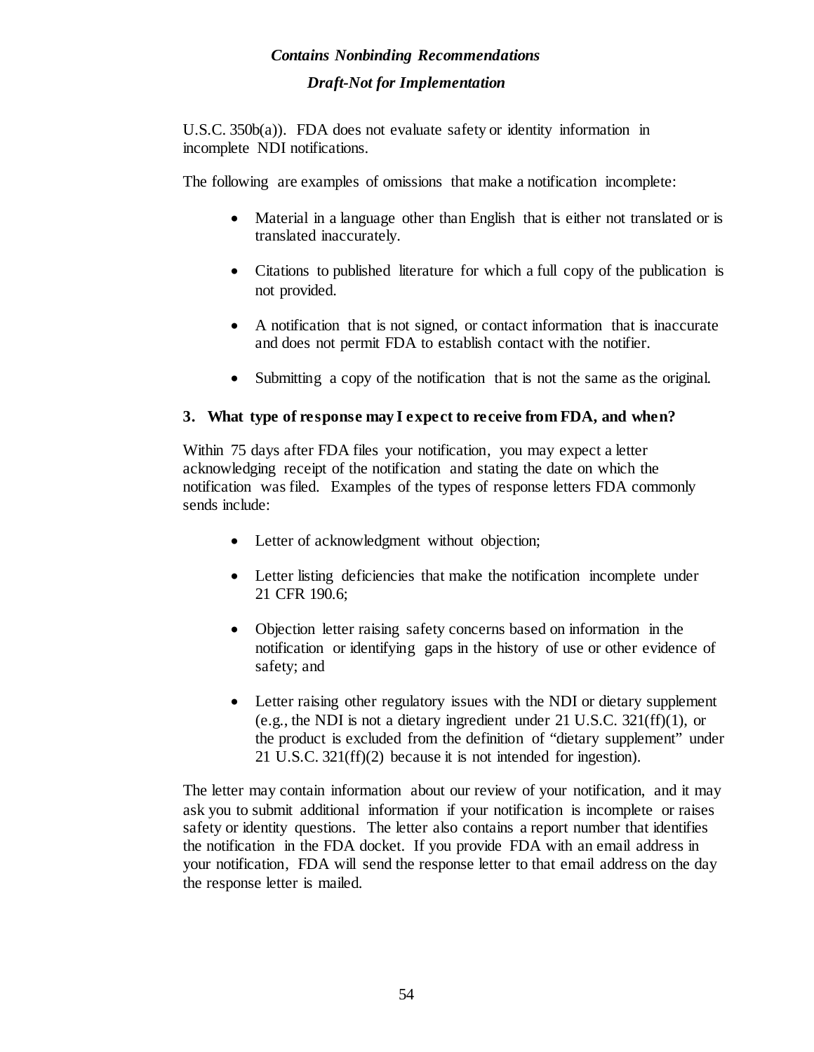U.S.C. 350b(a)). FDA does not evaluate safety or identity information in incomplete NDI notifications.

The following are examples of omissions that make a notification incomplete:

- Material in a language other than English that is either not translated or is translated inaccurately.
- Citations to published literature for which a full copy of the publication is not provided.
- A notification that is not signed, or contact information that is inaccurate and does not permit FDA to establish contact with the notifier.
- Submitting a copy of the notification that is not the same as the original.

### 3. What type of response may I expect to receive from FDA, and when?

Within 75 days after FDA files your notification, you may expect a letter acknowledging receipt of the notification and stating the date on which the notification was filed. Examples of the types of response letters FDA commonly sends include:

- Letter of acknowledgment without objection;
- Letter listing deficiencies that make the notification incomplete under 21 CFR 190.6;
- Objection letter raising safety concerns based on information in the notification or identifying gaps in the history of use or other evidence of safety; and
- Letter raising other regulatory issues with the NDI or dietary supplement (e.g., the NDI is not a dietary ingredient under 21 U.S.C. 321(ff)(1), or the product is excluded from the definition of "dietary supplement" under 21 U.S.C. 321(ff)(2) because it is not intended for ingestion).

The letter may contain information about our review of your notification, and it may ask you to submit additional information if your notification is incomplete or raises safety or identity questions. The letter also contains a report number that identifies the notification in the FDA docket. If you provide FDA with an email address in your notification, FDA will send the response letter to that email address on the day the response letter is mailed.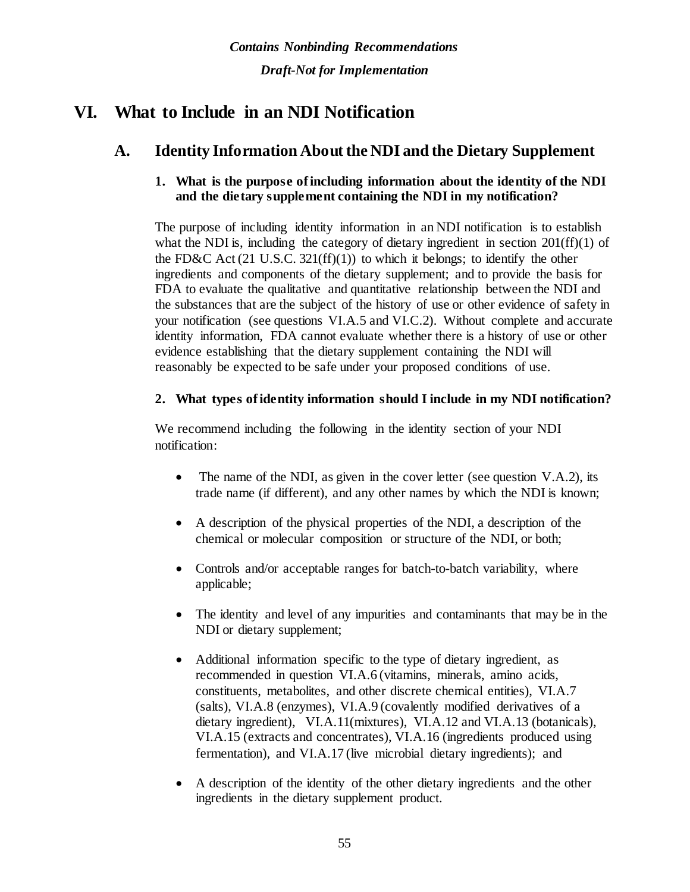# VI. What to Include in an NDI Notification

## A. Identity Information About the NDI and the Dietary Supplement

### 1. What is the purpose of including information about the identity of the NDI and the dietary supplement containing the NDI in my notification?

The purpose of including identity information in an NDI notification is to establish what the NDI is, including the category of dietary ingredient in section 201(ff)(1) of the FD&C Act (21 U.S.C. 321(ff)(1)) to which it belongs; to identify the other ingredients and components of the dietary supplement; and to provide the basis for FDA to evaluate the qualitative and quantitative relationship between the NDI and the substances that are the subject of the history of use or other evidence of safety in your notification (see questions VI.A.5 and VI.C.2). Without complete and accurate identity information, FDA cannot evaluate whether there is a history of use or other evidence establishing that the dietary supplement containing the NDI will reasonably be expected to be safe under your proposed conditions of use.

### 2. What types of identity information should I include in my NDI notification?

We recommend including the following in the identity section of your NDI notification:

- The name of the NDI, as given in the cover letter (see question V.A.2), its trade name (if different), and any other names by which the NDI is known;
- A description of the physical properties of the NDI, a description of the chemical or molecular composition or structure of the NDI, or both;
- Controls and/or acceptable ranges for batch-to-batch variability, where applicable;
- The identity and level of any impurities and contaminants that may be in the NDI or dietary supplement;
- Additional information specific to the type of dietary ingredient, as recommended in question VI.A.6 (vitamins, minerals, amino acids, constituents, metabolites, and other discrete chemical entities), VI.A.7 (salts), VI.A.8 (enzymes), VI.A.9 (covalently modified derivatives of a dietary ingredient), VI.A.11(mixtures), VI.A.12 and VI.A.13 (botanicals), VI.A.15 (extracts and concentrates), VI.A.16 (ingredients produced using fermentation), and VI.A.17 (live microbial dietary ingredients); and
- A description of the identity of the other dietary ingredients and the other ingredients in the dietary supplement product.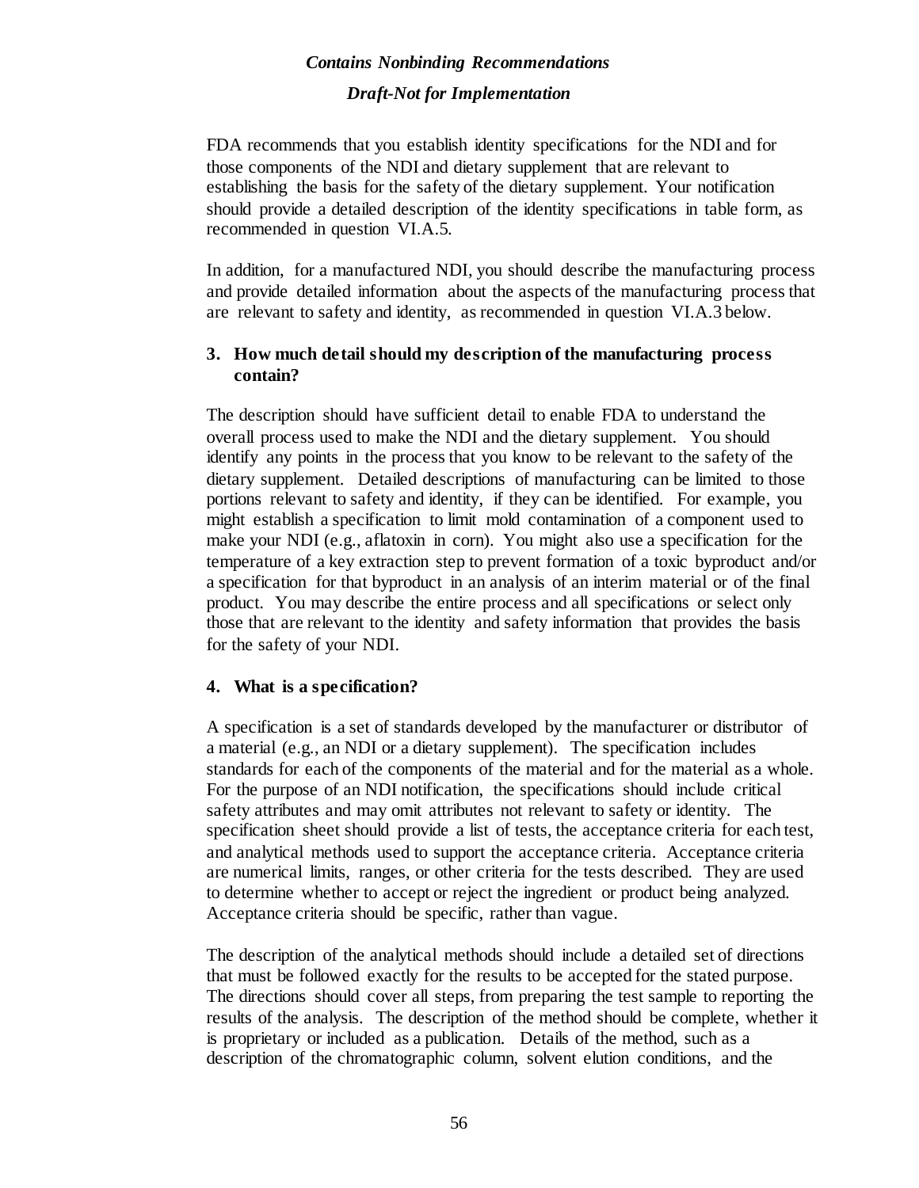FDA recommends that you establish identity specifications for the NDI and for those components of the NDI and dietary supplement that are relevant to establishing the basis for the safety of the dietary supplement. Your notification should provide a detailed description of the identity specifications in table form, as recommended in question VI.A.5.

In addition, for a manufactured NDI, you should describe the manufacturing process and provide detailed information about the aspects of the manufacturing process that are relevant to safety and identity, as recommended in question VI.A.3 below.

### 3. How much detail should my description of the manufacturing process contain?

The description should have sufficient detail to enable FDA to understand the overall process used to make the NDI and the dietary supplement. You should identify any points in the process that you know to be relevant to the safety of the dietary supplement. Detailed descriptions of manufacturing can be limited to those portions relevant to safety and identity, if they can be identified. For example, you might establish a specification to limit mold contamination of a component used to make your NDI (e.g., aflatoxin in corn). You might also use a specification for the temperature of a key extraction step to prevent formation of a toxic byproduct and/or a specification for that byproduct in an analysis of an interim material or of the final product. You may describe the entire process and all specifications or select only those that are relevant to the identity and safety information that provides the basis for the safety of your NDI.

### 4. What is a specification?

A specification is a set of standards developed by the manufacturer or distributor of a material (e.g., an NDI or a dietary supplement). The specification includes standards for each of the components of the material and for the material as a whole. For the purpose of an NDI notification, the specifications should include critical safety attributes and may omit attributes not relevant to safety or identity. The specification sheet should provide a list of tests, the acceptance criteria for each test, and analytical methods used to support the acceptance criteria. Acceptance criteria are numerical limits, ranges, or other criteria for the tests described. They are used to determine whether to accept or reject the ingredient or product being analyzed. Acceptance criteria should be specific, rather than vague.

The description of the analytical methods should include a detailed set of directions that must be followed exactly for the results to be accepted for the stated purpose. The directions should cover all steps, from preparing the test sample to reporting the results of the analysis. The description of the method should be complete, whether it is proprietary or included as a publication. Details of the method, such as a description of the chromatographic column, solvent elution conditions, and the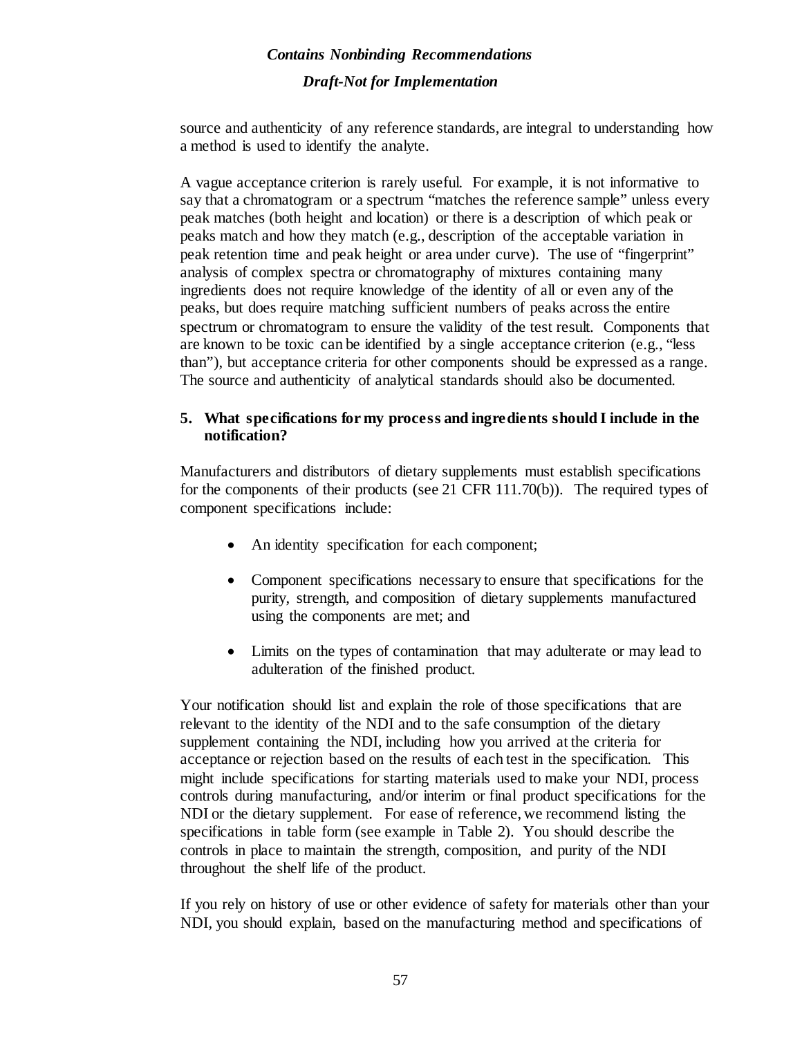source and authenticity of any reference standards, are integral to understanding how a method is used to identify the analyte.

A vague acceptance criterion is rarely useful. For example, it is not informative to say that a chromatogram or a spectrum "matches the reference sample" unless every peak matches (both height and location) or there is a description of which peak or peaks match and how they match (e.g., description of the acceptable variation in peak retention time and peak height or area under curve). The use of "fingerprint" analysis of complex spectra or chromatography of mixtures containing many ingredients does not require knowledge of the identity of all or even any of the peaks, but does require matching sufficient numbers of peaks across the entire spectrum or chromatogram to ensure the validity of the test result. Components that are known to be toxic can be identified by a single acceptance criterion (e.g., "less than"), but acceptance criteria for other components should be expressed as a range. The source and authenticity of analytical standards should also be documented.

### 5. What specifications for my process and ingredients should I include in the notification?

Manufacturers and distributors of dietary supplements must establish specifications for the components of their products (see 21 CFR 111.70(b)). The required types of component specifications include:

- An identity specification for each component;
- Component specifications necessary to ensure that specifications for the purity, strength, and composition of dietary supplements manufactured using the components are met; and
- Limits on the types of contamination that may adulterate or may lead to adulteration of the finished product.

Your notification should list and explain the role of those specifications that are relevant to the identity of the NDI and to the safe consumption of the dietary supplement containing the NDI, including how you arrived at the criteria for acceptance or rejection based on the results of each test in the specification. This might include specifications for starting materials used to make your NDI, process controls during manufacturing, and/or interim or final product specifications for the NDI or the dietary supplement. For ease of reference, we recommend listing the specifications in table form (see example in Table 2). You should describe the controls in place to maintain the strength, composition, and purity of the NDI throughout the shelf life of the product.

If you rely on history of use or other evidence of safety for materials other than your NDI, you should explain, based on the manufacturing method and specifications of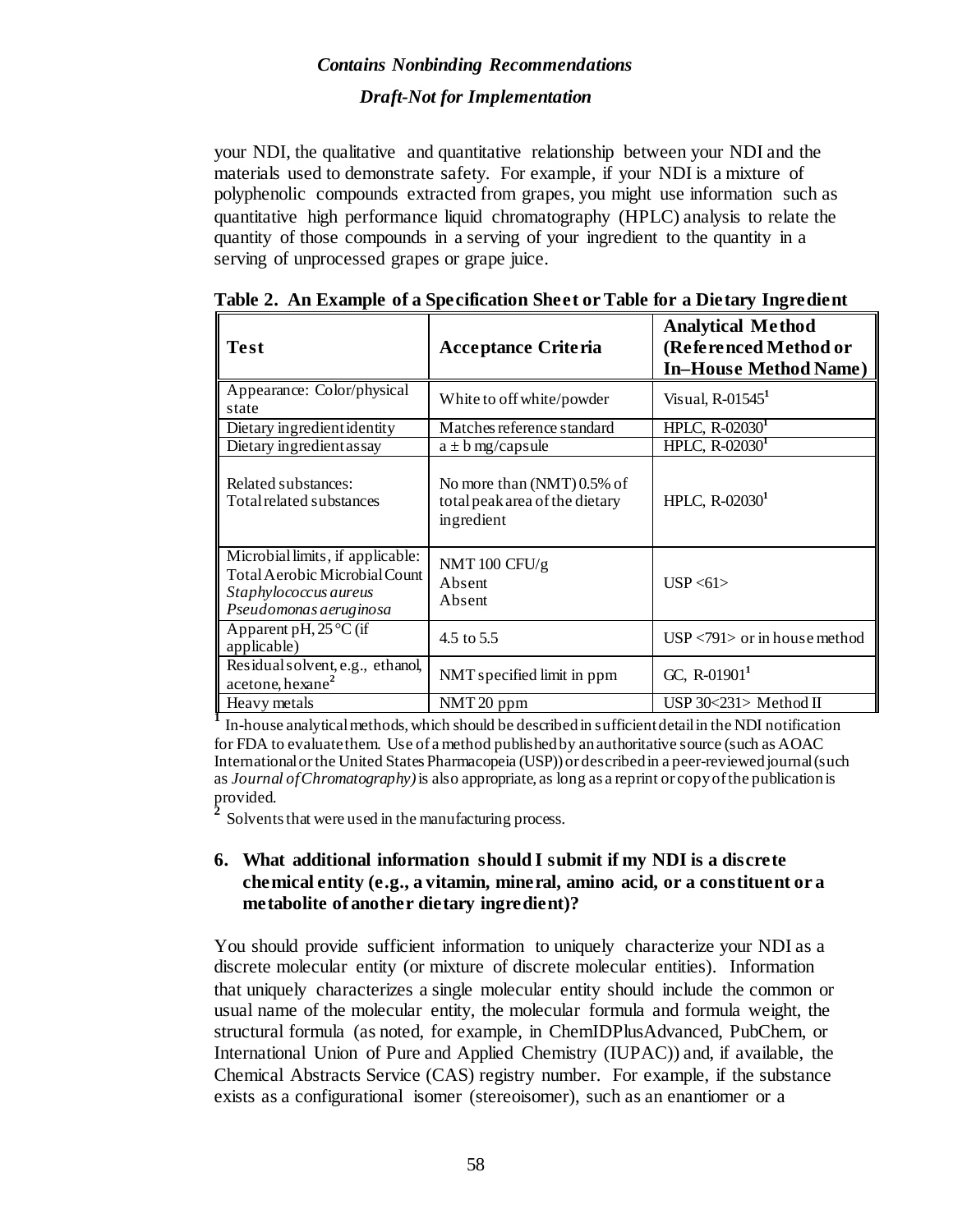your NDI, the qualitative and quantitative relationship between your NDI and the materials used to demonstrate safety. For example, if your NDI is a mixture of polyphenolic compounds extracted from grapes, you might use information such as quantitative high performance liquid chromatography (HPLC) analysis to relate the quantity of those compounds in a serving of your ingredient to the quantity in a serving of unprocessed grapes or grape juice.

**Table 2. An Example of a Specification Sheet or Table for a Dietary Ingredient**

| **Test** | **Acceptance Criteria** | **Analytical Method (Referenced Method or In–House Method Name)** |
|---|---|---|
| Appearance: Color/physical state | White to off white/powder | Visual, R-01545[1] |
| Dietary ingredient identity | Matches reference standard | HPLC, R-02030[1] |
| Dietary ingredient assay | a ± b mg/capsule | HPLC, R-02030[1] |
| Related substances: Total related substances | No more than (NMT) 0.5% of total peak area of the dietary ingredient | HPLC, R-02030[1] |
| Microbial limits, if applicable: Total Aerobic Microbial Count *Staphylococcus aureus* *Pseudomonas aeruginosa* | NMT 100 CFU/g Absent Absent | USP <61> |
| Apparent pH, 25 °C (if applicable) | 4.5 to 5.5 | USP <791> or in house method |
| Residual solvent, e.g., ethanol, acetone, hexane[2] | NMT specified limit in ppm | GC, R-01901[1] |
| Heavy metals | NMT 20 ppm | USP 30<231> Method II |

[1] In-house analytical methods, which should be described in sufficient detail in the NDI notification for FDA to evaluate them. Use of a method published by an authoritative source (such as AOAC International or the United States Pharmacopeia (USP)) or described in a peer-reviewed journal (such as *Journal of Chromatography)* is also appropriate, as long as a reprint or copy of the publication is provided.

[2] Solvents that were used in the manufacturing process.

### 6. What additional information should I submit if my NDI is a discrete chemical entity (e.g., a vitamin, mineral, amino acid, or a constituent or a metabolite of another dietary ingredient)?

You should provide sufficient information to uniquely characterize your NDI as a discrete molecular entity (or mixture of discrete molecular entities). Information that uniquely characterizes a single molecular entity should include the common or usual name of the molecular entity, the molecular formula and formula weight, the structural formula (as noted, for example, in ChemIDPlusAdvanced, PubChem, or International Union of Pure and Applied Chemistry (IUPAC)) and, if available, the Chemical Abstracts Service (CAS) registry number. For example, if the substance exists as a configurational isomer (stereoisomer), such as an enantiomer or a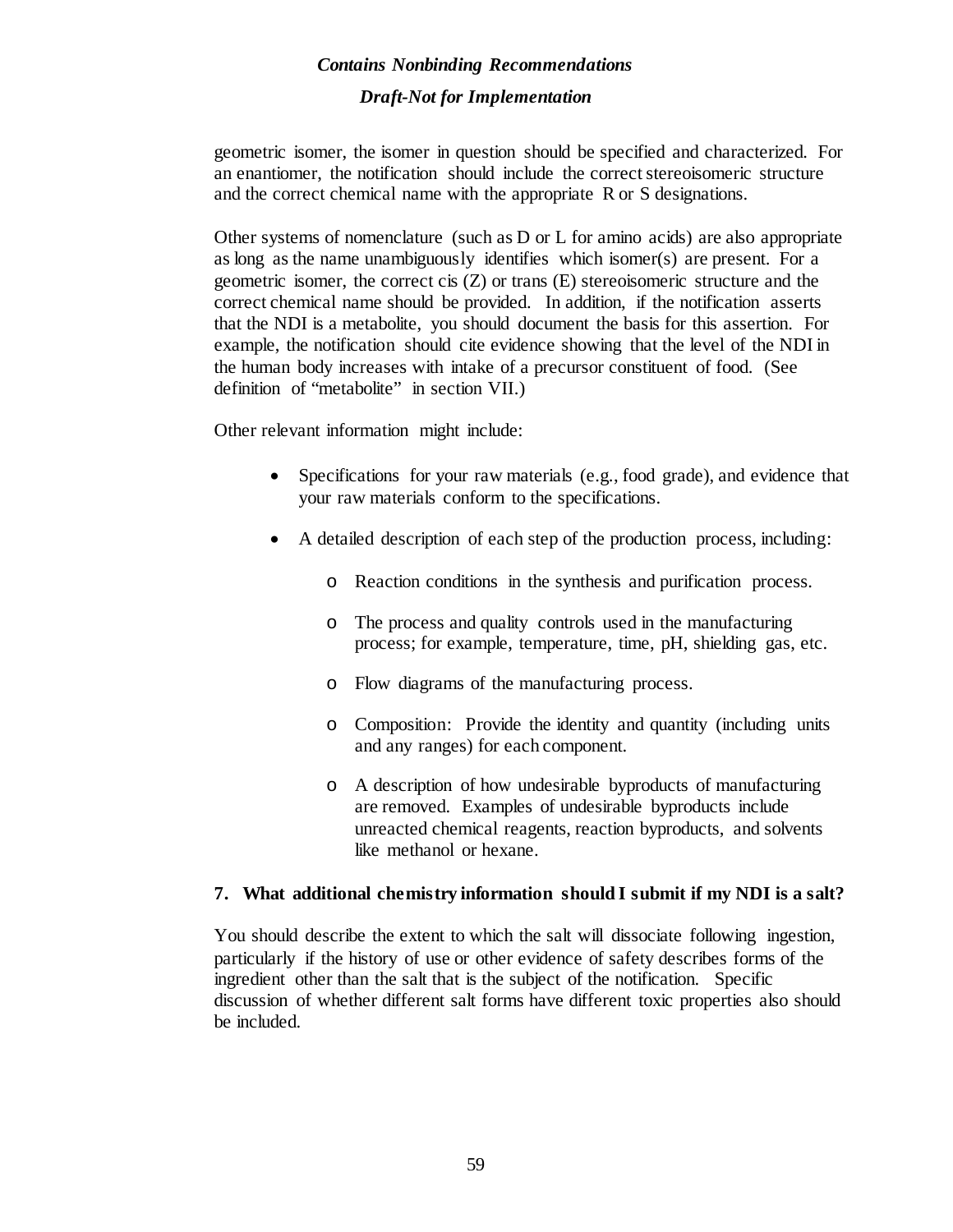geometric isomer, the isomer in question should be specified and characterized. For an enantiomer, the notification should include the correct stereoisomeric structure and the correct chemical name with the appropriate R or S designations.

Other systems of nomenclature (such as D or L for amino acids) are also appropriate as long as the name unambiguously identifies which isomer(s) are present. For a geometric isomer, the correct cis (Z) or trans (E) stereoisomeric structure and the correct chemical name should be provided. In addition, if the notification asserts that the NDI is a metabolite, you should document the basis for this assertion. For example, the notification should cite evidence showing that the level of the NDI in the human body increases with intake of a precursor constituent of food. (See definition of "metabolite" in section VII.)

Other relevant information might include:

- Specifications for your raw materials (e.g., food grade), and evidence that your raw materials conform to the specifications.
- A detailed description of each step of the production process, including:
  - Reaction conditions in the synthesis and purification process.
  - The process and quality controls used in the manufacturing process; for example, temperature, time, pH, shielding gas, etc.
  - Flow diagrams of the manufacturing process.
  - Composition: Provide the identity and quantity (including units and any ranges) for each component.
  - A description of how undesirable byproducts of manufacturing are removed. Examples of undesirable byproducts include unreacted chemical reagents, reaction byproducts, and solvents like methanol or hexane.

**7. What additional chemistry information should I submit if my NDI is a salt?**

You should describe the extent to which the salt will dissociate following ingestion, particularly if the history of use or other evidence of safety describes forms of the ingredient other than the salt that is the subject of the notification. Specific discussion of whether different salt forms have different toxic properties also should be included.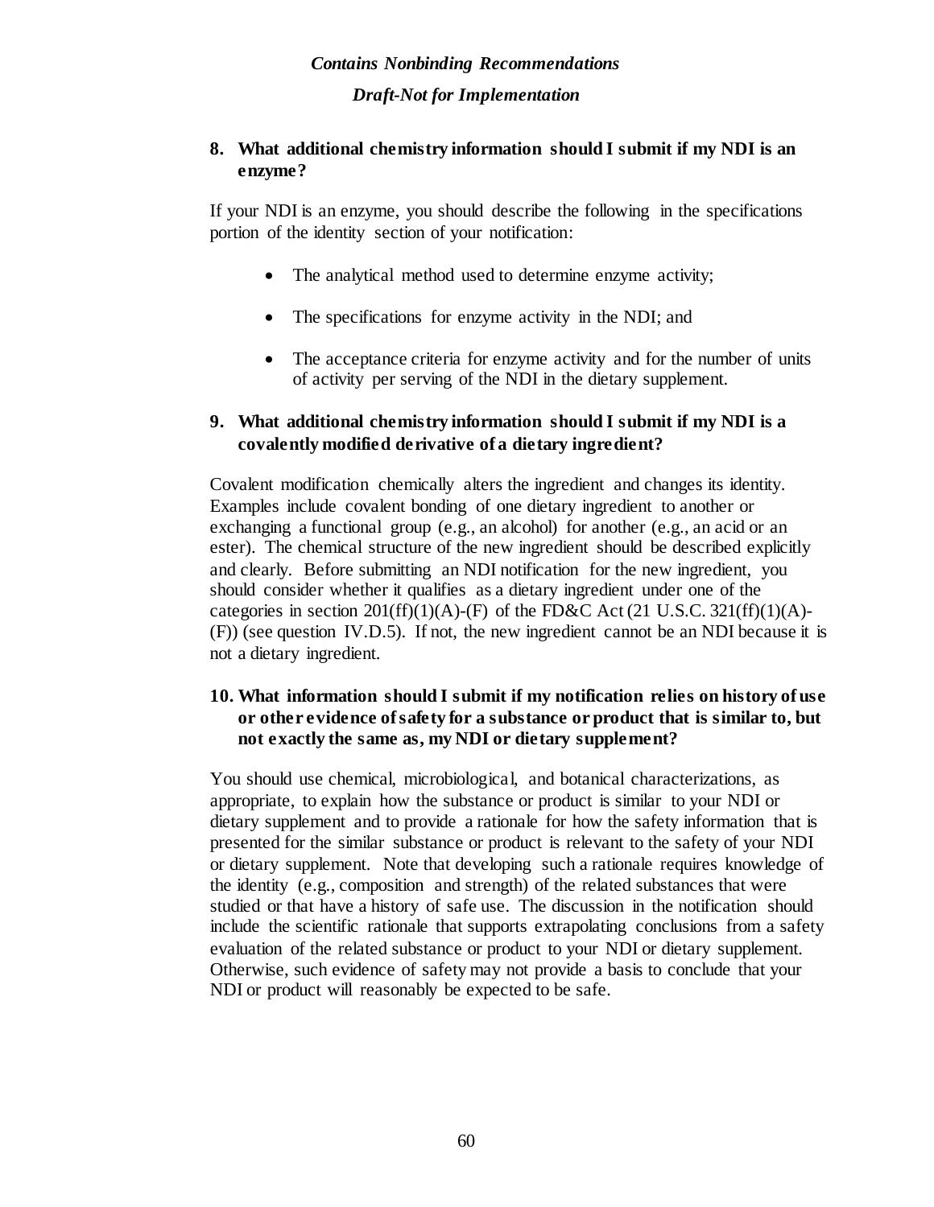### 8. What additional chemistry information should I submit if my NDI is an enzyme?

If your NDI is an enzyme, you should describe the following in the specifications portion of the identity section of your notification:

- The analytical method used to determine enzyme activity;
- The specifications for enzyme activity in the NDI; and
- The acceptance criteria for enzyme activity and for the number of units of activity per serving of the NDI in the dietary supplement.

### 9. What additional chemistry information should I submit if my NDI is a covalently modified derivative of a dietary ingredient?

Covalent modification chemically alters the ingredient and changes its identity. Examples include covalent bonding of one dietary ingredient to another or exchanging a functional group (e.g., an alcohol) for another (e.g., an acid or an ester). The chemical structure of the new ingredient should be described explicitly and clearly. Before submitting an NDI notification for the new ingredient, you should consider whether it qualifies as a dietary ingredient under one of the categories in section 201(ff)(1)(A)-(F) of the FD&C Act (21 U.S.C. 321(ff)(1)(A)-(F)) (see question IV.D.5). If not, the new ingredient cannot be an NDI because it is not a dietary ingredient.

### 10. What information should I submit if my notification relies on history of use or other evidence of safety for a substance or product that is similar to, but not exactly the same as, my NDI or dietary supplement?

You should use chemical, microbiological, and botanical characterizations, as appropriate, to explain how the substance or product is similar to your NDI or dietary supplement and to provide a rationale for how the safety information that is presented for the similar substance or product is relevant to the safety of your NDI or dietary supplement. Note that developing such a rationale requires knowledge of the identity (e.g., composition and strength) of the related substances that were studied or that have a history of safe use. The discussion in the notification should include the scientific rationale that supports extrapolating conclusions from a safety evaluation of the related substance or product to your NDI or dietary supplement. Otherwise, such evidence of safety may not provide a basis to conclude that your NDI or product will reasonably be expected to be safe.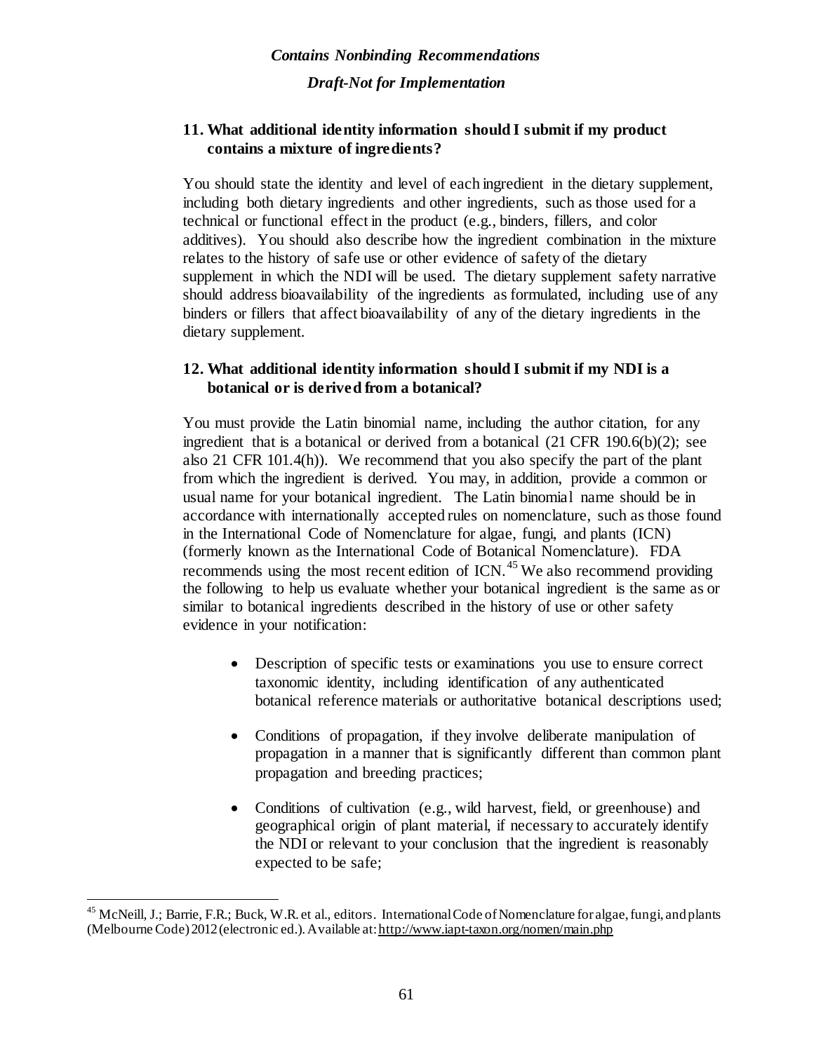### 11. What additional identity information should I submit if my product contains a mixture of ingredients?

You should state the identity and level of each ingredient in the dietary supplement, including both dietary ingredients and other ingredients, such as those used for a technical or functional effect in the product (e.g., binders, fillers, and color additives). You should also describe how the ingredient combination in the mixture relates to the history of safe use or other evidence of safety of the dietary supplement in which the NDI will be used. The dietary supplement safety narrative should address bioavailability of the ingredients as formulated, including use of any binders or fillers that affect bioavailability of any of the dietary ingredients in the dietary supplement.

### 12. What additional identity information should I submit if my NDI is a botanical or is derived from a botanical?

You must provide the Latin binomial name, including the author citation, for any ingredient that is a botanical or derived from a botanical (21 CFR 190.6(b)(2); see also 21 CFR 101.4(h)). We recommend that you also specify the part of the plant from which the ingredient is derived. You may, in addition, provide a common or usual name for your botanical ingredient. The Latin binomial name should be in accordance with internationally accepted rules on nomenclature, such as those found in the International Code of Nomenclature for algae, fungi, and plants (ICN) (formerly known as the International Code of Botanical Nomenclature). FDA recommends using the most recent edition of ICN.[45] We also recommend providing the following to help us evaluate whether your botanical ingredient is the same as or similar to botanical ingredients described in the history of use or other safety evidence in your notification:

- Description of specific tests or examinations you use to ensure correct taxonomic identity, including identification of any authenticated botanical reference materials or authoritative botanical descriptions used;
- Conditions of propagation, if they involve deliberate manipulation of propagation in a manner that is significantly different than common plant propagation and breeding practices;
- Conditions of cultivation (e.g., wild harvest, field, or greenhouse) and geographical origin of plant material, if necessary to accurately identify the NDI or relevant to your conclusion that the ingredient is reasonably expected to be safe;

[45] McNeill, J.; Barrie, F.R.; Buck, W.R. et al., editors. International Code of Nomenclature for algae, fungi, and plants (Melbourne Code) 2012 (electronic ed.). Available at: http://www.iapt-taxon.org/nomen/main.php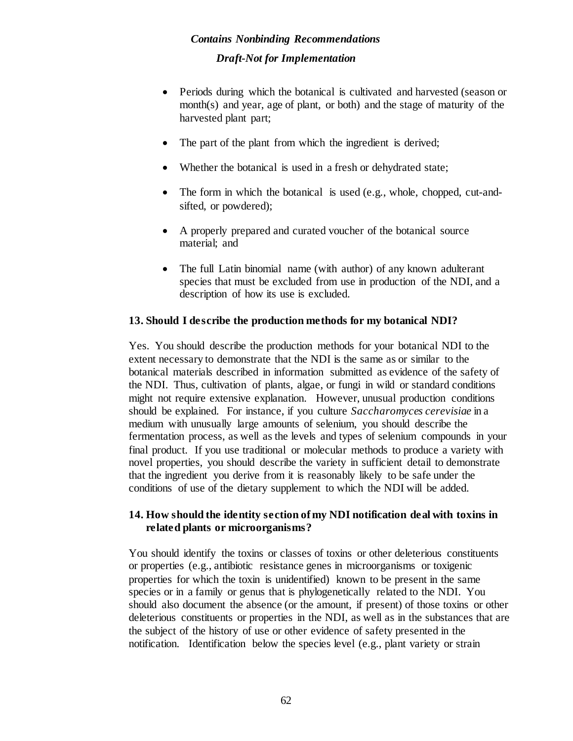- Periods during which the botanical is cultivated and harvested (season or month(s) and year, age of plant, or both) and the stage of maturity of the harvested plant part;
- The part of the plant from which the ingredient is derived;
- Whether the botanical is used in a fresh or dehydrated state;
- The form in which the botanical is used (e.g., whole, chopped, cut-and-sifted, or powdered);
- A properly prepared and curated voucher of the botanical source material; and
- The full Latin binomial name (with author) of any known adulterant species that must be excluded from use in production of the NDI, and a description of how its use is excluded.

### 13. Should I describe the production methods for my botanical NDI?

Yes. You should describe the production methods for your botanical NDI to the extent necessary to demonstrate that the NDI is the same as or similar to the botanical materials described in information submitted as evidence of the safety of the NDI. Thus, cultivation of plants, algae, or fungi in wild or standard conditions might not require extensive explanation. However, unusual production conditions should be explained. For instance, if you culture *Saccharomyces cerevisiae* in a medium with unusually large amounts of selenium, you should describe the fermentation process, as well as the levels and types of selenium compounds in your final product. If you use traditional or molecular methods to produce a variety with novel properties, you should describe the variety in sufficient detail to demonstrate that the ingredient you derive from it is reasonably likely to be safe under the conditions of use of the dietary supplement to which the NDI will be added.

### 14. How should the identity section of my NDI notification deal with toxins in related plants or microorganisms?

You should identify the toxins or classes of toxins or other deleterious constituents or properties (e.g., antibiotic resistance genes in microorganisms or toxigenic properties for which the toxin is unidentified) known to be present in the same species or in a family or genus that is phylogenetically related to the NDI. You should also document the absence (or the amount, if present) of those toxins or other deleterious constituents or properties in the NDI, as well as in the substances that are the subject of the history of use or other evidence of safety presented in the notification. Identification below the species level (e.g., plant variety or strain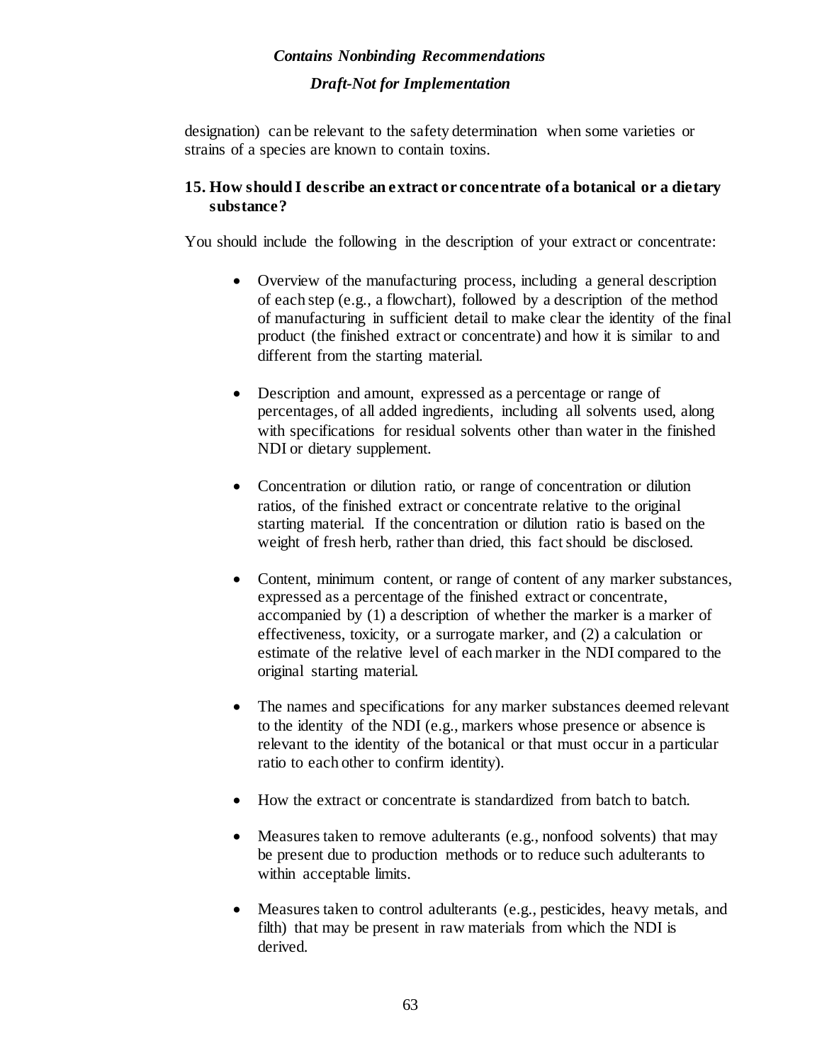designation) can be relevant to the safety determination when some varieties or strains of a species are known to contain toxins.

### 15. How should I describe an extract or concentrate of a botanical or a dietary substance?

You should include the following in the description of your extract or concentrate:

- Overview of the manufacturing process, including a general description of each step (e.g., a flowchart), followed by a description of the method of manufacturing in sufficient detail to make clear the identity of the final product (the finished extract or concentrate) and how it is similar to and different from the starting material.

- Description and amount, expressed as a percentage or range of percentages, of all added ingredients, including all solvents used, along with specifications for residual solvents other than water in the finished NDI or dietary supplement.

- Concentration or dilution ratio, or range of concentration or dilution ratios, of the finished extract or concentrate relative to the original starting material. If the concentration or dilution ratio is based on the weight of fresh herb, rather than dried, this fact should be disclosed.

- Content, minimum content, or range of content of any marker substances, expressed as a percentage of the finished extract or concentrate, accompanied by (1) a description of whether the marker is a marker of effectiveness, toxicity, or a surrogate marker, and (2) a calculation or estimate of the relative level of each marker in the NDI compared to the original starting material.

- The names and specifications for any marker substances deemed relevant to the identity of the NDI (e.g., markers whose presence or absence is relevant to the identity of the botanical or that must occur in a particular ratio to each other to confirm identity).

- How the extract or concentrate is standardized from batch to batch.

- Measures taken to remove adulterants (e.g., nonfood solvents) that may be present due to production methods or to reduce such adulterants to within acceptable limits.

- Measures taken to control adulterants (e.g., pesticides, heavy metals, and filth) that may be present in raw materials from which the NDI is derived.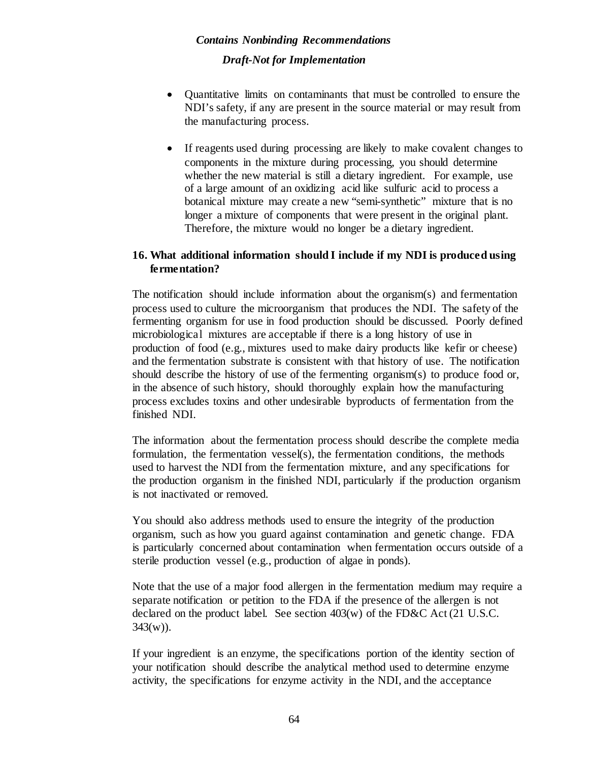- Quantitative limits on contaminants that must be controlled to ensure the NDI's safety, if any are present in the source material or may result from the manufacturing process.

- If reagents used during processing are likely to make covalent changes to components in the mixture during processing, you should determine whether the new material is still a dietary ingredient. For example, use of a large amount of an oxidizing acid like sulfuric acid to process a botanical mixture may create a new "semi-synthetic" mixture that is no longer a mixture of components that were present in the original plant. Therefore, the mixture would no longer be a dietary ingredient.

### 16. What additional information should I include if my NDI is produced using fermentation?

The notification should include information about the organism(s) and fermentation process used to culture the microorganism that produces the NDI. The safety of the fermenting organism for use in food production should be discussed. Poorly defined microbiological mixtures are acceptable if there is a long history of use in production of food (e.g., mixtures used to make dairy products like kefir or cheese) and the fermentation substrate is consistent with that history of use. The notification should describe the history of use of the fermenting organism(s) to produce food or, in the absence of such history, should thoroughly explain how the manufacturing process excludes toxins and other undesirable byproducts of fermentation from the finished NDI.

The information about the fermentation process should describe the complete media formulation, the fermentation vessel(s), the fermentation conditions, the methods used to harvest the NDI from the fermentation mixture, and any specifications for the production organism in the finished NDI, particularly if the production organism is not inactivated or removed.

You should also address methods used to ensure the integrity of the production organism, such as how you guard against contamination and genetic change. FDA is particularly concerned about contamination when fermentation occurs outside of a sterile production vessel (e.g., production of algae in ponds).

Note that the use of a major food allergen in the fermentation medium may require a separate notification or petition to the FDA if the presence of the allergen is not declared on the product label. See section 403(w) of the FD&C Act (21 U.S.C. 343(w)).

If your ingredient is an enzyme, the specifications portion of the identity section of your notification should describe the analytical method used to determine enzyme activity, the specifications for enzyme activity in the NDI, and the acceptance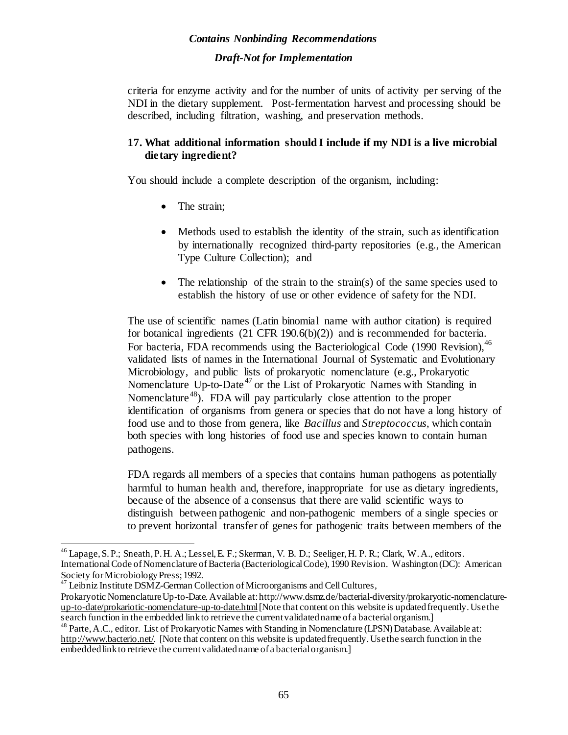criteria for enzyme activity and for the number of units of activity per serving of the NDI in the dietary supplement. Post-fermentation harvest and processing should be described, including filtration, washing, and preservation methods.

### 17. What additional information should I include if my NDI is a live microbial dietary ingredient?

You should include a complete description of the organism, including:

- The strain;
- Methods used to establish the identity of the strain, such as identification by internationally recognized third-party repositories (e.g., the American Type Culture Collection); and
- The relationship of the strain to the strain(s) of the same species used to establish the history of use or other evidence of safety for the NDI.

The use of scientific names (Latin binomial name with author citation) is required for botanical ingredients (21 CFR 190.6(b)(2)) and is recommended for bacteria. For bacteria, FDA recommends using the Bacteriological Code (1990 Revision),[46] validated lists of names in the International Journal of Systematic and Evolutionary Microbiology, and public lists of prokaryotic nomenclature (e.g., Prokaryotic Nomenclature Up-to-Date[47] or the List of Prokaryotic Names with Standing in Nomenclature[48]). FDA will pay particularly close attention to the proper identification of organisms from genera or species that do not have a long history of food use and to those from genera, like *Bacillus* and *Streptococcus*, which contain both species with long histories of food use and species known to contain human pathogens.

FDA regards all members of a species that contains human pathogens as potentially harmful to human health and, therefore, inappropriate for use as dietary ingredients, because of the absence of a consensus that there are valid scientific ways to distinguish between pathogenic and non-pathogenic members of a single species or to prevent horizontal transfer of genes for pathogenic traits between members of the

---

[46] Lapage, S. P.; Sneath, P. H. A.; Lessel, E. F.; Skerman, V. B. D.; Seeliger, H. P. R.; Clark, W. A., editors. International Code of Nomenclature of Bacteria (Bacteriological Code), 1990 Revision. Washington (DC): American Society for Microbiology Press; 1992.

[47] Leibniz Institute DSMZ-German Collection of Microorganisms and Cell Cultures, Prokaryotic Nomenclature Up-to-Date. Available at: http://www.dsmz.de/bacterial-diversity/prokaryotic-nomenclature-up-to-date/prokariotic-nomenclature-up-to-date.html [Note that content on this website is updated frequently. Use the search function in the embedded link to retrieve the current validated name of a bacterial organism.]

[48] Parte, A.C., editor. List of Prokaryotic Names with Standing in Nomenclature (LPSN) Database. Available at: http://www.bacterio.net/. [Note that content on this website is updated frequently. Use the search function in the embedded link to retrieve the current validated name of a bacterial organism.]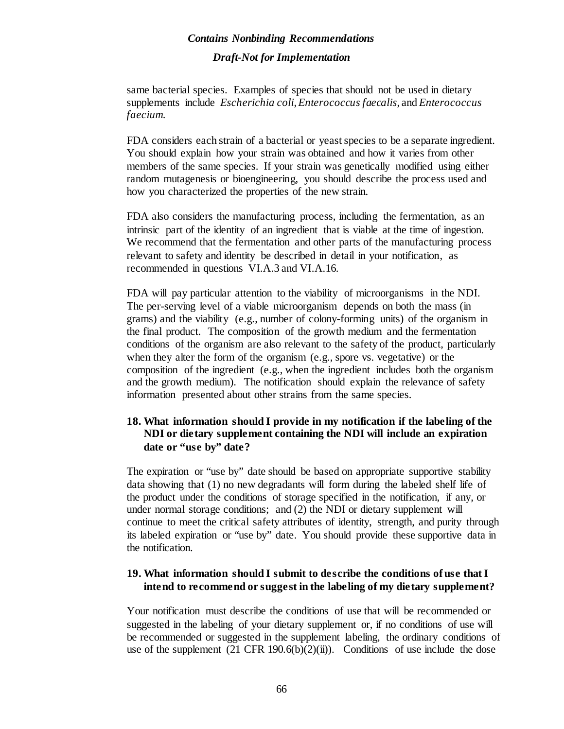same bacterial species. Examples of species that should not be used in dietary supplements include *Escherichia coli*, *Enterococcus faecalis*, and *Enterococcus faecium*.

FDA considers each strain of a bacterial or yeast species to be a separate ingredient. You should explain how your strain was obtained and how it varies from other members of the same species. If your strain was genetically modified using either random mutagenesis or bioengineering, you should describe the process used and how you characterized the properties of the new strain.

FDA also considers the manufacturing process, including the fermentation, as an intrinsic part of the identity of an ingredient that is viable at the time of ingestion. We recommend that the fermentation and other parts of the manufacturing process relevant to safety and identity be described in detail in your notification, as recommended in questions VI.A.3 and VI.A.16.

FDA will pay particular attention to the viability of microorganisms in the NDI. The per-serving level of a viable microorganism depends on both the mass (in grams) and the viability (e.g., number of colony-forming units) of the organism in the final product. The composition of the growth medium and the fermentation conditions of the organism are also relevant to the safety of the product, particularly when they alter the form of the organism (e.g., spore vs. vegetative) or the composition of the ingredient (e.g., when the ingredient includes both the organism and the growth medium). The notification should explain the relevance of safety information presented about other strains from the same species.

### 18. What information should I provide in my notification if the labeling of the NDI or dietary supplement containing the NDI will include an expiration date or "use by" date?

The expiration or "use by" date should be based on appropriate supportive stability data showing that (1) no new degradants will form during the labeled shelf life of the product under the conditions of storage specified in the notification, if any, or under normal storage conditions; and (2) the NDI or dietary supplement will continue to meet the critical safety attributes of identity, strength, and purity through its labeled expiration or "use by" date. You should provide these supportive data in the notification.

### 19. What information should I submit to describe the conditions of use that I intend to recommend or suggest in the labeling of my dietary supplement?

Your notification must describe the conditions of use that will be recommended or suggested in the labeling of your dietary supplement or, if no conditions of use will be recommended or suggested in the supplement labeling, the ordinary conditions of use of the supplement (21 CFR 190.6(b)(2)(ii)). Conditions of use include the dose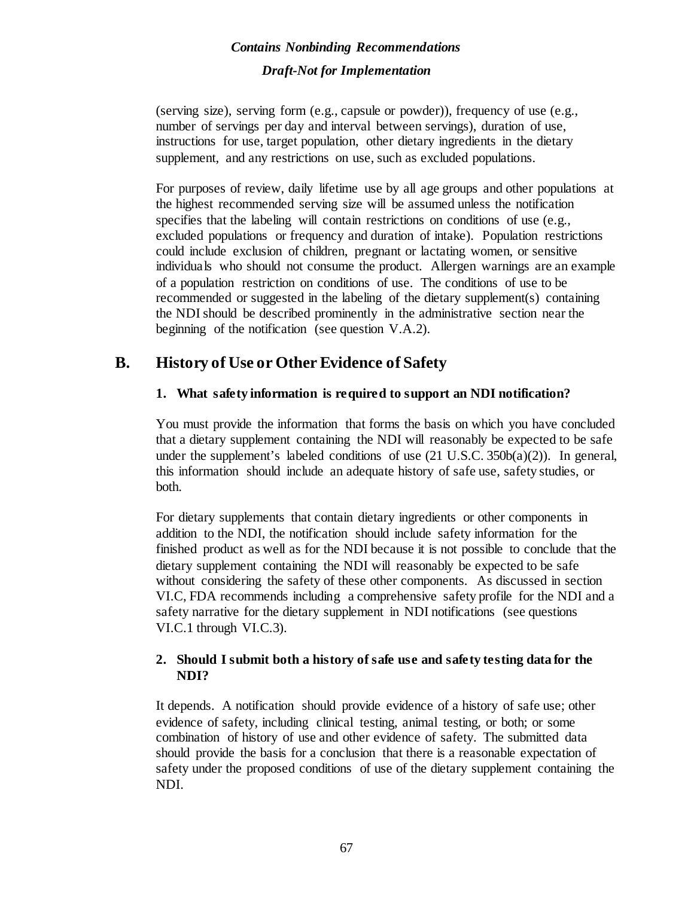(serving size), serving form (e.g., capsule or powder)), frequency of use (e.g., number of servings per day and interval between servings), duration of use, instructions for use, target population, other dietary ingredients in the dietary supplement, and any restrictions on use, such as excluded populations.

For purposes of review, daily lifetime use by all age groups and other populations at the highest recommended serving size will be assumed unless the notification specifies that the labeling will contain restrictions on conditions of use (e.g., excluded populations or frequency and duration of intake). Population restrictions could include exclusion of children, pregnant or lactating women, or sensitive individuals who should not consume the product. Allergen warnings are an example of a population restriction on conditions of use. The conditions of use to be recommended or suggested in the labeling of the dietary supplement(s) containing the NDI should be described prominently in the administrative section near the beginning of the notification (see question V.A.2).

## B. History of Use or Other Evidence of Safety

### 1. What safety information is required to support an NDI notification?

You must provide the information that forms the basis on which you have concluded that a dietary supplement containing the NDI will reasonably be expected to be safe under the supplement's labeled conditions of use (21 U.S.C. 350b(a)(2)). In general, this information should include an adequate history of safe use, safety studies, or both.

For dietary supplements that contain dietary ingredients or other components in addition to the NDI, the notification should include safety information for the finished product as well as for the NDI because it is not possible to conclude that the dietary supplement containing the NDI will reasonably be expected to be safe without considering the safety of these other components. As discussed in section VI.C, FDA recommends including a comprehensive safety profile for the NDI and a safety narrative for the dietary supplement in NDI notifications (see questions VI.C.1 through VI.C.3).

### 2. Should I submit both a history of safe use and safety testing data for the NDI?

It depends. A notification should provide evidence of a history of safe use; other evidence of safety, including clinical testing, animal testing, or both; or some combination of history of use and other evidence of safety. The submitted data should provide the basis for a conclusion that there is a reasonable expectation of safety under the proposed conditions of use of the dietary supplement containing the NDI.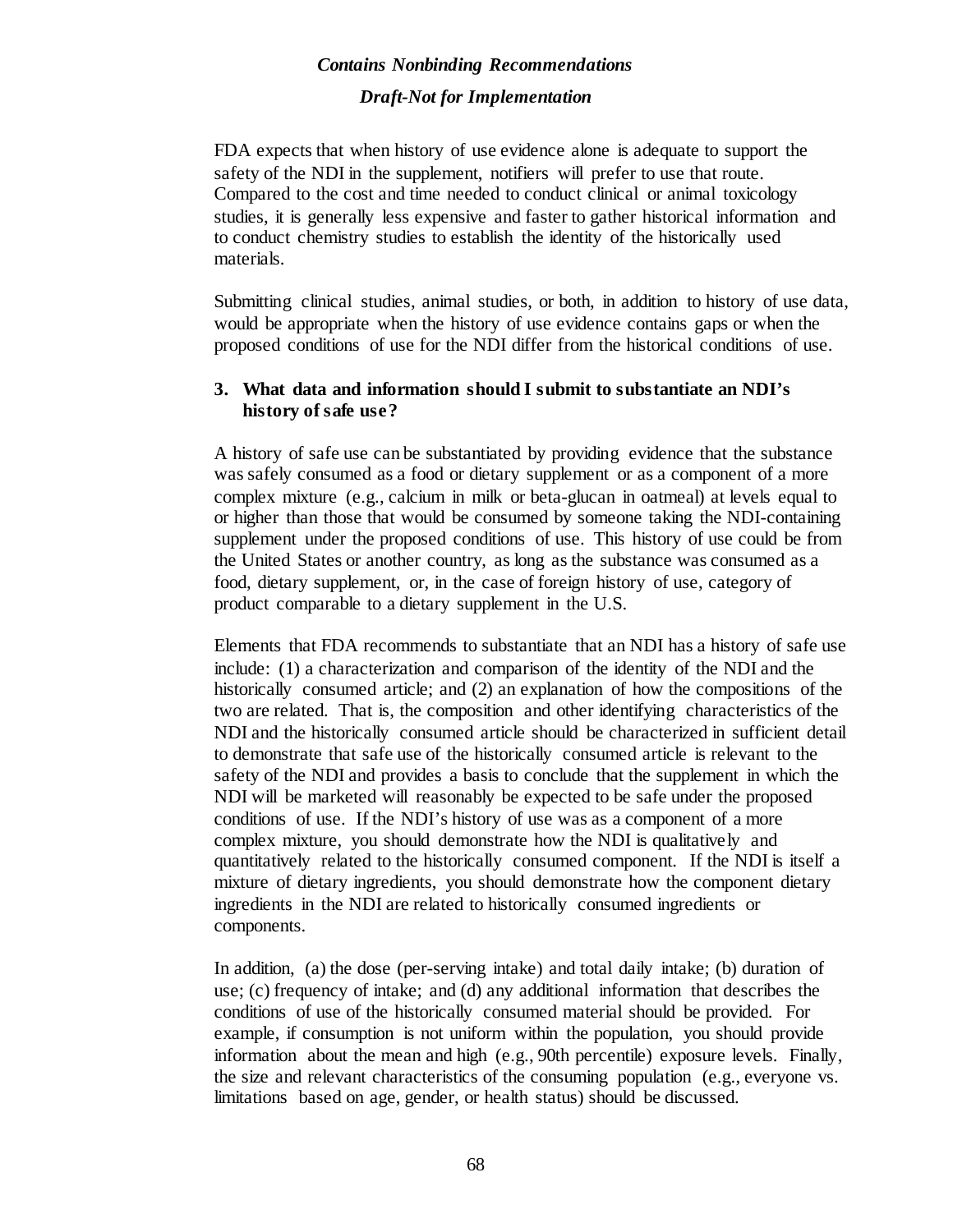FDA expects that when history of use evidence alone is adequate to support the safety of the NDI in the supplement, notifiers will prefer to use that route. Compared to the cost and time needed to conduct clinical or animal toxicology studies, it is generally less expensive and faster to gather historical information and to conduct chemistry studies to establish the identity of the historically used materials.

Submitting clinical studies, animal studies, or both, in addition to history of use data, would be appropriate when the history of use evidence contains gaps or when the proposed conditions of use for the NDI differ from the historical conditions of use.

### 3. What data and information should I submit to substantiate an NDI's history of safe use?

A history of safe use can be substantiated by providing evidence that the substance was safely consumed as a food or dietary supplement or as a component of a more complex mixture (e.g., calcium in milk or beta-glucan in oatmeal) at levels equal to or higher than those that would be consumed by someone taking the NDI-containing supplement under the proposed conditions of use. This history of use could be from the United States or another country, as long as the substance was consumed as a food, dietary supplement, or, in the case of foreign history of use, category of product comparable to a dietary supplement in the U.S.

Elements that FDA recommends to substantiate that an NDI has a history of safe use include: (1) a characterization and comparison of the identity of the NDI and the historically consumed article; and (2) an explanation of how the compositions of the two are related. That is, the composition and other identifying characteristics of the NDI and the historically consumed article should be characterized in sufficient detail to demonstrate that safe use of the historically consumed article is relevant to the safety of the NDI and provides a basis to conclude that the supplement in which the NDI will be marketed will reasonably be expected to be safe under the proposed conditions of use. If the NDI's history of use was as a component of a more complex mixture, you should demonstrate how the NDI is qualitatively and quantitatively related to the historically consumed component. If the NDI is itself a mixture of dietary ingredients, you should demonstrate how the component dietary ingredients in the NDI are related to historically consumed ingredients or components.

In addition, (a) the dose (per-serving intake) and total daily intake; (b) duration of use; (c) frequency of intake; and (d) any additional information that describes the conditions of use of the historically consumed material should be provided. For example, if consumption is not uniform within the population, you should provide information about the mean and high (e.g., 90th percentile) exposure levels. Finally, the size and relevant characteristics of the consuming population (e.g., everyone vs. limitations based on age, gender, or health status) should be discussed.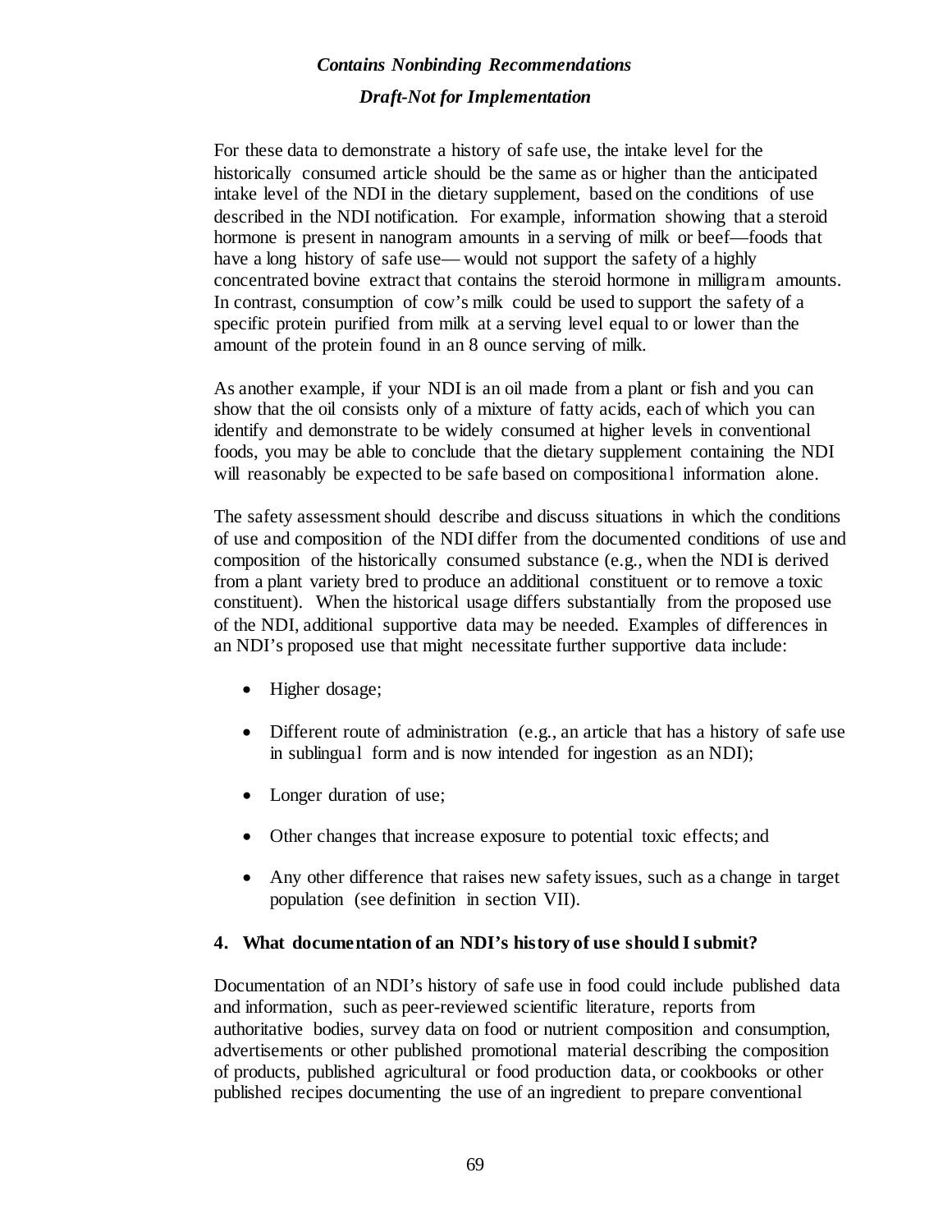*Contains Nonbinding Recommendations*

*Draft-Not for Implementation*

For these data to demonstrate a history of safe use, the intake level for the historically consumed article should be the same as or higher than the anticipated intake level of the NDI in the dietary supplement, based on the conditions of use described in the NDI notification. For example, information showing that a steroid hormone is present in nanogram amounts in a serving of milk or beef—foods that have a long history of safe use— would not support the safety of a highly concentrated bovine extract that contains the steroid hormone in milligram amounts. In contrast, consumption of cow's milk could be used to support the safety of a specific protein purified from milk at a serving level equal to or lower than the amount of the protein found in an 8 ounce serving of milk.

As another example, if your NDI is an oil made from a plant or fish and you can show that the oil consists only of a mixture of fatty acids, each of which you can identify and demonstrate to be widely consumed at higher levels in conventional foods, you may be able to conclude that the dietary supplement containing the NDI will reasonably be expected to be safe based on compositional information alone.

The safety assessment should describe and discuss situations in which the conditions of use and composition of the NDI differ from the documented conditions of use and composition of the historically consumed substance (e.g., when the NDI is derived from a plant variety bred to produce an additional constituent or to remove a toxic constituent). When the historical usage differs substantially from the proposed use of the NDI, additional supportive data may be needed. Examples of differences in an NDI's proposed use that might necessitate further supportive data include:

- Higher dosage;
- Different route of administration (e.g., an article that has a history of safe use in sublingual form and is now intended for ingestion as an NDI);
- Longer duration of use;
- Other changes that increase exposure to potential toxic effects; and
- Any other difference that raises new safety issues, such as a change in target population (see definition in section VII).

### 4. What documentation of an NDI's history of use should I submit?

Documentation of an NDI's history of safe use in food could include published data and information, such as peer-reviewed scientific literature, reports from authoritative bodies, survey data on food or nutrient composition and consumption, advertisements or other published promotional material describing the composition of products, published agricultural or food production data, or cookbooks or other published recipes documenting the use of an ingredient to prepare conventional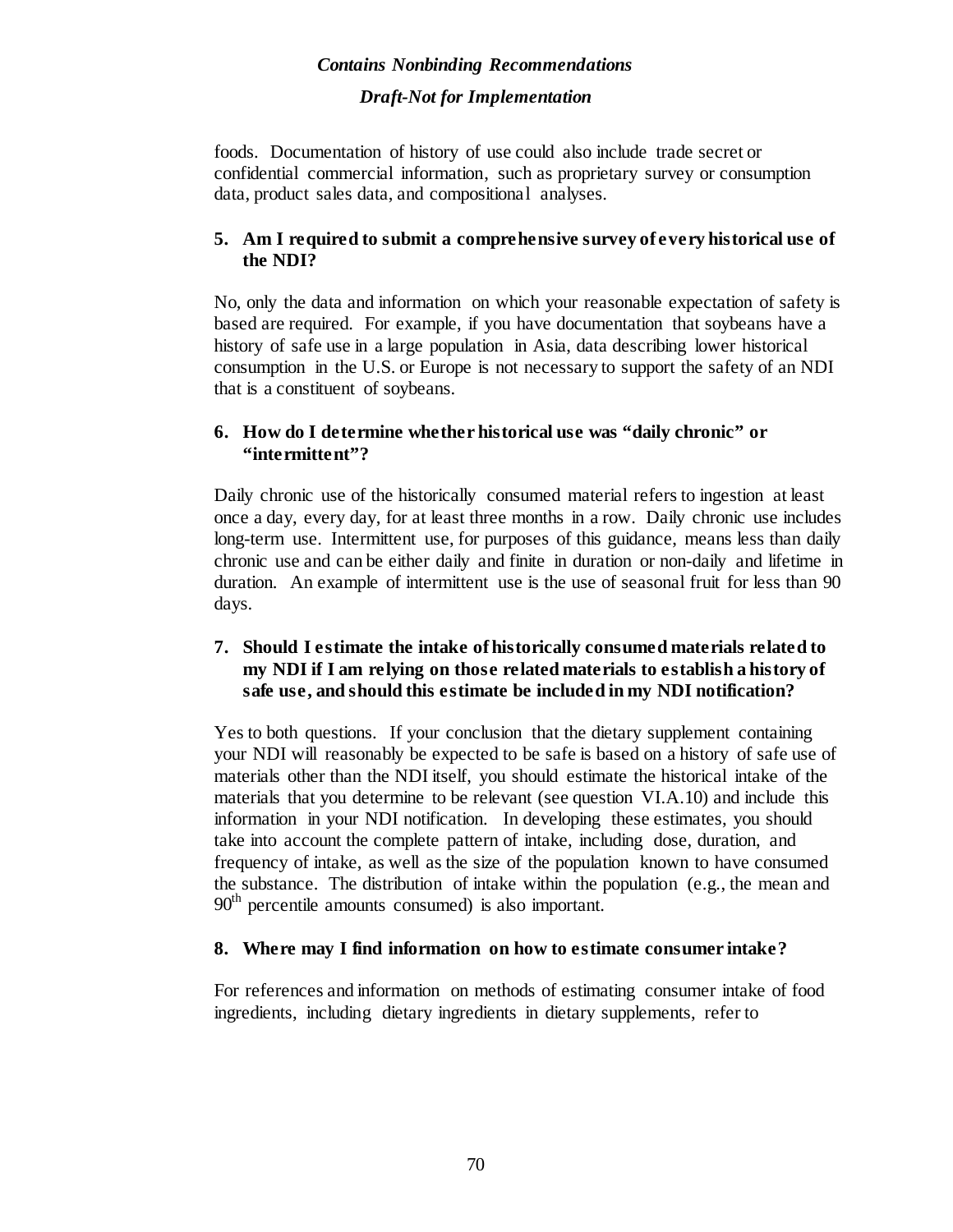foods. Documentation of history of use could also include trade secret or confidential commercial information, such as proprietary survey or consumption data, product sales data, and compositional analyses.

**5. Am I required to submit a comprehensive survey of every historical use of the NDI?**

No, only the data and information on which your reasonable expectation of safety is based are required. For example, if you have documentation that soybeans have a history of safe use in a large population in Asia, data describing lower historical consumption in the U.S. or Europe is not necessary to support the safety of an NDI that is a constituent of soybeans.

**6. How do I determine whether historical use was "daily chronic" or "intermittent"?**

Daily chronic use of the historically consumed material refers to ingestion at least once a day, every day, for at least three months in a row. Daily chronic use includes long-term use. Intermittent use, for purposes of this guidance, means less than daily chronic use and can be either daily and finite in duration or non-daily and lifetime in duration. An example of intermittent use is the use of seasonal fruit for less than 90 days.

**7. Should I estimate the intake of historically consumed materials related to my NDI if I am relying on those related materials to establish a history of safe use, and should this estimate be included in my NDI notification?**

Yes to both questions. If your conclusion that the dietary supplement containing your NDI will reasonably be expected to be safe is based on a history of safe use of materials other than the NDI itself, you should estimate the historical intake of the materials that you determine to be relevant (see question VI.A.10) and include this information in your NDI notification. In developing these estimates, you should take into account the complete pattern of intake, including dose, duration, and frequency of intake, as well as the size of the population known to have consumed the substance. The distribution of intake within the population (e.g., the mean and 90th percentile amounts consumed) is also important.

**8. Where may I find information on how to estimate consumer intake?**

For references and information on methods of estimating consumer intake of food ingredients, including dietary ingredients in dietary supplements, refer to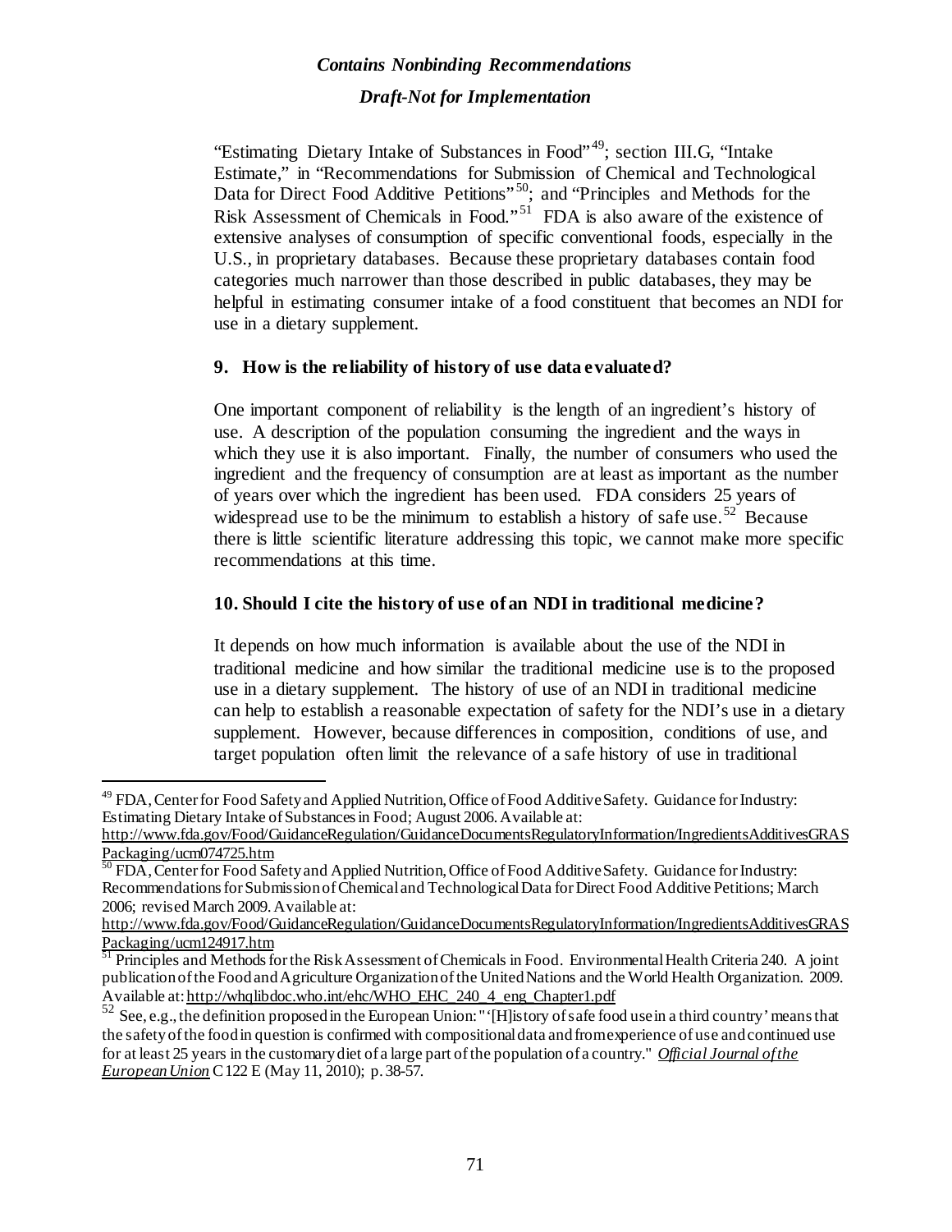"Estimating Dietary Intake of Substances in Food"[49]; section III.G, "Intake Estimate," in "Recommendations for Submission of Chemical and Technological Data for Direct Food Additive Petitions"[50]; and "Principles and Methods for the Risk Assessment of Chemicals in Food."[51] FDA is also aware of the existence of extensive analyses of consumption of specific conventional foods, especially in the U.S., in proprietary databases. Because these proprietary databases contain food categories much narrower than those described in public databases, they may be helpful in estimating consumer intake of a food constituent that becomes an NDI for use in a dietary supplement.

### 9. How is the reliability of history of use data evaluated?

One important component of reliability is the length of an ingredient's history of use. A description of the population consuming the ingredient and the ways in which they use it is also important. Finally, the number of consumers who used the ingredient and the frequency of consumption are at least as important as the number of years over which the ingredient has been used. FDA considers 25 years of widespread use to be the minimum to establish a history of safe use.[52] Because there is little scientific literature addressing this topic, we cannot make more specific recommendations at this time.

### 10. Should I cite the history of use of an NDI in traditional medicine?

It depends on how much information is available about the use of the NDI in traditional medicine and how similar the traditional medicine use is to the proposed use in a dietary supplement. The history of use of an NDI in traditional medicine can help to establish a reasonable expectation of safety for the NDI's use in a dietary supplement. However, because differences in composition, conditions of use, and target population often limit the relevance of a safe history of use in traditional

---

[49] FDA, Center for Food Safety and Applied Nutrition, Office of Food Additive Safety. Guidance for Industry: Estimating Dietary Intake of Substances in Food; August 2006. Available at: http://www.fda.gov/Food/GuidanceRegulation/GuidanceDocumentsRegulatoryInformation/IngredientsAdditivesGRASPackaging/ucm074725.htm

[50] FDA, Center for Food Safety and Applied Nutrition, Office of Food Additive Safety. Guidance for Industry: Recommendations for Submission of Chemical and Technological Data for Direct Food Additive Petitions; March 2006; revised March 2009. Available at: http://www.fda.gov/Food/GuidanceRegulation/GuidanceDocumentsRegulatoryInformation/IngredientsAdditivesGRASPackaging/ucm124917.htm

[51] Principles and Methods for the Risk Assessment of Chemicals in Food. Environmental Health Criteria 240. A joint publication of the Food and Agriculture Organization of the United Nations and the World Health Organization. 2009. Available at: http://whqlibdoc.who.int/ehc/WHO_EHC_240_4_eng_Chapter1.pdf

[52] See, e.g., the definition proposed in the European Union: "'[H]istory of safe food use in a third country' means that the safety of the food in question is confirmed with compositional data and from experience of use and continued use for at least 25 years in the customary diet of a large part of the population of a country." *Official Journal of the European Union* C 122 E (May 11, 2010); p. 38-57.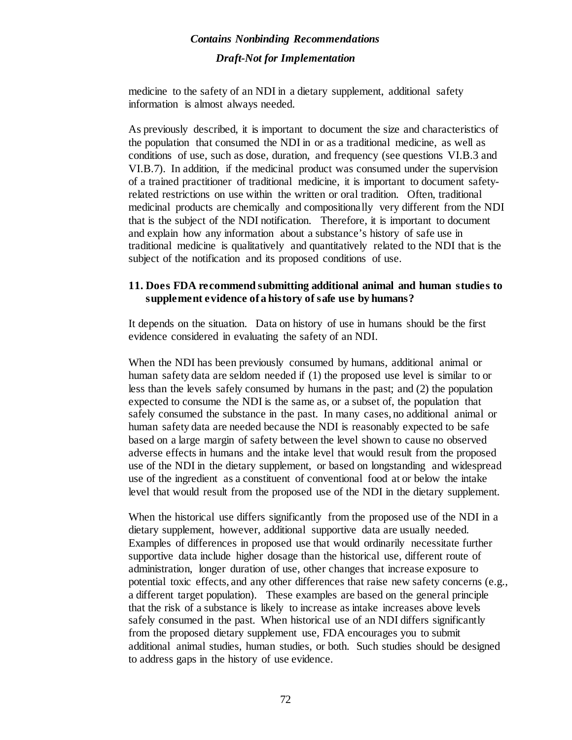medicine to the safety of an NDI in a dietary supplement, additional safety information is almost always needed.

As previously described, it is important to document the size and characteristics of the population that consumed the NDI in or as a traditional medicine, as well as conditions of use, such as dose, duration, and frequency (see questions VI.B.3 and VI.B.7). In addition, if the medicinal product was consumed under the supervision of a trained practitioner of traditional medicine, it is important to document safety-related restrictions on use within the written or oral tradition. Often, traditional medicinal products are chemically and compositionally very different from the NDI that is the subject of the NDI notification. Therefore, it is important to document and explain how any information about a substance's history of safe use in traditional medicine is qualitatively and quantitatively related to the NDI that is the subject of the notification and its proposed conditions of use.

**11. Does FDA recommend submitting additional animal and human studies to supplement evidence of a history of safe use by humans?**

It depends on the situation. Data on history of use in humans should be the first evidence considered in evaluating the safety of an NDI.

When the NDI has been previously consumed by humans, additional animal or human safety data are seldom needed if (1) the proposed use level is similar to or less than the levels safely consumed by humans in the past; and (2) the population expected to consume the NDI is the same as, or a subset of, the population that safely consumed the substance in the past. In many cases, no additional animal or human safety data are needed because the NDI is reasonably expected to be safe based on a large margin of safety between the level shown to cause no observed adverse effects in humans and the intake level that would result from the proposed use of the NDI in the dietary supplement, or based on longstanding and widespread use of the ingredient as a constituent of conventional food at or below the intake level that would result from the proposed use of the NDI in the dietary supplement.

When the historical use differs significantly from the proposed use of the NDI in a dietary supplement, however, additional supportive data are usually needed. Examples of differences in proposed use that would ordinarily necessitate further supportive data include higher dosage than the historical use, different route of administration, longer duration of use, other changes that increase exposure to potential toxic effects, and any other differences that raise new safety concerns (e.g., a different target population). These examples are based on the general principle that the risk of a substance is likely to increase as intake increases above levels safely consumed in the past. When historical use of an NDI differs significantly from the proposed dietary supplement use, FDA encourages you to submit additional animal studies, human studies, or both. Such studies should be designed to address gaps in the history of use evidence.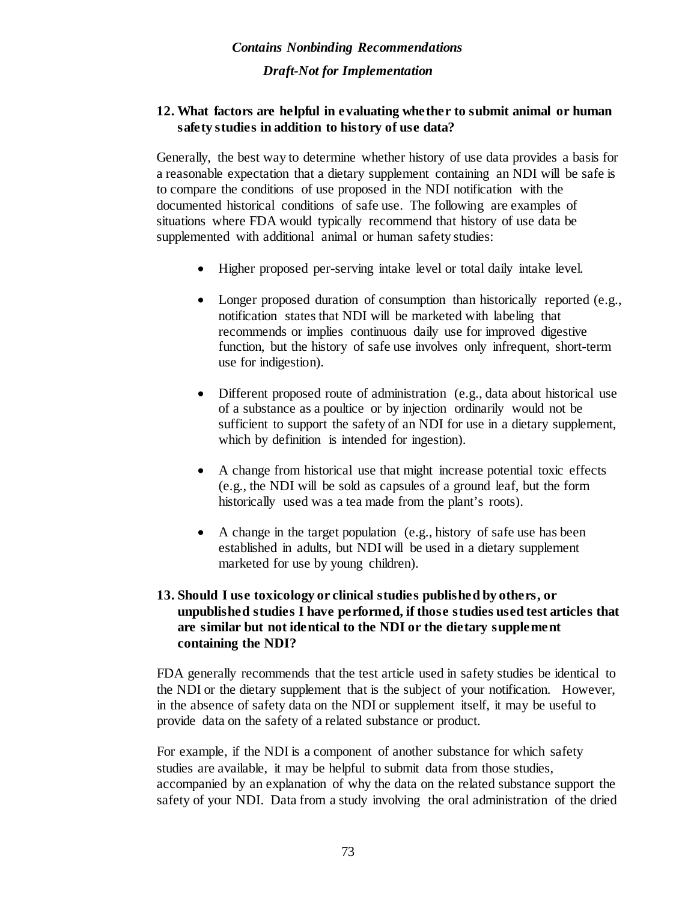### 12. What factors are helpful in evaluating whether to submit animal or human safety studies in addition to history of use data?

Generally, the best way to determine whether history of use data provides a basis for a reasonable expectation that a dietary supplement containing an NDI will be safe is to compare the conditions of use proposed in the NDI notification with the documented historical conditions of safe use. The following are examples of situations where FDA would typically recommend that history of use data be supplemented with additional animal or human safety studies:

- Higher proposed per-serving intake level or total daily intake level.
- Longer proposed duration of consumption than historically reported (e.g., notification states that NDI will be marketed with labeling that recommends or implies continuous daily use for improved digestive function, but the history of safe use involves only infrequent, short-term use for indigestion).
- Different proposed route of administration (e.g., data about historical use of a substance as a poultice or by injection ordinarily would not be sufficient to support the safety of an NDI for use in a dietary supplement, which by definition is intended for ingestion).
- A change from historical use that might increase potential toxic effects (e.g., the NDI will be sold as capsules of a ground leaf, but the form historically used was a tea made from the plant's roots).
- A change in the target population (e.g., history of safe use has been established in adults, but NDI will be used in a dietary supplement marketed for use by young children).

### 13. Should I use toxicology or clinical studies published by others, or unpublished studies I have performed, if those studies used test articles that are similar but not identical to the NDI or the dietary supplement containing the NDI?

FDA generally recommends that the test article used in safety studies be identical to the NDI or the dietary supplement that is the subject of your notification. However, in the absence of safety data on the NDI or supplement itself, it may be useful to provide data on the safety of a related substance or product.

For example, if the NDI is a component of another substance for which safety studies are available, it may be helpful to submit data from those studies, accompanied by an explanation of why the data on the related substance support the safety of your NDI. Data from a study involving the oral administration of the dried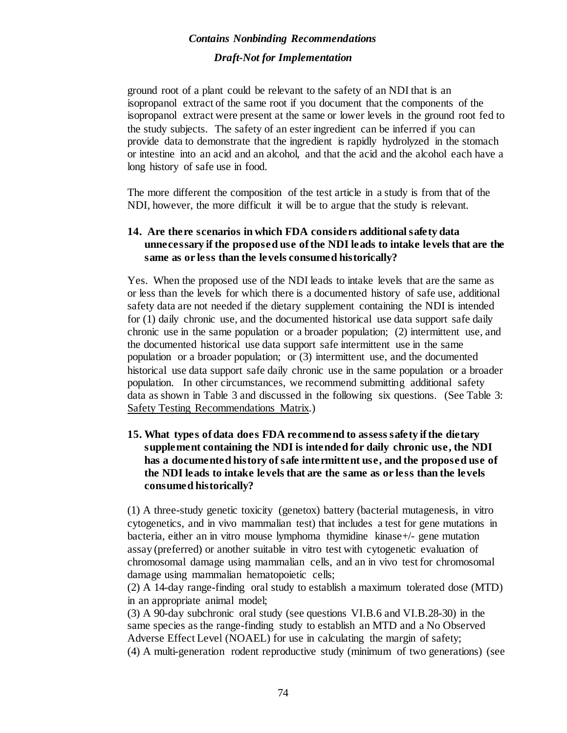ground root of a plant could be relevant to the safety of an NDI that is an isopropanol extract of the same root if you document that the components of the isopropanol extract were present at the same or lower levels in the ground root fed to the study subjects. The safety of an ester ingredient can be inferred if you can provide data to demonstrate that the ingredient is rapidly hydrolyzed in the stomach or intestine into an acid and an alcohol, and that the acid and the alcohol each have a long history of safe use in food.

The more different the composition of the test article in a study is from that of the NDI, however, the more difficult it will be to argue that the study is relevant.

### 14. Are there scenarios in which FDA considers additional safety data unnecessary if the proposed use of the NDI leads to intake levels that are the same as or less than the levels consumed historically?

Yes. When the proposed use of the NDI leads to intake levels that are the same as or less than the levels for which there is a documented history of safe use, additional safety data are not needed if the dietary supplement containing the NDI is intended for (1) daily chronic use, and the documented historical use data support safe daily chronic use in the same population or a broader population; (2) intermittent use, and the documented historical use data support safe intermittent use in the same population or a broader population; or (3) intermittent use, and the documented historical use data support safe daily chronic use in the same population or a broader population. In other circumstances, we recommend submitting additional safety data as shown in Table 3 and discussed in the following six questions. (See Table 3: Safety Testing Recommendations Matrix.)

### 15. What types of data does FDA recommend to assess safety if the dietary supplement containing the NDI is intended for daily chronic use, the NDI has a documented history of safe intermittent use, and the proposed use of the NDI leads to intake levels that are the same as or less than the levels consumed historically?

(1) A three-study genetic toxicity (genetox) battery (bacterial mutagenesis, in vitro cytogenetics, and in vivo mammalian test) that includes a test for gene mutations in bacteria, either an in vitro mouse lymphoma thymidine kinase+/- gene mutation assay (preferred) or another suitable in vitro test with cytogenetic evaluation of chromosomal damage using mammalian cells, and an in vivo test for chromosomal damage using mammalian hematopoietic cells;
(2) A 14-day range-finding oral study to establish a maximum tolerated dose (MTD) in an appropriate animal model;
(3) A 90-day subchronic oral study (see questions VI.B.6 and VI.B.28-30) in the same species as the range-finding study to establish an MTD and a No Observed Adverse Effect Level (NOAEL) for use in calculating the margin of safety;
(4) A multi-generation rodent reproductive study (minimum of two generations) (see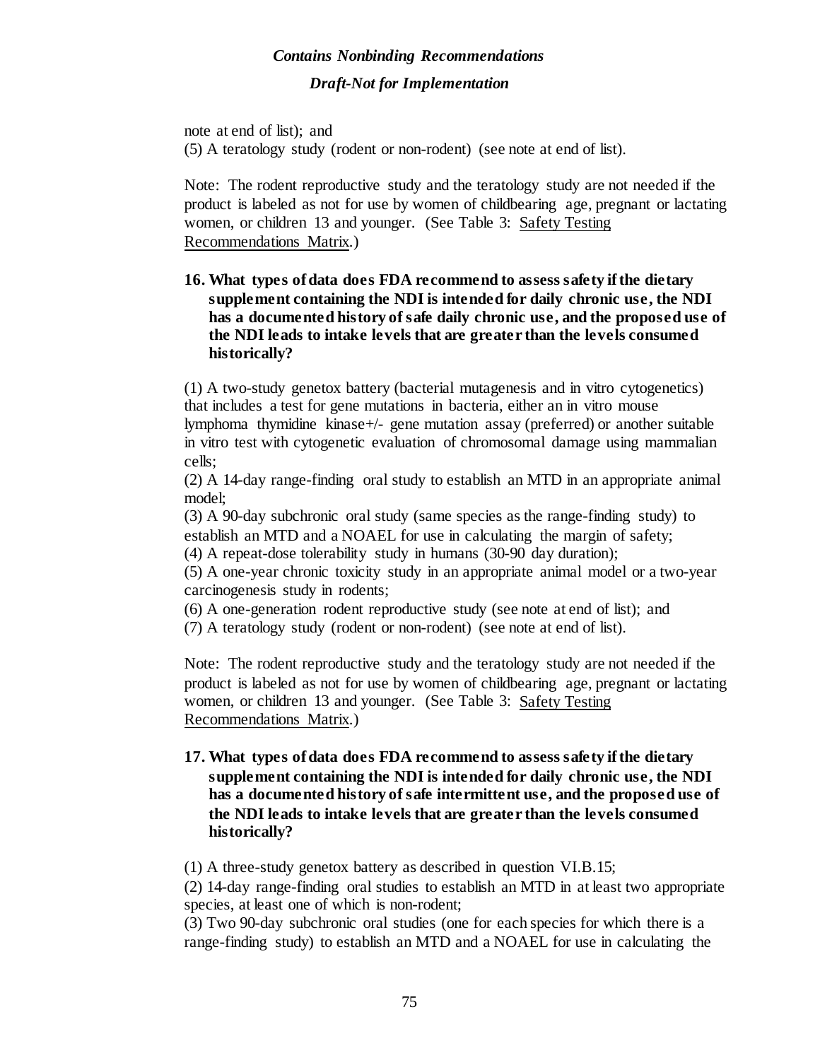note at end of list); and

(5) A teratology study (rodent or non-rodent) (see note at end of list).

Note: The rodent reproductive study and the teratology study are not needed if the product is labeled as not for use by women of childbearing age, pregnant or lactating women, or children 13 and younger. (See Table 3: Safety Testing Recommendations Matrix.)

**16. What types of data does FDA recommend to assess safety if the dietary supplement containing the NDI is intended for daily chronic use, the NDI has a documented history of safe daily chronic use, and the proposed use of the NDI leads to intake levels that are greater than the levels consumed historically?**

(1) A two-study genetox battery (bacterial mutagenesis and in vitro cytogenetics) that includes a test for gene mutations in bacteria, either an in vitro mouse lymphoma thymidine kinase+/- gene mutation assay (preferred) or another suitable in vitro test with cytogenetic evaluation of chromosomal damage using mammalian cells;
(2) A 14-day range-finding oral study to establish an MTD in an appropriate animal model;
(3) A 90-day subchronic oral study (same species as the range-finding study) to establish an MTD and a NOAEL for use in calculating the margin of safety;
(4) A repeat-dose tolerability study in humans (30-90 day duration);
(5) A one-year chronic toxicity study in an appropriate animal model or a two-year carcinogenesis study in rodents;
(6) A one-generation rodent reproductive study (see note at end of list); and
(7) A teratology study (rodent or non-rodent) (see note at end of list).

Note: The rodent reproductive study and the teratology study are not needed if the product is labeled as not for use by women of childbearing age, pregnant or lactating women, or children 13 and younger. (See Table 3: Safety Testing Recommendations Matrix.)

**17. What types of data does FDA recommend to assess safety if the dietary supplement containing the NDI is intended for daily chronic use, the NDI has a documented history of safe intermittent use, and the proposed use of the NDI leads to intake levels that are greater than the levels consumed historically?**

(1) A three-study genetox battery as described in question VI.B.15;
(2) 14-day range-finding oral studies to establish an MTD in at least two appropriate species, at least one of which is non-rodent;
(3) Two 90-day subchronic oral studies (one for each species for which there is a range-finding study) to establish an MTD and a NOAEL for use in calculating the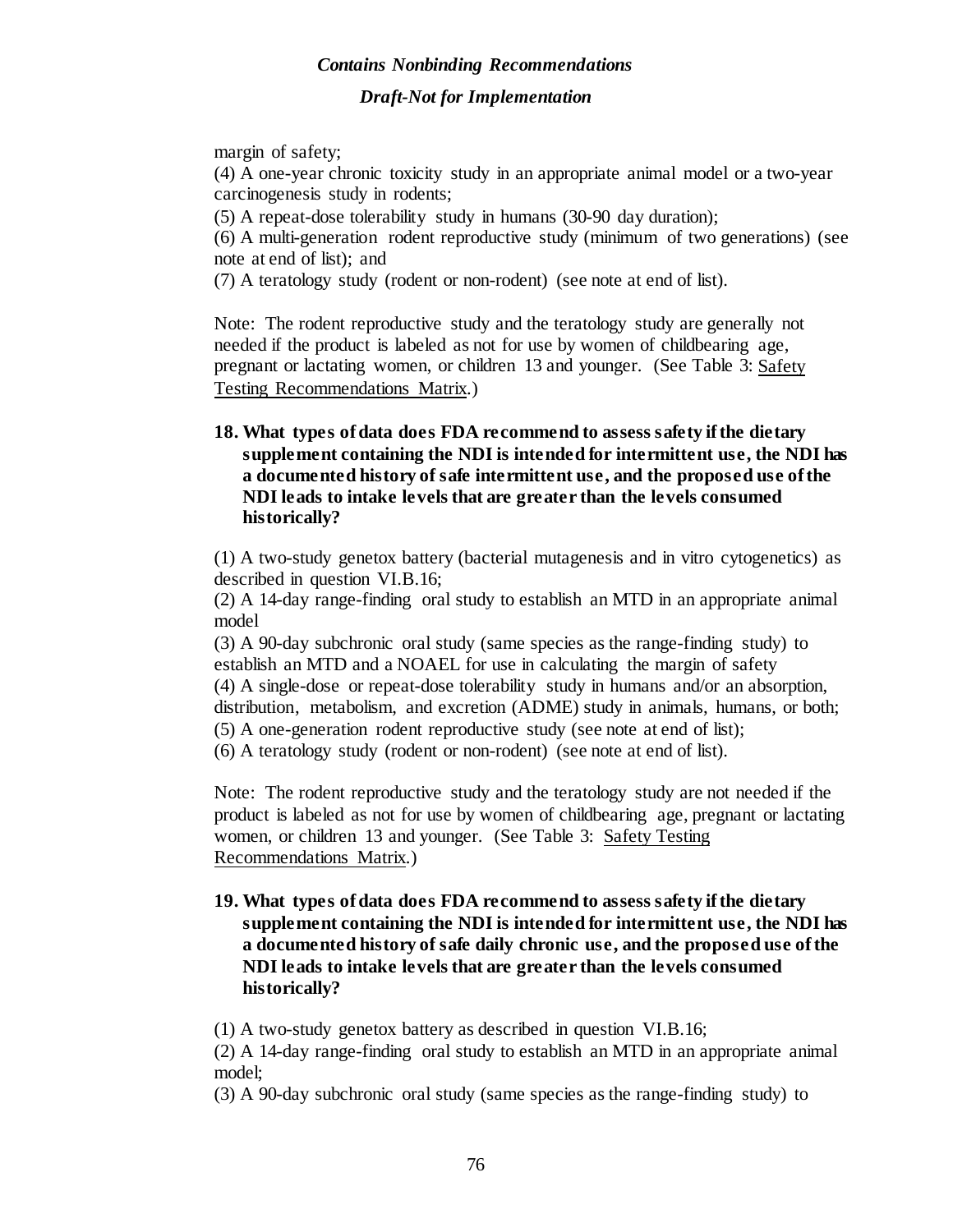margin of safety;

(4) A one-year chronic toxicity study in an appropriate animal model or a two-year carcinogenesis study in rodents;

(5) A repeat-dose tolerability study in humans (30-90 day duration);

(6) A multi-generation rodent reproductive study (minimum of two generations) (see note at end of list); and

(7) A teratology study (rodent or non-rodent) (see note at end of list).

Note: The rodent reproductive study and the teratology study are generally not needed if the product is labeled as not for use by women of childbearing age, pregnant or lactating women, or children 13 and younger. (See Table 3: Safety Testing Recommendations Matrix.)

**18. What types of data does FDA recommend to assess safety if the dietary supplement containing the NDI is intended for intermittent use, the NDI has a documented history of safe intermittent use, and the proposed use of the NDI leads to intake levels that are greater than the levels consumed historically?**

(1) A two-study genetox battery (bacterial mutagenesis and in vitro cytogenetics) as described in question VI.B.16;

(2) A 14-day range-finding oral study to establish an MTD in an appropriate animal model

(3) A 90-day subchronic oral study (same species as the range-finding study) to establish an MTD and a NOAEL for use in calculating the margin of safety

(4) A single-dose or repeat-dose tolerability study in humans and/or an absorption, distribution, metabolism, and excretion (ADME) study in animals, humans, or both;

(5) A one-generation rodent reproductive study (see note at end of list);

(6) A teratology study (rodent or non-rodent) (see note at end of list).

Note: The rodent reproductive study and the teratology study are not needed if the product is labeled as not for use by women of childbearing age, pregnant or lactating women, or children 13 and younger. (See Table 3: Safety Testing Recommendations Matrix.)

**19. What types of data does FDA recommend to assess safety if the dietary supplement containing the NDI is intended for intermittent use, the NDI has a documented history of safe daily chronic use, and the proposed use of the NDI leads to intake levels that are greater than the levels consumed historically?**

(1) A two-study genetox battery as described in question VI.B.16;

(2) A 14-day range-finding oral study to establish an MTD in an appropriate animal model;

(3) A 90-day subchronic oral study (same species as the range-finding study) to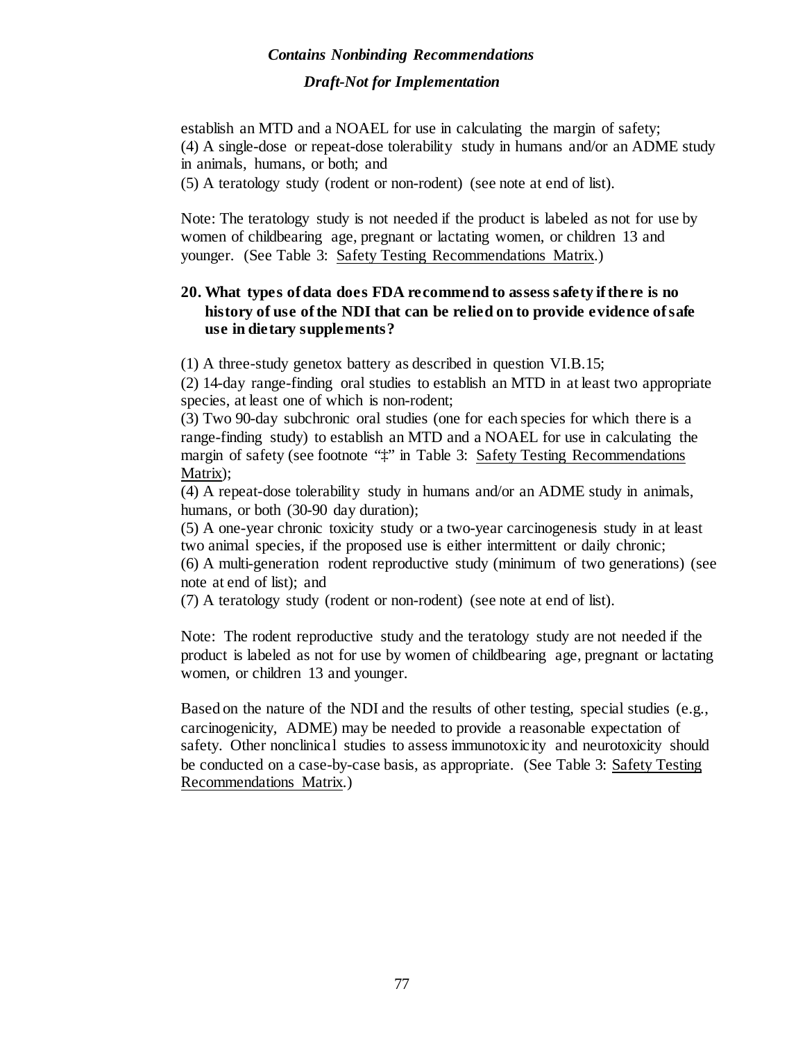establish an MTD and a NOAEL for use in calculating the margin of safety;
(4) A single-dose or repeat-dose tolerability study in humans and/or an ADME study in animals, humans, or both; and
(5) A teratology study (rodent or non-rodent) (see note at end of list).

Note: The teratology study is not needed if the product is labeled as not for use by women of childbearing age, pregnant or lactating women, or children 13 and younger. (See Table 3: Safety Testing Recommendations Matrix.)

### 20. What types of data does FDA recommend to assess safety if there is no history of use of the NDI that can be relied on to provide evidence of safe use in dietary supplements?

(1) A three-study genetox battery as described in question VI.B.15;
(2) 14-day range-finding oral studies to establish an MTD in at least two appropriate species, at least one of which is non-rodent;
(3) Two 90-day subchronic oral studies (one for each species for which there is a range-finding study) to establish an MTD and a NOAEL for use in calculating the margin of safety (see footnote "‡" in Table 3: Safety Testing Recommendations Matrix);
(4) A repeat-dose tolerability study in humans and/or an ADME study in animals, humans, or both (30-90 day duration);
(5) A one-year chronic toxicity study or a two-year carcinogenesis study in at least two animal species, if the proposed use is either intermittent or daily chronic;
(6) A multi-generation rodent reproductive study (minimum of two generations) (see note at end of list); and
(7) A teratology study (rodent or non-rodent) (see note at end of list).

Note: The rodent reproductive study and the teratology study are not needed if the product is labeled as not for use by women of childbearing age, pregnant or lactating women, or children 13 and younger.

Based on the nature of the NDI and the results of other testing, special studies (e.g., carcinogenicity, ADME) may be needed to provide a reasonable expectation of safety. Other nonclinical studies to assess immunotoxicity and neurotoxicity should be conducted on a case-by-case basis, as appropriate. (See Table 3: Safety Testing Recommendations Matrix.)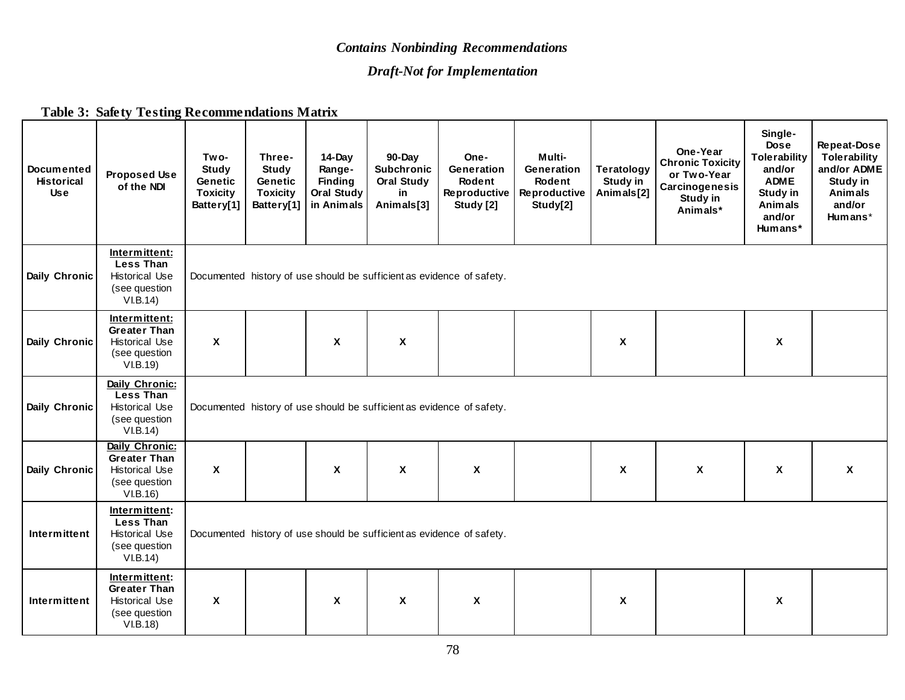*Contains Nonbinding Recommendations*

*Draft-Not for Implementation*

**Table 3: Safety Testing Recommendations Matrix**

| Documented Historical Use | Proposed Use of the NDI | Two-Study Genetic Toxicity Battery[1] | Three-Study Genetic Toxicity Battery[1] | 14-Day Range-Finding Oral Study in Animals | 90-Day Subchronic Oral Study in Animals[3] | One-Generation Rodent Reproductive Study [2] | Multi-Generation Rodent Reproductive Study[2] | Teratology Study in Animals[2] | One-Year Chronic Toxicity or Two-Year Carcinogenesis Study in Animals* | Single-Dose Tolerability and/or ADME Study in Animals and/or Humans* | Repeat-Dose Tolerability and/or ADME Study in Animals and/or Humans* |
|---|---|---|---|---|---|---|---|---|---|---|---|
| Daily Chronic | **Intermittent: Less Than** Historical Use (see question VI.B.14) | Documented history of use should be sufficient as evidence of safety. | | | | | | | | | |
| Daily Chronic | **Intermittent: Greater Than** Historical Use (see question VI.B.19) | X | | X | X | | | X | | X | |
| Daily Chronic | **Daily Chronic: Less Than** Historical Use (see question VI.B.14) | Documented history of use should be sufficient as evidence of safety. | | | | | | | | | |
| Daily Chronic | **Daily Chronic: Greater Than** Historical Use (see question VI.B.16) | X | | X | X | X | | X | X | X | X |
| Intermittent | **Intermittent: Less Than** Historical Use (see question VI.B.14) | Documented history of use should be sufficient as evidence of safety. | | | | | | | | | |
| Intermittent | **Intermittent: Greater Than** Historical Use (see question VI.B.18) | X | | X | X | X | | X | | X | |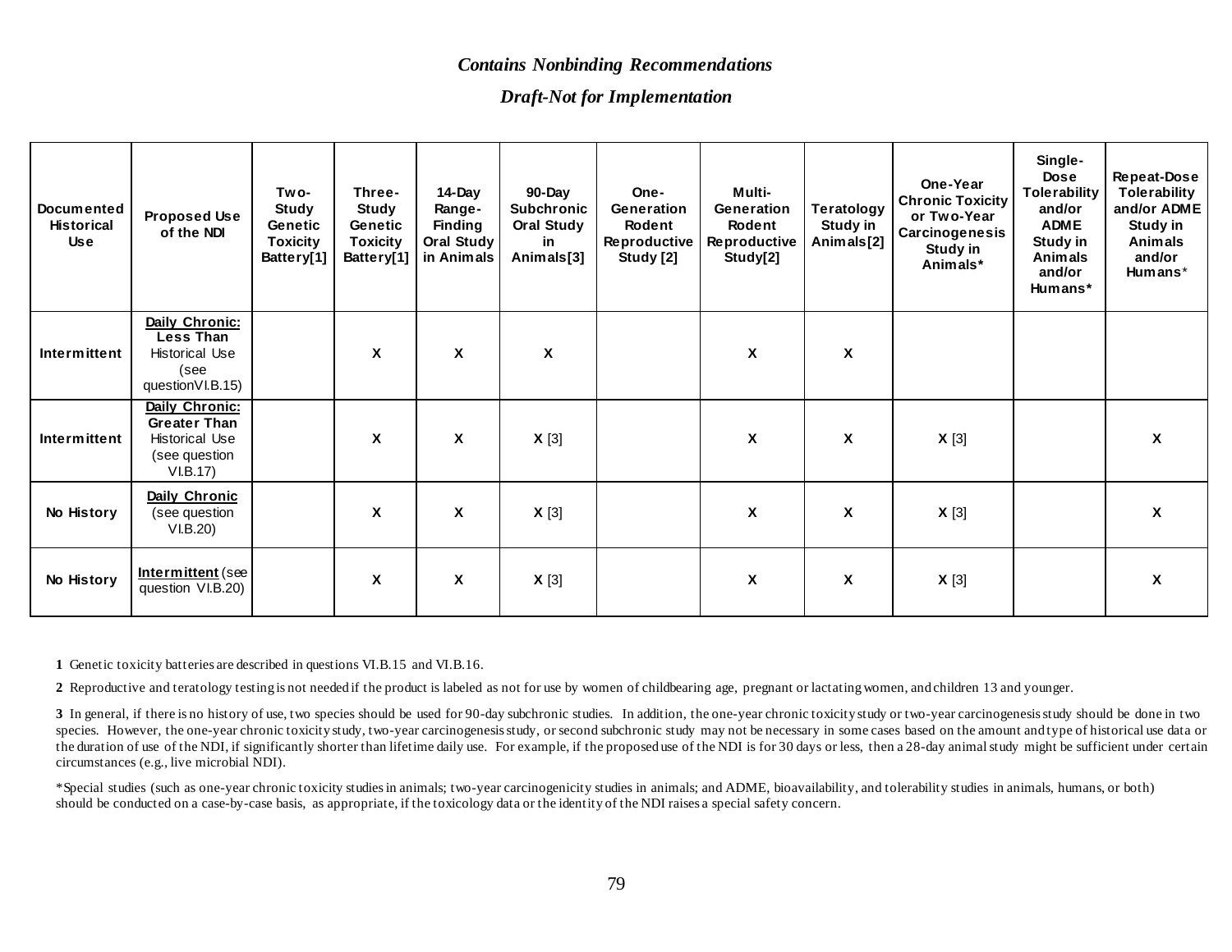*Contains Nonbinding Recommendations*

*Draft-Not for Implementation*

| Documented Historical Use | Proposed Use of the NDI | Two-Study Genetic Toxicity Battery[1] | Three-Study Genetic Toxicity Battery[1] | 14-Day Range-Finding Oral Study in Animals | 90-Day Subchronic Oral Study in Animals[3] | One-Generation Rodent Reproductive Study [2] | Multi-Generation Rodent Reproductive Study[2] | Teratology Study in Animals[2] | One-Year Chronic Toxicity or Two-Year Carcinogenesis Study in Animals* | Single-Dose Tolerability and/or ADME Study in Animals and/or Humans* | Repeat-Dose Tolerability and/or ADME Study in Animals and/or Humans* |
|---|---|---|---|---|---|---|---|---|---|---|---|
| **Intermittent** | **Daily Chronic: Less Than** Historical Use (see questionVI.B.15) | | **X** | **X** | **X** | | **X** | **X** | | | |
| **Intermittent** | **Daily Chronic: Greater Than** Historical Use (see question VI.B.17) | | **X** | **X** | **X** [3] | | **X** | **X** | **X** [3] | | **X** |
| **No History** | **Daily Chronic** (see question VI.B.20) | | **X** | **X** | **X** [3] | | **X** | **X** | **X** [3] | | **X** |
| **No History** | **Intermittent** (see question VI.B.20) | | **X** | **X** | **X** [3] | | **X** | **X** | **X** [3] | | **X** |

**1** Genetic toxicity batteries are described in questions VI.B.15 and VI.B.16.

**2** Reproductive and teratology testing is not needed if the product is labeled as not for use by women of childbearing age, pregnant or lactating women, and children 13 and younger.

**3** In general, if there is no history of use, two species should be used for 90-day subchronic studies. In addition, the one-year chronic toxicity study or two-year carcinogenesis study should be done in two species. However, the one-year chronic toxicity study, two-year carcinogenesis study, or second subchronic study may not be necessary in some cases based on the amount and type of historical use data or the duration of use of the NDI, if significantly shorter than lifetime daily use. For example, if the proposed use of the NDI is for 30 days or less, then a 28-day animal study might be sufficient under certain circumstances (e.g., live microbial NDI).

*Special studies (such as one-year chronic toxicity studies in animals; two-year carcinogenicity studies in animals; and ADME, bioavailability, and tolerability studies in animals, humans, or both) should be conducted on a case-by-case basis, as appropriate, if the toxicology data or the identity of the NDI raises a special safety concern.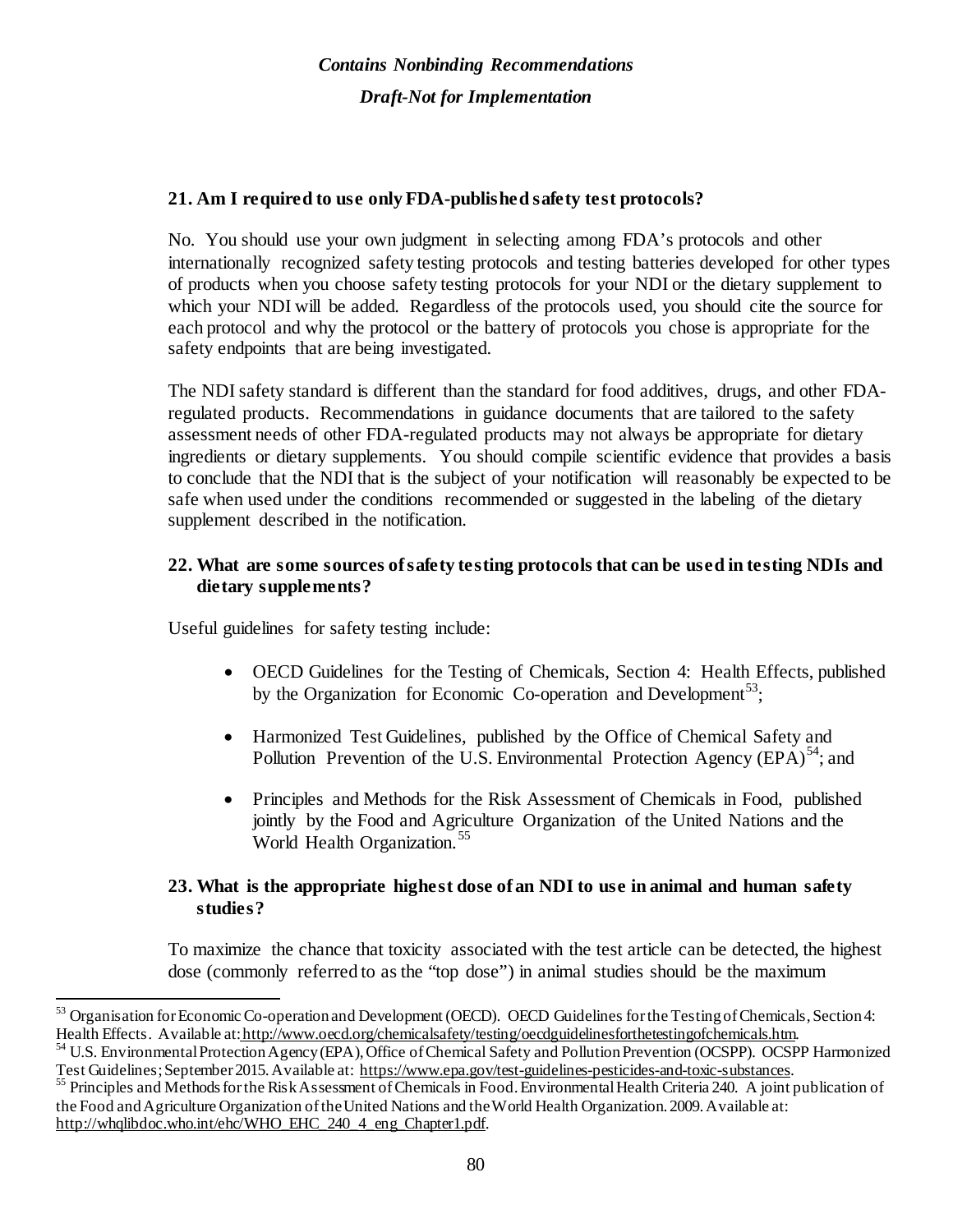### 21. Am I required to use only FDA-published safety test protocols?

No. You should use your own judgment in selecting among FDA's protocols and other internationally recognized safety testing protocols and testing batteries developed for other types of products when you choose safety testing protocols for your NDI or the dietary supplement to which your NDI will be added. Regardless of the protocols used, you should cite the source for each protocol and why the protocol or the battery of protocols you chose is appropriate for the safety endpoints that are being investigated.

The NDI safety standard is different than the standard for food additives, drugs, and other FDA-regulated products. Recommendations in guidance documents that are tailored to the safety assessment needs of other FDA-regulated products may not always be appropriate for dietary ingredients or dietary supplements. You should compile scientific evidence that provides a basis to conclude that the NDI that is the subject of your notification will reasonably be expected to be safe when used under the conditions recommended or suggested in the labeling of the dietary supplement described in the notification.

### 22. What are some sources of safety testing protocols that can be used in testing NDIs and dietary supplements?

Useful guidelines for safety testing include:

- OECD Guidelines for the Testing of Chemicals, Section 4: Health Effects, published by the Organization for Economic Co-operation and Development[53];
- Harmonized Test Guidelines, published by the Office of Chemical Safety and Pollution Prevention of the U.S. Environmental Protection Agency (EPA)[54]; and
- Principles and Methods for the Risk Assessment of Chemicals in Food, published jointly by the Food and Agriculture Organization of the United Nations and the World Health Organization.[55]

### 23. What is the appropriate highest dose of an NDI to use in animal and human safety studies?

To maximize the chance that toxicity associated with the test article can be detected, the highest dose (commonly referred to as the "top dose") in animal studies should be the maximum

---

[53] Organisation for Economic Co-operation and Development (OECD). OECD Guidelines for the Testing of Chemicals, Section 4: Health Effects. Available at: http://www.oecd.org/chemicalsafety/testing/oecdguidelinesforthetestingofchemicals.htm.

[54] U.S. Environmental Protection Agency (EPA), Office of Chemical Safety and Pollution Prevention (OCSPP). OCSPP Harmonized Test Guidelines; September 2015. Available at: https://www.epa.gov/test-guidelines-pesticides-and-toxic-substances.

[55] Principles and Methods for the Risk Assessment of Chemicals in Food. Environmental Health Criteria 240. A joint publication of the Food and Agriculture Organization of the United Nations and the World Health Organization. 2009. Available at: http://whqlibdoc.who.int/ehc/WHO_EHC_240_4_eng_Chapter1.pdf.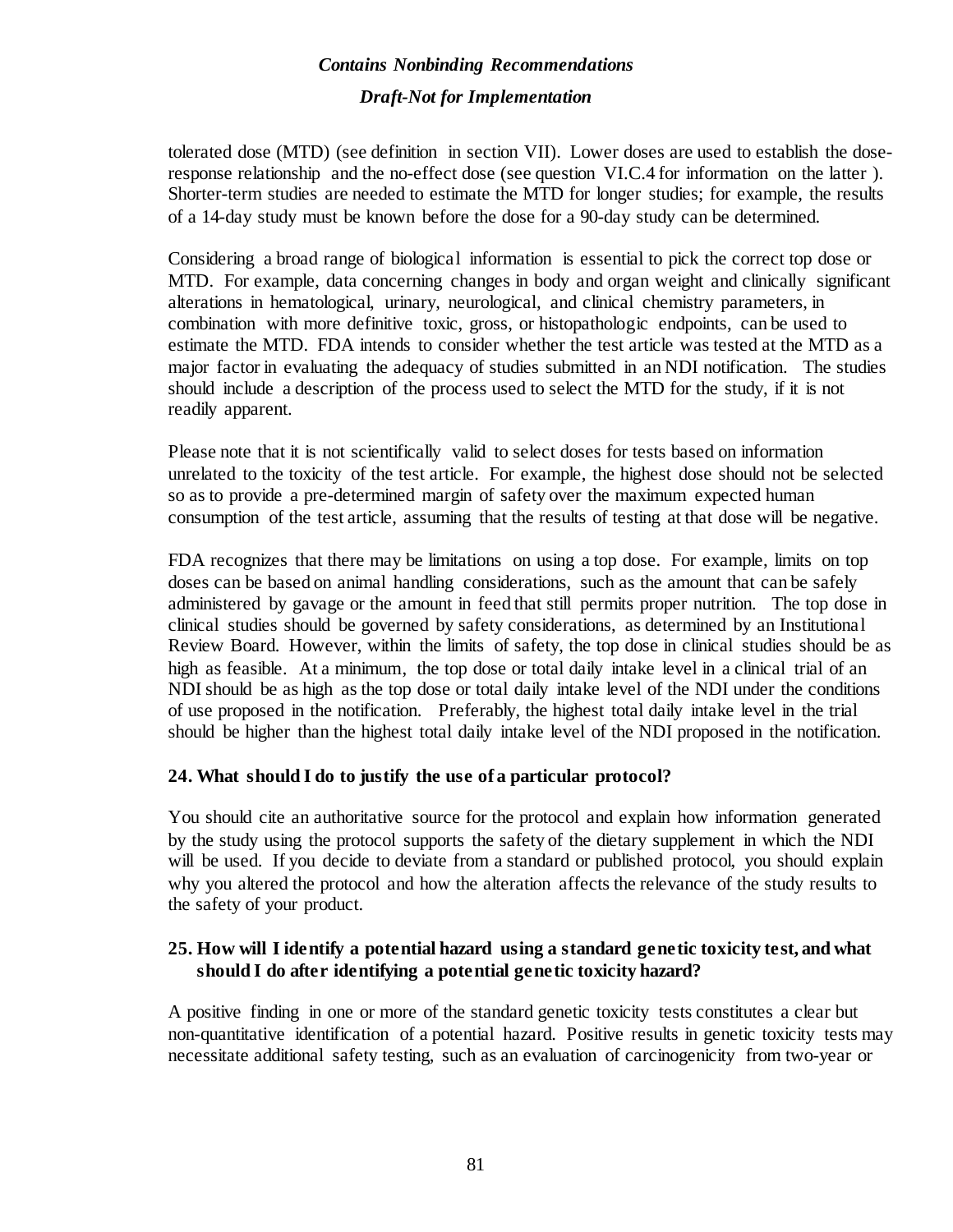tolerated dose (MTD) (see definition in section VII). Lower doses are used to establish the dose-response relationship and the no-effect dose (see question VI.C.4 for information on the latter ). Shorter-term studies are needed to estimate the MTD for longer studies; for example, the results of a 14-day study must be known before the dose for a 90-day study can be determined.

Considering a broad range of biological information is essential to pick the correct top dose or MTD. For example, data concerning changes in body and organ weight and clinically significant alterations in hematological, urinary, neurological, and clinical chemistry parameters, in combination with more definitive toxic, gross, or histopathologic endpoints, can be used to estimate the MTD. FDA intends to consider whether the test article was tested at the MTD as a major factor in evaluating the adequacy of studies submitted in an NDI notification. The studies should include a description of the process used to select the MTD for the study, if it is not readily apparent.

Please note that it is not scientifically valid to select doses for tests based on information unrelated to the toxicity of the test article. For example, the highest dose should not be selected so as to provide a pre-determined margin of safety over the maximum expected human consumption of the test article, assuming that the results of testing at that dose will be negative.

FDA recognizes that there may be limitations on using a top dose. For example, limits on top doses can be based on animal handling considerations, such as the amount that can be safely administered by gavage or the amount in feed that still permits proper nutrition. The top dose in clinical studies should be governed by safety considerations, as determined by an Institutional Review Board. However, within the limits of safety, the top dose in clinical studies should be as high as feasible. At a minimum, the top dose or total daily intake level in a clinical trial of an NDI should be as high as the top dose or total daily intake level of the NDI under the conditions of use proposed in the notification. Preferably, the highest total daily intake level in the trial should be higher than the highest total daily intake level of the NDI proposed in the notification.

**24. What should I do to justify the use of a particular protocol?**

You should cite an authoritative source for the protocol and explain how information generated by the study using the protocol supports the safety of the dietary supplement in which the NDI will be used. If you decide to deviate from a standard or published protocol, you should explain why you altered the protocol and how the alteration affects the relevance of the study results to the safety of your product.

**25. How will I identify a potential hazard using a standard genetic toxicity test, and what should I do after identifying a potential genetic toxicity hazard?**

A positive finding in one or more of the standard genetic toxicity tests constitutes a clear but non-quantitative identification of a potential hazard. Positive results in genetic toxicity tests may necessitate additional safety testing, such as an evaluation of carcinogenicity from two-year or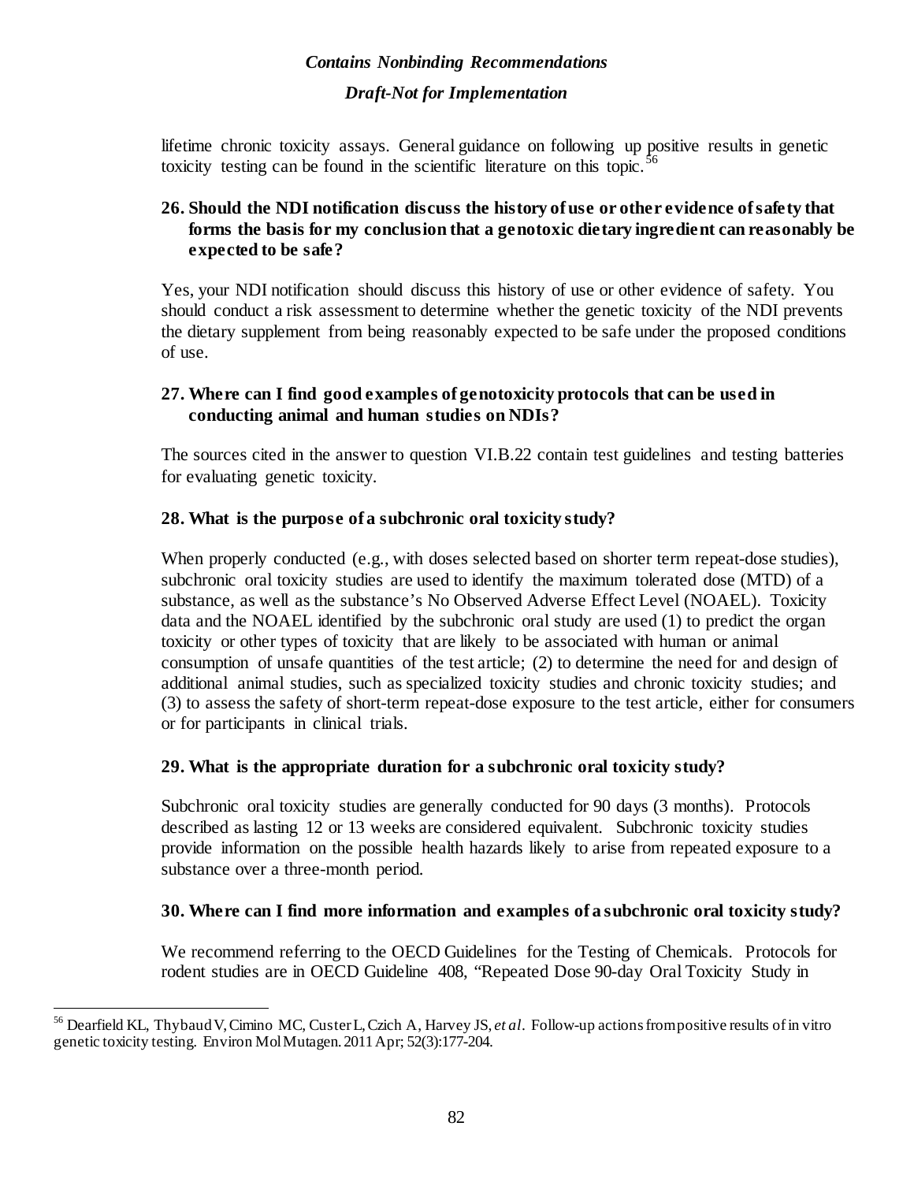lifetime chronic toxicity assays. General guidance on following up positive results in genetic toxicity testing can be found in the scientific literature on this topic.[56]

**26. Should the NDI notification discuss the history of use or other evidence of safety that forms the basis for my conclusion that a genotoxic dietary ingredient can reasonably be expected to be safe?**

Yes, your NDI notification should discuss this history of use or other evidence of safety. You should conduct a risk assessment to determine whether the genetic toxicity of the NDI prevents the dietary supplement from being reasonably expected to be safe under the proposed conditions of use.

**27. Where can I find good examples of genotoxicity protocols that can be used in conducting animal and human studies on NDIs?**

The sources cited in the answer to question VI.B.22 contain test guidelines and testing batteries for evaluating genetic toxicity.

**28. What is the purpose of a subchronic oral toxicity study?**

When properly conducted (e.g., with doses selected based on shorter term repeat-dose studies), subchronic oral toxicity studies are used to identify the maximum tolerated dose (MTD) of a substance, as well as the substance's No Observed Adverse Effect Level (NOAEL). Toxicity data and the NOAEL identified by the subchronic oral study are used (1) to predict the organ toxicity or other types of toxicity that are likely to be associated with human or animal consumption of unsafe quantities of the test article; (2) to determine the need for and design of additional animal studies, such as specialized toxicity studies and chronic toxicity studies; and (3) to assess the safety of short-term repeat-dose exposure to the test article, either for consumers or for participants in clinical trials.

**29. What is the appropriate duration for a subchronic oral toxicity study?**

Subchronic oral toxicity studies are generally conducted for 90 days (3 months). Protocols described as lasting 12 or 13 weeks are considered equivalent. Subchronic toxicity studies provide information on the possible health hazards likely to arise from repeated exposure to a substance over a three-month period.

**30. Where can I find more information and examples of a subchronic oral toxicity study?**

We recommend referring to the OECD Guidelines for the Testing of Chemicals. Protocols for rodent studies are in OECD Guideline 408, "Repeated Dose 90-day Oral Toxicity Study in

---

[56] Dearfield KL, Thybaud V, Cimino MC, Custer L, Czich A, Harvey JS, *et al*. Follow-up actions from positive results of in vitro genetic toxicity testing. Environ Mol Mutagen. 2011 Apr; 52(3):177-204.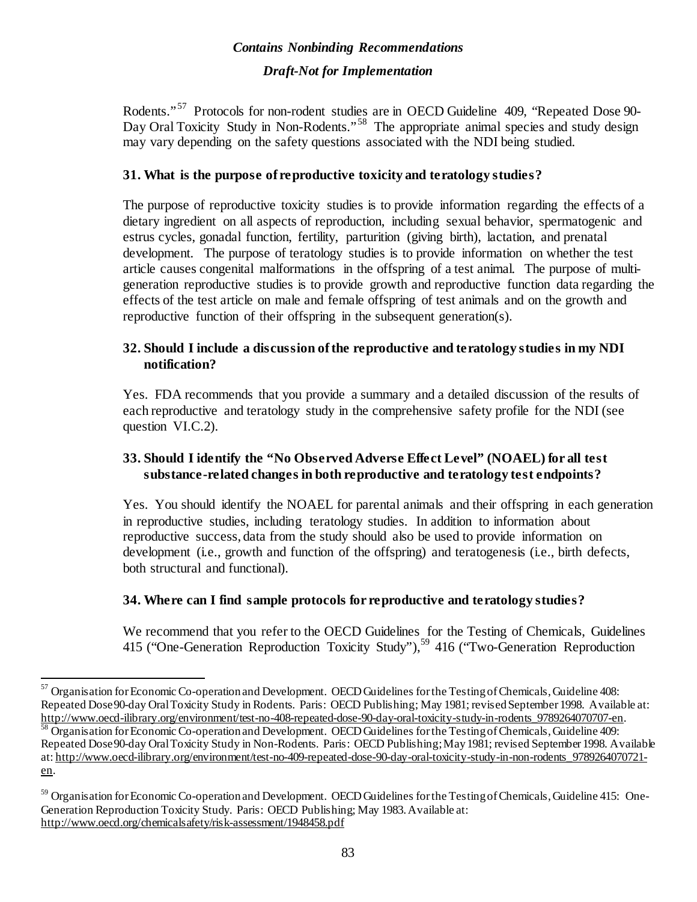Rodents."[57] Protocols for non-rodent studies are in OECD Guideline 409, "Repeated Dose 90-Day Oral Toxicity Study in Non-Rodents."[58] The appropriate animal species and study design may vary depending on the safety questions associated with the NDI being studied.

### 31. What is the purpose of reproductive toxicity and teratology studies?

The purpose of reproductive toxicity studies is to provide information regarding the effects of a dietary ingredient on all aspects of reproduction, including sexual behavior, spermatogenic and estrus cycles, gonadal function, fertility, parturition (giving birth), lactation, and prenatal development. The purpose of teratology studies is to provide information on whether the test article causes congenital malformations in the offspring of a test animal. The purpose of multi-generation reproductive studies is to provide growth and reproductive function data regarding the effects of the test article on male and female offspring of test animals and on the growth and reproductive function of their offspring in the subsequent generation(s).

### 32. Should I include a discussion of the reproductive and teratology studies in my NDI notification?

Yes. FDA recommends that you provide a summary and a detailed discussion of the results of each reproductive and teratology study in the comprehensive safety profile for the NDI (see question VI.C.2).

### 33. Should I identify the "No Observed Adverse Effect Level" (NOAEL) for all test substance-related changes in both reproductive and teratology test endpoints?

Yes. You should identify the NOAEL for parental animals and their offspring in each generation in reproductive studies, including teratology studies. In addition to information about reproductive success, data from the study should also be used to provide information on development (i.e., growth and function of the offspring) and teratogenesis (i.e., birth defects, both structural and functional).

### 34. Where can I find sample protocols for reproductive and teratology studies?

We recommend that you refer to the OECD Guidelines for the Testing of Chemicals, Guidelines 415 ("One-Generation Reproduction Toxicity Study"),[59] 416 ("Two-Generation Reproduction

---

[57] Organisation for Economic Co-operation and Development. OECD Guidelines for the Testing of Chemicals, Guideline 408: Repeated Dose 90-day Oral Toxicity Study in Rodents. Paris: OECD Publishing; May 1981; revised September 1998. Available at: http://www.oecd-ilibrary.org/environment/test-no-408-repeated-dose-90-day-oral-toxicity-study-in-rodents_9789264070707-en.

[58] Organisation for Economic Co-operation and Development. OECD Guidelines for the Testing of Chemicals, Guideline 409: Repeated Dose 90-day Oral Toxicity Study in Non-Rodents. Paris: OECD Publishing; May 1981; revised September 1998. Available at: http://www.oecd-ilibrary.org/environment/test-no-409-repeated-dose-90-day-oral-toxicity-study-in-non-rodents_9789264070721-en.

[59] Organisation for Economic Co-operation and Development. OECD Guidelines for the Testing of Chemicals, Guideline 415: One-Generation Reproduction Toxicity Study. Paris: OECD Publishing; May 1983. Available at: http://www.oecd.org/chemicalsafety/risk-assessment/1948458.pdf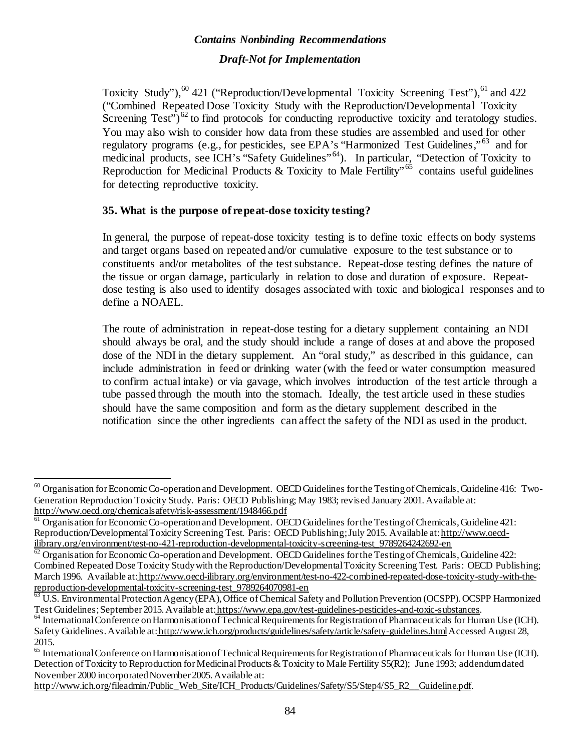Toxicity Study"),[60] 421 ("Reproduction/Developmental Toxicity Screening Test"),[61] and 422 ("Combined Repeated Dose Toxicity Study with the Reproduction/Developmental Toxicity Screening Test")[62] to find protocols for conducting reproductive toxicity and teratology studies. You may also wish to consider how data from these studies are assembled and used for other regulatory programs (e.g., for pesticides, see EPA's "Harmonized Test Guidelines,"[63] and for medicinal products, see ICH's "Safety Guidelines"[64]). In particular, "Detection of Toxicity to Reproduction for Medicinal Products & Toxicity to Male Fertility"[65] contains useful guidelines for detecting reproductive toxicity.

**35. What is the purpose of repeat-dose toxicity testing?**

In general, the purpose of repeat-dose toxicity testing is to define toxic effects on body systems and target organs based on repeated and/or cumulative exposure to the test substance or to constituents and/or metabolites of the test substance. Repeat-dose testing defines the nature of the tissue or organ damage, particularly in relation to dose and duration of exposure. Repeat-dose testing is also used to identify dosages associated with toxic and biological responses and to define a NOAEL.

The route of administration in repeat-dose testing for a dietary supplement containing an NDI should always be oral, and the study should include a range of doses at and above the proposed dose of the NDI in the dietary supplement. An "oral study," as described in this guidance, can include administration in feed or drinking water (with the feed or water consumption measured to confirm actual intake) or via gavage, which involves introduction of the test article through a tube passed through the mouth into the stomach. Ideally, the test article used in these studies should have the same composition and form as the dietary supplement described in the notification since the other ingredients can affect the safety of the NDI as used in the product.

---

[60] Organisation for Economic Co-operation and Development. OECD Guidelines for the Testing of Chemicals, Guideline 416: Two-Generation Reproduction Toxicity Study. Paris: OECD Publishing; May 1983; revised January 2001. Available at: http://www.oecd.org/chemicalsafety/risk-assessment/1948466.pdf

[61] Organisation for Economic Co-operation and Development. OECD Guidelines for the Testing of Chemicals, Guideline 421: Reproduction/Developmental Toxicity Screening Test. Paris: OECD Publishing; July 2015. Available at: http://www.oecd-ilibrary.org/environment/test-no-421-reproduction-developmental-toxicity-screening-test_9789264242692-en

[62] Organisation for Economic Co-operation and Development. OECD Guidelines for the Testing of Chemicals, Guideline 422: Combined Repeated Dose Toxicity Study with the Reproduction/Developmental Toxicity Screening Test. Paris: OECD Publishing; March 1996. Available at: http://www.oecd-ilibrary.org/environment/test-no-422-combined-repeated-dose-toxicity-study-with-the-reproduction-developmental-toxicity-screening-test_9789264070981-en

[63] U.S. Environmental Protection Agency (EPA), Office of Chemical Safety and Pollution Prevention (OCSPP). OCSPP Harmonized Test Guidelines; September 2015. Available at: https://www.epa.gov/test-guidelines-pesticides-and-toxic-substances.

[64] International Conference on Harmonisation of Technical Requirements for Registration of Pharmaceuticals for Human Use (ICH). Safety Guidelines. Available at: http://www.ich.org/products/guidelines/safety/article/safety-guidelines.html Accessed August 28, 2015.

[65] International Conference on Harmonisation of Technical Requirements for Registration of Pharmaceuticals for Human Use (ICH). Detection of Toxicity to Reproduction for Medicinal Products & Toxicity to Male Fertility S5(R2); June 1993; addendum dated November 2000 incorporated November 2005. Available at: http://www.ich.org/fileadmin/Public_Web_Site/ICH_Products/Guidelines/Safety/S5/Step4/S5_R2__Guideline.pdf.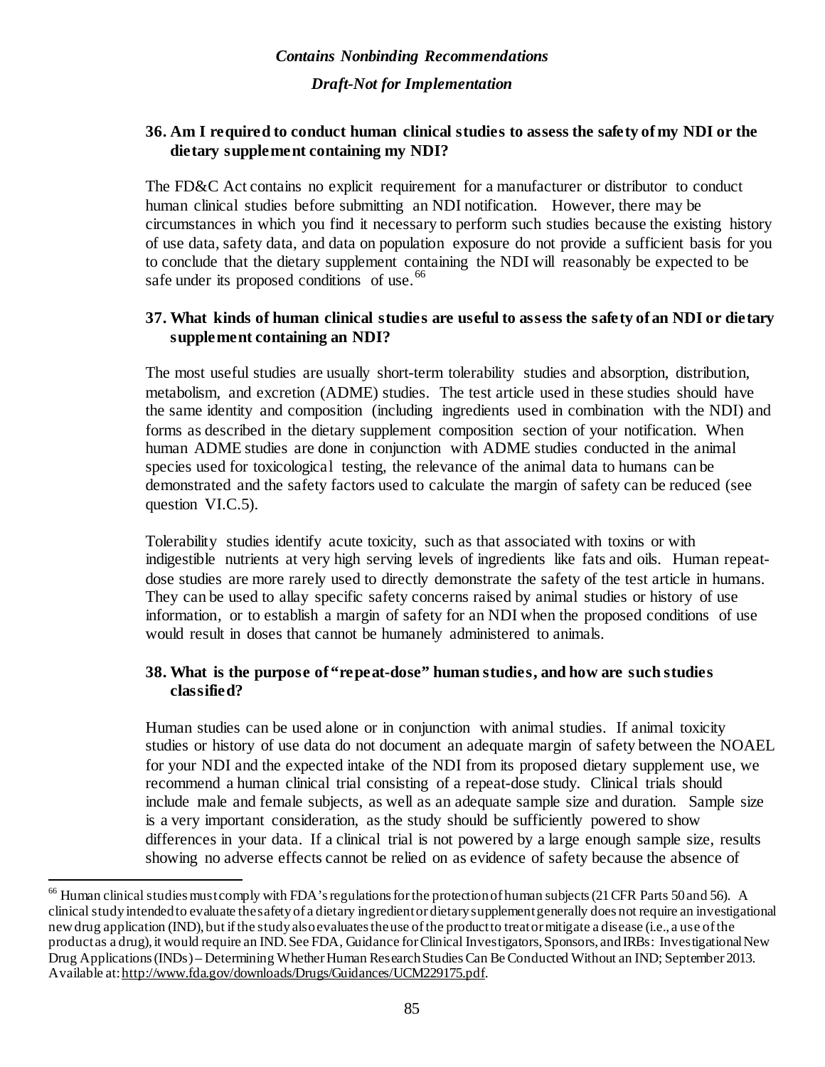### 36. Am I required to conduct human clinical studies to assess the safety of my NDI or the dietary supplement containing my NDI?

The FD&C Act contains no explicit requirement for a manufacturer or distributor to conduct human clinical studies before submitting an NDI notification. However, there may be circumstances in which you find it necessary to perform such studies because the existing history of use data, safety data, and data on population exposure do not provide a sufficient basis for you to conclude that the dietary supplement containing the NDI will reasonably be expected to be safe under its proposed conditions of use.[66]

### 37. What kinds of human clinical studies are useful to assess the safety of an NDI or dietary supplement containing an NDI?

The most useful studies are usually short-term tolerability studies and absorption, distribution, metabolism, and excretion (ADME) studies. The test article used in these studies should have the same identity and composition (including ingredients used in combination with the NDI) and forms as described in the dietary supplement composition section of your notification. When human ADME studies are done in conjunction with ADME studies conducted in the animal species used for toxicological testing, the relevance of the animal data to humans can be demonstrated and the safety factors used to calculate the margin of safety can be reduced (see question VI.C.5).

Tolerability studies identify acute toxicity, such as that associated with toxins or with indigestible nutrients at very high serving levels of ingredients like fats and oils. Human repeat-dose studies are more rarely used to directly demonstrate the safety of the test article in humans. They can be used to allay specific safety concerns raised by animal studies or history of use information, or to establish a margin of safety for an NDI when the proposed conditions of use would result in doses that cannot be humanely administered to animals.

### 38. What is the purpose of "repeat-dose" human studies, and how are such studies classified?

Human studies can be used alone or in conjunction with animal studies. If animal toxicity studies or history of use data do not document an adequate margin of safety between the NOAEL for your NDI and the expected intake of the NDI from its proposed dietary supplement use, we recommend a human clinical trial consisting of a repeat-dose study. Clinical trials should include male and female subjects, as well as an adequate sample size and duration. Sample size is a very important consideration, as the study should be sufficiently powered to show differences in your data. If a clinical trial is not powered by a large enough sample size, results showing no adverse effects cannot be relied on as evidence of safety because the absence of

---

[66] Human clinical studies must comply with FDA's regulations for the protection of human subjects (21 CFR Parts 50 and 56). A clinical study intended to evaluate the safety of a dietary ingredient or dietary supplement generally does not require an investigational new drug application (IND), but if the study also evaluates the use of the product to treat or mitigate a disease (i.e., a use of the product as a drug), it would require an IND. See FDA, Guidance for Clinical Investigators, Sponsors, and IRBs: Investigational New Drug Applications (INDs) – Determining Whether Human Research Studies Can Be Conducted Without an IND; September 2013. Available at: http://www.fda.gov/downloads/Drugs/Guidances/UCM229175.pdf.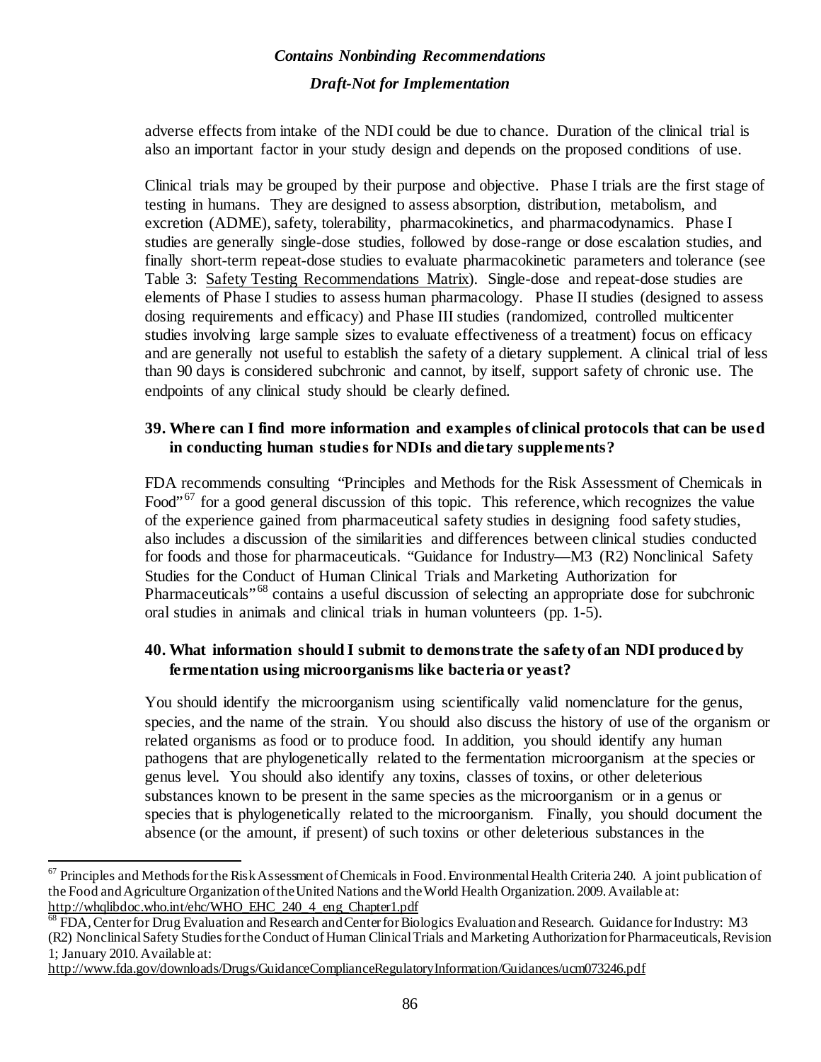adverse effects from intake of the NDI could be due to chance. Duration of the clinical trial is also an important factor in your study design and depends on the proposed conditions of use.

Clinical trials may be grouped by their purpose and objective. Phase I trials are the first stage of testing in humans. They are designed to assess absorption, distribution, metabolism, and excretion (ADME), safety, tolerability, pharmacokinetics, and pharmacodynamics. Phase I studies are generally single-dose studies, followed by dose-range or dose escalation studies, and finally short-term repeat-dose studies to evaluate pharmacokinetic parameters and tolerance (see Table 3: Safety Testing Recommendations Matrix). Single-dose and repeat-dose studies are elements of Phase I studies to assess human pharmacology. Phase II studies (designed to assess dosing requirements and efficacy) and Phase III studies (randomized, controlled multicenter studies involving large sample sizes to evaluate effectiveness of a treatment) focus on efficacy and are generally not useful to establish the safety of a dietary supplement. A clinical trial of less than 90 days is considered subchronic and cannot, by itself, support safety of chronic use. The endpoints of any clinical study should be clearly defined.

### 39. Where can I find more information and examples of clinical protocols that can be used in conducting human studies for NDIs and dietary supplements?

FDA recommends consulting "Principles and Methods for the Risk Assessment of Chemicals in Food"[67] for a good general discussion of this topic. This reference, which recognizes the value of the experience gained from pharmaceutical safety studies in designing food safety studies, also includes a discussion of the similarities and differences between clinical studies conducted for foods and those for pharmaceuticals. "Guidance for Industry—M3 (R2) Nonclinical Safety Studies for the Conduct of Human Clinical Trials and Marketing Authorization for Pharmaceuticals"[68] contains a useful discussion of selecting an appropriate dose for subchronic oral studies in animals and clinical trials in human volunteers (pp. 1-5).

### 40. What information should I submit to demonstrate the safety of an NDI produced by fermentation using microorganisms like bacteria or yeast?

You should identify the microorganism using scientifically valid nomenclature for the genus, species, and the name of the strain. You should also discuss the history of use of the organism or related organisms as food or to produce food. In addition, you should identify any human pathogens that are phylogenetically related to the fermentation microorganism at the species or genus level. You should also identify any toxins, classes of toxins, or other deleterious substances known to be present in the same species as the microorganism or in a genus or species that is phylogenetically related to the microorganism. Finally, you should document the absence (or the amount, if present) of such toxins or other deleterious substances in the

---

[67] Principles and Methods for the Risk Assessment of Chemicals in Food. Environmental Health Criteria 240. A joint publication of the Food and Agriculture Organization of the United Nations and the World Health Organization. 2009. Available at: http://whqlibdoc.who.int/ehc/WHO_EHC_240_4_eng_Chapter1.pdf

[68] FDA, Center for Drug Evaluation and Research and Center for Biologics Evaluation and Research. Guidance for Industry: M3 (R2) Nonclinical Safety Studies for the Conduct of Human Clinical Trials and Marketing Authorization for Pharmaceuticals, Revision 1; January 2010. Available at: http://www.fda.gov/downloads/Drugs/GuidanceComplianceRegulatoryInformation/Guidances/ucm073246.pdf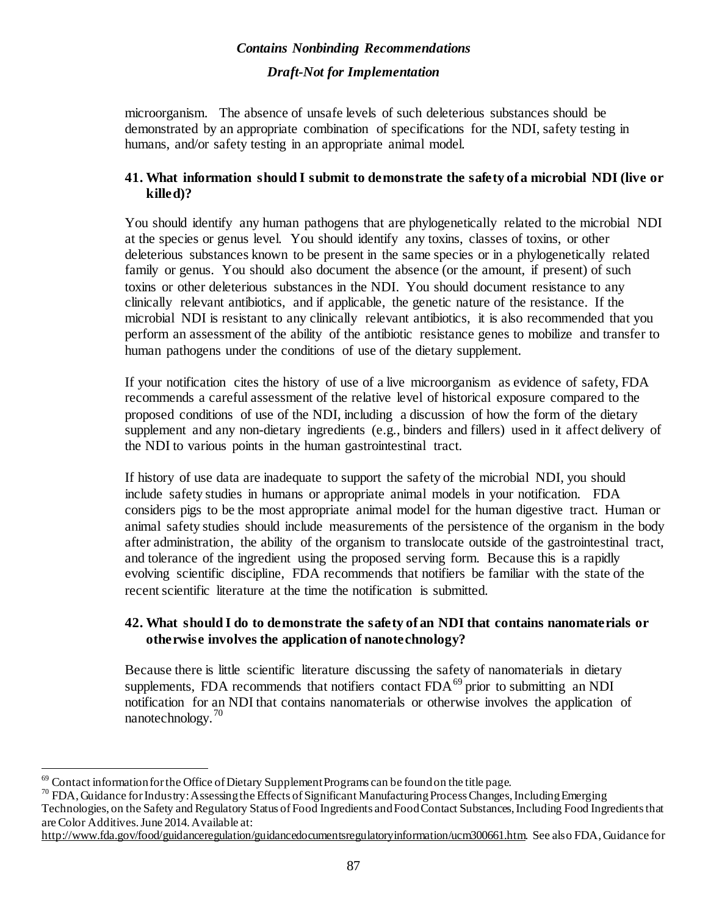microorganism. The absence of unsafe levels of such deleterious substances should be demonstrated by an appropriate combination of specifications for the NDI, safety testing in humans, and/or safety testing in an appropriate animal model.

### 41. What information should I submit to demonstrate the safety of a microbial NDI (live or killed)?

You should identify any human pathogens that are phylogenetically related to the microbial NDI at the species or genus level. You should identify any toxins, classes of toxins, or other deleterious substances known to be present in the same species or in a phylogenetically related family or genus. You should also document the absence (or the amount, if present) of such toxins or other deleterious substances in the NDI. You should document resistance to any clinically relevant antibiotics, and if applicable, the genetic nature of the resistance. If the microbial NDI is resistant to any clinically relevant antibiotics, it is also recommended that you perform an assessment of the ability of the antibiotic resistance genes to mobilize and transfer to human pathogens under the conditions of use of the dietary supplement.

If your notification cites the history of use of a live microorganism as evidence of safety, FDA recommends a careful assessment of the relative level of historical exposure compared to the proposed conditions of use of the NDI, including a discussion of how the form of the dietary supplement and any non-dietary ingredients (e.g., binders and fillers) used in it affect delivery of the NDI to various points in the human gastrointestinal tract.

If history of use data are inadequate to support the safety of the microbial NDI, you should include safety studies in humans or appropriate animal models in your notification. FDA considers pigs to be the most appropriate animal model for the human digestive tract. Human or animal safety studies should include measurements of the persistence of the organism in the body after administration, the ability of the organism to translocate outside of the gastrointestinal tract, and tolerance of the ingredient using the proposed serving form. Because this is a rapidly evolving scientific discipline, FDA recommends that notifiers be familiar with the state of the recent scientific literature at the time the notification is submitted.

### 42. What should I do to demonstrate the safety of an NDI that contains nanomaterials or otherwise involves the application of nanotechnology?

Because there is little scientific literature discussing the safety of nanomaterials in dietary supplements, FDA recommends that notifiers contact FDA[69] prior to submitting an NDI notification for an NDI that contains nanomaterials or otherwise involves the application of nanotechnology.[70]

---

[69] Contact information for the Office of Dietary Supplement Programs can be found on the title page.

[70] FDA, Guidance for Industry: Assessing the Effects of Significant Manufacturing Process Changes, Including Emerging Technologies, on the Safety and Regulatory Status of Food Ingredients and Food Contact Substances, Including Food Ingredients that are Color Additives. June 2014. Available at: http://www.fda.gov/food/guidanceregulation/guidancedocumentsregulatoryinformation/ucm300661.htm. See also FDA, Guidance for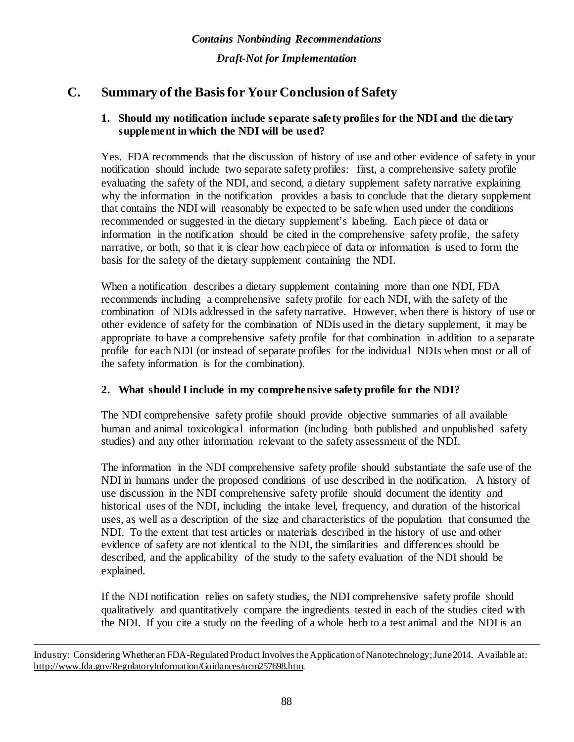## C. Summary of the Basis for Your Conclusion of Safety

### 1. Should my notification include separate safety profiles for the NDI and the dietary supplement in which the NDI will be used?

Yes. FDA recommends that the discussion of history of use and other evidence of safety in your notification should include two separate safety profiles: first, a comprehensive safety profile evaluating the safety of the NDI, and second, a dietary supplement safety narrative explaining why the information in the notification provides a basis to conclude that the dietary supplement that contains the NDI will reasonably be expected to be safe when used under the conditions recommended or suggested in the dietary supplement's labeling. Each piece of data or information in the notification should be cited in the comprehensive safety profile, the safety narrative, or both, so that it is clear how each piece of data or information is used to form the basis for the safety of the dietary supplement containing the NDI.

When a notification describes a dietary supplement containing more than one NDI, FDA recommends including a comprehensive safety profile for each NDI, with the safety of the combination of NDIs addressed in the safety narrative. However, when there is history of use or other evidence of safety for the combination of NDIs used in the dietary supplement, it may be appropriate to have a comprehensive safety profile for that combination in addition to a separate profile for each NDI (or instead of separate profiles for the individual NDIs when most or all of the safety information is for the combination).

### 2. What should I include in my comprehensive safety profile for the NDI?

The NDI comprehensive safety profile should provide objective summaries of all available human and animal toxicological information (including both published and unpublished safety studies) and any other information relevant to the safety assessment of the NDI.

The information in the NDI comprehensive safety profile should substantiate the safe use of the NDI in humans under the proposed conditions of use described in the notification. A history of use discussion in the NDI comprehensive safety profile should document the identity and historical uses of the NDI, including the intake level, frequency, and duration of the historical uses, as well as a description of the size and characteristics of the population that consumed the NDI. To the extent that test articles or materials described in the history of use and other evidence of safety are not identical to the NDI, the similarities and differences should be described, and the applicability of the study to the safety evaluation of the NDI should be explained.

If the NDI notification relies on safety studies, the NDI comprehensive safety profile should qualitatively and quantitatively compare the ingredients tested in each of the studies cited with the NDI. If you cite a study on the feeding of a whole herb to a test animal and the NDI is an

---

Industry: Considering Whether an FDA-Regulated Product Involves the Application of Nanotechnology; June 2014. Available at: http://www.fda.gov/RegulatoryInformation/Guidances/ucm257698.htm.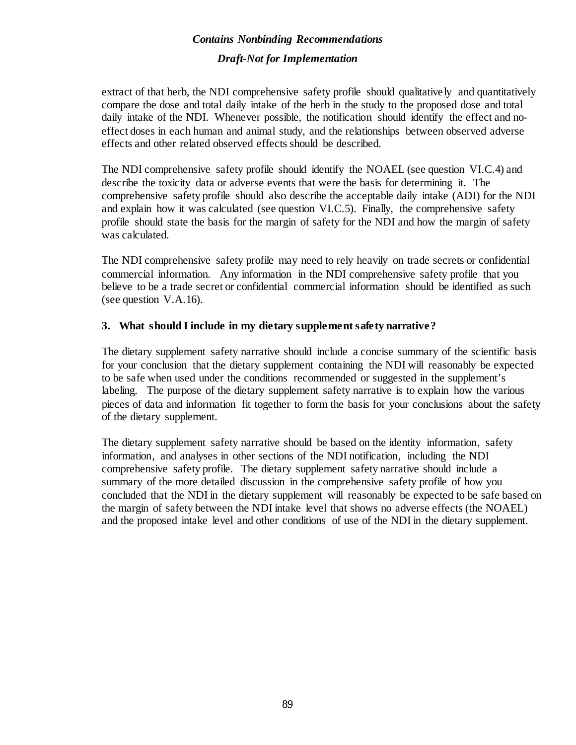extract of that herb, the NDI comprehensive safety profile should qualitatively and quantitatively compare the dose and total daily intake of the herb in the study to the proposed dose and total daily intake of the NDI. Whenever possible, the notification should identify the effect and no-effect doses in each human and animal study, and the relationships between observed adverse effects and other related observed effects should be described.

The NDI comprehensive safety profile should identify the NOAEL (see question VI.C.4) and describe the toxicity data or adverse events that were the basis for determining it. The comprehensive safety profile should also describe the acceptable daily intake (ADI) for the NDI and explain how it was calculated (see question VI.C.5). Finally, the comprehensive safety profile should state the basis for the margin of safety for the NDI and how the margin of safety was calculated.

The NDI comprehensive safety profile may need to rely heavily on trade secrets or confidential commercial information. Any information in the NDI comprehensive safety profile that you believe to be a trade secret or confidential commercial information should be identified as such (see question V.A.16).

### 3. What should I include in my dietary supplement safety narrative?

The dietary supplement safety narrative should include a concise summary of the scientific basis for your conclusion that the dietary supplement containing the NDI will reasonably be expected to be safe when used under the conditions recommended or suggested in the supplement's labeling. The purpose of the dietary supplement safety narrative is to explain how the various pieces of data and information fit together to form the basis for your conclusions about the safety of the dietary supplement.

The dietary supplement safety narrative should be based on the identity information, safety information, and analyses in other sections of the NDI notification, including the NDI comprehensive safety profile. The dietary supplement safety narrative should include a summary of the more detailed discussion in the comprehensive safety profile of how you concluded that the NDI in the dietary supplement will reasonably be expected to be safe based on the margin of safety between the NDI intake level that shows no adverse effects (the NOAEL) and the proposed intake level and other conditions of use of the NDI in the dietary supplement.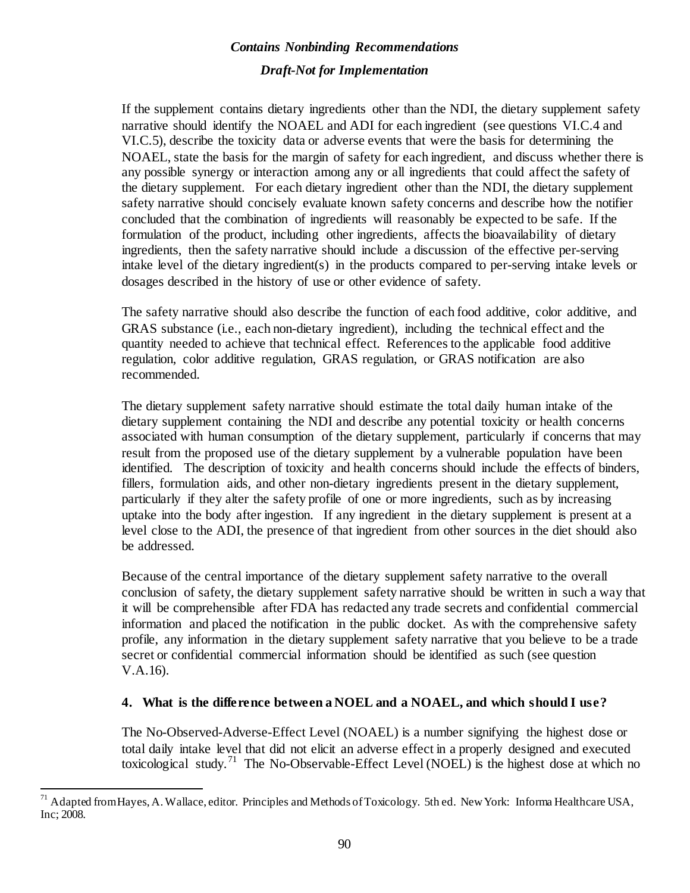If the supplement contains dietary ingredients other than the NDI, the dietary supplement safety narrative should identify the NOAEL and ADI for each ingredient (see questions VI.C.4 and VI.C.5), describe the toxicity data or adverse events that were the basis for determining the NOAEL, state the basis for the margin of safety for each ingredient, and discuss whether there is any possible synergy or interaction among any or all ingredients that could affect the safety of the dietary supplement. For each dietary ingredient other than the NDI, the dietary supplement safety narrative should concisely evaluate known safety concerns and describe how the notifier concluded that the combination of ingredients will reasonably be expected to be safe. If the formulation of the product, including other ingredients, affects the bioavailability of dietary ingredients, then the safety narrative should include a discussion of the effective per-serving intake level of the dietary ingredient(s) in the products compared to per-serving intake levels or dosages described in the history of use or other evidence of safety.

The safety narrative should also describe the function of each food additive, color additive, and GRAS substance (i.e., each non-dietary ingredient), including the technical effect and the quantity needed to achieve that technical effect. References to the applicable food additive regulation, color additive regulation, GRAS regulation, or GRAS notification are also recommended.

The dietary supplement safety narrative should estimate the total daily human intake of the dietary supplement containing the NDI and describe any potential toxicity or health concerns associated with human consumption of the dietary supplement, particularly if concerns that may result from the proposed use of the dietary supplement by a vulnerable population have been identified. The description of toxicity and health concerns should include the effects of binders, fillers, formulation aids, and other non-dietary ingredients present in the dietary supplement, particularly if they alter the safety profile of one or more ingredients, such as by increasing uptake into the body after ingestion. If any ingredient in the dietary supplement is present at a level close to the ADI, the presence of that ingredient from other sources in the diet should also be addressed.

Because of the central importance of the dietary supplement safety narrative to the overall conclusion of safety, the dietary supplement safety narrative should be written in such a way that it will be comprehensible after FDA has redacted any trade secrets and confidential commercial information and placed the notification in the public docket. As with the comprehensive safety profile, any information in the dietary supplement safety narrative that you believe to be a trade secret or confidential commercial information should be identified as such (see question V.A.16).

#### 4. What is the difference between a NOEL and a NOAEL, and which should I use?

The No-Observed-Adverse-Effect Level (NOAEL) is a number signifying the highest dose or total daily intake level that did not elicit an adverse effect in a properly designed and executed toxicological study.[71] The No-Observable-Effect Level (NOEL) is the highest dose at which no

[71] Adapted from Hayes, A. Wallace, editor. Principles and Methods of Toxicology. 5th ed. New York: Informa Healthcare USA, Inc; 2008.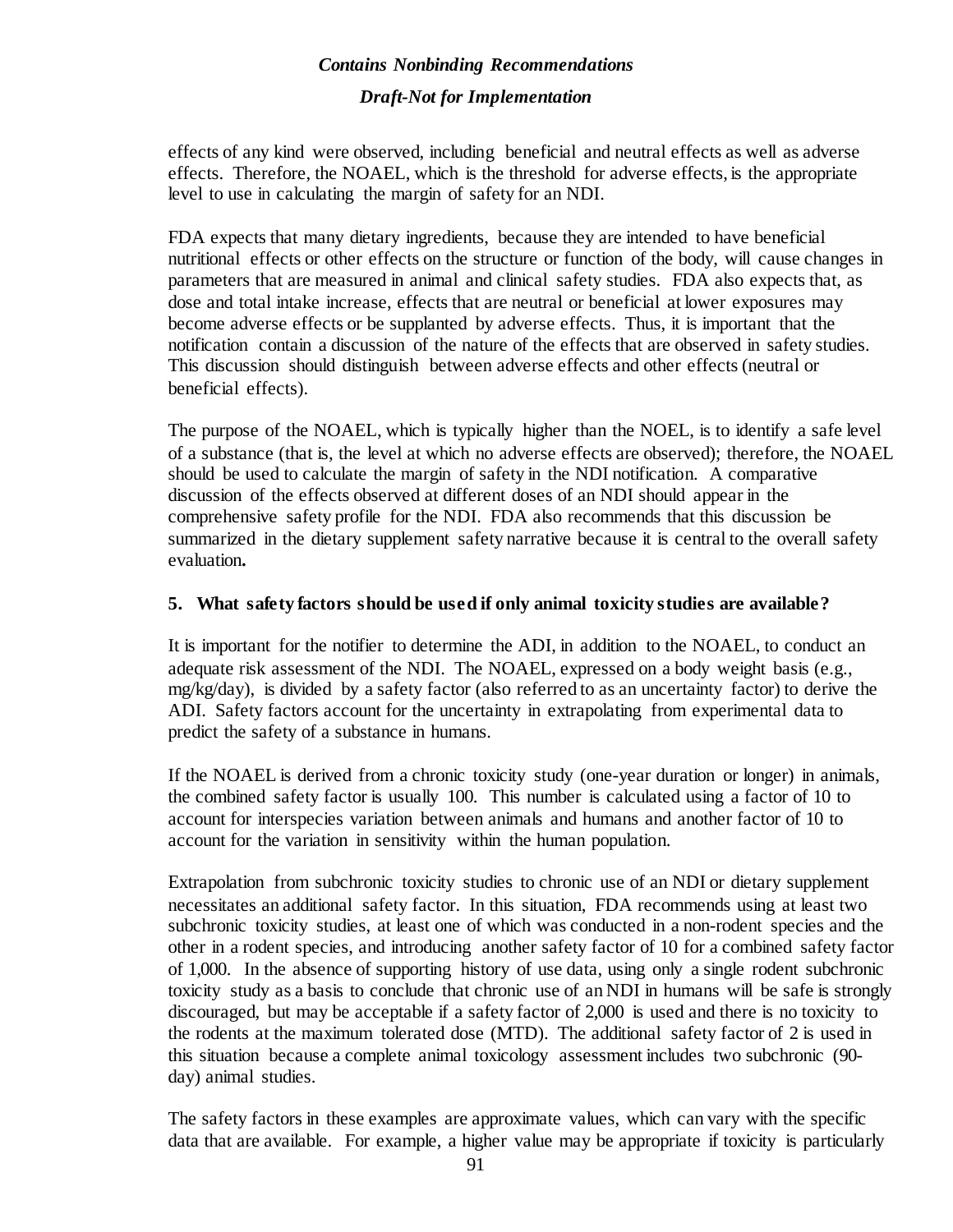effects of any kind were observed, including beneficial and neutral effects as well as adverse effects. Therefore, the NOAEL, which is the threshold for adverse effects, is the appropriate level to use in calculating the margin of safety for an NDI.

FDA expects that many dietary ingredients, because they are intended to have beneficial nutritional effects or other effects on the structure or function of the body, will cause changes in parameters that are measured in animal and clinical safety studies. FDA also expects that, as dose and total intake increase, effects that are neutral or beneficial at lower exposures may become adverse effects or be supplanted by adverse effects. Thus, it is important that the notification contain a discussion of the nature of the effects that are observed in safety studies. This discussion should distinguish between adverse effects and other effects (neutral or beneficial effects).

The purpose of the NOAEL, which is typically higher than the NOEL, is to identify a safe level of a substance (that is, the level at which no adverse effects are observed); therefore, the NOAEL should be used to calculate the margin of safety in the NDI notification. A comparative discussion of the effects observed at different doses of an NDI should appear in the comprehensive safety profile for the NDI. FDA also recommends that this discussion be summarized in the dietary supplement safety narrative because it is central to the overall safety evaluation**.**

### 5. What safety factors should be used if only animal toxicity studies are available?

It is important for the notifier to determine the ADI, in addition to the NOAEL, to conduct an adequate risk assessment of the NDI. The NOAEL, expressed on a body weight basis (e.g., mg/kg/day), is divided by a safety factor (also referred to as an uncertainty factor) to derive the ADI. Safety factors account for the uncertainty in extrapolating from experimental data to predict the safety of a substance in humans.

If the NOAEL is derived from a chronic toxicity study (one-year duration or longer) in animals, the combined safety factor is usually 100. This number is calculated using a factor of 10 to account for interspecies variation between animals and humans and another factor of 10 to account for the variation in sensitivity within the human population.

Extrapolation from subchronic toxicity studies to chronic use of an NDI or dietary supplement necessitates an additional safety factor. In this situation, FDA recommends using at least two subchronic toxicity studies, at least one of which was conducted in a non-rodent species and the other in a rodent species, and introducing another safety factor of 10 for a combined safety factor of 1,000. In the absence of supporting history of use data, using only a single rodent subchronic toxicity study as a basis to conclude that chronic use of an NDI in humans will be safe is strongly discouraged, but may be acceptable if a safety factor of 2,000 is used and there is no toxicity to the rodents at the maximum tolerated dose (MTD). The additional safety factor of 2 is used in this situation because a complete animal toxicology assessment includes two subchronic (90-day) animal studies.

The safety factors in these examples are approximate values, which can vary with the specific data that are available. For example, a higher value may be appropriate if toxicity is particularly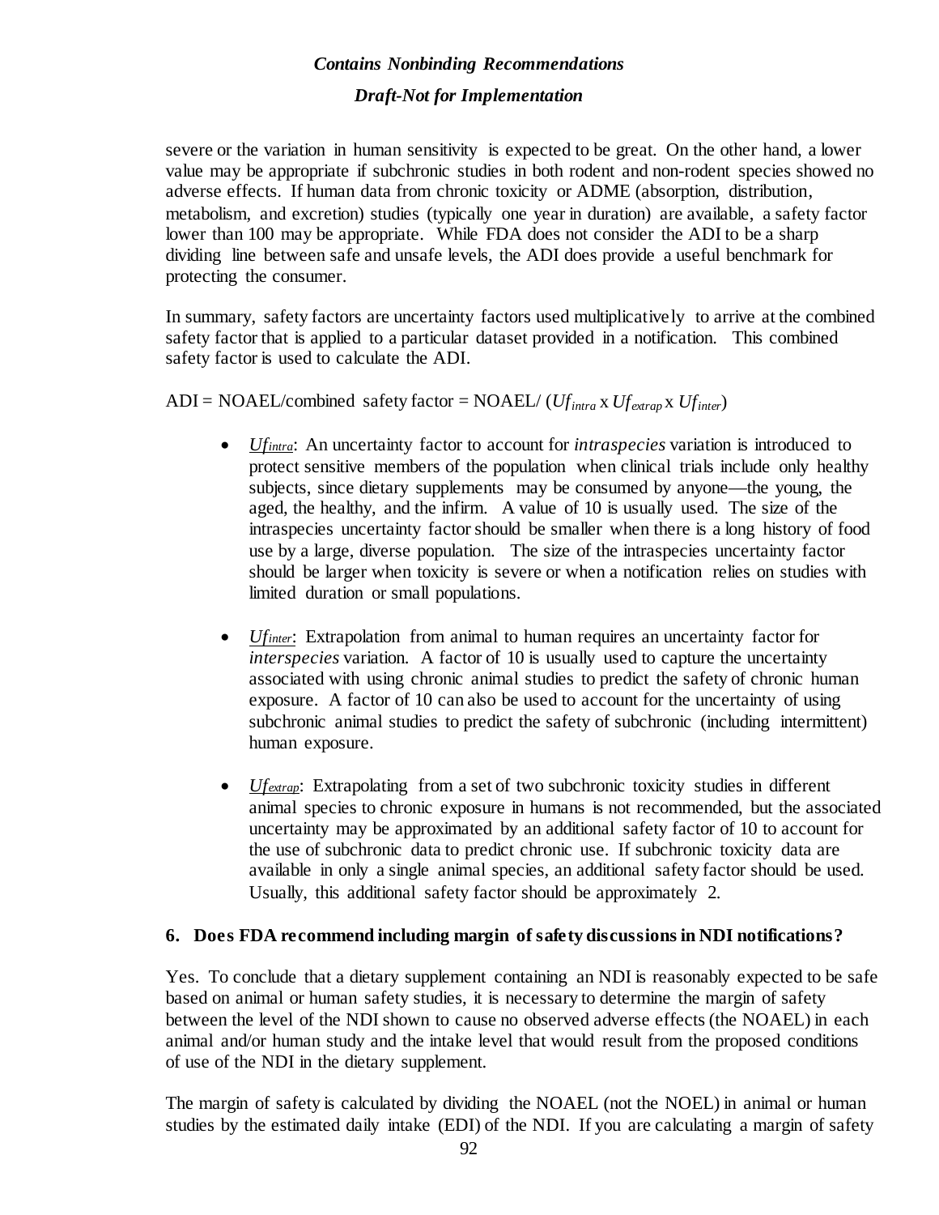severe or the variation in human sensitivity is expected to be great. On the other hand, a lower value may be appropriate if subchronic studies in both rodent and non-rodent species showed no adverse effects. If human data from chronic toxicity or ADME (absorption, distribution, metabolism, and excretion) studies (typically one year in duration) are available, a safety factor lower than 100 may be appropriate. While FDA does not consider the ADI to be a sharp dividing line between safe and unsafe levels, the ADI does provide a useful benchmark for protecting the consumer.

In summary, safety factors are uncertainty factors used multiplicatively to arrive at the combined safety factor that is applied to a particular dataset provided in a notification. This combined safety factor is used to calculate the ADI.

ADI = NOAEL/combined safety factor = NOAEL/ ($Uf_{intra}$ x $Uf_{extrap}$ x $Uf_{inter}$)

- $Uf_{intra}$: An uncertainty factor to account for *intraspecies* variation is introduced to protect sensitive members of the population when clinical trials include only healthy subjects, since dietary supplements may be consumed by anyone—the young, the aged, the healthy, and the infirm. A value of 10 is usually used. The size of the intraspecies uncertainty factor should be smaller when there is a long history of food use by a large, diverse population. The size of the intraspecies uncertainty factor should be larger when toxicity is severe or when a notification relies on studies with limited duration or small populations.

- $Uf_{inter}$: Extrapolation from animal to human requires an uncertainty factor for *interspecies* variation. A factor of 10 is usually used to capture the uncertainty associated with using chronic animal studies to predict the safety of chronic human exposure. A factor of 10 can also be used to account for the uncertainty of using subchronic animal studies to predict the safety of subchronic (including intermittent) human exposure.

- $Uf_{extrap}$: Extrapolating from a set of two subchronic toxicity studies in different animal species to chronic exposure in humans is not recommended, but the associated uncertainty may be approximated by an additional safety factor of 10 to account for the use of subchronic data to predict chronic use. If subchronic toxicity data are available in only a single animal species, an additional safety factor should be used. Usually, this additional safety factor should be approximately 2.

### 6. Does FDA recommend including margin of safety discussions in NDI notifications?

Yes. To conclude that a dietary supplement containing an NDI is reasonably expected to be safe based on animal or human safety studies, it is necessary to determine the margin of safety between the level of the NDI shown to cause no observed adverse effects (the NOAEL) in each animal and/or human study and the intake level that would result from the proposed conditions of use of the NDI in the dietary supplement.

The margin of safety is calculated by dividing the NOAEL (not the NOEL) in animal or human studies by the estimated daily intake (EDI) of the NDI. If you are calculating a margin of safety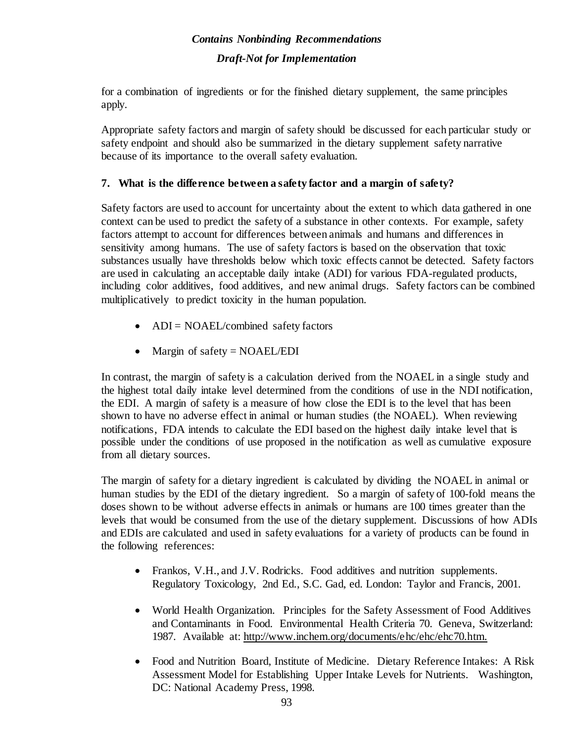for a combination of ingredients or for the finished dietary supplement, the same principles apply.

Appropriate safety factors and margin of safety should be discussed for each particular study or safety endpoint and should also be summarized in the dietary supplement safety narrative because of its importance to the overall safety evaluation.

### 7. What is the difference between a safety factor and a margin of safety?

Safety factors are used to account for uncertainty about the extent to which data gathered in one context can be used to predict the safety of a substance in other contexts. For example, safety factors attempt to account for differences between animals and humans and differences in sensitivity among humans. The use of safety factors is based on the observation that toxic substances usually have thresholds below which toxic effects cannot be detected. Safety factors are used in calculating an acceptable daily intake (ADI) for various FDA-regulated products, including color additives, food additives, and new animal drugs. Safety factors can be combined multiplicatively to predict toxicity in the human population.

- ADI = NOAEL/combined safety factors
- Margin of safety = NOAEL/EDI

In contrast, the margin of safety is a calculation derived from the NOAEL in a single study and the highest total daily intake level determined from the conditions of use in the NDI notification, the EDI. A margin of safety is a measure of how close the EDI is to the level that has been shown to have no adverse effect in animal or human studies (the NOAEL). When reviewing notifications, FDA intends to calculate the EDI based on the highest daily intake level that is possible under the conditions of use proposed in the notification as well as cumulative exposure from all dietary sources.

The margin of safety for a dietary ingredient is calculated by dividing the NOAEL in animal or human studies by the EDI of the dietary ingredient. So a margin of safety of 100-fold means the doses shown to be without adverse effects in animals or humans are 100 times greater than the levels that would be consumed from the use of the dietary supplement. Discussions of how ADIs and EDIs are calculated and used in safety evaluations for a variety of products can be found in the following references:

- Frankos, V.H., and J.V. Rodricks. Food additives and nutrition supplements. Regulatory Toxicology, 2nd Ed., S.C. Gad, ed. London: Taylor and Francis, 2001.
- World Health Organization. Principles for the Safety Assessment of Food Additives and Contaminants in Food. Environmental Health Criteria 70. Geneva, Switzerland: 1987. Available at: http://www.inchem.org/documents/ehc/ehc/ehc70.htm.
- Food and Nutrition Board, Institute of Medicine. Dietary Reference Intakes: A Risk Assessment Model for Establishing Upper Intake Levels for Nutrients. Washington, DC: National Academy Press, 1998.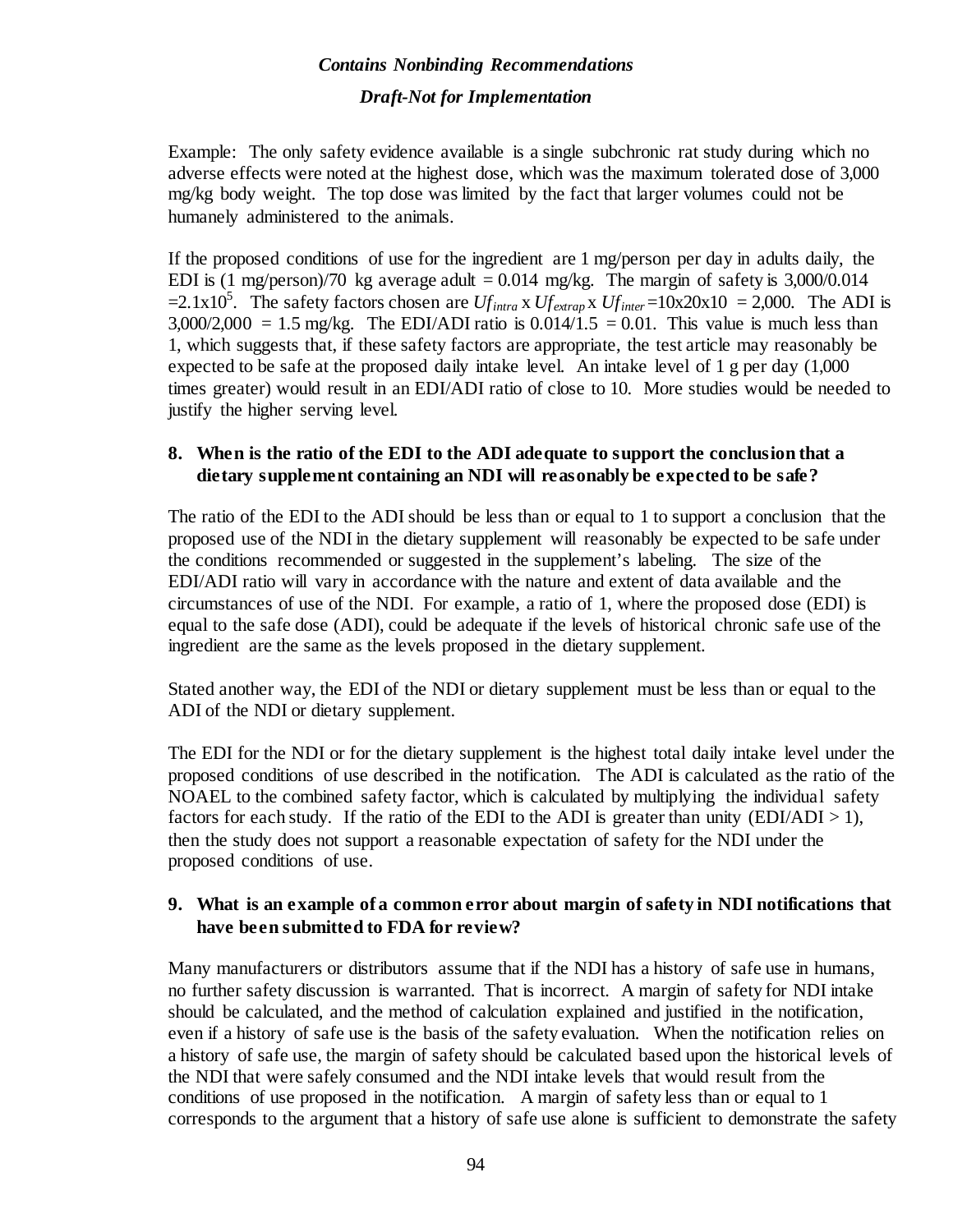Example: The only safety evidence available is a single subchronic rat study during which no adverse effects were noted at the highest dose, which was the maximum tolerated dose of 3,000 mg/kg body weight. The top dose was limited by the fact that larger volumes could not be humanely administered to the animals.

If the proposed conditions of use for the ingredient are 1 mg/person per day in adults daily, the EDI is (1 mg/person)/70 kg average adult = 0.014 mg/kg. The margin of safety is 3,000/0.014 $=2.1\text{x}10^5$. The safety factors chosen are $Uf_{intra}$ x $Uf_{extrap}$ x $Uf_{inter}$ =10x20x10 = 2,000. The ADI is 3,000/2,000 = 1.5 mg/kg. The EDI/ADI ratio is 0.014/1.5 = 0.01. This value is much less than 1, which suggests that, if these safety factors are appropriate, the test article may reasonably be expected to be safe at the proposed daily intake level. An intake level of 1 g per day (1,000 times greater) would result in an EDI/ADI ratio of close to 10. More studies would be needed to justify the higher serving level.

### 8. When is the ratio of the EDI to the ADI adequate to support the conclusion that a dietary supplement containing an NDI will reasonably be expected to be safe?

The ratio of the EDI to the ADI should be less than or equal to 1 to support a conclusion that the proposed use of the NDI in the dietary supplement will reasonably be expected to be safe under the conditions recommended or suggested in the supplement's labeling. The size of the EDI/ADI ratio will vary in accordance with the nature and extent of data available and the circumstances of use of the NDI. For example, a ratio of 1, where the proposed dose (EDI) is equal to the safe dose (ADI), could be adequate if the levels of historical chronic safe use of the ingredient are the same as the levels proposed in the dietary supplement.

Stated another way, the EDI of the NDI or dietary supplement must be less than or equal to the ADI of the NDI or dietary supplement.

The EDI for the NDI or for the dietary supplement is the highest total daily intake level under the proposed conditions of use described in the notification. The ADI is calculated as the ratio of the NOAEL to the combined safety factor, which is calculated by multiplying the individual safety factors for each study. If the ratio of the EDI to the ADI is greater than unity (EDI/ADI > 1), then the study does not support a reasonable expectation of safety for the NDI under the proposed conditions of use.

### 9. What is an example of a common error about margin of safety in NDI notifications that have been submitted to FDA for review?

Many manufacturers or distributors assume that if the NDI has a history of safe use in humans, no further safety discussion is warranted. That is incorrect. A margin of safety for NDI intake should be calculated, and the method of calculation explained and justified in the notification, even if a history of safe use is the basis of the safety evaluation. When the notification relies on a history of safe use, the margin of safety should be calculated based upon the historical levels of the NDI that were safely consumed and the NDI intake levels that would result from the conditions of use proposed in the notification. A margin of safety less than or equal to 1 corresponds to the argument that a history of safe use alone is sufficient to demonstrate the safety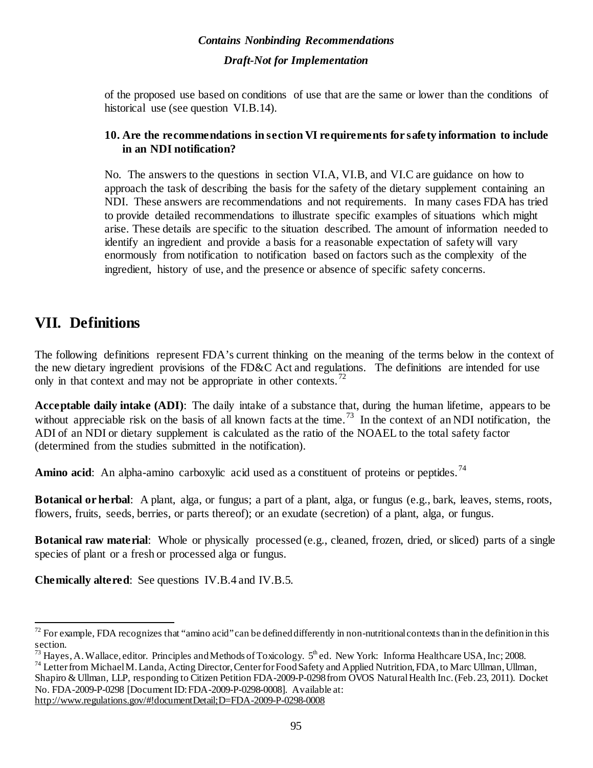of the proposed use based on conditions of use that are the same or lower than the conditions of historical use (see question VI.B.14).

**10. Are the recommendations in section VI requirements for safety information to include in an NDI notification?**

No. The answers to the questions in section VI.A, VI.B, and VI.C are guidance on how to approach the task of describing the basis for the safety of the dietary supplement containing an NDI. These answers are recommendations and not requirements. In many cases FDA has tried to provide detailed recommendations to illustrate specific examples of situations which might arise. These details are specific to the situation described. The amount of information needed to identify an ingredient and provide a basis for a reasonable expectation of safety will vary enormously from notification to notification based on factors such as the complexity of the ingredient, history of use, and the presence or absence of specific safety concerns.

# VII. Definitions

The following definitions represent FDA's current thinking on the meaning of the terms below in the context of the new dietary ingredient provisions of the FD&C Act and regulations. The definitions are intended for use only in that context and may not be appropriate in other contexts.[72]

**Acceptable daily intake (ADI)**: The daily intake of a substance that, during the human lifetime, appears to be without appreciable risk on the basis of all known facts at the time.[73] In the context of an NDI notification, the ADI of an NDI or dietary supplement is calculated as the ratio of the NOAEL to the total safety factor (determined from the studies submitted in the notification).

**Amino acid**: An alpha-amino carboxylic acid used as a constituent of proteins or peptides.[74]

**Botanical or herbal**: A plant, alga, or fungus; a part of a plant, alga, or fungus (e.g., bark, leaves, stems, roots, flowers, fruits, seeds, berries, or parts thereof); or an exudate (secretion) of a plant, alga, or fungus.

**Botanical raw material**: Whole or physically processed (e.g., cleaned, frozen, dried, or sliced) parts of a single species of plant or a fresh or processed alga or fungus.

**Chemically altered**: See questions IV.B.4 and IV.B.5.

---

[72] For example, FDA recognizes that "amino acid" can be defined differently in non-nutritional contexts than in the definition in this section.

[73] Hayes, A. Wallace, editor. Principles and Methods of Toxicology. 5th ed. New York: Informa Healthcare USA, Inc; 2008.

[74] Letter from Michael M. Landa, Acting Director, Center for Food Safety and Applied Nutrition, FDA, to Marc Ullman, Ullman, Shapiro & Ullman, LLP, responding to Citizen Petition FDA-2009-P-0298 from OVOS Natural Health Inc. (Feb. 23, 2011). Docket No. FDA-2009-P-0298 [Document ID: FDA-2009-P-0298-0008]. Available at: http://www.regulations.gov/#!documentDetail;D=FDA-2009-P-0298-0008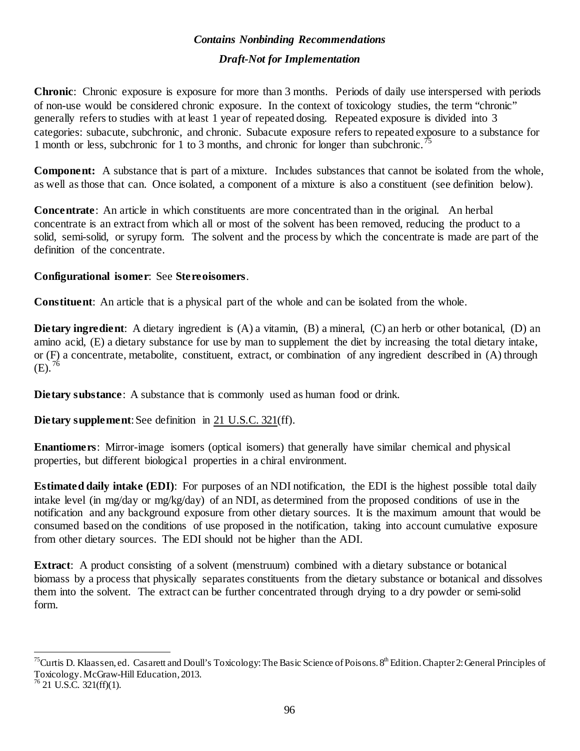**Chronic**: Chronic exposure is exposure for more than 3 months. Periods of daily use interspersed with periods of non-use would be considered chronic exposure. In the context of toxicology studies, the term "chronic" generally refers to studies with at least 1 year of repeated dosing. Repeated exposure is divided into 3 categories: subacute, subchronic, and chronic. Subacute exposure refers to repeated exposure to a substance for 1 month or less, subchronic for 1 to 3 months, and chronic for longer than subchronic.[75]

**Component:** A substance that is part of a mixture. Includes substances that cannot be isolated from the whole, as well as those that can. Once isolated, a component of a mixture is also a constituent (see definition below).

**Concentrate**: An article in which constituents are more concentrated than in the original. An herbal concentrate is an extract from which all or most of the solvent has been removed, reducing the product to a solid, semi-solid, or syrupy form. The solvent and the process by which the concentrate is made are part of the definition of the concentrate.

**Configurational isomer**: See **Stereoisomers**.

**Constituent**: An article that is a physical part of the whole and can be isolated from the whole.

**Dietary ingredient**: A dietary ingredient is (A) a vitamin, (B) a mineral, (C) an herb or other botanical, (D) an amino acid, (E) a dietary substance for use by man to supplement the diet by increasing the total dietary intake, or (F) a concentrate, metabolite, constituent, extract, or combination of any ingredient described in (A) through (E).[76]

**Dietary substance**: A substance that is commonly used as human food or drink.

**Dietary supplement**: See definition in 21 U.S.C. 321(ff).

**Enantiomers**: Mirror-image isomers (optical isomers) that generally have similar chemical and physical properties, but different biological properties in a chiral environment.

**Estimated daily intake (EDI)**: For purposes of an NDI notification, the EDI is the highest possible total daily intake level (in mg/day or mg/kg/day) of an NDI, as determined from the proposed conditions of use in the notification and any background exposure from other dietary sources. It is the maximum amount that would be consumed based on the conditions of use proposed in the notification, taking into account cumulative exposure from other dietary sources. The EDI should not be higher than the ADI.

**Extract**: A product consisting of a solvent (menstruum) combined with a dietary substance or botanical biomass by a process that physically separates constituents from the dietary substance or botanical and dissolves them into the solvent. The extract can be further concentrated through drying to a dry powder or semi-solid form.

---

[75] Curtis D. Klaassen, ed. Casarett and Doull's Toxicology: The Basic Science of Poisons. 8th Edition. Chapter 2: General Principles of Toxicology. McGraw-Hill Education, 2013.

[76] 21 U.S.C. 321(ff)(1).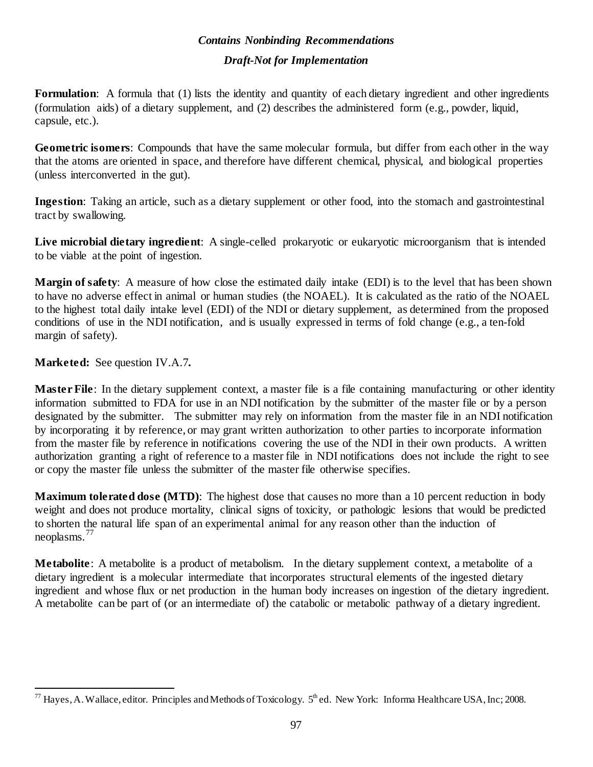*Contains Nonbinding Recommendations*

*Draft-Not for Implementation*

**Formulation**: A formula that (1) lists the identity and quantity of each dietary ingredient and other ingredients (formulation aids) of a dietary supplement, and (2) describes the administered form (e.g., powder, liquid, capsule, etc.).

**Geometric isomers**: Compounds that have the same molecular formula, but differ from each other in the way that the atoms are oriented in space, and therefore have different chemical, physical, and biological properties (unless interconverted in the gut).

**Ingestion**: Taking an article, such as a dietary supplement or other food, into the stomach and gastrointestinal tract by swallowing.

**Live microbial dietary ingredient**: A single-celled prokaryotic or eukaryotic microorganism that is intended to be viable at the point of ingestion.

**Margin of safety**: A measure of how close the estimated daily intake (EDI) is to the level that has been shown to have no adverse effect in animal or human studies (the NOAEL). It is calculated as the ratio of the NOAEL to the highest total daily intake level (EDI) of the NDI or dietary supplement, as determined from the proposed conditions of use in the NDI notification, and is usually expressed in terms of fold change (e.g., a ten-fold margin of safety).

**Marketed:** See question IV.A.7**.**

**Master File**: In the dietary supplement context, a master file is a file containing manufacturing or other identity information submitted to FDA for use in an NDI notification by the submitter of the master file or by a person designated by the submitter. The submitter may rely on information from the master file in an NDI notification by incorporating it by reference, or may grant written authorization to other parties to incorporate information from the master file by reference in notifications covering the use of the NDI in their own products. A written authorization granting a right of reference to a master file in NDI notifications does not include the right to see or copy the master file unless the submitter of the master file otherwise specifies.

**Maximum tolerated dose (MTD)**: The highest dose that causes no more than a 10 percent reduction in body weight and does not produce mortality, clinical signs of toxicity, or pathologic lesions that would be predicted to shorten the natural life span of an experimental animal for any reason other than the induction of neoplasms.[77]

**Metabolite**: A metabolite is a product of metabolism. In the dietary supplement context, a metabolite of a dietary ingredient is a molecular intermediate that incorporates structural elements of the ingested dietary ingredient and whose flux or net production in the human body increases on ingestion of the dietary ingredient. A metabolite can be part of (or an intermediate of) the catabolic or metabolic pathway of a dietary ingredient.

---

[77] Hayes, A. Wallace, editor. Principles and Methods of Toxicology. 5th ed. New York: Informa Healthcare USA, Inc; 2008.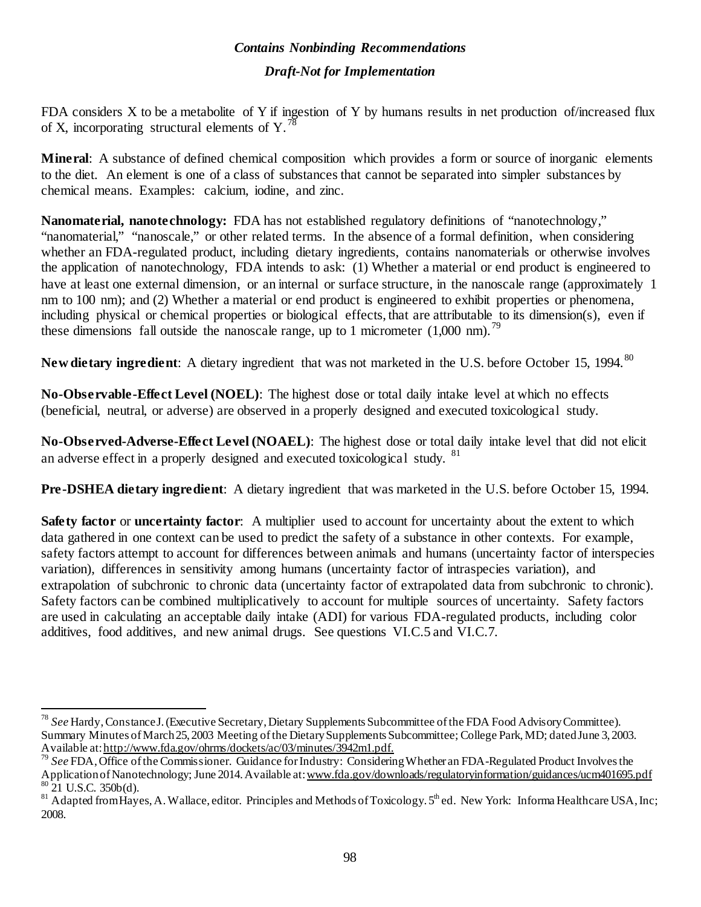FDA considers X to be a metabolite of Y if ingestion of Y by humans results in net production of/increased flux of X, incorporating structural elements of Y.[78]

**Mineral**: A substance of defined chemical composition which provides a form or source of inorganic elements to the diet. An element is one of a class of substances that cannot be separated into simpler substances by chemical means. Examples: calcium, iodine, and zinc.

**Nanomaterial, nanotechnology:** FDA has not established regulatory definitions of "nanotechnology," "nanomaterial," "nanoscale," or other related terms. In the absence of a formal definition, when considering whether an FDA-regulated product, including dietary ingredients, contains nanomaterials or otherwise involves the application of nanotechnology, FDA intends to ask: (1) Whether a material or end product is engineered to have at least one external dimension, or an internal or surface structure, in the nanoscale range (approximately 1 nm to 100 nm); and (2) Whether a material or end product is engineered to exhibit properties or phenomena, including physical or chemical properties or biological effects, that are attributable to its dimension(s), even if these dimensions fall outside the nanoscale range, up to 1 micrometer (1,000 nm).[79]

**New dietary ingredient**: A dietary ingredient that was not marketed in the U.S. before October 15, 1994.[80]

**No-Observable-Effect Level (NOEL)**: The highest dose or total daily intake level at which no effects (beneficial, neutral, or adverse) are observed in a properly designed and executed toxicological study.

**No-Observed-Adverse-Effect Level (NOAEL)**: The highest dose or total daily intake level that did not elicit an adverse effect in a properly designed and executed toxicological study.[81]

**Pre-DSHEA dietary ingredient**: A dietary ingredient that was marketed in the U.S. before October 15, 1994.

**Safety factor** or **uncertainty factor**: A multiplier used to account for uncertainty about the extent to which data gathered in one context can be used to predict the safety of a substance in other contexts. For example, safety factors attempt to account for differences between animals and humans (uncertainty factor of interspecies variation), differences in sensitivity among humans (uncertainty factor of intraspecies variation), and extrapolation of subchronic to chronic data (uncertainty factor of extrapolated data from subchronic to chronic). Safety factors can be combined multiplicatively to account for multiple sources of uncertainty. Safety factors are used in calculating an acceptable daily intake (ADI) for various FDA-regulated products, including color additives, food additives, and new animal drugs. See questions VI.C.5 and VI.C.7.

---

[78] *See* Hardy, Constance J. (Executive Secretary, Dietary Supplements Subcommittee of the FDA Food Advisory Committee). Summary Minutes of March 25, 2003 Meeting of the Dietary Supplements Subcommittee; College Park, MD; dated June 3, 2003. Available at: http://www.fda.gov/ohrms/dockets/ac/03/minutes/3942m1.pdf.

[79] *See* FDA, Office of the Commissioner. Guidance for Industry: Considering Whether an FDA-Regulated Product Involves the Application of Nanotechnology; June 2014. Available at: www.fda.gov/downloads/regulatoryinformation/guidances/ucm401695.pdf

[80] 21 U.S.C. 350b(d).

[81] Adapted from Hayes, A. Wallace, editor. Principles and Methods of Toxicology. 5th ed. New York: Informa Healthcare USA, Inc; 2008.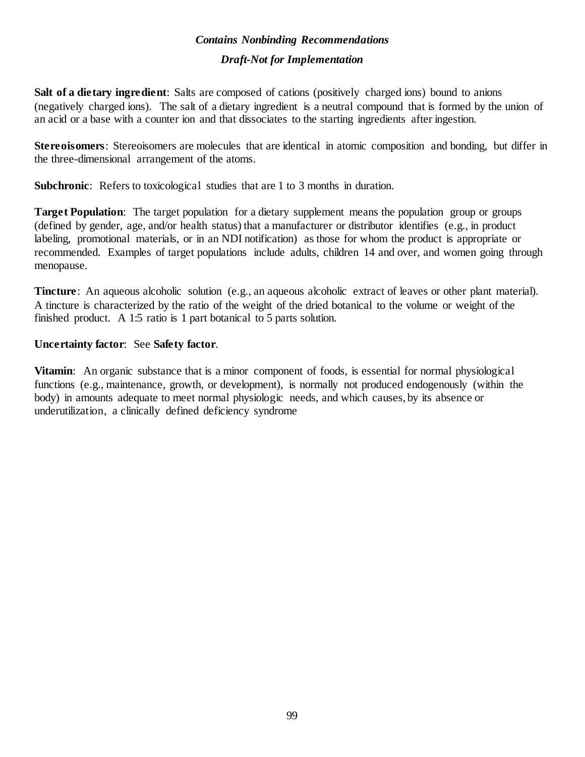**Salt of a dietary ingredient**: Salts are composed of cations (positively charged ions) bound to anions (negatively charged ions). The salt of a dietary ingredient is a neutral compound that is formed by the union of an acid or a base with a counter ion and that dissociates to the starting ingredients after ingestion.

**Stereoisomers**: Stereoisomers are molecules that are identical in atomic composition and bonding, but differ in the three-dimensional arrangement of the atoms.

**Subchronic**: Refers to toxicological studies that are 1 to 3 months in duration.

**Target Population**: The target population for a dietary supplement means the population group or groups (defined by gender, age, and/or health status) that a manufacturer or distributor identifies (e.g., in product labeling, promotional materials, or in an NDI notification) as those for whom the product is appropriate or recommended. Examples of target populations include adults, children 14 and over, and women going through menopause.

**Tincture**: An aqueous alcoholic solution (e.g., an aqueous alcoholic extract of leaves or other plant material). A tincture is characterized by the ratio of the weight of the dried botanical to the volume or weight of the finished product. A 1:5 ratio is 1 part botanical to 5 parts solution.

**Uncertainty factor**: See **Safety factor**.

**Vitamin**: An organic substance that is a minor component of foods, is essential for normal physiological functions (e.g., maintenance, growth, or development), is normally not produced endogenously (within the body) in amounts adequate to meet normal physiologic needs, and which causes, by its absence or underutilization, a clinically defined deficiency syndrome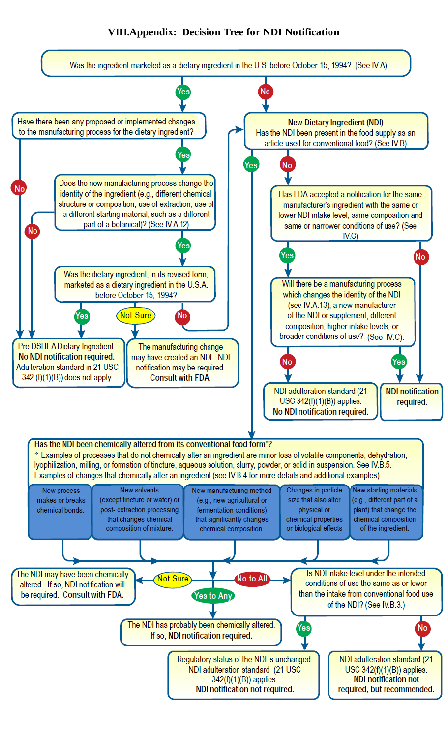## VIII. Appendix: Decision Tree for NDI Notification

**Was the ingredient marketed as a dietary ingredient in the U.S. before October 15, 1994? (See IV.A)**

- **Yes** → Have there been any proposed or implemented changes to the manufacturing process for the dietary ingredient?
  - **No** → Pre-DSHEA Dietary Ingredient. **No NDI notification required.** Adulteration standard in 21 USC 342 (f)(1)(B)) does not apply.
  - **Yes** → Does the new manufacturing process change the identity of the ingredient (e.g., different chemical structure or composition, use of extraction, use of a different starting material, such as a different part of a botanical)? (See IV.A.12)
    - **No** → Pre-DSHEA Dietary Ingredient. **No NDI notification required.** Adulteration standard in 21 USC 342 (f)(1)(B)) does not apply.
    - **Yes** → Was the dietary ingredient, in its revised form, marketed as a dietary ingredient in the U.S.A. before October 15, 1994?
      - **Yes** → Pre-DSHEA Dietary Ingredient. **No NDI notification required.** Adulteration standard in 21 USC 342 (f)(1)(B)) does not apply.
      - **Not Sure** → The manufacturing change may have created an NDI. NDI notification may be required. **Consult with FDA.**
      - **No** → New Dietary Ingredient (NDI) (see below)

- **No** → **New Dietary Ingredient (NDI)** Has the NDI been present in the food supply as an article used for conventional food? (See IV.B)
  - **No** → Has FDA accepted a notification for the same manufacturer's ingredient with the same or lower NDI intake level, same composition and same or narrower conditions of use? (See IV.C)
    - **No** → **NDI notification required.**
    - **Yes** → Will there be a manufacturing process which changes the identity of the NDI (see IV.A.13), a new manufacturer of the NDI or supplement, different composition, higher intake levels, or broader conditions of use? (See IV.C).
      - **No** → NDI adulteration standard (21 USC 342(f)(1)(B)) applies. **No NDI notification required.**
      - **Yes** → **NDI notification required.**
  - **Yes** → **Has the NDI been chemically altered from its conventional food form*?**

    \* Examples of processes that do not chemically alter an ingredient are minor loss of volatile components, dehydration, lyophilization, milling, or formation of tincture, aqueous solution, slurry, powder, or solid in suspension. See IV.B.5. Examples of changes that chemically alter an ingredient (see IV.B.4 for more details and additional examples):

    | New process makes or breaks chemical bonds. | New solvents (except tincture or water) or post- extraction processing that changes chemical composition of mixture. | New manufacturing method (e.g., new agricultural or fermentation conditions) that significantly changes chemical composition. | Changes in particle size that also alter physical or chemical properties or biological effects | New starting materials (e.g., different part of a plant) that change the chemical composition of the ingredient. |
    |---|---|---|---|---|

    - **Not Sure** → The NDI may have been chemically altered. If so, NDI notification will be required. **Consult with FDA.**
    - **Yes to Any** → The NDI has probably been chemically altered. If so, **NDI notification required.**
    - **No to All** → Is NDI intake level under the intended conditions of use the same as or lower than the intake from conventional food use of the NDI? (See IV.B.3.)
      - **Yes** → Regulatory status of the NDI is unchanged. NDI adulteration standard (21 USC 342(f)(1)(B)) applies. **NDI notification not required.**
      - **No** → NDI adulteration standard (21 USC 342(f)(1)(B)) applies. **NDI notification not required, but recommended.**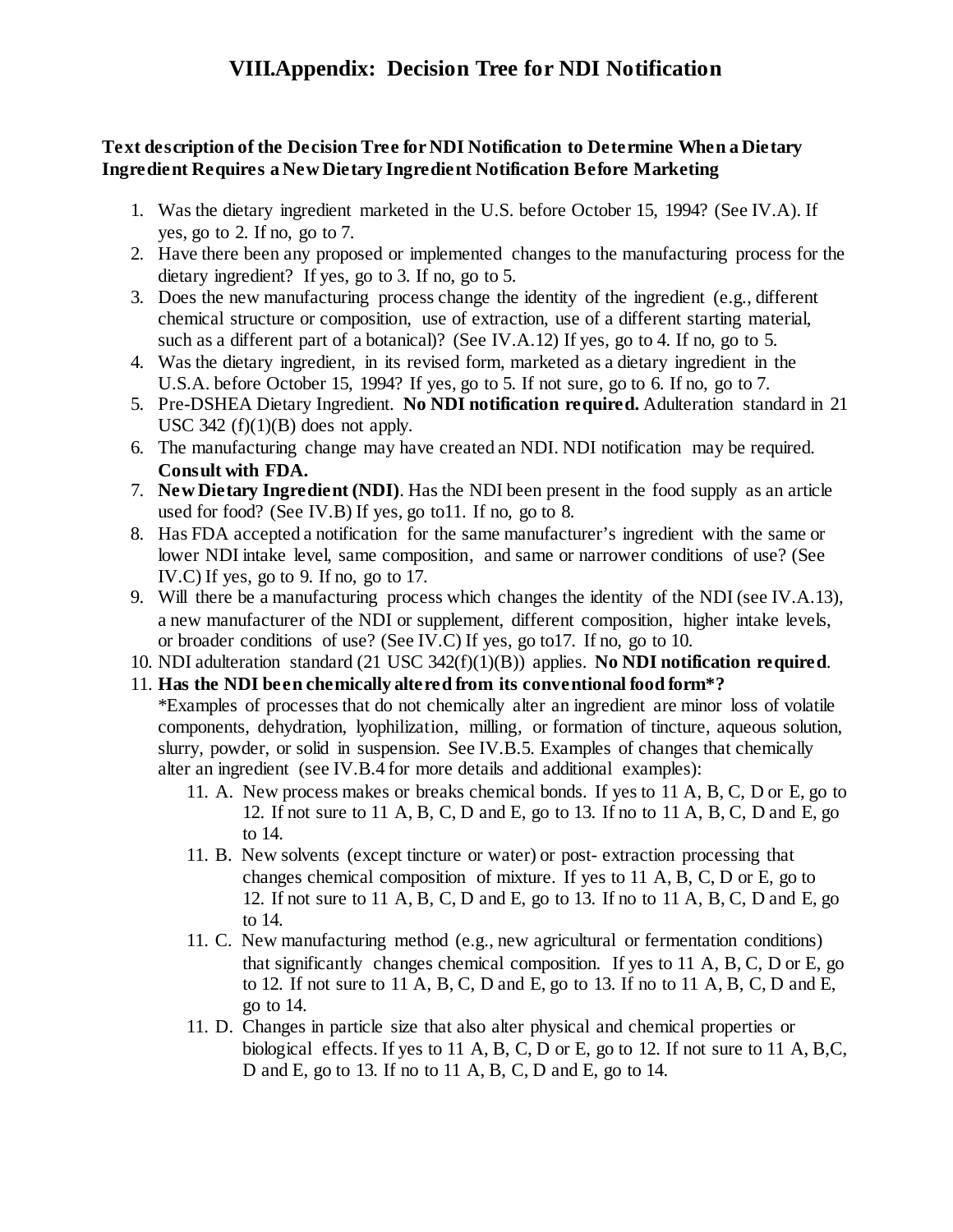# VIII.Appendix: Decision Tree for NDI Notification

**Text description of the Decision Tree for NDI Notification to Determine When a Dietary Ingredient Requires a New Dietary Ingredient Notification Before Marketing**

1. Was the dietary ingredient marketed in the U.S. before October 15, 1994? (See IV.A). If yes, go to 2. If no, go to 7.
2. Have there been any proposed or implemented changes to the manufacturing process for the dietary ingredient? If yes, go to 3. If no, go to 5.
3. Does the new manufacturing process change the identity of the ingredient (e.g., different chemical structure or composition, use of extraction, use of a different starting material, such as a different part of a botanical)? (See IV.A.12) If yes, go to 4. If no, go to 5.
4. Was the dietary ingredient, in its revised form, marketed as a dietary ingredient in the U.S.A. before October 15, 1994? If yes, go to 5. If not sure, go to 6. If no, go to 7.
5. Pre-DSHEA Dietary Ingredient. **No NDI notification required.** Adulteration standard in 21 USC 342 (f)(1)(B) does not apply.
6. The manufacturing change may have created an NDI. NDI notification may be required. **Consult with FDA.**
7. **New Dietary Ingredient (NDI)**. Has the NDI been present in the food supply as an article used for food? (See IV.B) If yes, go to11. If no, go to 8.
8. Has FDA accepted a notification for the same manufacturer's ingredient with the same or lower NDI intake level, same composition, and same or narrower conditions of use? (See IV.C) If yes, go to 9. If no, go to 17.
9. Will there be a manufacturing process which changes the identity of the NDI (see IV.A.13), a new manufacturer of the NDI or supplement, different composition, higher intake levels, or broader conditions of use? (See IV.C) If yes, go to17. If no, go to 10.
10. NDI adulteration standard (21 USC 342(f)(1)(B)) applies. **No NDI notification required**.
11. **Has the NDI been chemically altered from its conventional food form\*?**
    \*Examples of processes that do not chemically alter an ingredient are minor loss of volatile components, dehydration, lyophilization, milling, or formation of tincture, aqueous solution, slurry, powder, or solid in suspension. See IV.B.5. Examples of changes that chemically alter an ingredient (see IV.B.4 for more details and additional examples):
    - 11. A. New process makes or breaks chemical bonds. If yes to 11 A, B, C, D or E, go to 12. If not sure to 11 A, B, C, D and E, go to 13. If no to 11 A, B, C, D and E, go to 14.
    - 11. B. New solvents (except tincture or water) or post- extraction processing that changes chemical composition of mixture. If yes to 11 A, B, C, D or E, go to 12. If not sure to 11 A, B, C, D and E, go to 13. If no to 11 A, B, C, D and E, go to 14.
    - 11. C. New manufacturing method (e.g., new agricultural or fermentation conditions) that significantly changes chemical composition. If yes to 11 A, B, C, D or E, go to 12. If not sure to 11 A, B, C, D and E, go to 13. If no to 11 A, B, C, D and E, go to 14.
    - 11. D. Changes in particle size that also alter physical and chemical properties or biological effects. If yes to 11 A, B, C, D or E, go to 12. If not sure to 11 A, B,C, D and E, go to 13. If no to 11 A, B, C, D and E, go to 14.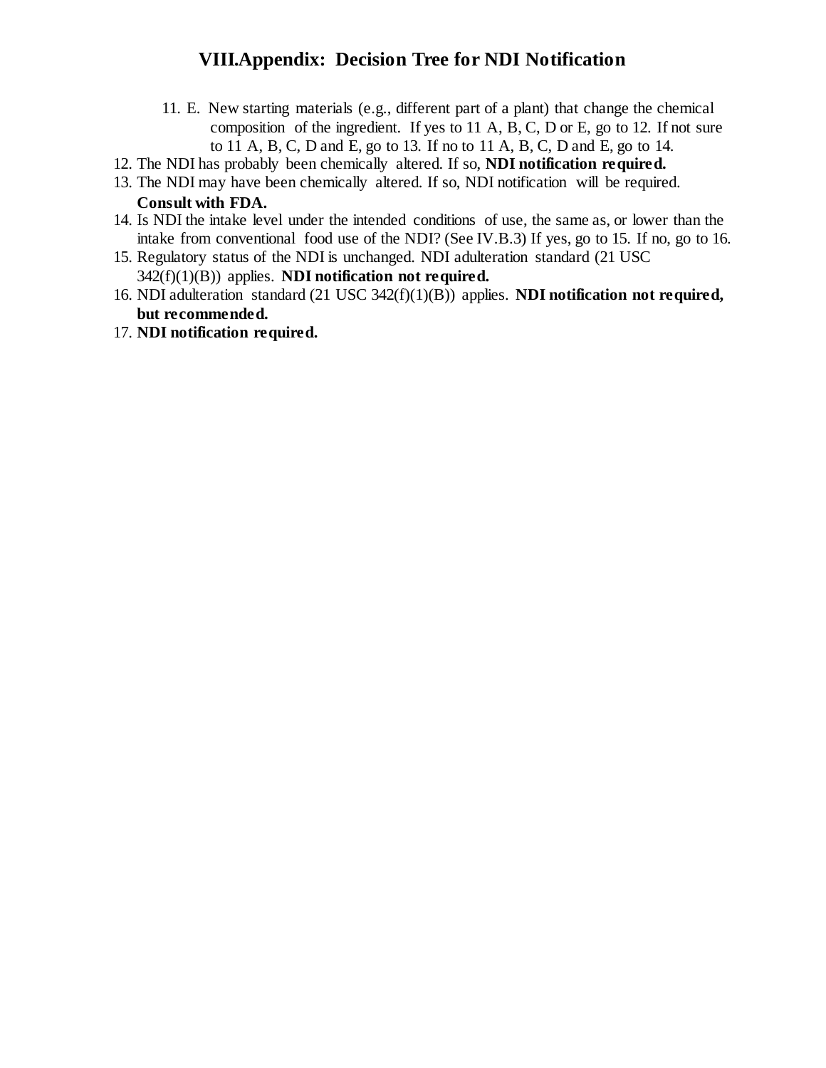## VIII. Appendix: Decision Tree for NDI Notification

11. E. New starting materials (e.g., different part of a plant) that change the chemical composition of the ingredient. If yes to 11 A, B, C, D or E, go to 12. If not sure to 11 A, B, C, D and E, go to 13. If no to 11 A, B, C, D and E, go to 14.
12. The NDI has probably been chemically altered. If so, **NDI notification required.**
13. The NDI may have been chemically altered. If so, NDI notification will be required. **Consult with FDA.**
14. Is NDI the intake level under the intended conditions of use, the same as, or lower than the intake from conventional food use of the NDI? (See IV.B.3) If yes, go to 15. If no, go to 16.
15. Regulatory status of the NDI is unchanged. NDI adulteration standard (21 USC 342(f)(1)(B)) applies. **NDI notification not required.**
16. NDI adulteration standard (21 USC 342(f)(1)(B)) applies. **NDI notification not required, but recommended.**
17. **NDI notification required.**